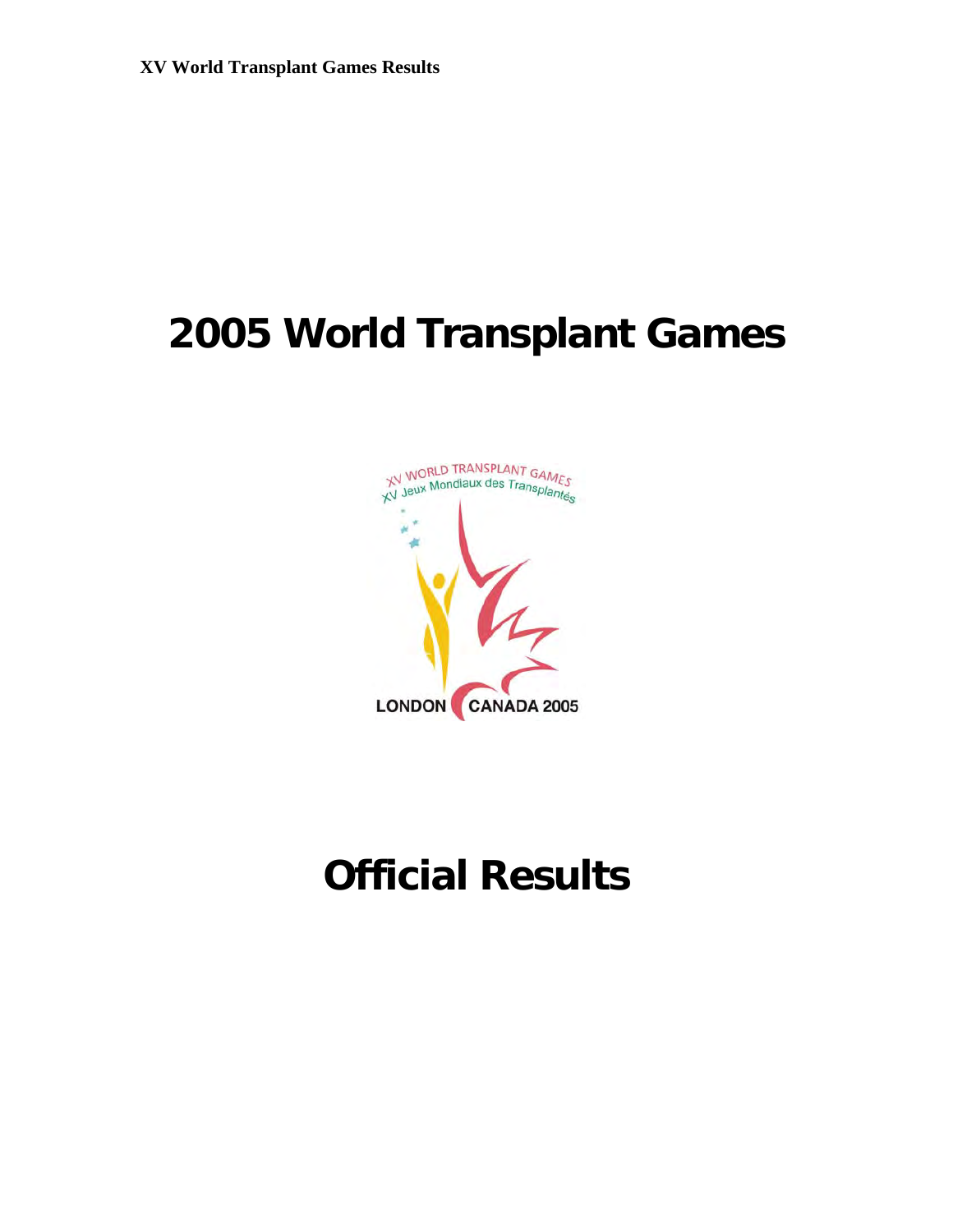# 2005 World Transplant Games

# Official Results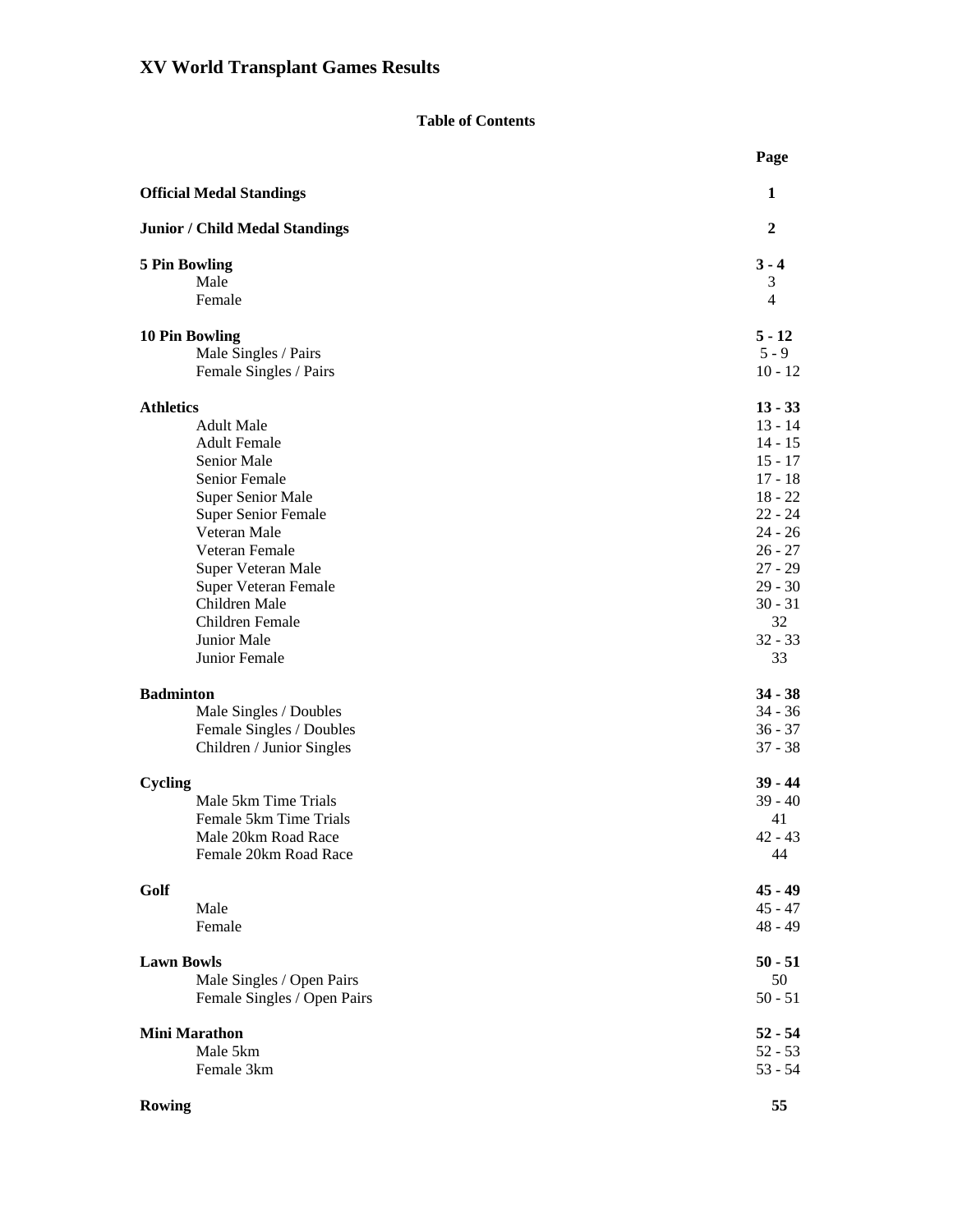# XV World Transplant Games Results

**Table of Contents**

| | Page |
|---|---|
| **Official Medal Standings** | **1** |
| **Junior / Child Medal Standings** | **2** |
| **5 Pin Bowling** | **3 - 4** |
| Male | 3 |
| Female | 4 |
| **10 Pin Bowling** | **5 - 12** |
| Male Singles / Pairs | 5 - 9 |
| Female Singles / Pairs | 10 - 12 |
| **Athletics** | **13 - 33** |
| Adult Male | 13 - 14 |
| Adult Female | 14 - 15 |
| Senior Male | 15 - 17 |
| Senior Female | 17 - 18 |
| Super Senior Male | 18 - 22 |
| Super Senior Female | 22 - 24 |
| Veteran Male | 24 - 26 |
| Veteran Female | 26 - 27 |
| Super Veteran Male | 27 - 29 |
| Super Veteran Female | 29 - 30 |
| Children Male | 30 - 31 |
| Children Female | 32 |
| Junior Male | 32 - 33 |
| Junior Female | 33 |
| **Badminton** | **34 - 38** |
| Male Singles / Doubles | 34 - 36 |
| Female Singles / Doubles | 36 - 37 |
| Children / Junior Singles | 37 - 38 |
| **Cycling** | **39 - 44** |
| Male 5km Time Trials | 39 - 40 |
| Female 5km Time Trials | 41 |
| Male 20km Road Race | 42 - 43 |
| Female 20km Road Race | 44 |
| **Golf** | **45 - 49** |
| Male | 45 - 47 |
| Female | 48 - 49 |
| **Lawn Bowls** | **50 - 51** |
| Male Singles / Open Pairs | 50 |
| Female Singles / Open Pairs | 50 - 51 |
| **Mini Marathon** | **52 - 54** |
| Male 5km | 52 - 53 |
| Female 3km | 53 - 54 |
| **Rowing** | **55** |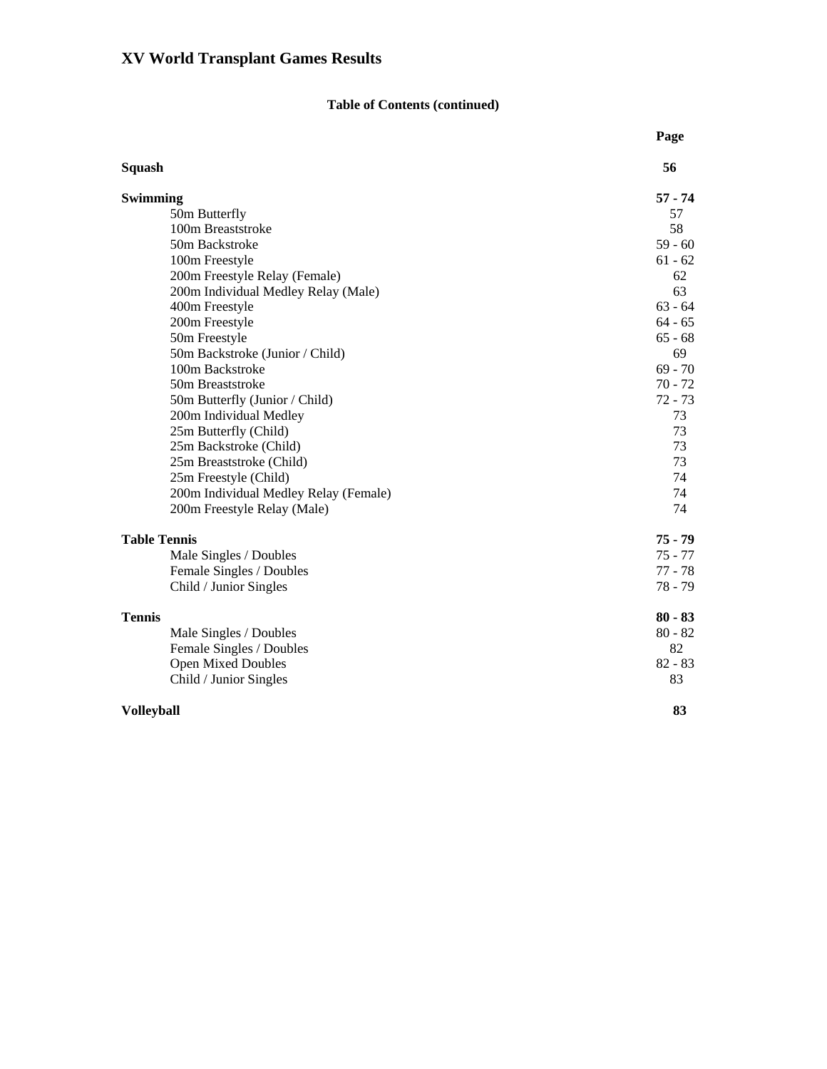# XV World Transplant Games Results

**Table of Contents (continued)**

| | Page |
|---|---|
| **Squash** | **56** |
| **Swimming** | **57 - 74** |
| 50m Butterfly | 57 |
| 100m Breaststroke | 58 |
| 50m Backstroke | 59 - 60 |
| 100m Freestyle | 61 - 62 |
| 200m Freestyle Relay (Female) | 62 |
| 200m Individual Medley Relay (Male) | 63 |
| 400m Freestyle | 63 - 64 |
| 200m Freestyle | 64 - 65 |
| 50m Freestyle | 65 - 68 |
| 50m Backstroke (Junior / Child) | 69 |
| 100m Backstroke | 69 - 70 |
| 50m Breaststroke | 70 - 72 |
| 50m Butterfly (Junior / Child) | 72 - 73 |
| 200m Individual Medley | 73 |
| 25m Butterfly (Child) | 73 |
| 25m Backstroke (Child) | 73 |
| 25m Breaststroke (Child) | 73 |
| 25m Freestyle (Child) | 74 |
| 200m Individual Medley Relay (Female) | 74 |
| 200m Freestyle Relay (Male) | 74 |
| **Table Tennis** | **75 - 79** |
| Male Singles / Doubles | 75 - 77 |
| Female Singles / Doubles | 77 - 78 |
| Child / Junior Singles | 78 - 79 |
| **Tennis** | **80 - 83** |
| Male Singles / Doubles | 80 - 82 |
| Female Singles / Doubles | 82 |
| Open Mixed Doubles | 82 - 83 |
| Child / Junior Singles | 83 |
| **Volleyball** | **83** |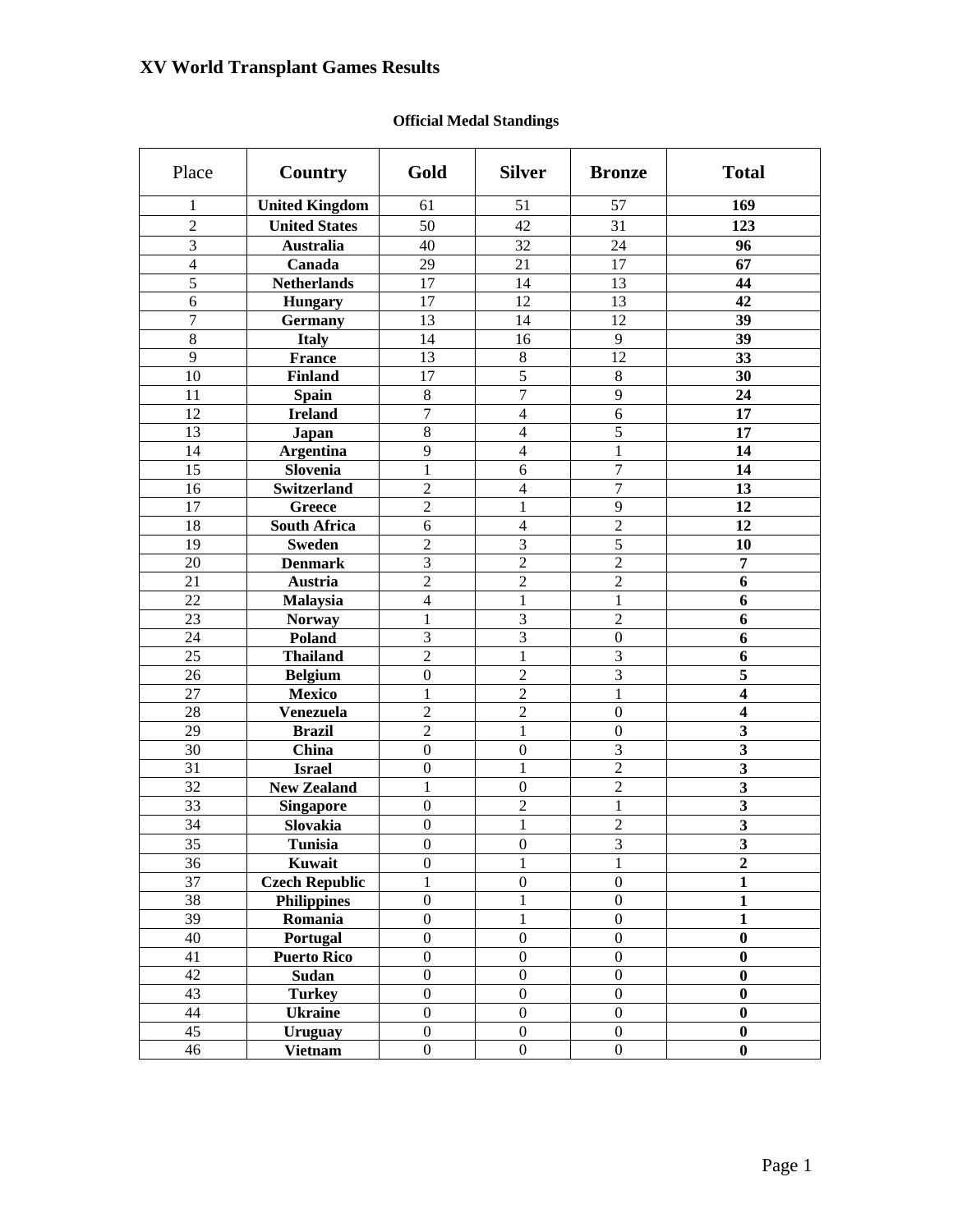# XV World Transplant Games Results

**Official Medal Standings**

| Place | Country | Gold | Silver | Bronze | Total |
|---|---|---|---|---|---|
| 1 | **United Kingdom** | 61 | 51 | 57 | **169** |
| 2 | **United States** | 50 | 42 | 31 | **123** |
| 3 | **Australia** | 40 | 32 | 24 | **96** |
| 4 | **Canada** | 29 | 21 | 17 | **67** |
| 5 | **Netherlands** | 17 | 14 | 13 | **44** |
| 6 | **Hungary** | 17 | 12 | 13 | **42** |
| 7 | **Germany** | 13 | 14 | 12 | **39** |
| 8 | **Italy** | 14 | 16 | 9 | **39** |
| 9 | **France** | 13 | 8 | 12 | **33** |
| 10 | **Finland** | 17 | 5 | 8 | **30** |
| 11 | **Spain** | 8 | 7 | 9 | **24** |
| 12 | **Ireland** | 7 | 4 | 6 | **17** |
| 13 | **Japan** | 8 | 4 | 5 | **17** |
| 14 | **Argentina** | 9 | 4 | 1 | **14** |
| 15 | **Slovenia** | 1 | 6 | 7 | **14** |
| 16 | **Switzerland** | 2 | 4 | 7 | **13** |
| 17 | **Greece** | 2 | 1 | 9 | **12** |
| 18 | **South Africa** | 6 | 4 | 2 | **12** |
| 19 | **Sweden** | 2 | 3 | 5 | **10** |
| 20 | **Denmark** | 3 | 2 | 2 | **7** |
| 21 | **Austria** | 2 | 2 | 2 | **6** |
| 22 | **Malaysia** | 4 | 1 | 1 | **6** |
| 23 | **Norway** | 1 | 3 | 2 | **6** |
| 24 | **Poland** | 3 | 3 | 0 | **6** |
| 25 | **Thailand** | 2 | 1 | 3 | **6** |
| 26 | **Belgium** | 0 | 2 | 3 | **5** |
| 27 | **Mexico** | 1 | 2 | 1 | **4** |
| 28 | **Venezuela** | 2 | 2 | 0 | **4** |
| 29 | **Brazil** | 2 | 1 | 0 | **3** |
| 30 | **China** | 0 | 0 | 3 | **3** |
| 31 | **Israel** | 0 | 1 | 2 | **3** |
| 32 | **New Zealand** | 1 | 0 | 2 | **3** |
| 33 | **Singapore** | 0 | 2 | 1 | **3** |
| 34 | **Slovakia** | 0 | 1 | 2 | **3** |
| 35 | **Tunisia** | 0 | 0 | 3 | **3** |
| 36 | **Kuwait** | 0 | 1 | 1 | **2** |
| 37 | **Czech Republic** | 1 | 0 | 0 | **1** |
| 38 | **Philippines** | 0 | 1 | 0 | **1** |
| 39 | **Romania** | 0 | 1 | 0 | **1** |
| 40 | **Portugal** | 0 | 0 | 0 | **0** |
| 41 | **Puerto Rico** | 0 | 0 | 0 | **0** |
| 42 | **Sudan** | 0 | 0 | 0 | **0** |
| 43 | **Turkey** | 0 | 0 | 0 | **0** |
| 44 | **Ukraine** | 0 | 0 | 0 | **0** |
| 45 | **Uruguay** | 0 | 0 | 0 | **0** |
| 46 | **Vietnam** | 0 | 0 | 0 | **0** |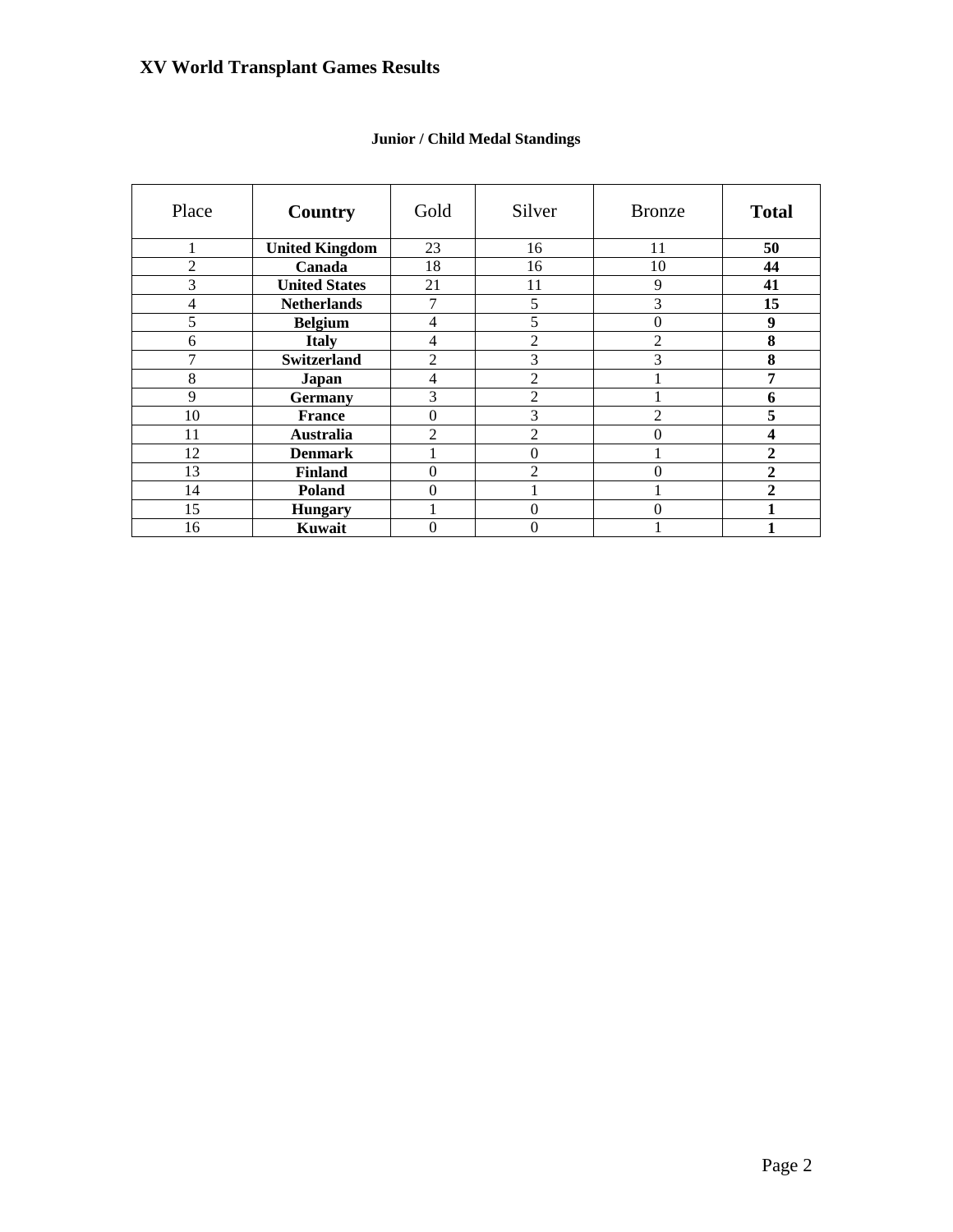# XV World Transplant Games Results

**Junior / Child Medal Standings**

| Place | **Country** | Gold | Silver | Bronze | **Total** |
|---|---|---|---|---|---|
| 1 | **United Kingdom** | 23 | 16 | 11 | **50** |
| 2 | **Canada** | 18 | 16 | 10 | **44** |
| 3 | **United States** | 21 | 11 | 9 | **41** |
| 4 | **Netherlands** | 7 | 5 | 3 | **15** |
| 5 | **Belgium** | 4 | 5 | 0 | **9** |
| 6 | **Italy** | 4 | 2 | 2 | **8** |
| 7 | **Switzerland** | 2 | 3 | 3 | **8** |
| 8 | **Japan** | 4 | 2 | 1 | **7** |
| 9 | **Germany** | 3 | 2 | 1 | **6** |
| 10 | **France** | 0 | 3 | 2 | **5** |
| 11 | **Australia** | 2 | 2 | 0 | **4** |
| 12 | **Denmark** | 1 | 0 | 1 | **2** |
| 13 | **Finland** | 0 | 2 | 0 | **2** |
| 14 | **Poland** | 0 | 1 | 1 | **2** |
| 15 | **Hungary** | 1 | 0 | 0 | **1** |
| 16 | **Kuwait** | 0 | 0 | 1 | **1** |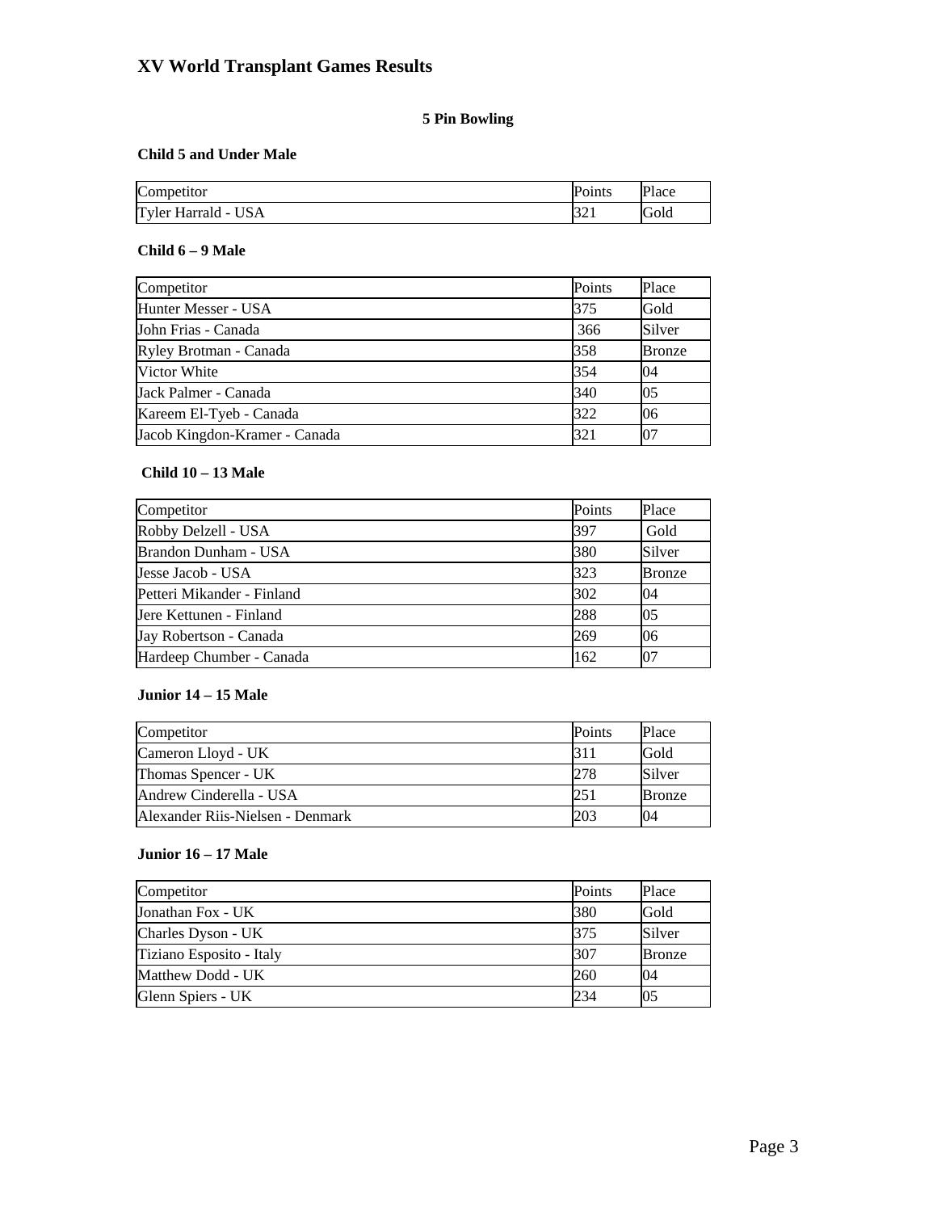# XV World Transplant Games Results

## 5 Pin Bowling

### Child 5 and Under Male

| Competitor | Points | Place |
|---|---|---|
| Tyler Harrald - USA | 321 | Gold |

### Child 6 – 9 Male

| Competitor | Points | Place |
|---|---|---|
| Hunter Messer - USA | 375 | Gold |
| John Frias - Canada | 366 | Silver |
| Ryley Brotman - Canada | 358 | Bronze |
| Victor White | 354 | 04 |
| Jack Palmer - Canada | 340 | 05 |
| Kareem El-Tyeb - Canada | 322 | 06 |
| Jacob Kingdon-Kramer - Canada | 321 | 07 |

### Child 10 – 13 Male

| Competitor | Points | Place |
|---|---|---|
| Robby Delzell - USA | 397 | Gold |
| Brandon Dunham - USA | 380 | Silver |
| Jesse Jacob - USA | 323 | Bronze |
| Petteri Mikander - Finland | 302 | 04 |
| Jere Kettunen - Finland | 288 | 05 |
| Jay Robertson - Canada | 269 | 06 |
| Hardeep Chumber - Canada | 162 | 07 |

### Junior 14 – 15 Male

| Competitor | Points | Place |
|---|---|---|
| Cameron Lloyd - UK | 311 | Gold |
| Thomas Spencer - UK | 278 | Silver |
| Andrew Cinderella - USA | 251 | Bronze |
| Alexander Riis-Nielsen - Denmark | 203 | 04 |

### Junior 16 – 17 Male

| Competitor | Points | Place |
|---|---|---|
| Jonathan Fox - UK | 380 | Gold |
| Charles Dyson - UK | 375 | Silver |
| Tiziano Esposito - Italy | 307 | Bronze |
| Matthew Dodd - UK | 260 | 04 |
| Glenn Spiers - UK | 234 | 05 |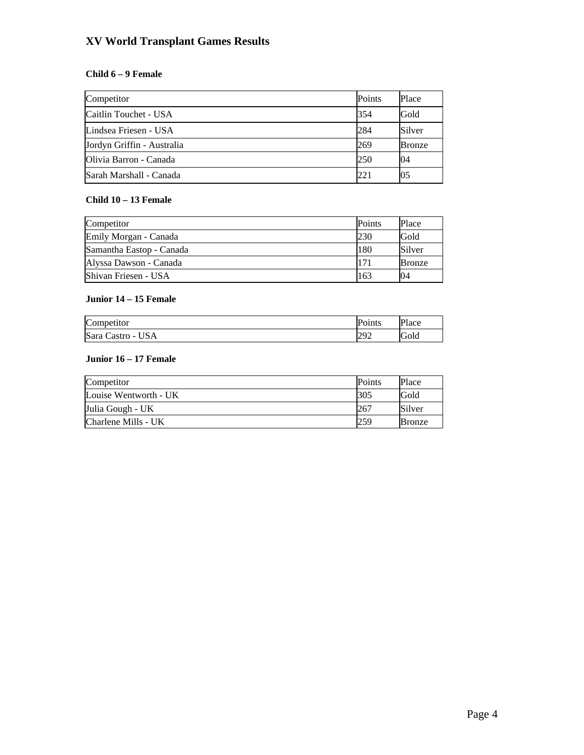# XV World Transplant Games Results

### Child 6 – 9 Female

| Competitor | Points | Place |
|---|---|---|
| Caitlin Touchet - USA | 354 | Gold |
| Lindsea Friesen - USA | 284 | Silver |
| Jordyn Griffin - Australia | 269 | Bronze |
| Olivia Barron - Canada | 250 | 04 |
| Sarah Marshall - Canada | 221 | 05 |

### Child 10 – 13 Female

| Competitor | Points | Place |
|---|---|---|
| Emily Morgan - Canada | 230 | Gold |
| Samantha Eastop - Canada | 180 | Silver |
| Alyssa Dawson - Canada | 171 | Bronze |
| Shivan Friesen - USA | 163 | 04 |

### Junior 14 – 15 Female

| Competitor | Points | Place |
|---|---|---|
| Sara Castro - USA | 292 | Gold |

### Junior 16 – 17 Female

| Competitor | Points | Place |
|---|---|---|
| Louise Wentworth - UK | 305 | Gold |
| Julia Gough - UK | 267 | Silver |
| Charlene Mills - UK | 259 | Bronze |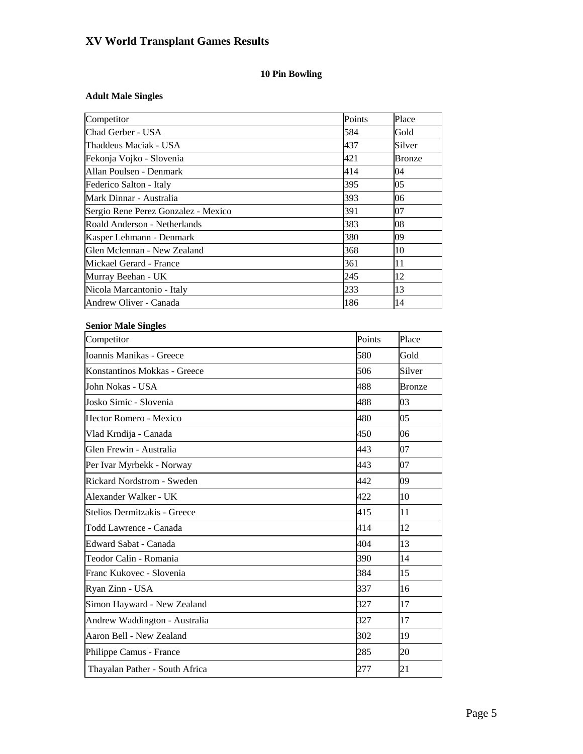# XV World Transplant Games Results

## 10 Pin Bowling

### Adult Male Singles

| Competitor | Points | Place |
|---|---|---|
| Chad Gerber - USA | 584 | Gold |
| Thaddeus Maciak - USA | 437 | Silver |
| Fekonja Vojko - Slovenia | 421 | Bronze |
| Allan Poulsen - Denmark | 414 | 04 |
| Federico Salton - Italy | 395 | 05 |
| Mark Dinnar - Australia | 393 | 06 |
| Sergio Rene Perez Gonzalez - Mexico | 391 | 07 |
| Roald Anderson - Netherlands | 383 | 08 |
| Kasper Lehmann - Denmark | 380 | 09 |
| Glen Mclennan - New Zealand | 368 | 10 |
| Mickael Gerard - France | 361 | 11 |
| Murray Beehan - UK | 245 | 12 |
| Nicola Marcantonio - Italy | 233 | 13 |
| Andrew Oliver - Canada | 186 | 14 |

### Senior Male Singles

| Competitor | Points | Place |
|---|---|---|
| Ioannis Manikas - Greece | 580 | Gold |
| Konstantinos Mokkas - Greece | 506 | Silver |
| John Nokas - USA | 488 | Bronze |
| Josko Simic - Slovenia | 488 | 03 |
| Hector Romero - Mexico | 480 | 05 |
| Vlad Krndija - Canada | 450 | 06 |
| Glen Frewin - Australia | 443 | 07 |
| Per Ivar Myrbekk - Norway | 443 | 07 |
| Rickard Nordstrom - Sweden | 442 | 09 |
| Alexander Walker - UK | 422 | 10 |
| Stelios Dermitzakis - Greece | 415 | 11 |
| Todd Lawrence - Canada | 414 | 12 |
| Edward Sabat - Canada | 404 | 13 |
| Teodor Calin - Romania | 390 | 14 |
| Franc Kukovec - Slovenia | 384 | 15 |
| Ryan Zinn - USA | 337 | 16 |
| Simon Hayward - New Zealand | 327 | 17 |
| Andrew Waddington - Australia | 327 | 17 |
| Aaron Bell - New Zealand | 302 | 19 |
| Philippe Camus - France | 285 | 20 |
| Thayalan Pather - South Africa | 277 | 21 |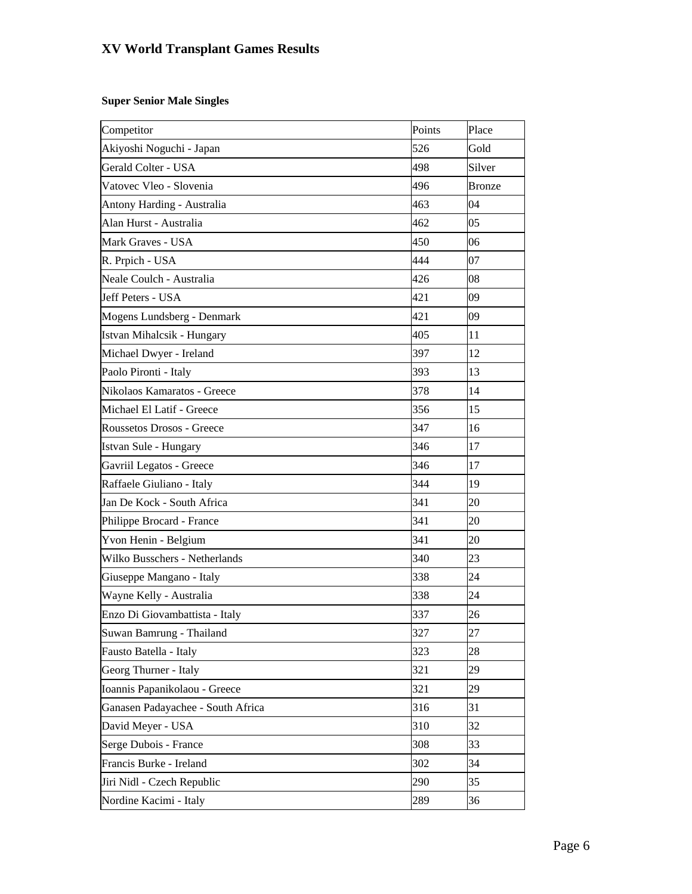# XV World Transplant Games Results

### Super Senior Male Singles

| Competitor | Points | Place |
|---|---|---|
| Akiyoshi Noguchi - Japan | 526 | Gold |
| Gerald Colter - USA | 498 | Silver |
| Vatovec Vleo - Slovenia | 496 | Bronze |
| Antony Harding - Australia | 463 | 04 |
| Alan Hurst - Australia | 462 | 05 |
| Mark Graves - USA | 450 | 06 |
| R. Prpich - USA | 444 | 07 |
| Neale Coulch - Australia | 426 | 08 |
| Jeff Peters - USA | 421 | 09 |
| Mogens Lundsberg - Denmark | 421 | 09 |
| Istvan Mihalcsik - Hungary | 405 | 11 |
| Michael Dwyer - Ireland | 397 | 12 |
| Paolo Pironti - Italy | 393 | 13 |
| Nikolaos Kamaratos - Greece | 378 | 14 |
| Michael El Latif - Greece | 356 | 15 |
| Roussetos Drosos - Greece | 347 | 16 |
| Istvan Sule - Hungary | 346 | 17 |
| Gavriil Legatos - Greece | 346 | 17 |
| Raffaele Giuliano - Italy | 344 | 19 |
| Jan De Kock - South Africa | 341 | 20 |
| Philippe Brocard - France | 341 | 20 |
| Yvon Henin - Belgium | 341 | 20 |
| Wilko Busschers - Netherlands | 340 | 23 |
| Giuseppe Mangano - Italy | 338 | 24 |
| Wayne Kelly - Australia | 338 | 24 |
| Enzo Di Giovambattista - Italy | 337 | 26 |
| Suwan Bamrung - Thailand | 327 | 27 |
| Fausto Batella - Italy | 323 | 28 |
| Georg Thurner - Italy | 321 | 29 |
| Ioannis Papanikolaou - Greece | 321 | 29 |
| Ganasen Padayachee - South Africa | 316 | 31 |
| David Meyer - USA | 310 | 32 |
| Serge Dubois - France | 308 | 33 |
| Francis Burke - Ireland | 302 | 34 |
| Jiri Nidl - Czech Republic | 290 | 35 |
| Nordine Kacimi - Italy | 289 | 36 |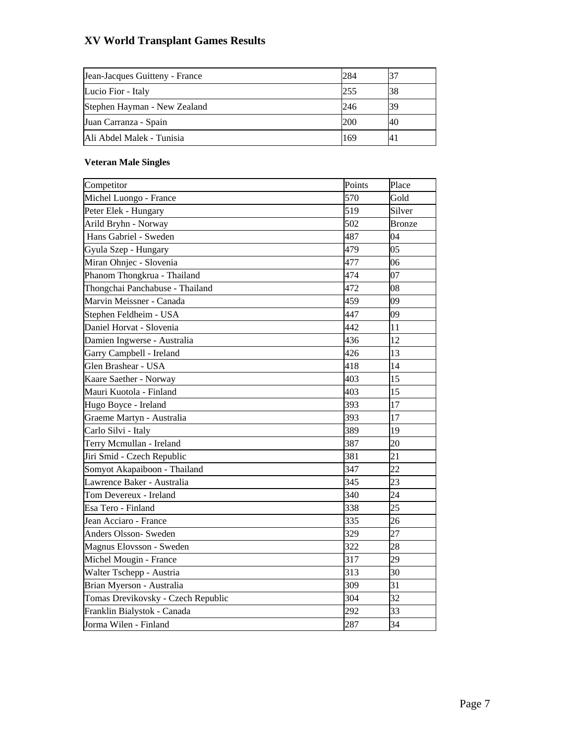# XV World Transplant Games Results

| | | |
|---|---|---|
| Jean-Jacques Guitteny - France | 284 | 37 |
| Lucio Fior - Italy | 255 | 38 |
| Stephen Hayman - New Zealand | 246 | 39 |
| Juan Carranza - Spain | 200 | 40 |
| Ali Abdel Malek - Tunisia | 169 | 41 |

**Veteran Male Singles**

| Competitor | Points | Place |
|---|---|---|
| Michel Luongo - France | 570 | Gold |
| Peter Elek - Hungary | 519 | Silver |
| Arild Bryhn - Norway | 502 | Bronze |
| Hans Gabriel - Sweden | 487 | 04 |
| Gyula Szep - Hungary | 479 | 05 |
| Miran Ohnjec - Slovenia | 477 | 06 |
| Phanom Thongkrua - Thailand | 474 | 07 |
| Thongchai Panchabuse - Thailand | 472 | 08 |
| Marvin Meissner - Canada | 459 | 09 |
| Stephen Feldheim - USA | 447 | 09 |
| Daniel Horvat - Slovenia | 442 | 11 |
| Damien Ingwerse - Australia | 436 | 12 |
| Garry Campbell - Ireland | 426 | 13 |
| Glen Brashear - USA | 418 | 14 |
| Kaare Saether - Norway | 403 | 15 |
| Mauri Kuotola - Finland | 403 | 15 |
| Hugo Boyce - Ireland | 393 | 17 |
| Graeme Martyn - Australia | 393 | 17 |
| Carlo Silvi - Italy | 389 | 19 |
| Terry Mcmullan - Ireland | 387 | 20 |
| Jiri Smid - Czech Republic | 381 | 21 |
| Somyot Akapaiboon - Thailand | 347 | 22 |
| Lawrence Baker - Australia | 345 | 23 |
| Tom Devereux - Ireland | 340 | 24 |
| Esa Tero - Finland | 338 | 25 |
| Jean Acciaro - France | 335 | 26 |
| Anders Olsson- Sweden | 329 | 27 |
| Magnus Elovsson - Sweden | 322 | 28 |
| Michel Mougin - France | 317 | 29 |
| Walter Tschepp - Austria | 313 | 30 |
| Brian Myerson - Australia | 309 | 31 |
| Tomas Drevikovsky - Czech Republic | 304 | 32 |
| Franklin Bialystok - Canada | 292 | 33 |
| Jorma Wilen - Finland | 287 | 34 |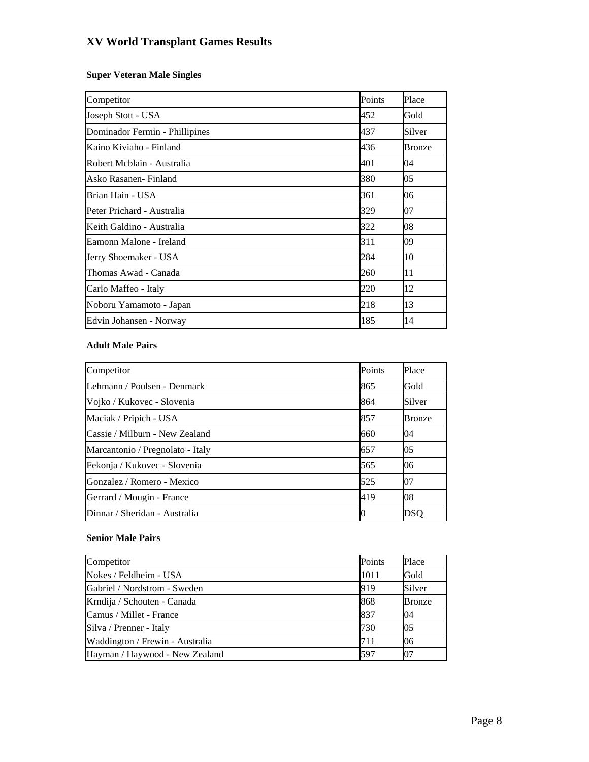# XV World Transplant Games Results

### Super Veteran Male Singles

| Competitor | Points | Place |
|---|---|---|
| Joseph Stott - USA | 452 | Gold |
| Dominador Fermin - Phillipines | 437 | Silver |
| Kaino Kiviaho - Finland | 436 | Bronze |
| Robert Mcblain - Australia | 401 | 04 |
| Asko Rasanen- Finland | 380 | 05 |
| Brian Hain - USA | 361 | 06 |
| Peter Prichard - Australia | 329 | 07 |
| Keith Galdino - Australia | 322 | 08 |
| Eamonn Malone - Ireland | 311 | 09 |
| Jerry Shoemaker - USA | 284 | 10 |
| Thomas Awad - Canada | 260 | 11 |
| Carlo Maffeo - Italy | 220 | 12 |
| Noboru Yamamoto - Japan | 218 | 13 |
| Edvin Johansen - Norway | 185 | 14 |

### Adult Male Pairs

| Competitor | Points | Place |
|---|---|---|
| Lehmann / Poulsen - Denmark | 865 | Gold |
| Vojko / Kukovec - Slovenia | 864 | Silver |
| Maciak / Pripich - USA | 857 | Bronze |
| Cassie / Milburn - New Zealand | 660 | 04 |
| Marcantonio / Pregnolato - Italy | 657 | 05 |
| Fekonja / Kukovec - Slovenia | 565 | 06 |
| Gonzalez / Romero - Mexico | 525 | 07 |
| Gerrard / Mougin - France | 419 | 08 |
| Dinnar / Sheridan - Australia | 0 | DSQ |

### Senior Male Pairs

| Competitor | Points | Place |
|---|---|---|
| Nokes / Feldheim - USA | 1011 | Gold |
| Gabriel / Nordstrom - Sweden | 919 | Silver |
| Krndija / Schouten - Canada | 868 | Bronze |
| Camus / Millet - France | 837 | 04 |
| Silva / Prenner - Italy | 730 | 05 |
| Waddington / Frewin - Australia | 711 | 06 |
| Hayman / Haywood - New Zealand | 597 | 07 |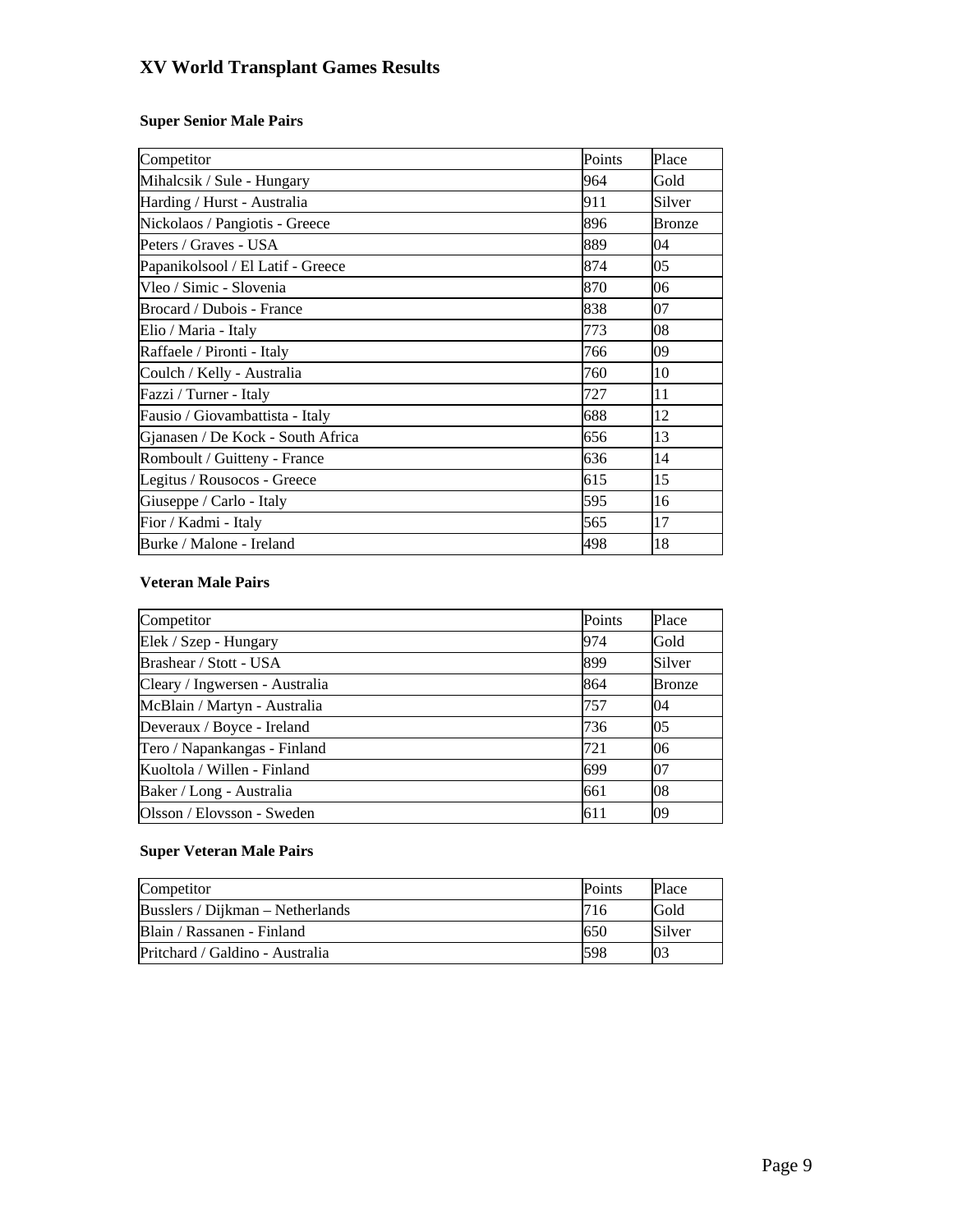# XV World Transplant Games Results

### Super Senior Male Pairs

| Competitor | Points | Place |
|---|---|---|
| Mihalcsik / Sule - Hungary | 964 | Gold |
| Harding / Hurst - Australia | 911 | Silver |
| Nickolaos / Pangiotis - Greece | 896 | Bronze |
| Peters / Graves - USA | 889 | 04 |
| Papanikolsool / El Latif - Greece | 874 | 05 |
| Vleo / Simic - Slovenia | 870 | 06 |
| Brocard / Dubois - France | 838 | 07 |
| Elio / Maria - Italy | 773 | 08 |
| Raffaele / Pironti - Italy | 766 | 09 |
| Coulch / Kelly - Australia | 760 | 10 |
| Fazzi / Turner - Italy | 727 | 11 |
| Fausio / Giovambattista - Italy | 688 | 12 |
| Gjanasen / De Kock - South Africa | 656 | 13 |
| Romboult / Guitteny - France | 636 | 14 |
| Legitus / Rousocos - Greece | 615 | 15 |
| Giuseppe / Carlo - Italy | 595 | 16 |
| Fior / Kadmi - Italy | 565 | 17 |
| Burke / Malone - Ireland | 498 | 18 |

### Veteran Male Pairs

| Competitor | Points | Place |
|---|---|---|
| Elek / Szep - Hungary | 974 | Gold |
| Brashear / Stott - USA | 899 | Silver |
| Cleary / Ingwersen - Australia | 864 | Bronze |
| McBlain / Martyn - Australia | 757 | 04 |
| Deveraux / Boyce - Ireland | 736 | 05 |
| Tero / Napankangas - Finland | 721 | 06 |
| Kuoltola / Willen - Finland | 699 | 07 |
| Baker / Long - Australia | 661 | 08 |
| Olsson / Elovsson - Sweden | 611 | 09 |

### Super Veteran Male Pairs

| Competitor | Points | Place |
|---|---|---|
| Busslers / Dijkman – Netherlands | 716 | Gold |
| Blain / Rassanen - Finland | 650 | Silver |
| Pritchard / Galdino - Australia | 598 | 03 |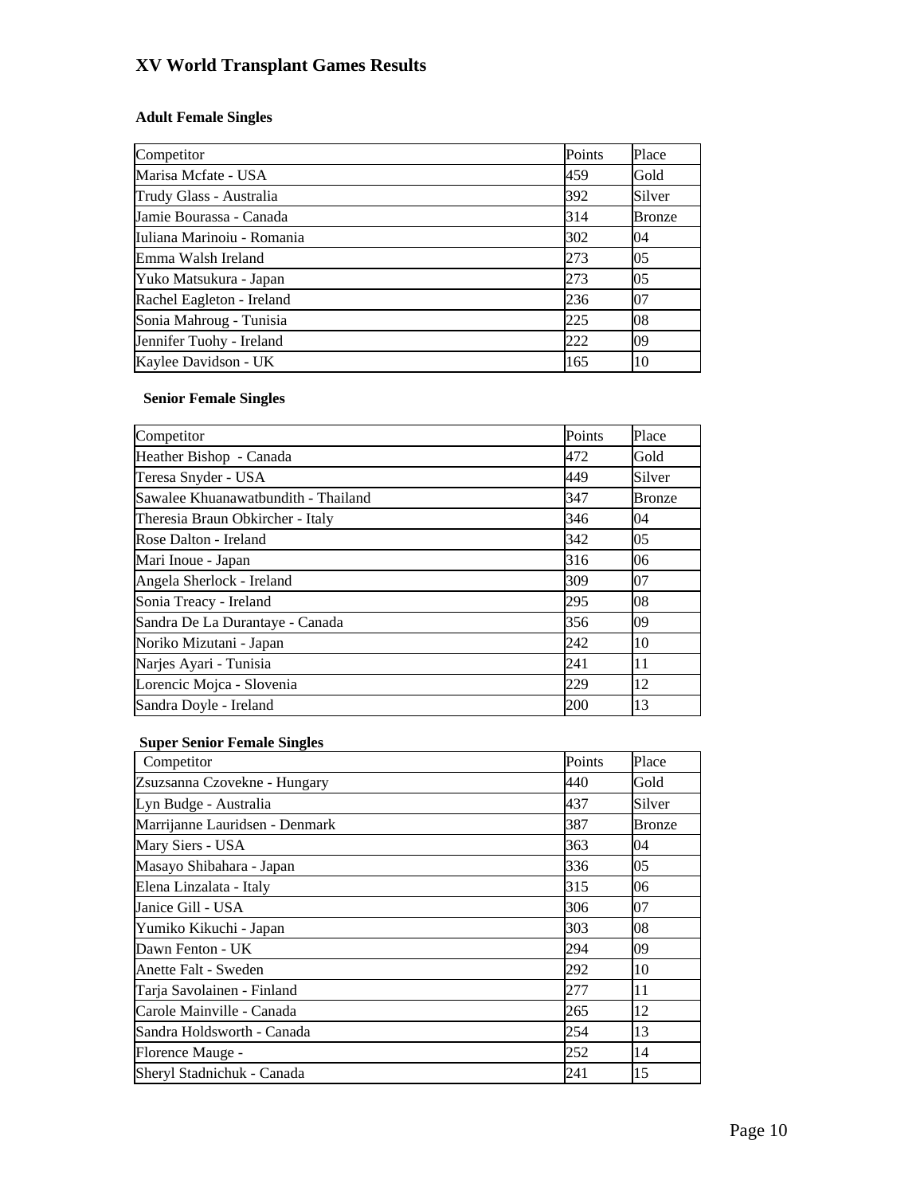# XV World Transplant Games Results

### Adult Female Singles

| Competitor | Points | Place |
|---|---|---|
| Marisa Mcfate - USA | 459 | Gold |
| Trudy Glass - Australia | 392 | Silver |
| Jamie Bourassa - Canada | 314 | Bronze |
| Iuliana Marinoiu - Romania | 302 | 04 |
| Emma Walsh Ireland | 273 | 05 |
| Yuko Matsukura - Japan | 273 | 05 |
| Rachel Eagleton - Ireland | 236 | 07 |
| Sonia Mahroug - Tunisia | 225 | 08 |
| Jennifer Tuohy - Ireland | 222 | 09 |
| Kaylee Davidson - UK | 165 | 10 |

### Senior Female Singles

| Competitor | Points | Place |
|---|---|---|
| Heather Bishop - Canada | 472 | Gold |
| Teresa Snyder - USA | 449 | Silver |
| Sawalee Khuanawatbundith - Thailand | 347 | Bronze |
| Theresia Braun Obkircher - Italy | 346 | 04 |
| Rose Dalton - Ireland | 342 | 05 |
| Mari Inoue - Japan | 316 | 06 |
| Angela Sherlock - Ireland | 309 | 07 |
| Sonia Treacy - Ireland | 295 | 08 |
| Sandra De La Durantaye - Canada | 356 | 09 |
| Noriko Mizutani - Japan | 242 | 10 |
| Narjes Ayari - Tunisia | 241 | 11 |
| Lorencic Mojca - Slovenia | 229 | 12 |
| Sandra Doyle - Ireland | 200 | 13 |

### Super Senior Female Singles

| Competitor | Points | Place |
|---|---|---|
| Zsuzsanna Czovekne - Hungary | 440 | Gold |
| Lyn Budge - Australia | 437 | Silver |
| Marrijanne Lauridsen - Denmark | 387 | Bronze |
| Mary Siers - USA | 363 | 04 |
| Masayo Shibahara - Japan | 336 | 05 |
| Elena Linzalata - Italy | 315 | 06 |
| Janice Gill - USA | 306 | 07 |
| Yumiko Kikuchi - Japan | 303 | 08 |
| Dawn Fenton - UK | 294 | 09 |
| Anette Falt - Sweden | 292 | 10 |
| Tarja Savolainen - Finland | 277 | 11 |
| Carole Mainville - Canada | 265 | 12 |
| Sandra Holdsworth - Canada | 254 | 13 |
| Florence Mauge - | 252 | 14 |
| Sheryl Stadnichuk - Canada | 241 | 15 |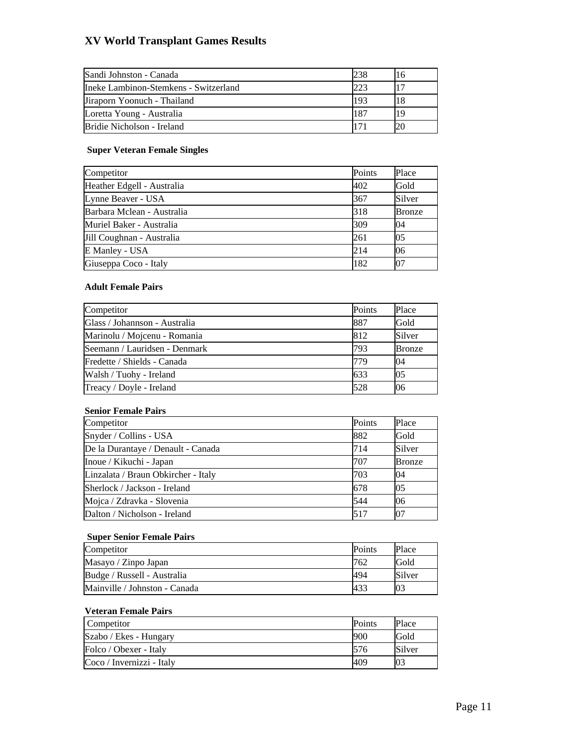# XV World Transplant Games Results

| | | |
|---|---|---|
| Sandi Johnston - Canada | 238 | 16 |
| Ineke Lambinon-Stemkens - Switzerland | 223 | 17 |
| Jiraporn Yoonuch - Thailand | 193 | 18 |
| Loretta Young - Australia | 187 | 19 |
| Bridie Nicholson - Ireland | 171 | 20 |

### Super Veteran Female Singles

| Competitor | Points | Place |
|---|---|---|
| Heather Edgell - Australia | 402 | Gold |
| Lynne Beaver - USA | 367 | Silver |
| Barbara Mclean - Australia | 318 | Bronze |
| Muriel Baker - Australia | 309 | 04 |
| Jill Coughnan - Australia | 261 | 05 |
| E Manley - USA | 214 | 06 |
| Giuseppa Coco - Italy | 182 | 07 |

### Adult Female Pairs

| Competitor | Points | Place |
|---|---|---|
| Glass / Johannson - Australia | 887 | Gold |
| Marinolu / Mojcenu - Romania | 812 | Silver |
| Seemann / Lauridsen - Denmark | 793 | Bronze |
| Fredette / Shields - Canada | 779 | 04 |
| Walsh / Tuohy - Ireland | 633 | 05 |
| Treacy / Doyle - Ireland | 528 | 06 |

### Senior Female Pairs

| Competitor | Points | Place |
|---|---|---|
| Snyder / Collins - USA | 882 | Gold |
| De la Durantaye / Denault - Canada | 714 | Silver |
| Inoue / Kikuchi - Japan | 707 | Bronze |
| Linzalata / Braun Obkircher - Italy | 703 | 04 |
| Sherlock / Jackson - Ireland | 678 | 05 |
| Mojca / Zdravka - Slovenia | 544 | 06 |
| Dalton / Nicholson - Ireland | 517 | 07 |

### Super Senior Female Pairs

| Competitor | Points | Place |
|---|---|---|
| Masayo / Zinpo Japan | 762 | Gold |
| Budge / Russell - Australia | 494 | Silver |
| Mainville / Johnston - Canada | 433 | 03 |

### Veteran Female Pairs

| Competitor | Points | Place |
|---|---|---|
| Szabo / Ekes - Hungary | 900 | Gold |
| Folco / Obexer - Italy | 576 | Silver |
| Coco / Invernizzi - Italy | 409 | 03 |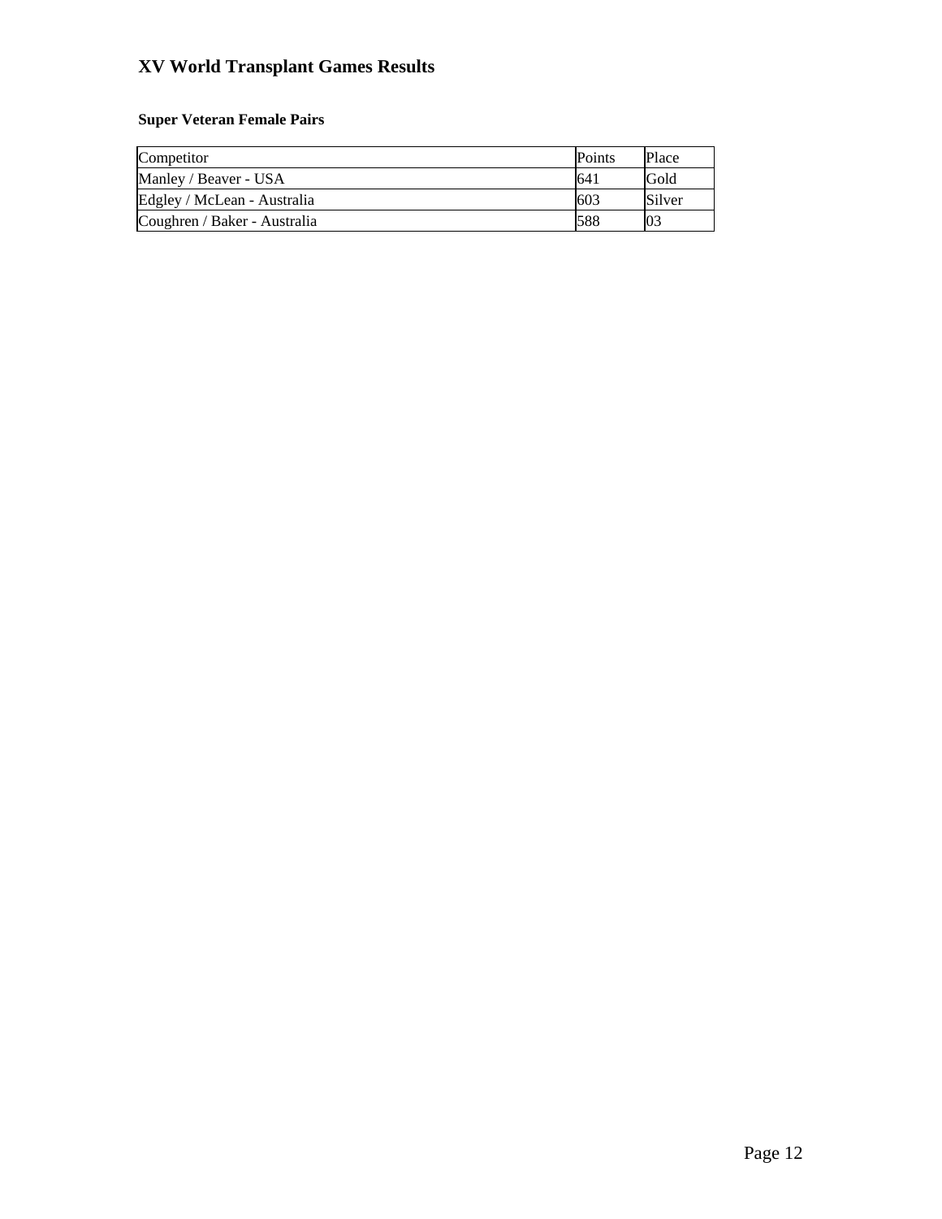# XV World Transplant Games Results

### Super Veteran Female Pairs

| Competitor | Points | Place |
|---|---|---|
| Manley / Beaver - USA | 641 | Gold |
| Edgley / McLean - Australia | 603 | Silver |
| Coughren / Baker - Australia | 588 | 03 |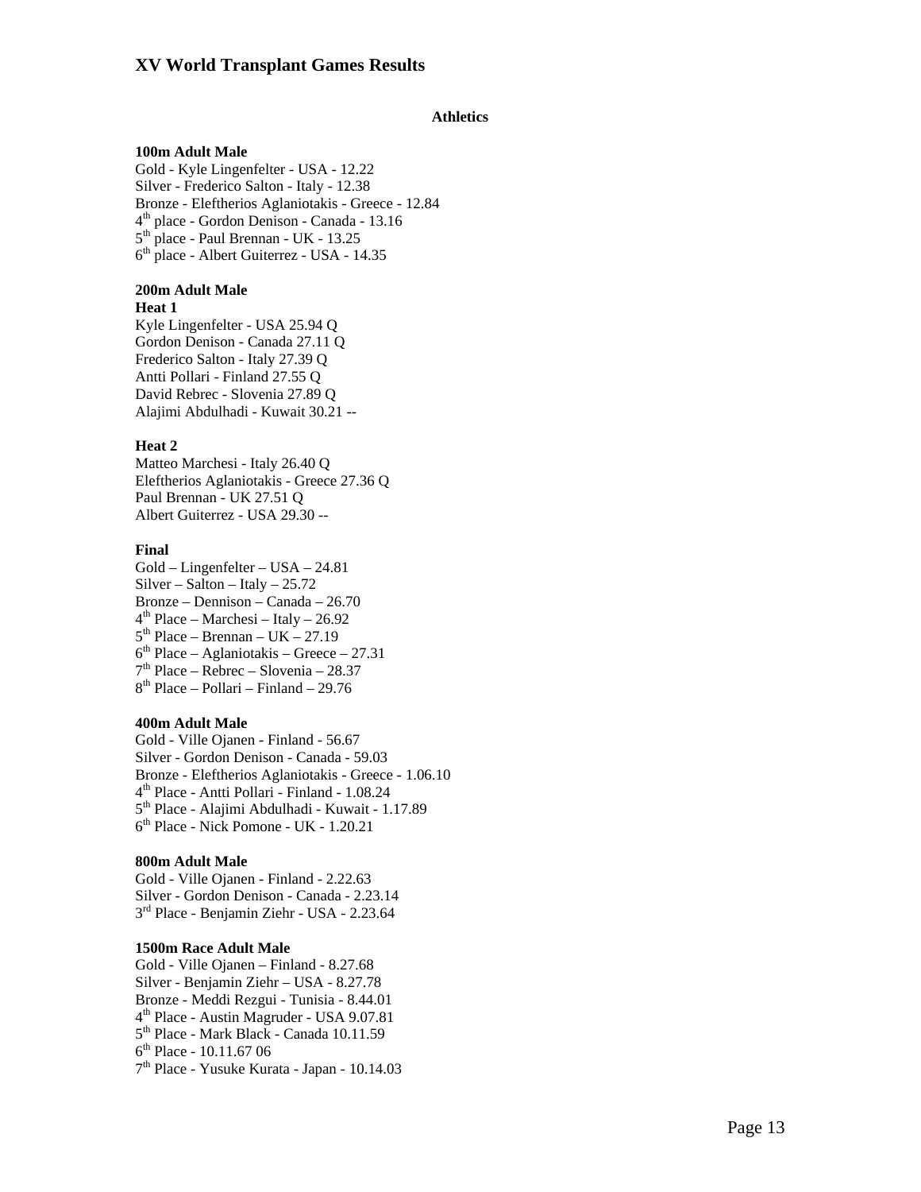# XV World Transplant Games Results

## Athletics

### 100m Adult Male

Gold - Kyle Lingenfelter - USA - 12.22
Silver - Frederico Salton - Italy - 12.38
Bronze - Eleftherios Aglaniotakis - Greece - 12.84
4th place - Gordon Denison - Canada - 13.16
5th place - Paul Brennan - UK - 13.25
6th place - Albert Guiterrez - USA - 14.35

### 200m Adult Male

**Heat 1**

Kyle Lingenfelter - USA 25.94 Q
Gordon Denison - Canada 27.11 Q
Frederico Salton - Italy 27.39 Q
Antti Pollari - Finland 27.55 Q
David Rebrec - Slovenia 27.89 Q
Alajimi Abdulhadi - Kuwait 30.21 --

**Heat 2**

Matteo Marchesi - Italy 26.40 Q
Eleftherios Aglaniotakis - Greece 27.36 Q
Paul Brennan - UK 27.51 Q
Albert Guiterrez - USA 29.30 --

**Final**

Gold – Lingenfelter – USA – 24.81
Silver – Salton – Italy – 25.72
Bronze – Dennison – Canada – 26.70
4th Place – Marchesi – Italy – 26.92
5th Place – Brennan – UK – 27.19
6th Place – Aglaniotakis – Greece – 27.31
7th Place – Rebrec – Slovenia – 28.37
8th Place – Pollari – Finland – 29.76

### 400m Adult Male

Gold - Ville Ojanen - Finland - 56.67
Silver - Gordon Denison - Canada - 59.03
Bronze - Eleftherios Aglaniotakis - Greece - 1.06.10
4th Place - Antti Pollari - Finland - 1.08.24
5th Place - Alajimi Abdulhadi - Kuwait - 1.17.89
6th Place - Nick Pomone - UK - 1.20.21

### 800m Adult Male

Gold - Ville Ojanen - Finland - 2.22.63
Silver - Gordon Denison - Canada - 2.23.14
3rd Place - Benjamin Ziehr - USA - 2.23.64

### 1500m Race Adult Male

Gold - Ville Ojanen – Finland - 8.27.68
Silver - Benjamin Ziehr – USA - 8.27.78
Bronze - Meddi Rezgui - Tunisia - 8.44.01
4th Place - Austin Magruder - USA 9.07.81
5th Place - Mark Black - Canada 10.11.59
6th Place - 10.11.67 06
7th Place - Yusuke Kurata - Japan - 10.14.03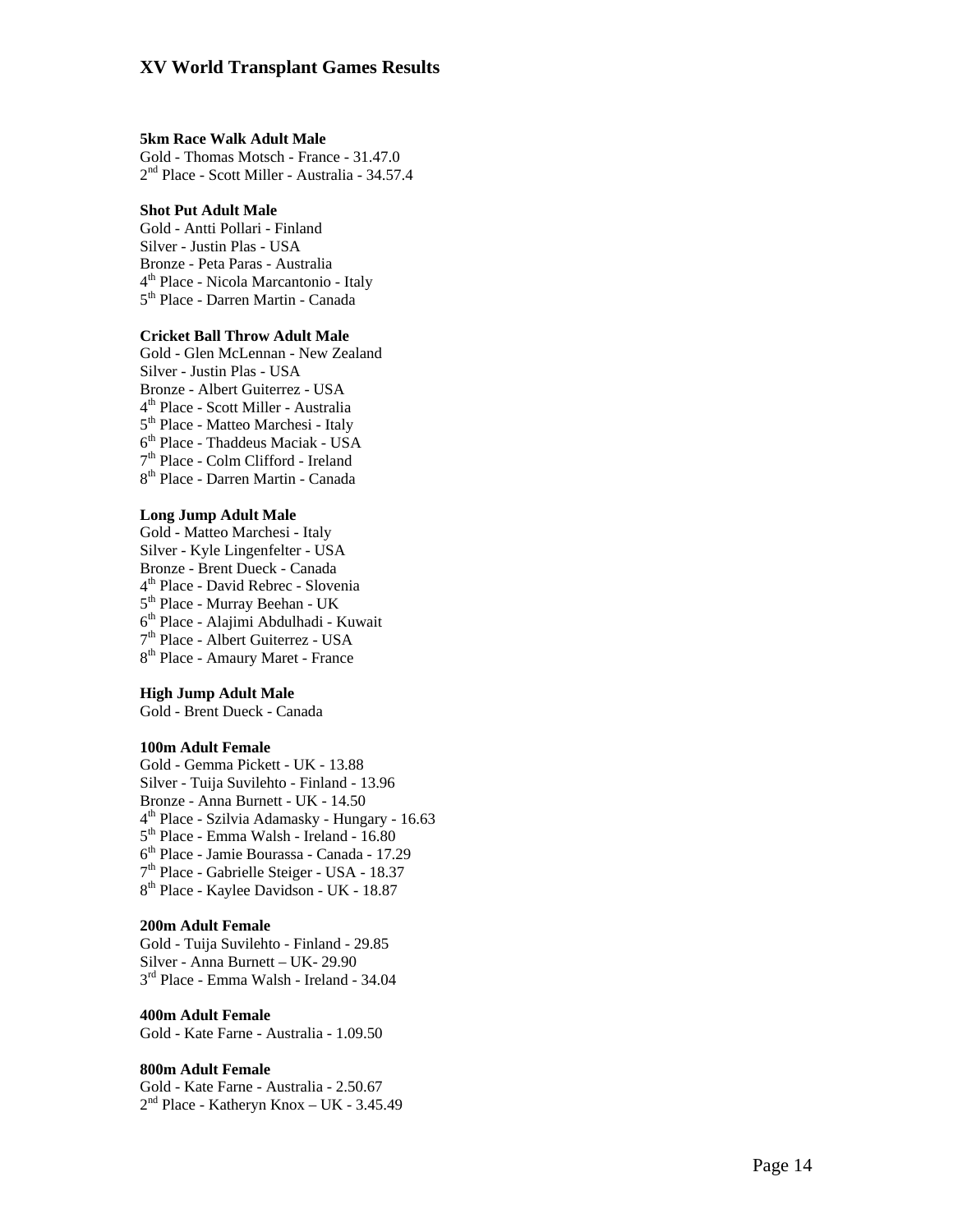# XV World Transplant Games Results

**5km Race Walk Adult Male**
Gold - Thomas Motsch - France - 31.47.0
2nd Place - Scott Miller - Australia - 34.57.4

**Shot Put Adult Male**
Gold - Antti Pollari - Finland
Silver - Justin Plas - USA
Bronze - Peta Paras - Australia
4th Place - Nicola Marcantonio - Italy
5th Place - Darren Martin - Canada

**Cricket Ball Throw Adult Male**
Gold - Glen McLennan - New Zealand
Silver - Justin Plas - USA
Bronze - Albert Guiterrez - USA
4th Place - Scott Miller - Australia
5th Place - Matteo Marchesi - Italy
6th Place - Thaddeus Maciak - USA
7th Place - Colm Clifford - Ireland
8th Place - Darren Martin - Canada

**Long Jump Adult Male**
Gold - Matteo Marchesi - Italy
Silver - Kyle Lingenfelter - USA
Bronze - Brent Dueck - Canada
4th Place - David Rebrec - Slovenia
5th Place - Murray Beehan - UK
6th Place - Alajimi Abdulhadi - Kuwait
7th Place - Albert Guiterrez - USA
8th Place - Amaury Maret - France

**High Jump Adult Male**
Gold - Brent Dueck - Canada

**100m Adult Female**
Gold - Gemma Pickett - UK - 13.88
Silver - Tuija Suvilehto - Finland - 13.96
Bronze - Anna Burnett - UK - 14.50
4th Place - Szilvia Adamasky - Hungary - 16.63
5th Place - Emma Walsh - Ireland - 16.80
6th Place - Jamie Bourassa - Canada - 17.29
7th Place - Gabrielle Steiger - USA - 18.37
8th Place - Kaylee Davidson - UK - 18.87

**200m Adult Female**
Gold - Tuija Suvilehto - Finland - 29.85
Silver - Anna Burnett – UK- 29.90
3rd Place - Emma Walsh - Ireland - 34.04

**400m Adult Female**
Gold - Kate Farne - Australia - 1.09.50

**800m Adult Female**
Gold - Kate Farne - Australia - 2.50.67
2nd Place - Katheryn Knox – UK - 3.45.49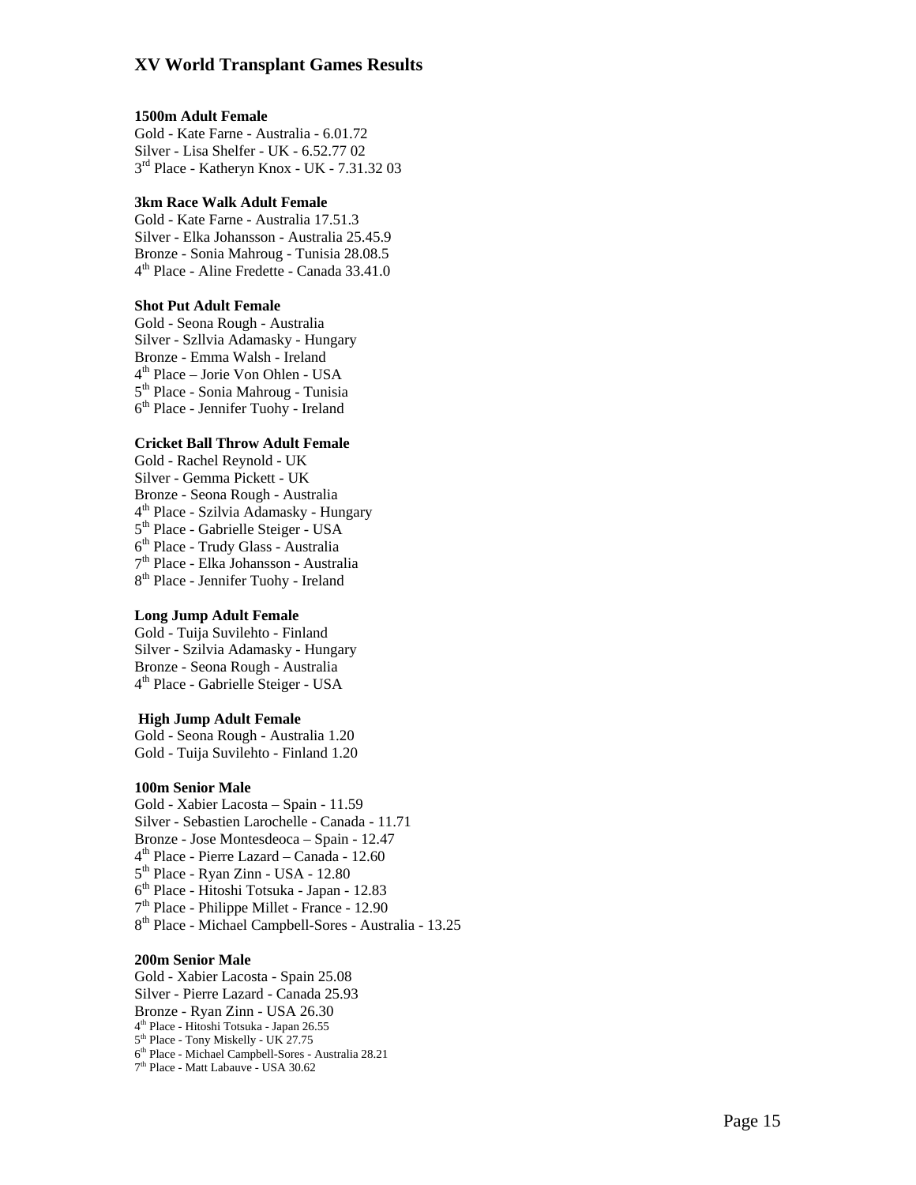# XV World Transplant Games Results

**1500m Adult Female**

Gold - Kate Farne - Australia - 6.01.72
Silver - Lisa Shelfer - UK - 6.52.77 02
3rd Place - Katheryn Knox - UK - 7.31.32 03

**3km Race Walk Adult Female**

Gold - Kate Farne - Australia 17.51.3
Silver - Elka Johansson - Australia 25.45.9
Bronze - Sonia Mahroug - Tunisia 28.08.5
4th Place - Aline Fredette - Canada 33.41.0

**Shot Put Adult Female**

Gold - Seona Rough - Australia
Silver - Szllvia Adamasky - Hungary
Bronze - Emma Walsh - Ireland
4th Place – Jorie Von Ohlen - USA
5th Place - Sonia Mahroug - Tunisia
6th Place - Jennifer Tuohy - Ireland

**Cricket Ball Throw Adult Female**

Gold - Rachel Reynold - UK
Silver - Gemma Pickett - UK
Bronze - Seona Rough - Australia
4th Place - Szilvia Adamasky - Hungary
5th Place - Gabrielle Steiger - USA
6th Place - Trudy Glass - Australia
7th Place - Elka Johansson - Australia
8th Place - Jennifer Tuohy - Ireland

**Long Jump Adult Female**

Gold - Tuija Suvilehto - Finland
Silver - Szilvia Adamasky - Hungary
Bronze - Seona Rough - Australia
4th Place - Gabrielle Steiger - USA

**High Jump Adult Female**

Gold - Seona Rough - Australia 1.20
Gold - Tuija Suvilehto - Finland 1.20

**100m Senior Male**

Gold - Xabier Lacosta – Spain - 11.59
Silver - Sebastien Larochelle - Canada - 11.71
Bronze - Jose Montesdeoca – Spain - 12.47
4th Place - Pierre Lazard – Canada - 12.60
5th Place - Ryan Zinn - USA - 12.80
6th Place - Hitoshi Totsuka - Japan - 12.83
7th Place - Philippe Millet - France - 12.90
8th Place - Michael Campbell-Sores - Australia - 13.25

**200m Senior Male**

Gold - Xabier Lacosta - Spain 25.08
Silver - Pierre Lazard - Canada 25.93
Bronze - Ryan Zinn - USA 26.30
4th Place - Hitoshi Totsuka - Japan 26.55
5th Place - Tony Miskelly - UK 27.75
6th Place - Michael Campbell-Sores - Australia 28.21
7th Place - Matt Labauve - USA 30.62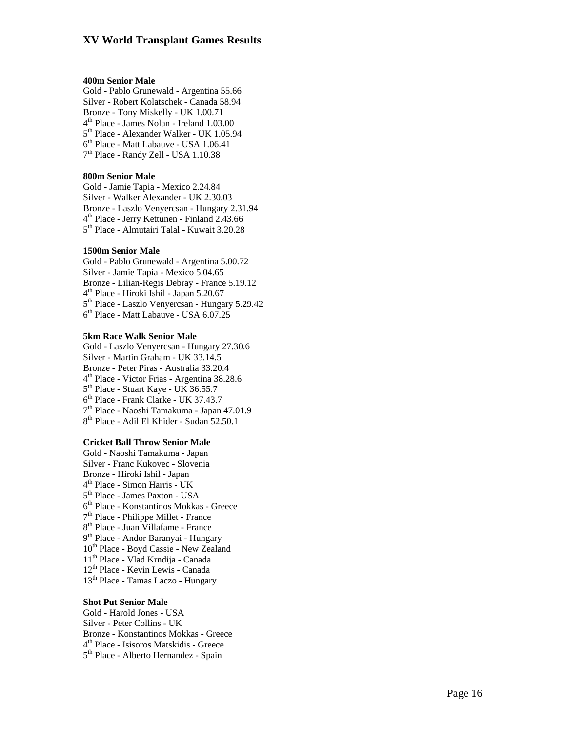# XV World Transplant Games Results

**400m Senior Male**

Gold - Pablo Grunewald - Argentina 55.66
Silver - Robert Kolatschek - Canada 58.94
Bronze - Tony Miskelly - UK 1.00.71
4th Place - James Nolan - Ireland 1.03.00
5th Place - Alexander Walker - UK 1.05.94
6th Place - Matt Labauve - USA 1.06.41
7th Place - Randy Zell - USA 1.10.38

**800m Senior Male**

Gold - Jamie Tapia - Mexico 2.24.84
Silver - Walker Alexander - UK 2.30.03
Bronze - Laszlo Venyercsan - Hungary 2.31.94
4th Place - Jerry Kettunen - Finland 2.43.66
5th Place - Almutairi Talal - Kuwait 3.20.28

**1500m Senior Male**

Gold - Pablo Grunewald - Argentina 5.00.72
Silver - Jamie Tapia - Mexico 5.04.65
Bronze - Lilian-Regis Debray - France 5.19.12
4th Place - Hiroki Ishil - Japan 5.20.67
5th Place - Laszlo Venyercsan - Hungary 5.29.42
6th Place - Matt Labauve - USA 6.07.25

**5km Race Walk Senior Male**

Gold - Laszlo Venyercsan - Hungary 27.30.6
Silver - Martin Graham - UK 33.14.5
Bronze - Peter Piras - Australia 33.20.4
4th Place - Victor Frias - Argentina 38.28.6
5th Place - Stuart Kaye - UK 36.55.7
6th Place - Frank Clarke - UK 37.43.7
7th Place - Naoshi Tamakuma - Japan 47.01.9
8th Place - Adil El Khider - Sudan 52.50.1

**Cricket Ball Throw Senior Male**

Gold - Naoshi Tamakuma - Japan
Silver - Franc Kukovec - Slovenia
Bronze - Hiroki Ishil - Japan
4th Place - Simon Harris - UK
5th Place - James Paxton - USA
6th Place - Konstantinos Mokkas - Greece
7th Place - Philippe Millet - France
8th Place - Juan Villafame - France
9th Place - Andor Baranyai - Hungary
10th Place - Boyd Cassie - New Zealand
11th Place - Vlad Krndija - Canada
12th Place - Kevin Lewis - Canada
13th Place - Tamas Laczo - Hungary

**Shot Put Senior Male**

Gold - Harold Jones - USA
Silver - Peter Collins - UK
Bronze - Konstantinos Mokkas - Greece
4th Place - Isisoros Matskidis - Greece
5th Place - Alberto Hernandez - Spain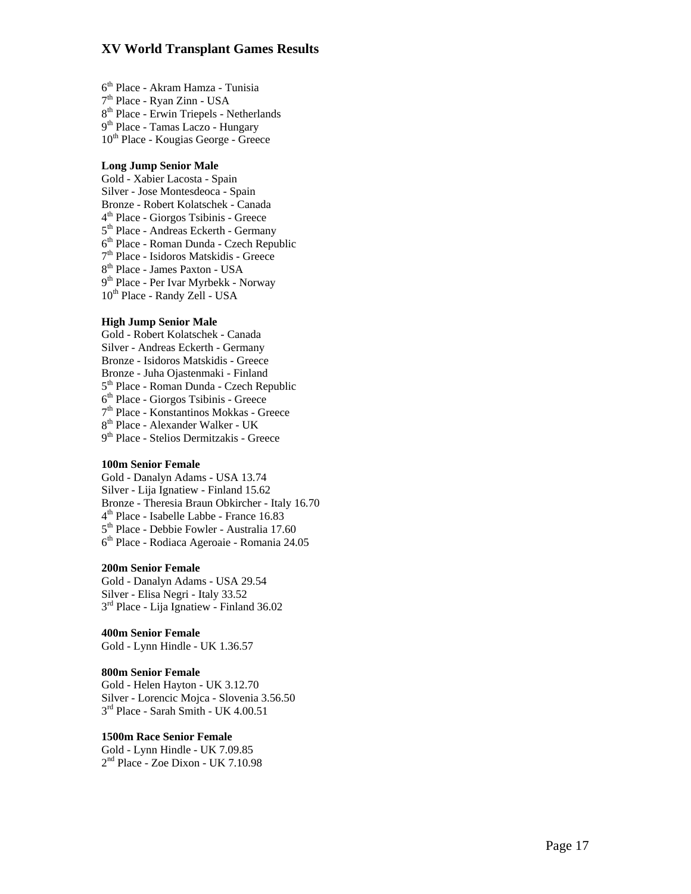6th Place - Akram Hamza - Tunisia
7th Place - Ryan Zinn - USA
8th Place - Erwin Triepels - Netherlands
9th Place - Tamas Laczo - Hungary
10th Place - Kougias George - Greece

**Long Jump Senior Male**
Gold - Xabier Lacosta - Spain
Silver - Jose Montesdeoca - Spain
Bronze - Robert Kolatschek - Canada
4th Place - Giorgos Tsibinis - Greece
5th Place - Andreas Eckerth - Germany
6th Place - Roman Dunda - Czech Republic
7th Place - Isidoros Matskidis - Greece
8th Place - James Paxton - USA
9th Place - Per Ivar Myrbekk - Norway
10th Place - Randy Zell - USA

**High Jump Senior Male**
Gold - Robert Kolatschek - Canada
Silver - Andreas Eckerth - Germany
Bronze - Isidoros Matskidis - Greece
Bronze - Juha Ojastenmaki - Finland
5th Place - Roman Dunda - Czech Republic
6th Place - Giorgos Tsibinis - Greece
7th Place - Konstantinos Mokkas - Greece
8th Place - Alexander Walker - UK
9th Place - Stelios Dermitzakis - Greece

**100m Senior Female**
Gold - Danalyn Adams - USA 13.74
Silver - Lija Ignatiew - Finland 15.62
Bronze - Theresia Braun Obkircher - Italy 16.70
4th Place - Isabelle Labbe - France 16.83
5th Place - Debbie Fowler - Australia 17.60
6th Place - Rodiaca Ageroaie - Romania 24.05

**200m Senior Female**
Gold - Danalyn Adams - USA 29.54
Silver - Elisa Negri - Italy 33.52
3rd Place - Lija Ignatiew - Finland 36.02

**400m Senior Female**
Gold - Lynn Hindle - UK 1.36.57

**800m Senior Female**
Gold - Helen Hayton - UK 3.12.70
Silver - Lorencic Mojca - Slovenia 3.56.50
3rd Place - Sarah Smith - UK 4.00.51

**1500m Race Senior Female**
Gold - Lynn Hindle - UK 7.09.85
2nd Place - Zoe Dixon - UK 7.10.98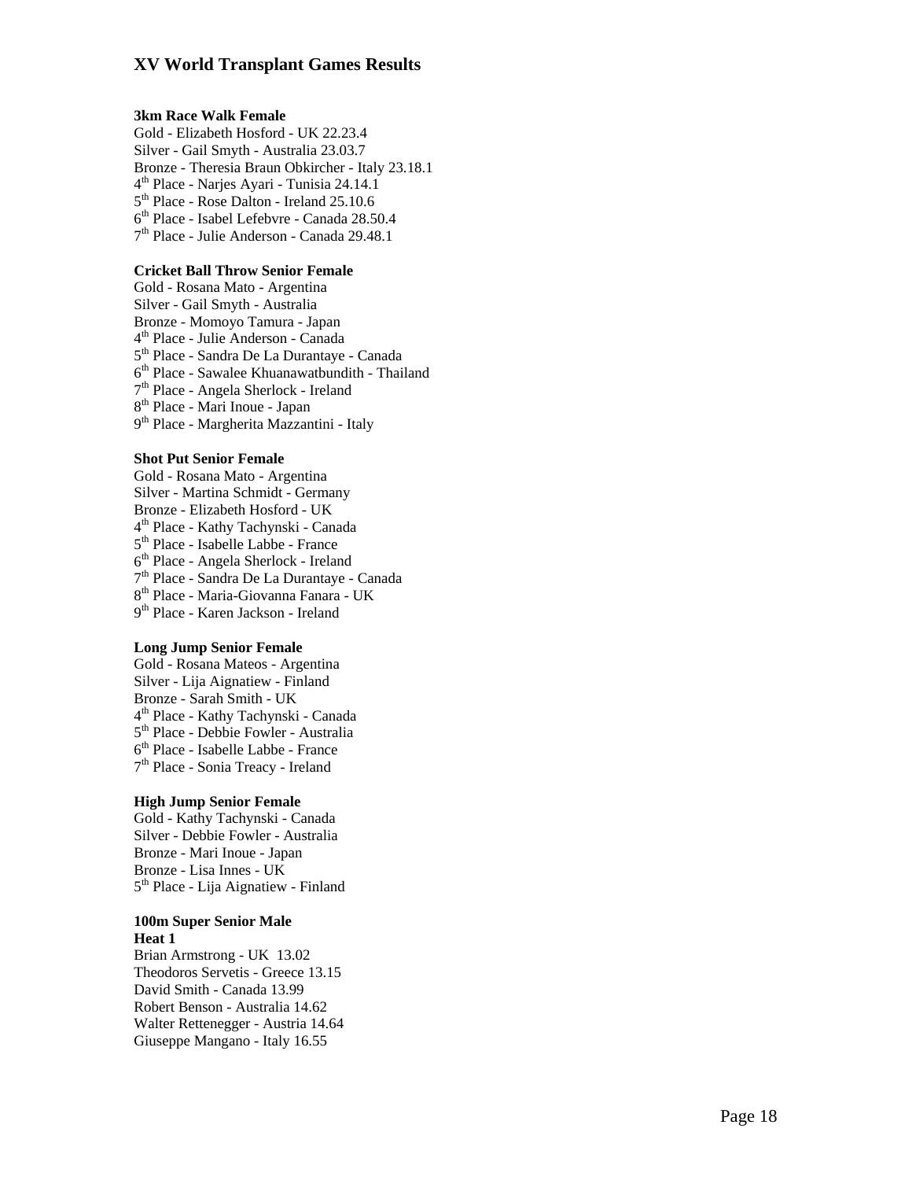# XV World Transplant Games Results

**3km Race Walk Female**

Gold - Elizabeth Hosford - UK 22.23.4
Silver - Gail Smyth - Australia 23.03.7
Bronze - Theresia Braun Obkircher - Italy 23.18.1
4th Place - Narjes Ayari - Tunisia 24.14.1
5th Place - Rose Dalton - Ireland 25.10.6
6th Place - Isabel Lefebvre - Canada 28.50.4
7th Place - Julie Anderson - Canada 29.48.1

**Cricket Ball Throw Senior Female**

Gold - Rosana Mato - Argentina
Silver - Gail Smyth - Australia
Bronze - Momoyo Tamura - Japan
4th Place - Julie Anderson - Canada
5th Place - Sandra De La Durantaye - Canada
6th Place - Sawalee Khuanawatbundith - Thailand
7th Place - Angela Sherlock - Ireland
8th Place - Mari Inoue - Japan
9th Place - Margherita Mazzantini - Italy

**Shot Put Senior Female**

Gold - Rosana Mato - Argentina
Silver - Martina Schmidt - Germany
Bronze - Elizabeth Hosford - UK
4th Place - Kathy Tachynski - Canada
5th Place - Isabelle Labbe - France
6th Place - Angela Sherlock - Ireland
7th Place - Sandra De La Durantaye - Canada
8th Place - Maria-Giovanna Fanara - UK
9th Place - Karen Jackson - Ireland

**Long Jump Senior Female**

Gold - Rosana Mateos - Argentina
Silver - Lija Aignatiew - Finland
Bronze - Sarah Smith - UK
4th Place - Kathy Tachynski - Canada
5th Place - Debbie Fowler - Australia
6th Place - Isabelle Labbe - France
7th Place - Sonia Treacy - Ireland

**High Jump Senior Female**

Gold - Kathy Tachynski - Canada
Silver - Debbie Fowler - Australia
Bronze - Mari Inoue - Japan
Bronze - Lisa Innes - UK
5th Place - Lija Aignatiew - Finland

**100m Super Senior Male**
**Heat 1**

Brian Armstrong - UK 13.02
Theodoros Servetis - Greece 13.15
David Smith - Canada 13.99
Robert Benson - Australia 14.62
Walter Rettenegger - Austria 14.64
Giuseppe Mangano - Italy 16.55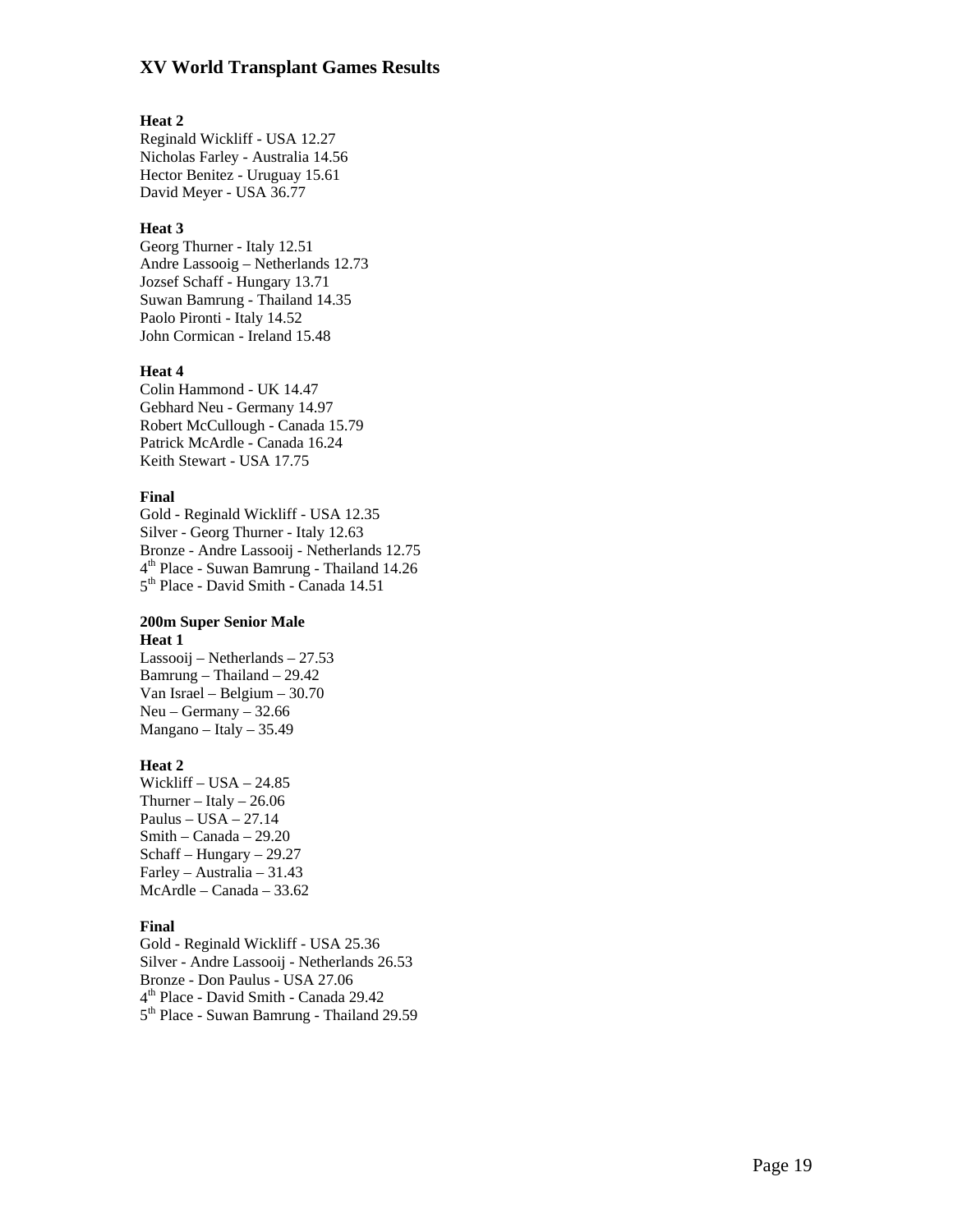**Heat 2**
Reginald Wickliff - USA 12.27
Nicholas Farley - Australia 14.56
Hector Benitez - Uruguay 15.61
David Meyer - USA 36.77

**Heat 3**
Georg Thurner - Italy 12.51
Andre Lassooig – Netherlands 12.73
Jozsef Schaff - Hungary 13.71
Suwan Bamrung - Thailand 14.35
Paolo Pironti - Italy 14.52
John Cormican - Ireland 15.48

**Heat 4**
Colin Hammond - UK 14.47
Gebhard Neu - Germany 14.97
Robert McCullough - Canada 15.79
Patrick McArdle - Canada 16.24
Keith Stewart - USA 17.75

**Final**
Gold - Reginald Wickliff - USA 12.35
Silver - Georg Thurner - Italy 12.63
Bronze - Andre Lassooij - Netherlands 12.75
4th Place - Suwan Bamrung - Thailand 14.26
5th Place - David Smith - Canada 14.51

**200m Super Senior Male**
**Heat 1**
Lassooij – Netherlands – 27.53
Bamrung – Thailand – 29.42
Van Israel – Belgium – 30.70
Neu – Germany – 32.66
Mangano – Italy – 35.49

**Heat 2**
Wickliff – USA – 24.85
Thurner – Italy – 26.06
Paulus – USA – 27.14
Smith – Canada – 29.20
Schaff – Hungary – 29.27
Farley – Australia – 31.43
McArdle – Canada – 33.62

**Final**
Gold - Reginald Wickliff - USA 25.36
Silver - Andre Lassooij - Netherlands 26.53
Bronze - Don Paulus - USA 27.06
4th Place - David Smith - Canada 29.42
5th Place - Suwan Bamrung - Thailand 29.59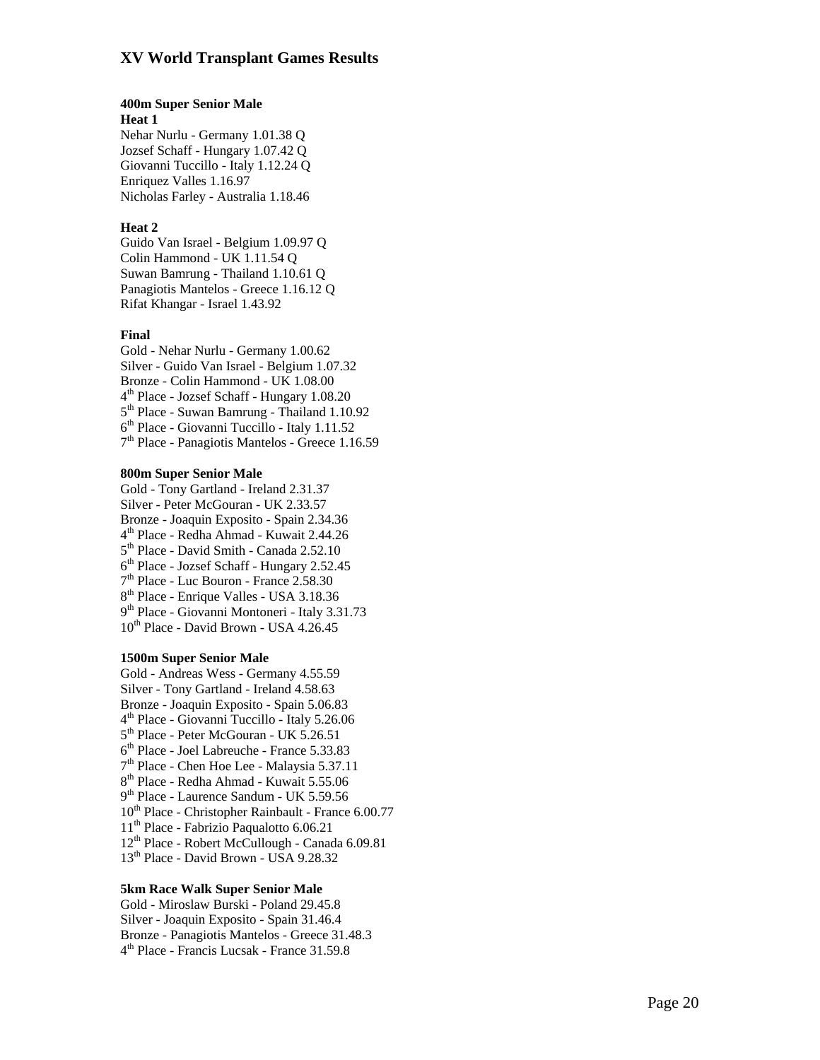# XV World Transplant Games Results

**400m Super Senior Male**

**Heat 1**

Nehar Nurlu - Germany 1.01.38 Q
Jozsef Schaff - Hungary 1.07.42 Q
Giovanni Tuccillo - Italy 1.12.24 Q
Enriquez Valles 1.16.97
Nicholas Farley - Australia 1.18.46

**Heat 2**

Guido Van Israel - Belgium 1.09.97 Q
Colin Hammond - UK 1.11.54 Q
Suwan Bamrung - Thailand 1.10.61 Q
Panagiotis Mantelos - Greece 1.16.12 Q
Rifat Khangar - Israel 1.43.92

**Final**

Gold - Nehar Nurlu - Germany 1.00.62
Silver - Guido Van Israel - Belgium 1.07.32
Bronze - Colin Hammond - UK 1.08.00
4th Place - Jozsef Schaff - Hungary 1.08.20
5th Place - Suwan Bamrung - Thailand 1.10.92
6th Place - Giovanni Tuccillo - Italy 1.11.52
7th Place - Panagiotis Mantelos - Greece 1.16.59

**800m Super Senior Male**

Gold - Tony Gartland - Ireland 2.31.37
Silver - Peter McGouran - UK 2.33.57
Bronze - Joaquin Exposito - Spain 2.34.36
4th Place - Redha Ahmad - Kuwait 2.44.26
5th Place - David Smith - Canada 2.52.10
6th Place - Jozsef Schaff - Hungary 2.52.45
7th Place - Luc Bouron - France 2.58.30
8th Place - Enrique Valles - USA 3.18.36
9th Place - Giovanni Montoneri - Italy 3.31.73
10th Place - David Brown - USA 4.26.45

**1500m Super Senior Male**

Gold - Andreas Wess - Germany 4.55.59
Silver - Tony Gartland - Ireland 4.58.63
Bronze - Joaquin Exposito - Spain 5.06.83
4th Place - Giovanni Tuccillo - Italy 5.26.06
5th Place - Peter McGouran - UK 5.26.51
6th Place - Joel Labreuche - France 5.33.83
7th Place - Chen Hoe Lee - Malaysia 5.37.11
8th Place - Redha Ahmad - Kuwait 5.55.06
9th Place - Laurence Sandum - UK 5.59.56
10th Place - Christopher Rainbault - France 6.00.77
11th Place - Fabrizio Paqualotto 6.06.21
12th Place - Robert McCullough - Canada 6.09.81
13th Place - David Brown - USA 9.28.32

**5km Race Walk Super Senior Male**

Gold - Miroslaw Burski - Poland 29.45.8
Silver - Joaquin Exposito - Spain 31.46.4
Bronze - Panagiotis Mantelos - Greece 31.48.3
4th Place - Francis Lucsak - France 31.59.8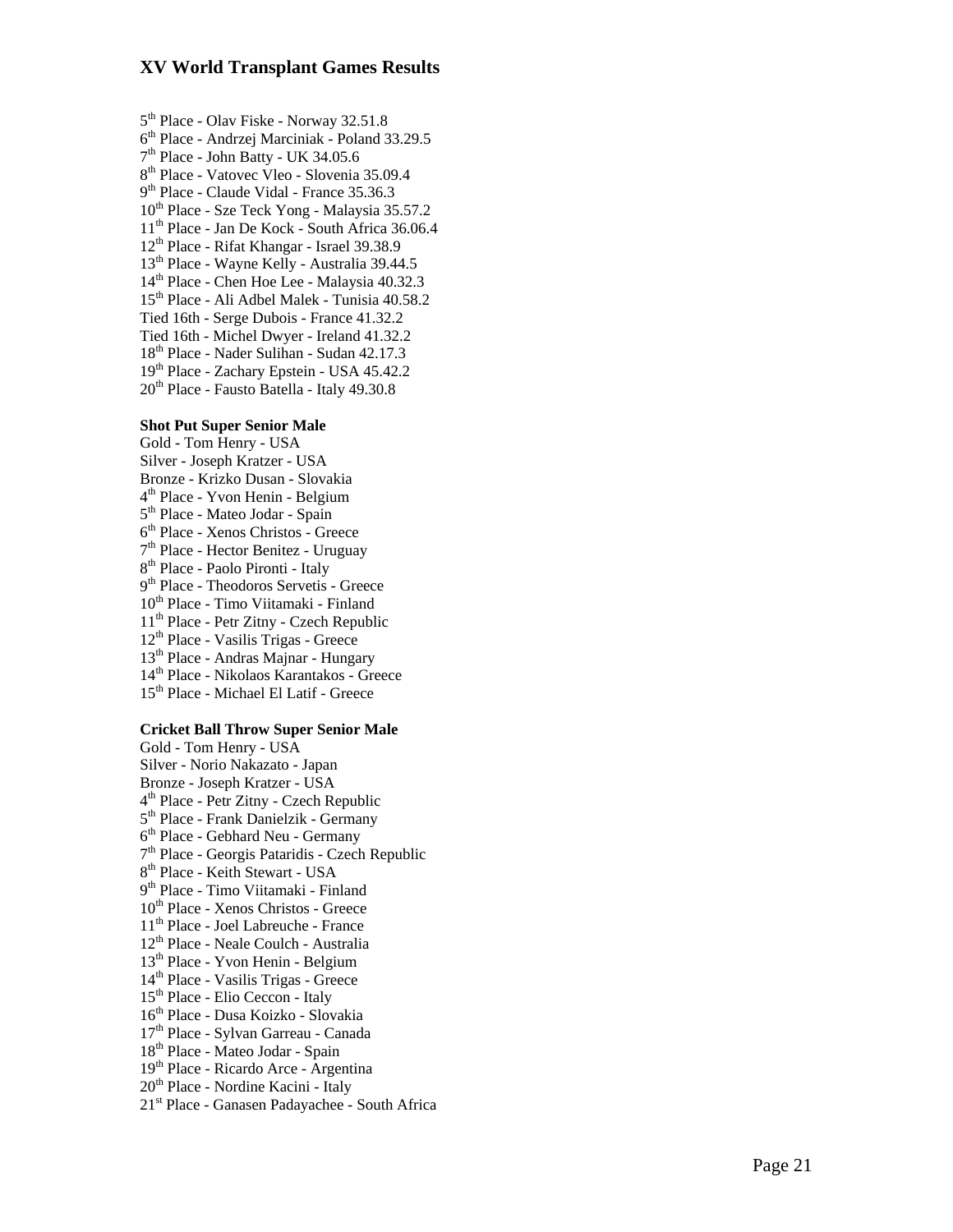5th Place - Olav Fiske - Norway 32.51.8
6th Place - Andrzej Marciniak - Poland 33.29.5
7th Place - John Batty - UK 34.05.6
8th Place - Vatovec Vleo - Slovenia 35.09.4
9th Place - Claude Vidal - France 35.36.3
10th Place - Sze Teck Yong - Malaysia 35.57.2
11th Place - Jan De Kock - South Africa 36.06.4
12th Place - Rifat Khangar - Israel 39.38.9
13th Place - Wayne Kelly - Australia 39.44.5
14th Place - Chen Hoe Lee - Malaysia 40.32.3
15th Place - Ali Adbel Malek - Tunisia 40.58.2
Tied 16th - Serge Dubois - France 41.32.2
Tied 16th - Michel Dwyer - Ireland 41.32.2
18th Place - Nader Sulihan - Sudan 42.17.3
19th Place - Zachary Epstein - USA 45.42.2
20th Place - Fausto Batella - Italy 49.30.8

**Shot Put Super Senior Male**

Gold - Tom Henry - USA
Silver - Joseph Kratzer - USA
Bronze - Krizko Dusan - Slovakia
4th Place - Yvon Henin - Belgium
5th Place - Mateo Jodar - Spain
6th Place - Xenos Christos - Greece
7th Place - Hector Benitez - Uruguay
8th Place - Paolo Pironti - Italy
9th Place - Theodoros Servetis - Greece
10th Place - Timo Viitamaki - Finland
11th Place - Petr Zitny - Czech Republic
12th Place - Vasilis Trigas - Greece
13th Place - Andras Majnar - Hungary
14th Place - Nikolaos Karantakos - Greece
15th Place - Michael El Latif - Greece

**Cricket Ball Throw Super Senior Male**

Gold - Tom Henry - USA
Silver - Norio Nakazato - Japan
Bronze - Joseph Kratzer - USA
4th Place - Petr Zitny - Czech Republic
5th Place - Frank Danielzik - Germany
6th Place - Gebhard Neu - Germany
7th Place - Georgis Pataridis - Czech Republic
8th Place - Keith Stewart - USA
9th Place - Timo Viitamaki - Finland
10th Place - Xenos Christos - Greece
11th Place - Joel Labreuche - France
12th Place - Neale Coulch - Australia
13th Place - Yvon Henin - Belgium
14th Place - Vasilis Trigas - Greece
15th Place - Elio Ceccon - Italy
16th Place - Dusa Koizko - Slovakia
17th Place - Sylvan Garreau - Canada
18th Place - Mateo Jodar - Spain
19th Place - Ricardo Arce - Argentina
20th Place - Nordine Kacini - Italy
21st Place - Ganasen Padayachee - South Africa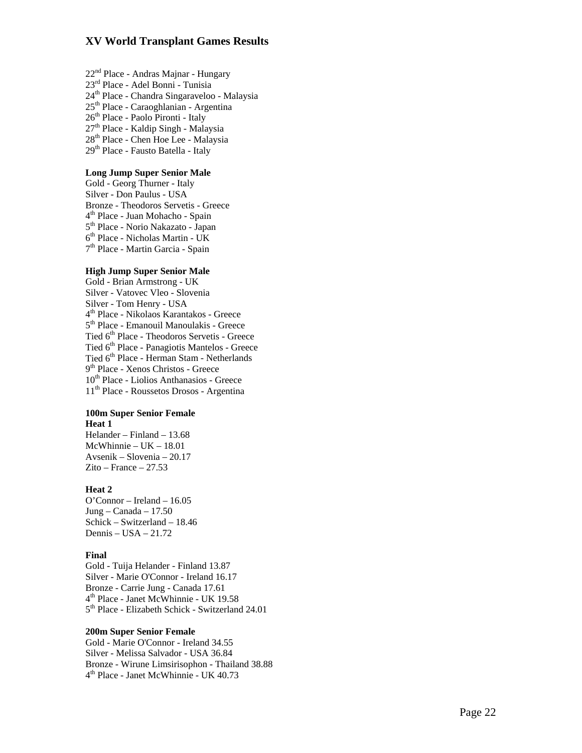# XV World Transplant Games Results

22nd Place - Andras Majnar - Hungary
23rd Place - Adel Bonni - Tunisia
24th Place - Chandra Singaraveloo - Malaysia
25th Place - Caraoghlanian - Argentina
26th Place - Paolo Pironti - Italy
27th Place - Kaldip Singh - Malaysia
28th Place - Chen Hoe Lee - Malaysia
29th Place - Fausto Batella - Italy

**Long Jump Super Senior Male**
Gold - Georg Thurner - Italy
Silver - Don Paulus - USA
Bronze - Theodoros Servetis - Greece
4th Place - Juan Mohacho - Spain
5th Place - Norio Nakazato - Japan
6th Place - Nicholas Martin - UK
7th Place - Martin Garcia - Spain

**High Jump Super Senior Male**
Gold - Brian Armstrong - UK
Silver - Vatovec Vleo - Slovenia
Silver - Tom Henry - USA
4th Place - Nikolaos Karantakos - Greece
5th Place - Emanouil Manoulakis - Greece
Tied 6th Place - Theodoros Servetis - Greece
Tied 6th Place - Panagiotis Mantelos - Greece
Tied 6th Place - Herman Stam - Netherlands
9th Place - Xenos Christos - Greece
10th Place - Liolios Anthanasios - Greece
11th Place - Roussetos Drosos - Argentina

**100m Super Senior Female**
**Heat 1**
Helander – Finland – 13.68
McWhinnie – UK – 18.01
Avsenik – Slovenia – 20.17
Zito – France – 27.53

**Heat 2**
O'Connor – Ireland – 16.05
Jung – Canada – 17.50
Schick – Switzerland – 18.46
Dennis – USA – 21.72

**Final**
Gold - Tuija Helander - Finland 13.87
Silver - Marie O'Connor - Ireland 16.17
Bronze - Carrie Jung - Canada 17.61
4th Place - Janet McWhinnie - UK 19.58
5th Place - Elizabeth Schick - Switzerland 24.01

**200m Super Senior Female**
Gold - Marie O'Connor - Ireland 34.55
Silver - Melissa Salvador - USA 36.84
Bronze - Wirune Limsirisophon - Thailand 38.88
4th Place - Janet McWhinnie - UK 40.73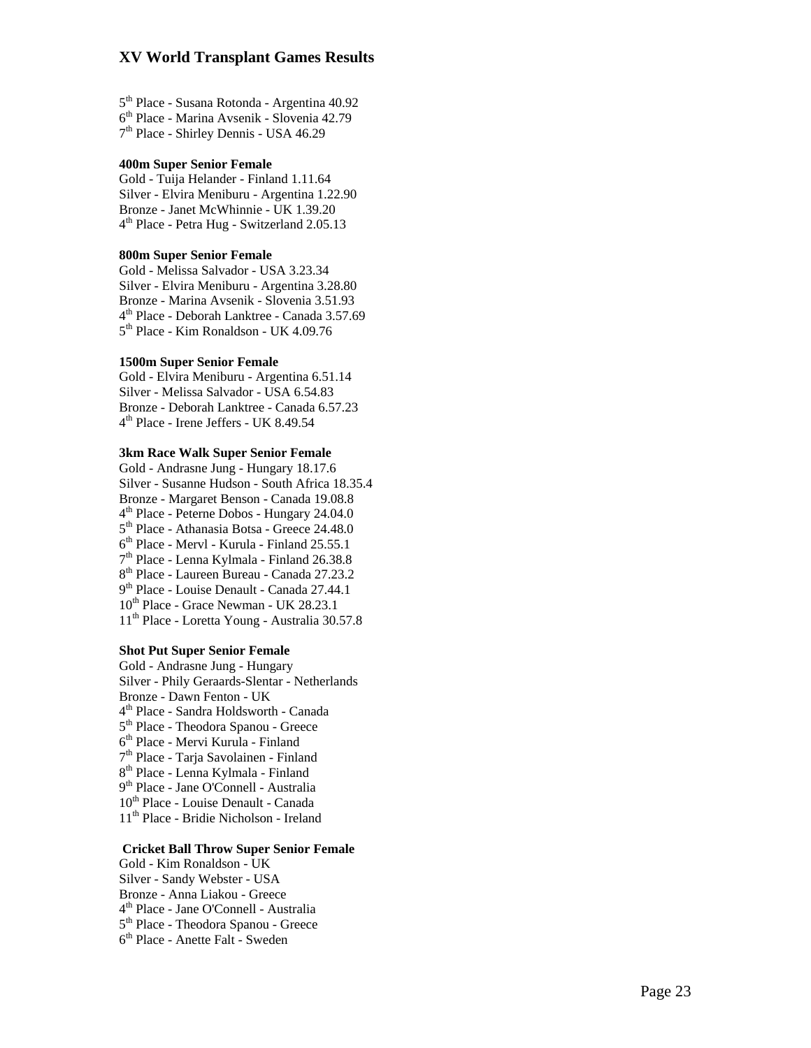5th Place - Susana Rotonda - Argentina 40.92
6th Place - Marina Avsenik - Slovenia 42.79
7th Place - Shirley Dennis - USA 46.29

**400m Super Senior Female**
Gold - Tuija Helander - Finland 1.11.64
Silver - Elvira Meniburu - Argentina 1.22.90
Bronze - Janet McWhinnie - UK 1.39.20
4th Place - Petra Hug - Switzerland 2.05.13

**800m Super Senior Female**
Gold - Melissa Salvador - USA 3.23.34
Silver - Elvira Meniburu - Argentina 3.28.80
Bronze - Marina Avsenik - Slovenia 3.51.93
4th Place - Deborah Lanktree - Canada 3.57.69
5th Place - Kim Ronaldson - UK 4.09.76

**1500m Super Senior Female**
Gold - Elvira Meniburu - Argentina 6.51.14
Silver - Melissa Salvador - USA 6.54.83
Bronze - Deborah Lanktree - Canada 6.57.23
4th Place - Irene Jeffers - UK 8.49.54

**3km Race Walk Super Senior Female**
Gold - Andrasne Jung - Hungary 18.17.6
Silver - Susanne Hudson - South Africa 18.35.4
Bronze - Margaret Benson - Canada 19.08.8
4th Place - Peterne Dobos - Hungary 24.04.0
5th Place - Athanasia Botsa - Greece 24.48.0
6th Place - Mervl - Kurula - Finland 25.55.1
7th Place - Lenna Kylmala - Finland 26.38.8
8th Place - Laureen Bureau - Canada 27.23.2
9th Place - Louise Denault - Canada 27.44.1
10th Place - Grace Newman - UK 28.23.1
11th Place - Loretta Young - Australia 30.57.8

**Shot Put Super Senior Female**
Gold - Andrasne Jung - Hungary
Silver - Phily Geraards-Slentar - Netherlands
Bronze - Dawn Fenton - UK
4th Place - Sandra Holdsworth - Canada
5th Place - Theodora Spanou - Greece
6th Place - Mervi Kurula - Finland
7th Place - Tarja Savolainen - Finland
8th Place - Lenna Kylmala - Finland
9th Place - Jane O'Connell - Australia
10th Place - Louise Denault - Canada
11th Place - Bridie Nicholson - Ireland

**Cricket Ball Throw Super Senior Female**
Gold - Kim Ronaldson - UK
Silver - Sandy Webster - USA
Bronze - Anna Liakou - Greece
4th Place - Jane O'Connell - Australia
5th Place - Theodora Spanou - Greece
6th Place - Anette Falt - Sweden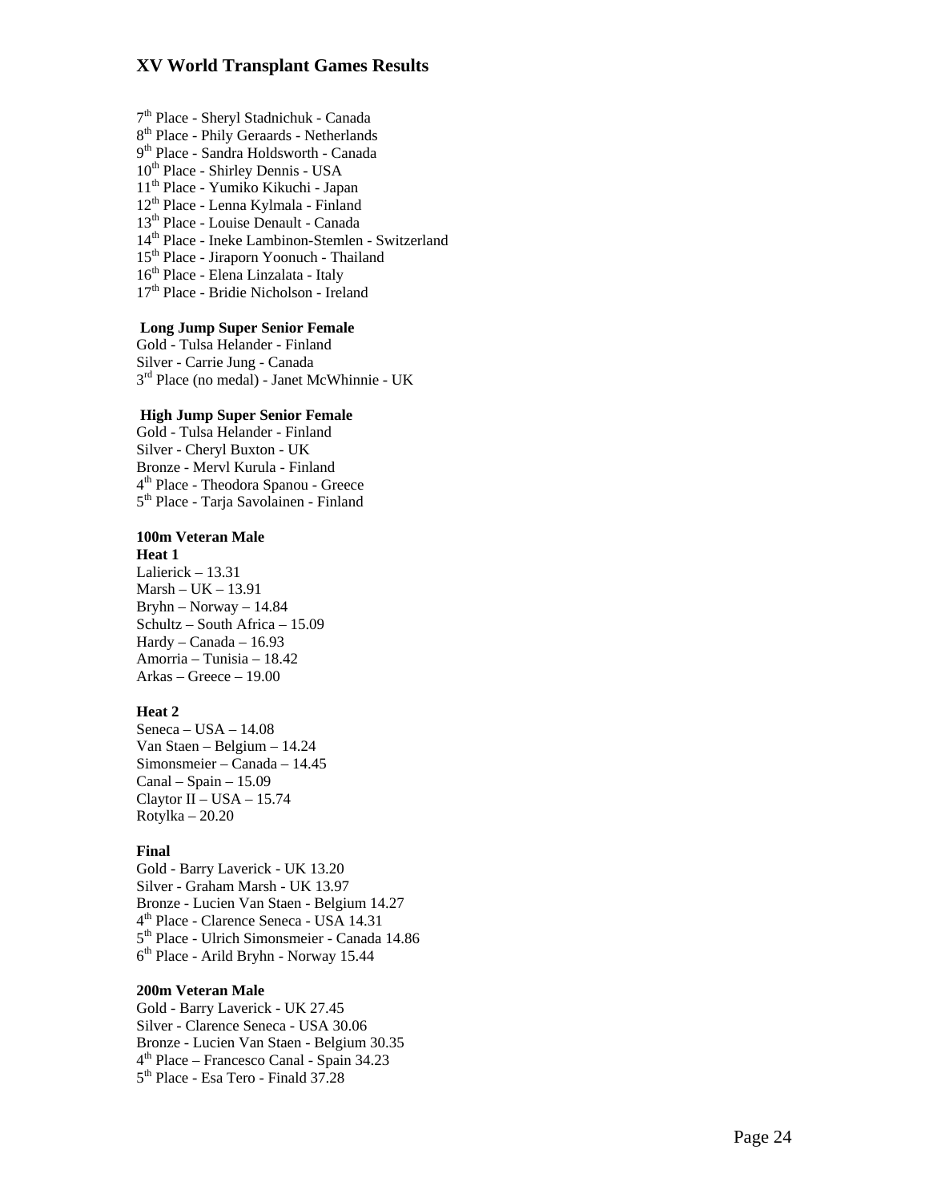## XV World Transplant Games Results

7th Place - Sheryl Stadnichuk - Canada
8th Place - Phily Geraards - Netherlands
9th Place - Sandra Holdsworth - Canada
10th Place - Shirley Dennis - USA
11th Place - Yumiko Kikuchi - Japan
12th Place - Lenna Kylmala - Finland
13th Place - Louise Denault - Canada
14th Place - Ineke Lambinon-Stemlen - Switzerland
15th Place - Jiraporn Yoonuch - Thailand
16th Place - Elena Linzalata - Italy
17th Place - Bridie Nicholson - Ireland

**Long Jump Super Senior Female**
Gold - Tulsa Helander - Finland
Silver - Carrie Jung - Canada
3rd Place (no medal) - Janet McWhinnie - UK

**High Jump Super Senior Female**
Gold - Tulsa Helander - Finland
Silver - Cheryl Buxton - UK
Bronze - Mervl Kurula - Finland
4th Place - Theodora Spanou - Greece
5th Place - Tarja Savolainen - Finland

**100m Veteran Male**
**Heat 1**
Lalierick – 13.31
Marsh – UK – 13.91
Bryhn – Norway – 14.84
Schultz – South Africa – 15.09
Hardy – Canada – 16.93
Amorria – Tunisia – 18.42
Arkas – Greece – 19.00

**Heat 2**
Seneca – USA – 14.08
Van Staen – Belgium – 14.24
Simonsmeier – Canada – 14.45
Canal – Spain – 15.09
Claytor II – USA – 15.74
Rotylka – 20.20

**Final**
Gold - Barry Laverick - UK 13.20
Silver - Graham Marsh - UK 13.97
Bronze - Lucien Van Staen - Belgium 14.27
4th Place - Clarence Seneca - USA 14.31
5th Place - Ulrich Simonsmeier - Canada 14.86
6th Place - Arild Bryhn - Norway 15.44

**200m Veteran Male**
Gold - Barry Laverick - UK 27.45
Silver - Clarence Seneca - USA 30.06
Bronze - Lucien Van Staen - Belgium 30.35
4th Place – Francesco Canal - Spain 34.23
5th Place - Esa Tero - Finald 37.28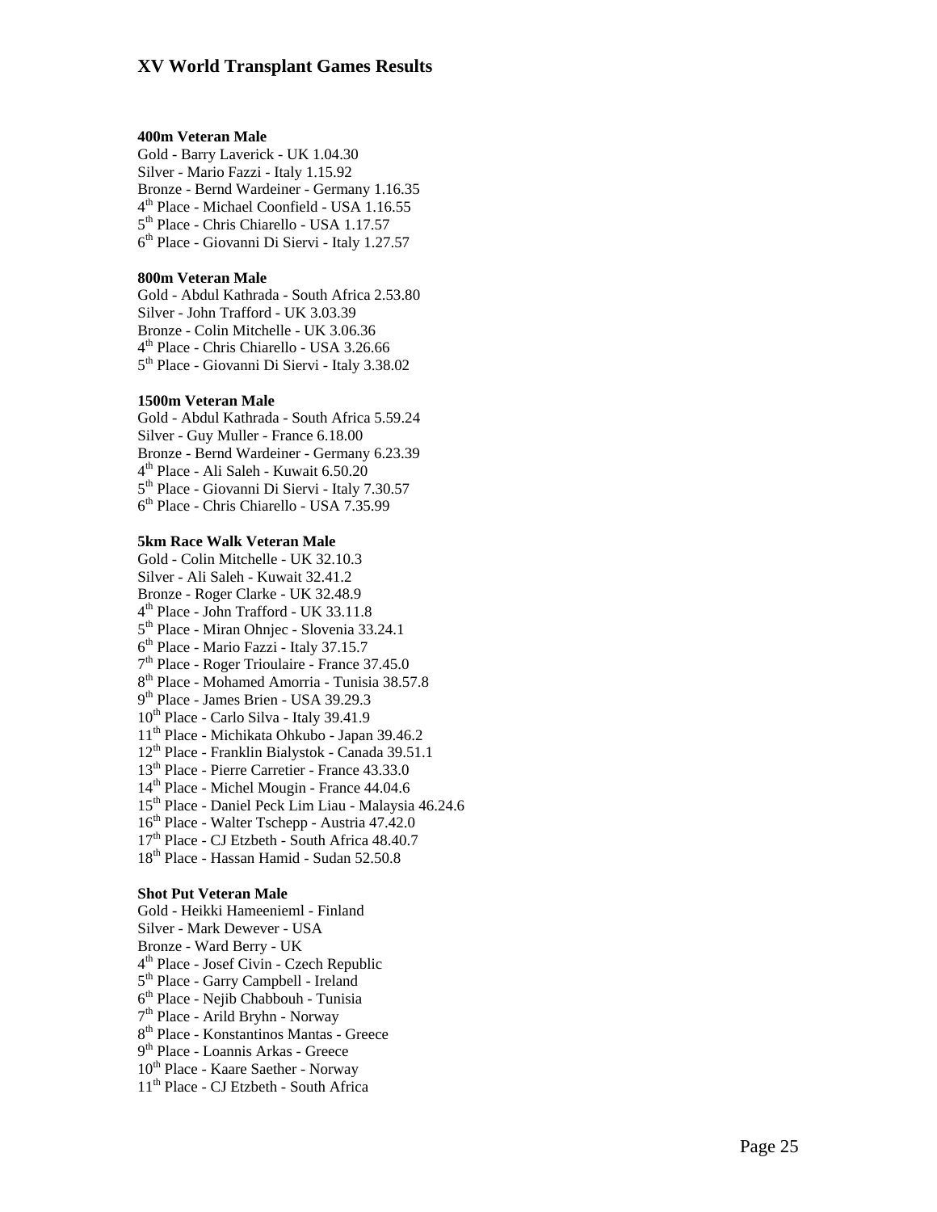# XV World Transplant Games Results

**400m Veteran Male**

Gold - Barry Laverick - UK 1.04.30
Silver - Mario Fazzi - Italy 1.15.92
Bronze - Bernd Wardeiner - Germany 1.16.35
4th Place - Michael Coonfield - USA 1.16.55
5th Place - Chris Chiarello - USA 1.17.57
6th Place - Giovanni Di Siervi - Italy 1.27.57

**800m Veteran Male**

Gold - Abdul Kathrada - South Africa 2.53.80
Silver - John Trafford - UK 3.03.39
Bronze - Colin Mitchelle - UK 3.06.36
4th Place - Chris Chiarello - USA 3.26.66
5th Place - Giovanni Di Siervi - Italy 3.38.02

**1500m Veteran Male**

Gold - Abdul Kathrada - South Africa 5.59.24
Silver - Guy Muller - France 6.18.00
Bronze - Bernd Wardeiner - Germany 6.23.39
4th Place - Ali Saleh - Kuwait 6.50.20
5th Place - Giovanni Di Siervi - Italy 7.30.57
6th Place - Chris Chiarello - USA 7.35.99

**5km Race Walk Veteran Male**

Gold - Colin Mitchelle - UK 32.10.3
Silver - Ali Saleh - Kuwait 32.41.2
Bronze - Roger Clarke - UK 32.48.9
4th Place - John Trafford - UK 33.11.8
5th Place - Miran Ohnjec - Slovenia 33.24.1
6th Place - Mario Fazzi - Italy 37.15.7
7th Place - Roger Trioulaire - France 37.45.0
8th Place - Mohamed Amorria - Tunisia 38.57.8
9th Place - James Brien - USA 39.29.3
10th Place - Carlo Silva - Italy 39.41.9
11th Place - Michikata Ohkubo - Japan 39.46.2
12th Place - Franklin Bialystok - Canada 39.51.1
13th Place - Pierre Carretier - France 43.33.0
14th Place - Michel Mougin - France 44.04.6
15th Place - Daniel Peck Lim Liau - Malaysia 46.24.6
16th Place - Walter Tschepp - Austria 47.42.0
17th Place - CJ Etzbeth - South Africa 48.40.7
18th Place - Hassan Hamid - Sudan 52.50.8

**Shot Put Veteran Male**

Gold - Heikki Hameenieml - Finland
Silver - Mark Dewever - USA
Bronze - Ward Berry - UK
4th Place - Josef Civin - Czech Republic
5th Place - Garry Campbell - Ireland
6th Place - Nejib Chabbouh - Tunisia
7th Place - Arild Bryhn - Norway
8th Place - Konstantinos Mantas - Greece
9th Place - Loannis Arkas - Greece
10th Place - Kaare Saether - Norway
11th Place - CJ Etzbeth - South Africa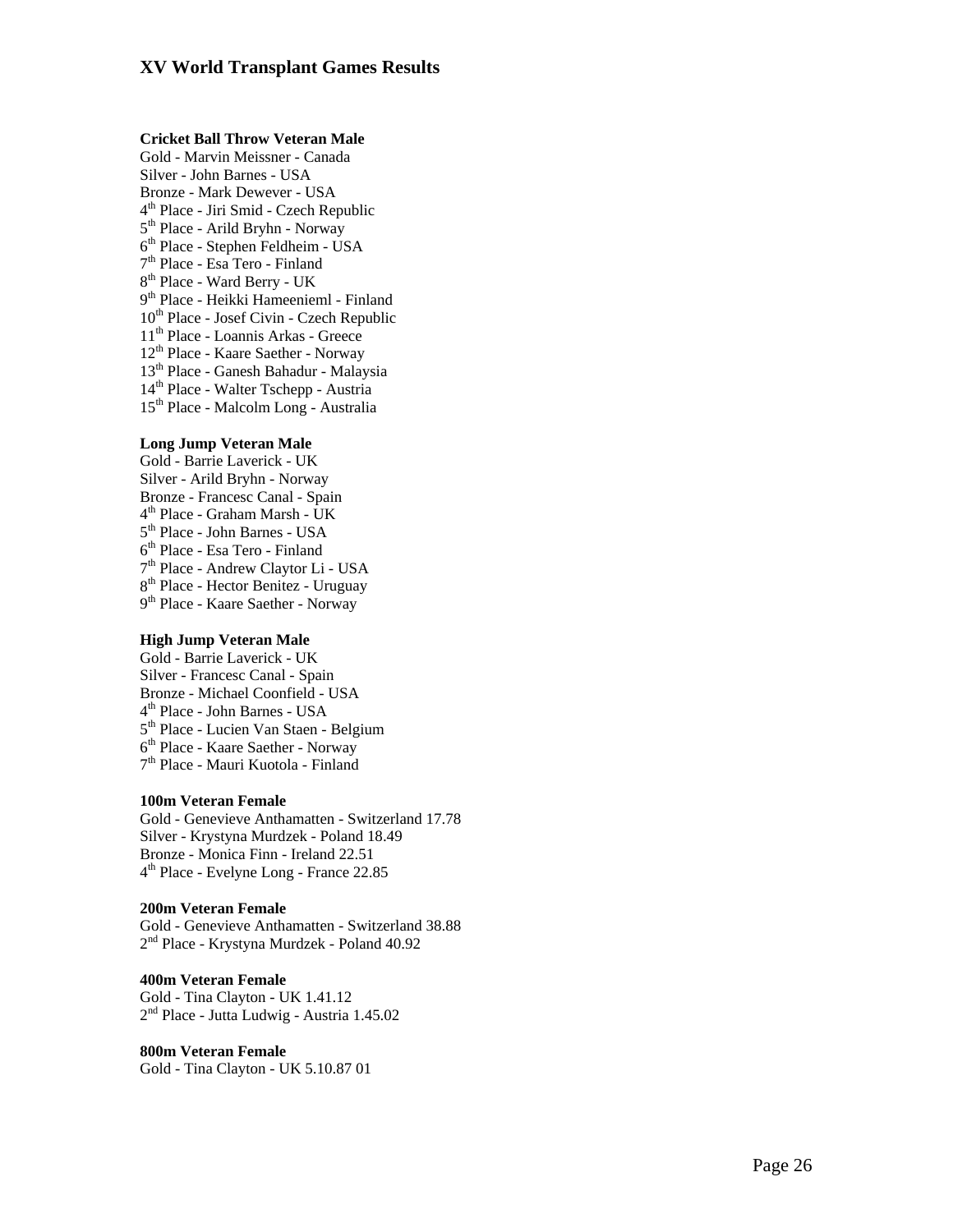# XV World Transplant Games Results

**Cricket Ball Throw Veteran Male**
Gold - Marvin Meissner - Canada
Silver - John Barnes - USA
Bronze - Mark Dewever - USA
4th Place - Jiri Smid - Czech Republic
5th Place - Arild Bryhn - Norway
6th Place - Stephen Feldheim - USA
7th Place - Esa Tero - Finland
8th Place - Ward Berry - UK
9th Place - Heikki Hameenieml - Finland
10th Place - Josef Civin - Czech Republic
11th Place - Loannis Arkas - Greece
12th Place - Kaare Saether - Norway
13th Place - Ganesh Bahadur - Malaysia
14th Place - Walter Tschepp - Austria
15th Place - Malcolm Long - Australia

**Long Jump Veteran Male**
Gold - Barrie Laverick - UK
Silver - Arild Bryhn - Norway
Bronze - Francesc Canal - Spain
4th Place - Graham Marsh - UK
5th Place - John Barnes - USA
6th Place - Esa Tero - Finland
7th Place - Andrew Claytor Li - USA
8th Place - Hector Benitez - Uruguay
9th Place - Kaare Saether - Norway

**High Jump Veteran Male**
Gold - Barrie Laverick - UK
Silver - Francesc Canal - Spain
Bronze - Michael Coonfield - USA
4th Place - John Barnes - USA
5th Place - Lucien Van Staen - Belgium
6th Place - Kaare Saether - Norway
7th Place - Mauri Kuotola - Finland

**100m Veteran Female**
Gold - Genevieve Anthamatten - Switzerland 17.78
Silver - Krystyna Murdzek - Poland 18.49
Bronze - Monica Finn - Ireland 22.51
4th Place - Evelyne Long - France 22.85

**200m Veteran Female**
Gold - Genevieve Anthamatten - Switzerland 38.88
2nd Place - Krystyna Murdzek - Poland 40.92

**400m Veteran Female**
Gold - Tina Clayton - UK 1.41.12
2nd Place - Jutta Ludwig - Austria 1.45.02

**800m Veteran Female**
Gold - Tina Clayton - UK 5.10.87 01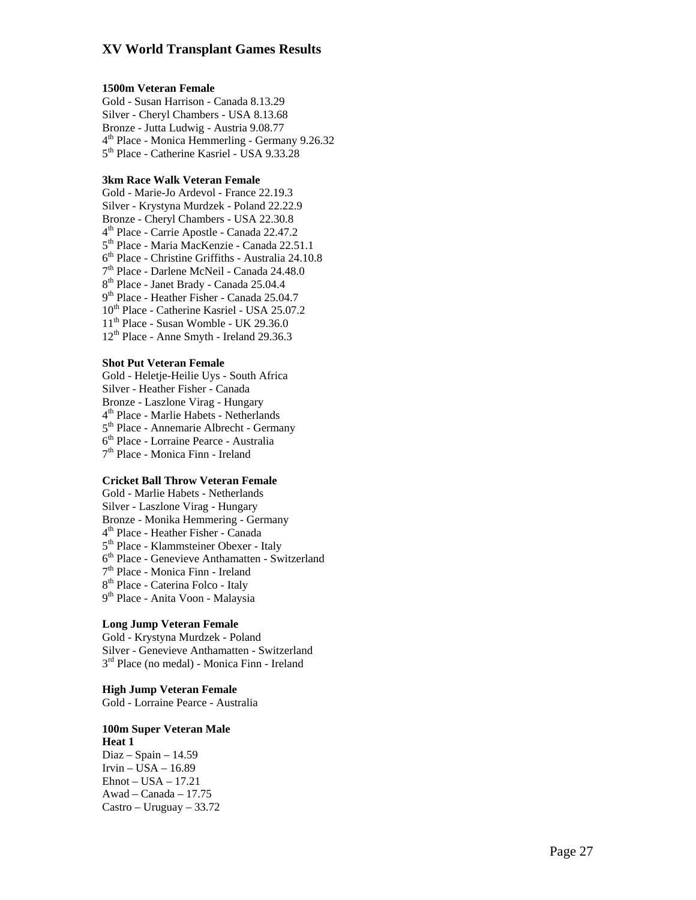# XV World Transplant Games Results

**1500m Veteran Female**

Gold - Susan Harrison - Canada 8.13.29
Silver - Cheryl Chambers - USA 8.13.68
Bronze - Jutta Ludwig - Austria 9.08.77
4th Place - Monica Hemmerling - Germany 9.26.32
5th Place - Catherine Kasriel - USA 9.33.28

**3km Race Walk Veteran Female**

Gold - Marie-Jo Ardevol - France 22.19.3
Silver - Krystyna Murdzek - Poland 22.22.9
Bronze - Cheryl Chambers - USA 22.30.8
4th Place - Carrie Apostle - Canada 22.47.2
5th Place - Maria MacKenzie - Canada 22.51.1
6th Place - Christine Griffiths - Australia 24.10.8
7th Place - Darlene McNeil - Canada 24.48.0
8th Place - Janet Brady - Canada 25.04.4
9th Place - Heather Fisher - Canada 25.04.7
10th Place - Catherine Kasriel - USA 25.07.2
11th Place - Susan Womble - UK 29.36.0
12th Place - Anne Smyth - Ireland 29.36.3

**Shot Put Veteran Female**

Gold - Heletje-Heilie Uys - South Africa
Silver - Heather Fisher - Canada
Bronze - Laszlone Virag - Hungary
4th Place - Marlie Habets - Netherlands
5th Place - Annemarie Albrecht - Germany
6th Place - Lorraine Pearce - Australia
7th Place - Monica Finn - Ireland

**Cricket Ball Throw Veteran Female**

Gold - Marlie Habets - Netherlands
Silver - Laszlone Virag - Hungary
Bronze - Monika Hemmering - Germany
4th Place - Heather Fisher - Canada
5th Place - Klammsteiner Obexer - Italy
6th Place - Genevieve Anthamatten - Switzerland
7th Place - Monica Finn - Ireland
8th Place - Caterina Folco - Italy
9th Place - Anita Voon - Malaysia

**Long Jump Veteran Female**

Gold - Krystyna Murdzek - Poland
Silver - Genevieve Anthamatten - Switzerland
3rd Place (no medal) - Monica Finn - Ireland

**High Jump Veteran Female**

Gold - Lorraine Pearce - Australia

**100m Super Veteran Male**

**Heat 1**

Diaz – Spain – 14.59
Irvin – USA – 16.89
Ehnot – USA – 17.21
Awad – Canada – 17.75
Castro – Uruguay – 33.72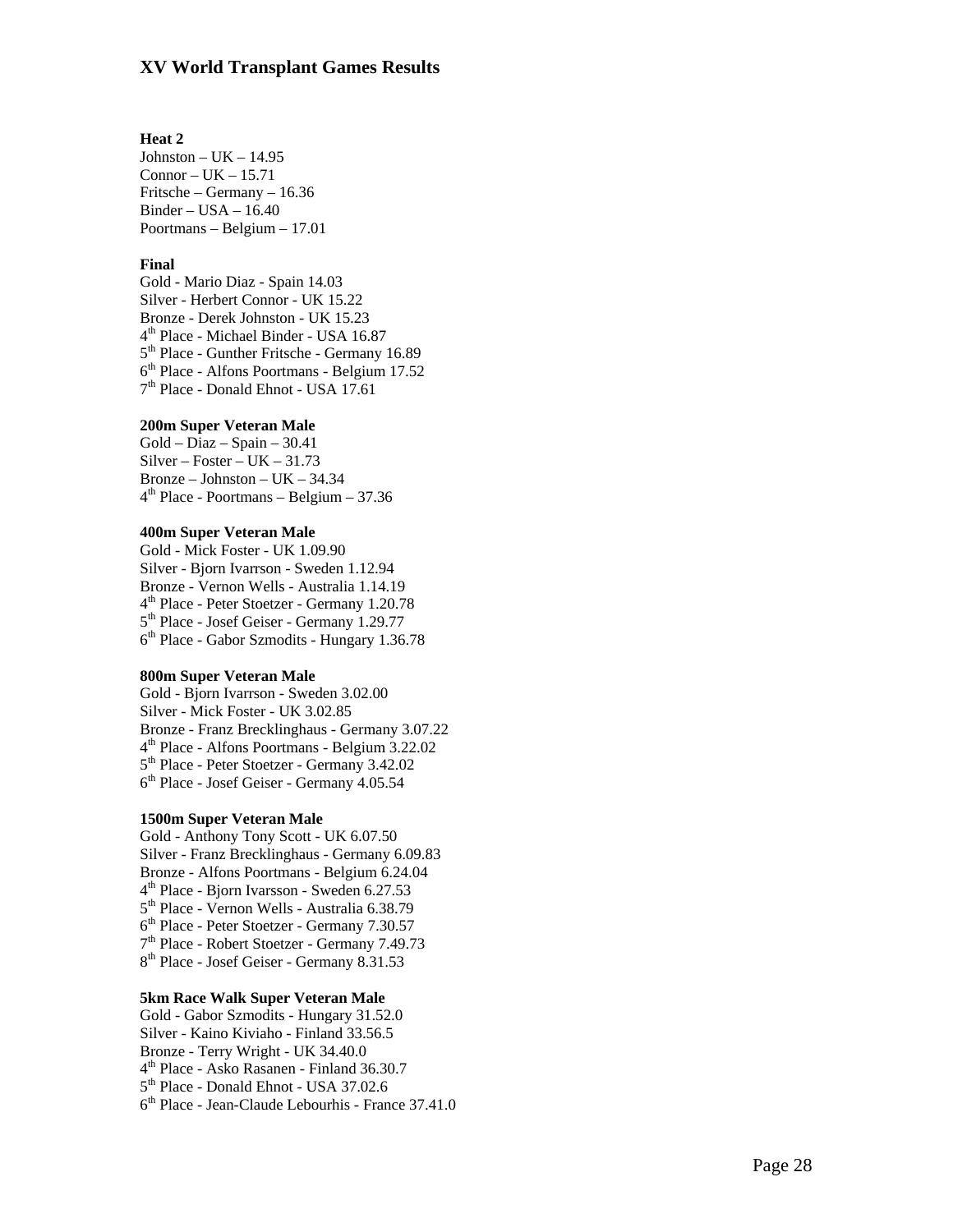**Heat 2**
Johnston – UK – 14.95
Connor – UK – 15.71
Fritsche – Germany – 16.36
Binder – USA – 16.40
Poortmans – Belgium – 17.01

**Final**
Gold - Mario Diaz - Spain 14.03
Silver - Herbert Connor - UK 15.22
Bronze - Derek Johnston - UK 15.23
4th Place - Michael Binder - USA 16.87
5th Place - Gunther Fritsche - Germany 16.89
6th Place - Alfons Poortmans - Belgium 17.52
7th Place - Donald Ehnot - USA 17.61

**200m Super Veteran Male**
Gold – Diaz – Spain – 30.41
Silver – Foster – UK – 31.73
Bronze – Johnston – UK – 34.34
4th Place - Poortmans – Belgium – 37.36

**400m Super Veteran Male**
Gold - Mick Foster - UK 1.09.90
Silver - Bjorn Ivarrson - Sweden 1.12.94
Bronze - Vernon Wells - Australia 1.14.19
4th Place - Peter Stoetzer - Germany 1.20.78
5th Place - Josef Geiser - Germany 1.29.77
6th Place - Gabor Szmodits - Hungary 1.36.78

**800m Super Veteran Male**
Gold - Bjorn Ivarrson - Sweden 3.02.00
Silver - Mick Foster - UK 3.02.85
Bronze - Franz Brecklinghaus - Germany 3.07.22
4th Place - Alfons Poortmans - Belgium 3.22.02
5th Place - Peter Stoetzer - Germany 3.42.02
6th Place - Josef Geiser - Germany 4.05.54

**1500m Super Veteran Male**
Gold - Anthony Tony Scott - UK 6.07.50
Silver - Franz Brecklinghaus - Germany 6.09.83
Bronze - Alfons Poortmans - Belgium 6.24.04
4th Place - Bjorn Ivarsson - Sweden 6.27.53
5th Place - Vernon Wells - Australia 6.38.79
6th Place - Peter Stoetzer - Germany 7.30.57
7th Place - Robert Stoetzer - Germany 7.49.73
8th Place - Josef Geiser - Germany 8.31.53

**5km Race Walk Super Veteran Male**
Gold - Gabor Szmodits - Hungary 31.52.0
Silver - Kaino Kiviaho - Finland 33.56.5
Bronze - Terry Wright - UK 34.40.0
4th Place - Asko Rasanen - Finland 36.30.7
5th Place - Donald Ehnot - USA 37.02.6
6th Place - Jean-Claude Lebourhis - France 37.41.0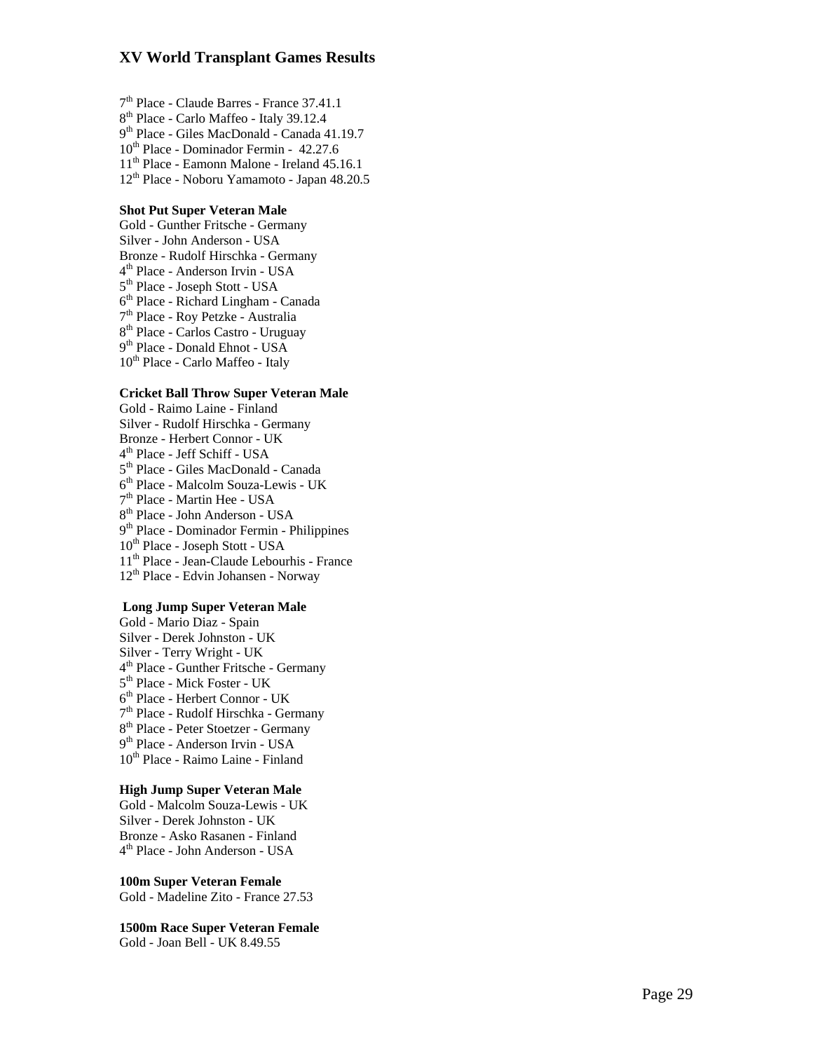# XV World Transplant Games Results

7th Place - Claude Barres - France 37.41.1
8th Place - Carlo Maffeo - Italy 39.12.4
9th Place - Giles MacDonald - Canada 41.19.7
10th Place - Dominador Fermin - 42.27.6
11th Place - Eamonn Malone - Ireland 45.16.1
12th Place - Noboru Yamamoto - Japan 48.20.5

**Shot Put Super Veteran Male**
Gold - Gunther Fritsche - Germany
Silver - John Anderson - USA
Bronze - Rudolf Hirschka - Germany
4th Place - Anderson Irvin - USA
5th Place - Joseph Stott - USA
6th Place - Richard Lingham - Canada
7th Place - Roy Petzke - Australia
8th Place - Carlos Castro - Uruguay
9th Place - Donald Ehnot - USA
10th Place - Carlo Maffeo - Italy

**Cricket Ball Throw Super Veteran Male**
Gold - Raimo Laine - Finland
Silver - Rudolf Hirschka - Germany
Bronze - Herbert Connor - UK
4th Place - Jeff Schiff - USA
5th Place - Giles MacDonald - Canada
6th Place - Malcolm Souza-Lewis - UK
7th Place - Martin Hee - USA
8th Place - John Anderson - USA
9th Place - Dominador Fermin - Philippines
10th Place - Joseph Stott - USA
11th Place - Jean-Claude Lebourhis - France
12th Place - Edvin Johansen - Norway

**Long Jump Super Veteran Male**
Gold - Mario Diaz - Spain
Silver - Derek Johnston - UK
Silver - Terry Wright - UK
4th Place - Gunther Fritsche - Germany
5th Place - Mick Foster - UK
6th Place - Herbert Connor - UK
7th Place - Rudolf Hirschka - Germany
8th Place - Peter Stoetzer - Germany
9th Place - Anderson Irvin - USA
10th Place - Raimo Laine - Finland

**High Jump Super Veteran Male**
Gold - Malcolm Souza-Lewis - UK
Silver - Derek Johnston - UK
Bronze - Asko Rasanen - Finland
4th Place - John Anderson - USA

**100m Super Veteran Female**
Gold - Madeline Zito - France 27.53

**1500m Race Super Veteran Female**
Gold - Joan Bell - UK 8.49.55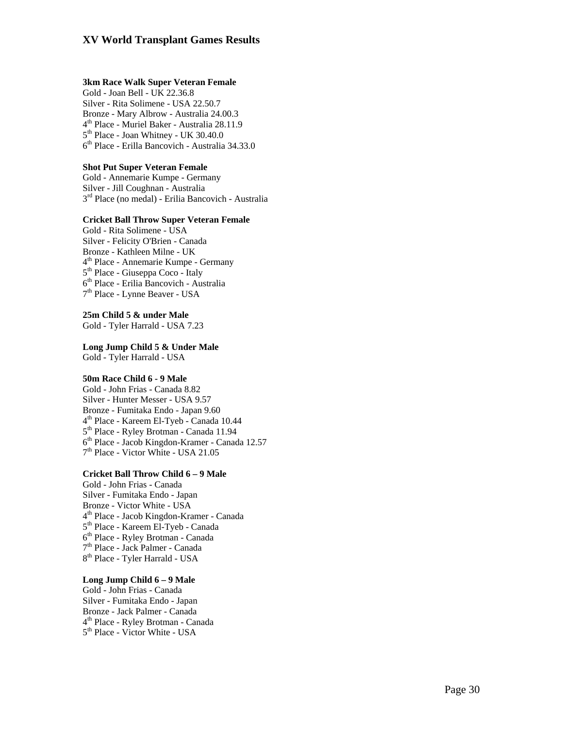# XV World Transplant Games Results

**3km Race Walk Super Veteran Female**
Gold - Joan Bell - UK 22.36.8
Silver - Rita Solimene - USA 22.50.7
Bronze - Mary Albrow - Australia 24.00.3
4th Place - Muriel Baker - Australia 28.11.9
5th Place - Joan Whitney - UK 30.40.0
6th Place - Erilla Bancovich - Australia 34.33.0

**Shot Put Super Veteran Female**
Gold - Annemarie Kumpe - Germany
Silver - Jill Coughnan - Australia
3rd Place (no medal) - Erilia Bancovich - Australia

**Cricket Ball Throw Super Veteran Female**
Gold - Rita Solimene - USA
Silver - Felicity O'Brien - Canada
Bronze - Kathleen Milne - UK
4th Place - Annemarie Kumpe - Germany
5th Place - Giuseppa Coco - Italy
6th Place - Erilia Bancovich - Australia
7th Place - Lynne Beaver - USA

**25m Child 5 & under Male**
Gold - Tyler Harrald - USA 7.23

**Long Jump Child 5 & Under Male**
Gold - Tyler Harrald - USA

**50m Race Child 6 - 9 Male**
Gold - John Frias - Canada 8.82
Silver - Hunter Messer - USA 9.57
Bronze - Fumitaka Endo - Japan 9.60
4th Place - Kareem El-Tyeb - Canada 10.44
5th Place - Ryley Brotman - Canada 11.94
6th Place - Jacob Kingdon-Kramer - Canada 12.57
7th Place - Victor White - USA 21.05

**Cricket Ball Throw Child 6 – 9 Male**
Gold - John Frias - Canada
Silver - Fumitaka Endo - Japan
Bronze - Victor White - USA
4th Place - Jacob Kingdon-Kramer - Canada
5th Place - Kareem El-Tyeb - Canada
6th Place - Ryley Brotman - Canada
7th Place - Jack Palmer - Canada
8th Place - Tyler Harrald - USA

**Long Jump Child 6 – 9 Male**
Gold - John Frias - Canada
Silver - Fumitaka Endo - Japan
Bronze - Jack Palmer - Canada
4th Place - Ryley Brotman - Canada
5th Place - Victor White - USA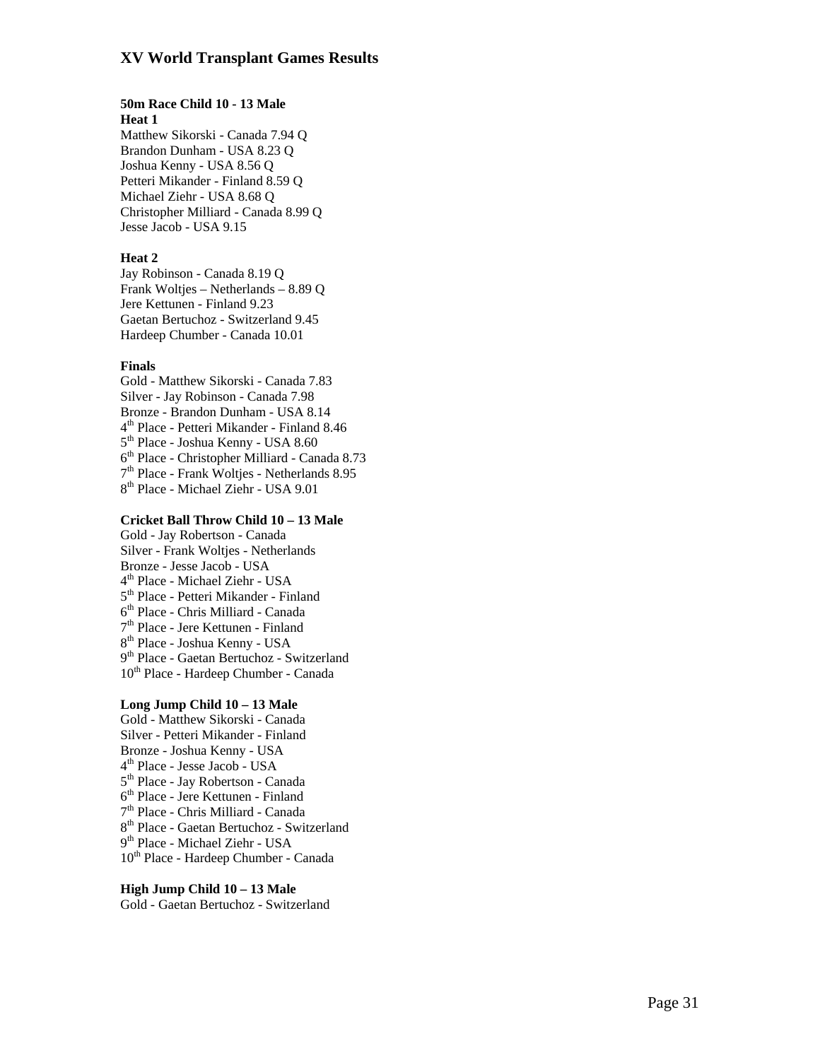## XV World Transplant Games Results

**50m Race Child 10 - 13 Male**
**Heat 1**
Matthew Sikorski - Canada 7.94 Q
Brandon Dunham - USA 8.23 Q
Joshua Kenny - USA 8.56 Q
Petteri Mikander - Finland 8.59 Q
Michael Ziehr - USA 8.68 Q
Christopher Milliard - Canada 8.99 Q
Jesse Jacob - USA 9.15

**Heat 2**
Jay Robinson - Canada 8.19 Q
Frank Woltjes – Netherlands – 8.89 Q
Jere Kettunen - Finland 9.23
Gaetan Bertuchoz - Switzerland 9.45
Hardeep Chumber - Canada 10.01

**Finals**
Gold - Matthew Sikorski - Canada 7.83
Silver - Jay Robinson - Canada 7.98
Bronze - Brandon Dunham - USA 8.14
4th Place - Petteri Mikander - Finland 8.46
5th Place - Joshua Kenny - USA 8.60
6th Place - Christopher Milliard - Canada 8.73
7th Place - Frank Woltjes - Netherlands 8.95
8th Place - Michael Ziehr - USA 9.01

**Cricket Ball Throw Child 10 – 13 Male**
Gold - Jay Robertson - Canada
Silver - Frank Woltjes - Netherlands
Bronze - Jesse Jacob - USA
4th Place - Michael Ziehr - USA
5th Place - Petteri Mikander - Finland
6th Place - Chris Milliard - Canada
7th Place - Jere Kettunen - Finland
8th Place - Joshua Kenny - USA
9th Place - Gaetan Bertuchoz - Switzerland
10th Place - Hardeep Chumber - Canada

**Long Jump Child 10 – 13 Male**
Gold - Matthew Sikorski - Canada
Silver - Petteri Mikander - Finland
Bronze - Joshua Kenny - USA
4th Place - Jesse Jacob - USA
5th Place - Jay Robertson - Canada
6th Place - Jere Kettunen - Finland
7th Place - Chris Milliard - Canada
8th Place - Gaetan Bertuchoz - Switzerland
9th Place - Michael Ziehr - USA
10th Place - Hardeep Chumber - Canada

**High Jump Child 10 – 13 Male**
Gold - Gaetan Bertuchoz - Switzerland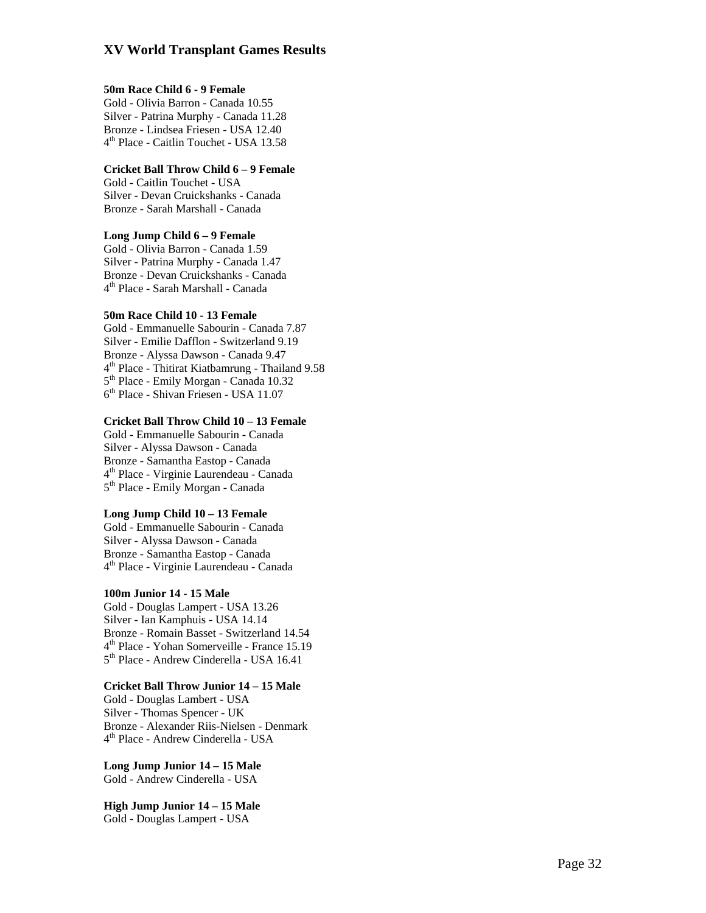# XV World Transplant Games Results

**50m Race Child 6 - 9 Female**
Gold - Olivia Barron - Canada 10.55
Silver - Patrina Murphy - Canada 11.28
Bronze - Lindsea Friesen - USA 12.40
4th Place - Caitlin Touchet - USA 13.58

**Cricket Ball Throw Child 6 – 9 Female**
Gold - Caitlin Touchet - USA
Silver - Devan Cruickshanks - Canada
Bronze - Sarah Marshall - Canada

**Long Jump Child 6 – 9 Female**
Gold - Olivia Barron - Canada 1.59
Silver - Patrina Murphy - Canada 1.47
Bronze - Devan Cruickshanks - Canada
4th Place - Sarah Marshall - Canada

**50m Race Child 10 - 13 Female**
Gold - Emmanuelle Sabourin - Canada 7.87
Silver - Emilie Dafflon - Switzerland 9.19
Bronze - Alyssa Dawson - Canada 9.47
4th Place - Thitirat Kiatbamrung - Thailand 9.58
5th Place - Emily Morgan - Canada 10.32
6th Place - Shivan Friesen - USA 11.07

**Cricket Ball Throw Child 10 – 13 Female**
Gold - Emmanuelle Sabourin - Canada
Silver - Alyssa Dawson - Canada
Bronze - Samantha Eastop - Canada
4th Place - Virginie Laurendeau - Canada
5th Place - Emily Morgan - Canada

**Long Jump Child 10 – 13 Female**
Gold - Emmanuelle Sabourin - Canada
Silver - Alyssa Dawson - Canada
Bronze - Samantha Eastop - Canada
4th Place - Virginie Laurendeau - Canada

**100m Junior 14 - 15 Male**
Gold - Douglas Lampert - USA 13.26
Silver - Ian Kamphuis - USA 14.14
Bronze - Romain Basset - Switzerland 14.54
4th Place - Yohan Somerveille - France 15.19
5th Place - Andrew Cinderella - USA 16.41

**Cricket Ball Throw Junior 14 – 15 Male**
Gold - Douglas Lambert - USA
Silver - Thomas Spencer - UK
Bronze - Alexander Riis-Nielsen - Denmark
4th Place - Andrew Cinderella - USA

**Long Jump Junior 14 – 15 Male**
Gold - Andrew Cinderella - USA

**High Jump Junior 14 – 15 Male**
Gold - Douglas Lampert - USA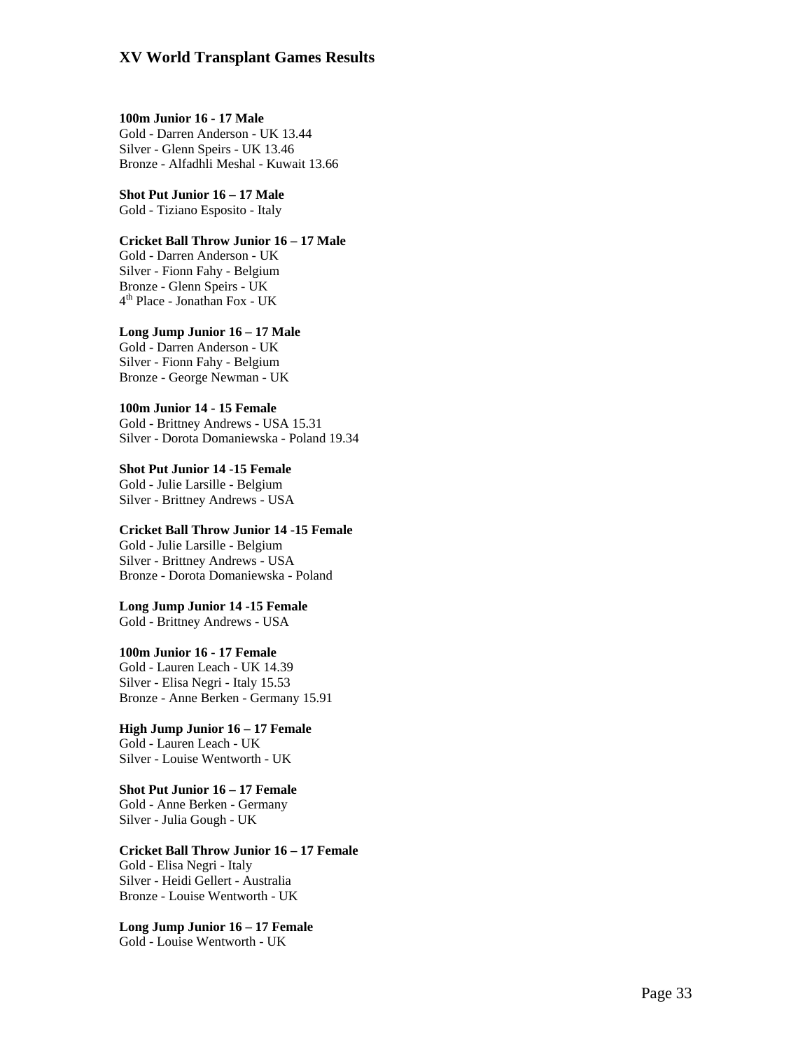# XV World Transplant Games Results

**100m Junior 16 - 17 Male**
Gold - Darren Anderson - UK 13.44
Silver - Glenn Speirs - UK 13.46
Bronze - Alfadhli Meshal - Kuwait 13.66

**Shot Put Junior 16 – 17 Male**
Gold - Tiziano Esposito - Italy

**Cricket Ball Throw Junior 16 – 17 Male**
Gold - Darren Anderson - UK
Silver - Fionn Fahy - Belgium
Bronze - Glenn Speirs - UK
4th Place - Jonathan Fox - UK

**Long Jump Junior 16 – 17 Male**
Gold - Darren Anderson - UK
Silver - Fionn Fahy - Belgium
Bronze - George Newman - UK

**100m Junior 14 - 15 Female**
Gold - Brittney Andrews - USA 15.31
Silver - Dorota Domaniewska - Poland 19.34

**Shot Put Junior 14 -15 Female**
Gold - Julie Larsille - Belgium
Silver - Brittney Andrews - USA

**Cricket Ball Throw Junior 14 -15 Female**
Gold - Julie Larsille - Belgium
Silver - Brittney Andrews - USA
Bronze - Dorota Domaniewska - Poland

**Long Jump Junior 14 -15 Female**
Gold - Brittney Andrews - USA

**100m Junior 16 - 17 Female**
Gold - Lauren Leach - UK 14.39
Silver - Elisa Negri - Italy 15.53
Bronze - Anne Berken - Germany 15.91

**High Jump Junior 16 – 17 Female**
Gold - Lauren Leach - UK
Silver - Louise Wentworth - UK

**Shot Put Junior 16 – 17 Female**
Gold - Anne Berken - Germany
Silver - Julia Gough - UK

**Cricket Ball Throw Junior 16 – 17 Female**
Gold - Elisa Negri - Italy
Silver - Heidi Gellert - Australia
Bronze - Louise Wentworth - UK

**Long Jump Junior 16 – 17 Female**
Gold - Louise Wentworth - UK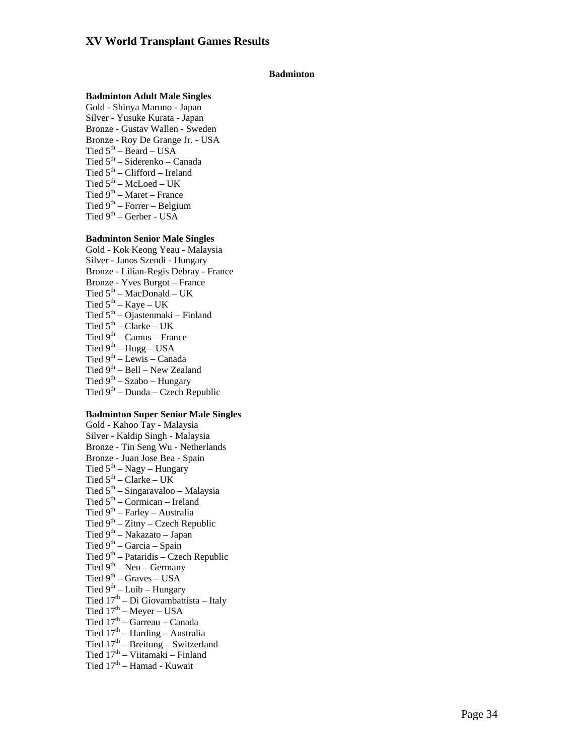# XV World Transplant Games Results

## Badminton

### Badminton Adult Male Singles

Gold - Shinya Maruno - Japan
Silver - Yusuke Kurata - Japan
Bronze - Gustav Wallen - Sweden
Bronze - Roy De Grange Jr. - USA
Tied 5th – Beard – USA
Tied 5th – Siderenko – Canada
Tied 5th – Clifford – Ireland
Tied 5th – McLoed – UK
Tied 9th – Maret – France
Tied 9th – Forrer – Belgium
Tied 9th – Gerber - USA

### Badminton Senior Male Singles

Gold - Kok Keong Yeau - Malaysia
Silver - Janos Szendi - Hungary
Bronze - Lilian-Regis Debray - France
Bronze - Yves Burgot – France
Tied 5th – MacDonald – UK
Tied 5th – Kaye – UK
Tied 5th – Ojastenmaki – Finland
Tied 5th – Clarke – UK
Tied 9th – Camus – France
Tied 9th – Hugg – USA
Tied 9th – Lewis – Canada
Tied 9th – Bell – New Zealand
Tied 9th – Szabo – Hungary
Tied 9th – Dunda – Czech Republic

### Badminton Super Senior Male Singles

Gold - Kahoo Tay - Malaysia
Silver - Kaldip Singh - Malaysia
Bronze - Tin Seng Wu - Netherlands
Bronze - Juan Jose Bea - Spain
Tied 5th – Nagy – Hungary
Tied 5th – Clarke – UK
Tied 5th – Singaravaloo – Malaysia
Tied 5th – Cormican – Ireland
Tied 9th – Farley – Australia
Tied 9th – Zitny – Czech Republic
Tied 9th – Nakazato – Japan
Tied 9th – Garcia – Spain
Tied 9th – Pataridis – Czech Republic
Tied 9th – Neu – Germany
Tied 9th – Graves – USA
Tied 9th – Luib – Hungary
Tied 17th – Di Giovambattista – Italy
Tied 17th – Meyer – USA
Tied 17th – Garreau – Canada
Tied 17th – Harding – Australia
Tied 17th – Breitung – Switzerland
Tied 17th – Viitamaki – Finland
Tied 17th – Hamad - Kuwait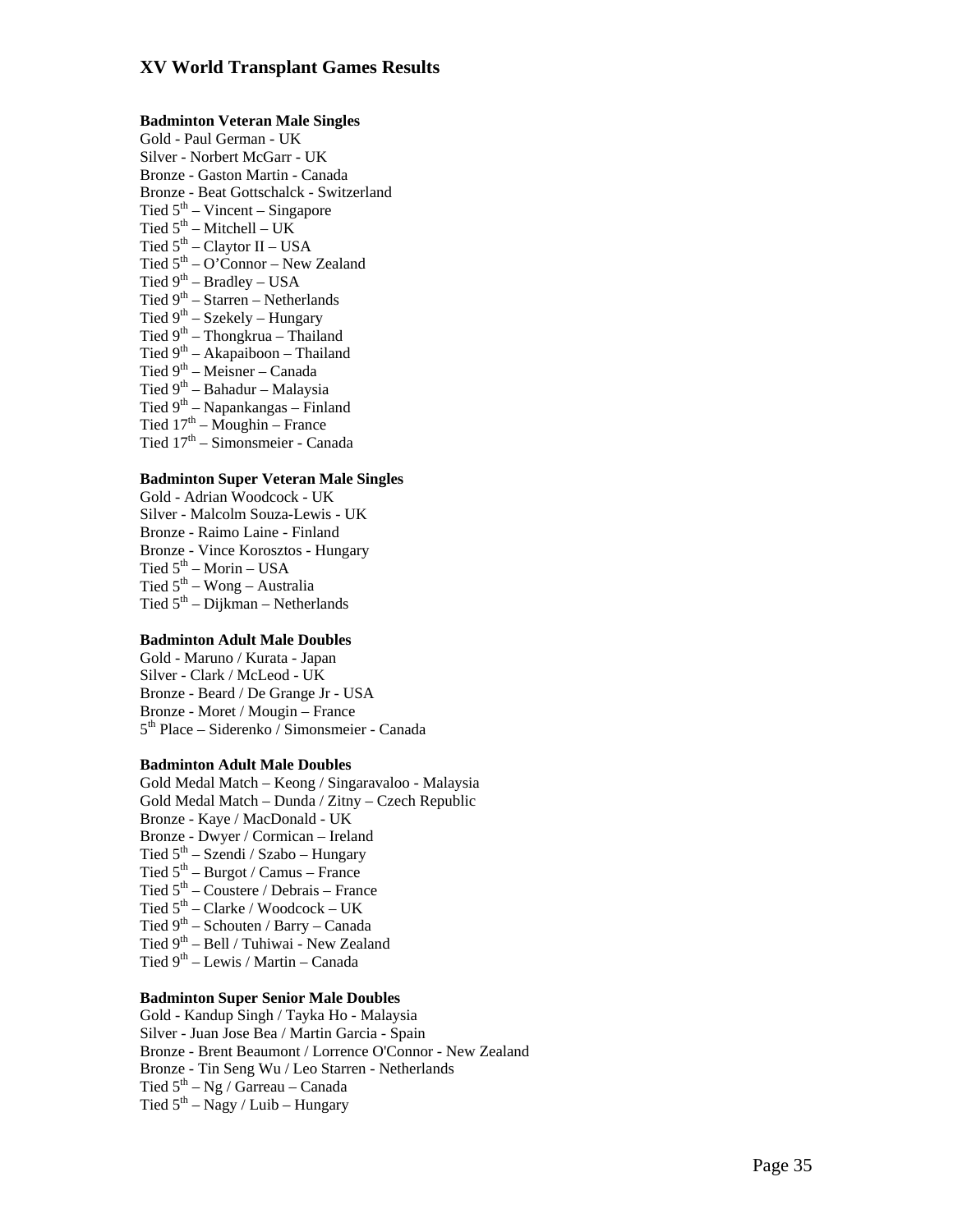# XV World Transplant Games Results

**Badminton Veteran Male Singles**

Gold - Paul German - UK
Silver - Norbert McGarr - UK
Bronze - Gaston Martin - Canada
Bronze - Beat Gottschalck - Switzerland
Tied 5th – Vincent – Singapore
Tied 5th – Mitchell – UK
Tied 5th – Claytor II – USA
Tied 5th – O'Connor – New Zealand
Tied 9th – Bradley – USA
Tied 9th – Starren – Netherlands
Tied 9th – Szekely – Hungary
Tied 9th – Thongkrua – Thailand
Tied 9th – Akapaiboon – Thailand
Tied 9th – Meisner – Canada
Tied 9th – Bahadur – Malaysia
Tied 9th – Napankangas – Finland
Tied 17th – Moughin – France
Tied 17th – Simonsmeier - Canada

**Badminton Super Veteran Male Singles**

Gold - Adrian Woodcock - UK
Silver - Malcolm Souza-Lewis - UK
Bronze - Raimo Laine - Finland
Bronze - Vince Korosztos - Hungary
Tied 5th – Morin – USA
Tied 5th – Wong – Australia
Tied 5th – Dijkman – Netherlands

**Badminton Adult Male Doubles**

Gold - Maruno / Kurata - Japan
Silver - Clark / McLeod - UK
Bronze - Beard / De Grange Jr - USA
Bronze - Moret / Mougin – France
5th Place – Siderenko / Simonsmeier - Canada

**Badminton Adult Male Doubles**

Gold Medal Match – Keong / Singaravaloo - Malaysia
Gold Medal Match – Dunda / Zitny – Czech Republic
Bronze - Kaye / MacDonald - UK
Bronze - Dwyer / Cormican – Ireland
Tied 5th – Szendi / Szabo – Hungary
Tied 5th – Burgot / Camus – France
Tied 5th – Coustere / Debrais – France
Tied 5th – Clarke / Woodcock – UK
Tied 9th – Schouten / Barry – Canada
Tied 9th – Bell / Tuhiwai - New Zealand
Tied 9th – Lewis / Martin – Canada

**Badminton Super Senior Male Doubles**

Gold - Kandup Singh / Tayka Ho - Malaysia
Silver - Juan Jose Bea / Martin Garcia - Spain
Bronze - Brent Beaumont / Lorrence O'Connor - New Zealand
Bronze - Tin Seng Wu / Leo Starren - Netherlands
Tied 5th – Ng / Garreau – Canada
Tied 5th – Nagy / Luib – Hungary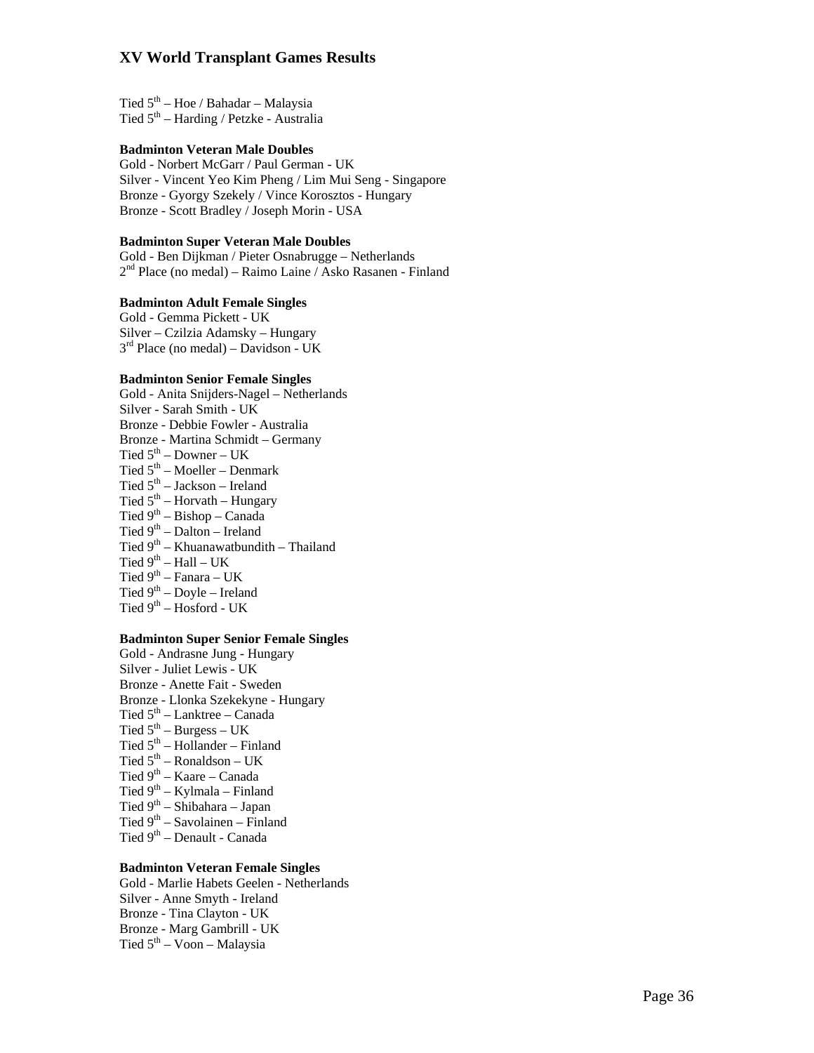Tied 5th – Hoe / Bahadar – Malaysia
Tied 5th – Harding / Petzke - Australia

**Badminton Veteran Male Doubles**
Gold - Norbert McGarr / Paul German - UK
Silver - Vincent Yeo Kim Pheng / Lim Mui Seng - Singapore
Bronze - Gyorgy Szekely / Vince Korosztos - Hungary
Bronze - Scott Bradley / Joseph Morin - USA

**Badminton Super Veteran Male Doubles**
Gold - Ben Dijkman / Pieter Osnabrugge – Netherlands
2nd Place (no medal) – Raimo Laine / Asko Rasanen - Finland

**Badminton Adult Female Singles**
Gold - Gemma Pickett - UK
Silver – Czilzia Adamsky – Hungary
3rd Place (no medal) – Davidson - UK

**Badminton Senior Female Singles**
Gold - Anita Snijders-Nagel – Netherlands
Silver - Sarah Smith - UK
Bronze - Debbie Fowler - Australia
Bronze - Martina Schmidt – Germany
Tied 5th – Downer – UK
Tied 5th – Moeller – Denmark
Tied 5th – Jackson – Ireland
Tied 5th – Horvath – Hungary
Tied 9th – Bishop – Canada
Tied 9th – Dalton – Ireland
Tied 9th – Khuanawatbundith – Thailand
Tied 9th – Hall – UK
Tied 9th – Fanara – UK
Tied 9th – Doyle – Ireland
Tied 9th – Hosford - UK

**Badminton Super Senior Female Singles**
Gold - Andrasne Jung - Hungary
Silver - Juliet Lewis - UK
Bronze - Anette Fait - Sweden
Bronze - Llonka Szekekyne - Hungary
Tied 5th – Lanktree – Canada
Tied 5th – Burgess – UK
Tied 5th – Hollander – Finland
Tied 5th – Ronaldson – UK
Tied 9th – Kaare – Canada
Tied 9th – Kylmala – Finland
Tied 9th – Shibahara – Japan
Tied 9th – Savolainen – Finland
Tied 9th – Denault - Canada

**Badminton Veteran Female Singles**
Gold - Marlie Habets Geelen - Netherlands
Silver - Anne Smyth - Ireland
Bronze - Tina Clayton - UK
Bronze - Marg Gambrill - UK
Tied 5th – Voon – Malaysia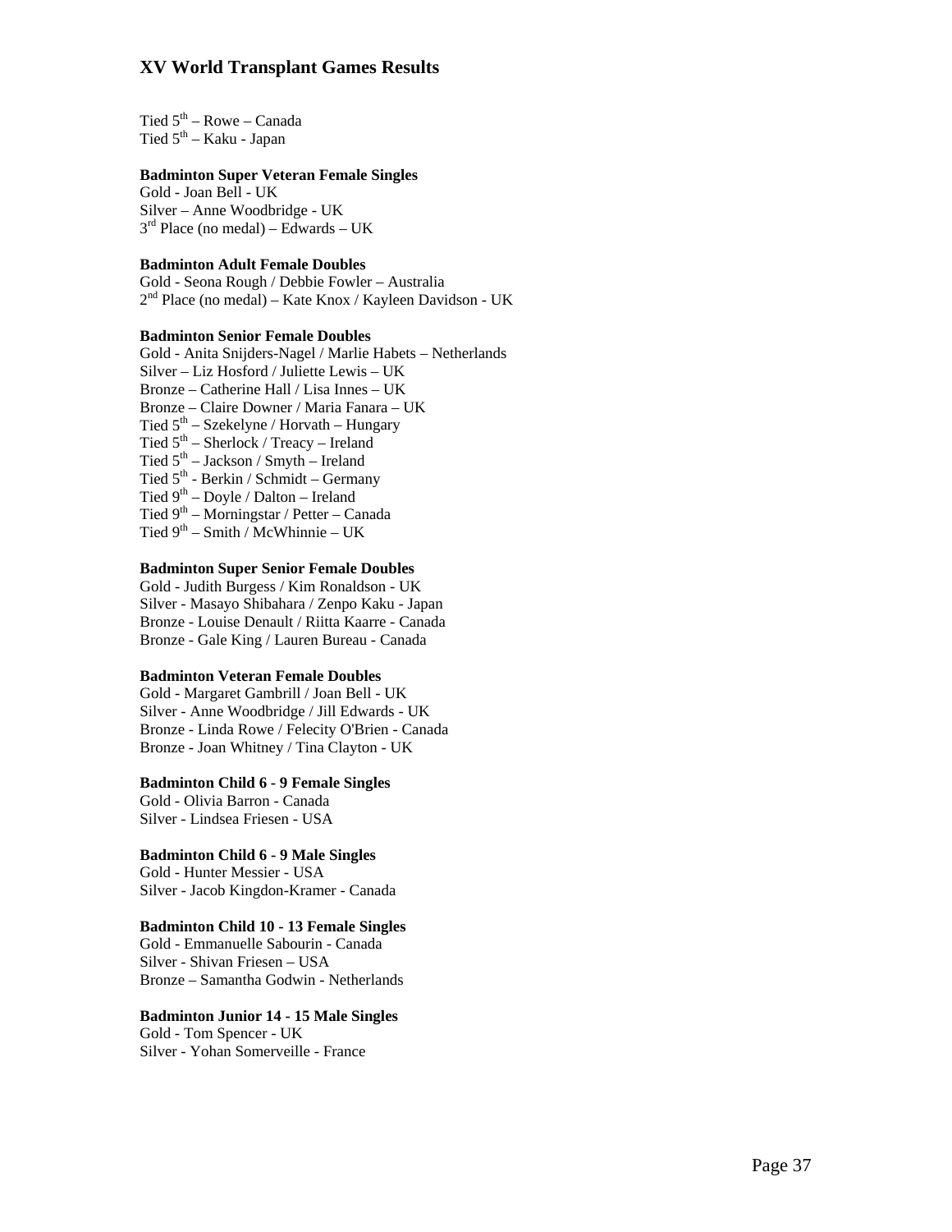Tied 5th – Rowe – Canada
Tied 5th – Kaku - Japan

**Badminton Super Veteran Female Singles**
Gold - Joan Bell - UK
Silver – Anne Woodbridge - UK
3rd Place (no medal) – Edwards – UK

**Badminton Adult Female Doubles**
Gold - Seona Rough / Debbie Fowler – Australia
2nd Place (no medal) – Kate Knox / Kayleen Davidson - UK

**Badminton Senior Female Doubles**
Gold - Anita Snijders-Nagel / Marlie Habets – Netherlands
Silver – Liz Hosford / Juliette Lewis – UK
Bronze – Catherine Hall / Lisa Innes – UK
Bronze – Claire Downer / Maria Fanara – UK
Tied 5th – Szekelyne / Horvath – Hungary
Tied 5th – Sherlock / Treacy – Ireland
Tied 5th – Jackson / Smyth – Ireland
Tied 5th - Berkin / Schmidt – Germany
Tied 9th – Doyle / Dalton – Ireland
Tied 9th – Morningstar / Petter – Canada
Tied 9th – Smith / McWhinnie – UK

**Badminton Super Senior Female Doubles**
Gold - Judith Burgess / Kim Ronaldson - UK
Silver - Masayo Shibahara / Zenpo Kaku - Japan
Bronze - Louise Denault / Riitta Kaarre - Canada
Bronze - Gale King / Lauren Bureau - Canada

**Badminton Veteran Female Doubles**
Gold - Margaret Gambrill / Joan Bell - UK
Silver - Anne Woodbridge / Jill Edwards - UK
Bronze - Linda Rowe / Felecity O'Brien - Canada
Bronze - Joan Whitney / Tina Clayton - UK

**Badminton Child 6 - 9 Female Singles**
Gold - Olivia Barron - Canada
Silver - Lindsea Friesen - USA

**Badminton Child 6 - 9 Male Singles**
Gold - Hunter Messier - USA
Silver - Jacob Kingdon-Kramer - Canada

**Badminton Child 10 - 13 Female Singles**
Gold - Emmanuelle Sabourin - Canada
Silver - Shivan Friesen – USA
Bronze – Samantha Godwin - Netherlands

**Badminton Junior 14 - 15 Male Singles**
Gold - Tom Spencer - UK
Silver - Yohan Somerveille - France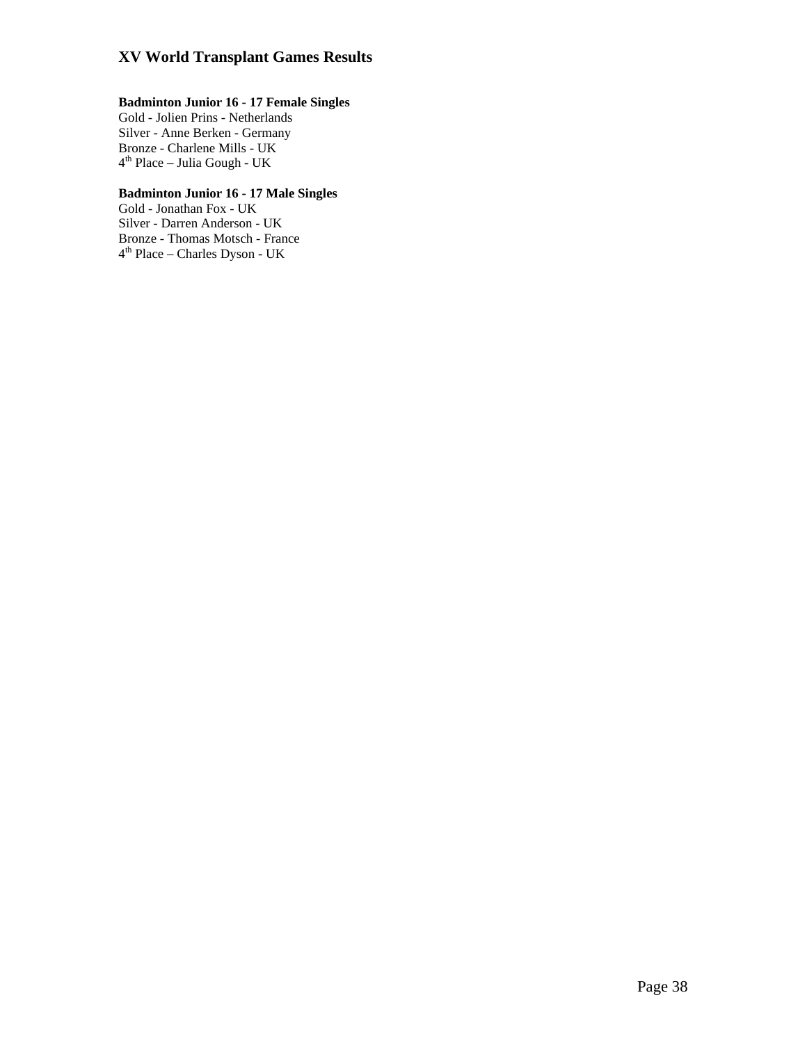## XV World Transplant Games Results

**Badminton Junior 16 - 17 Female Singles**
Gold - Jolien Prins - Netherlands
Silver - Anne Berken - Germany
Bronze - Charlene Mills - UK
4th Place – Julia Gough - UK

**Badminton Junior 16 - 17 Male Singles**
Gold - Jonathan Fox - UK
Silver - Darren Anderson - UK
Bronze - Thomas Motsch - France
4th Place – Charles Dyson - UK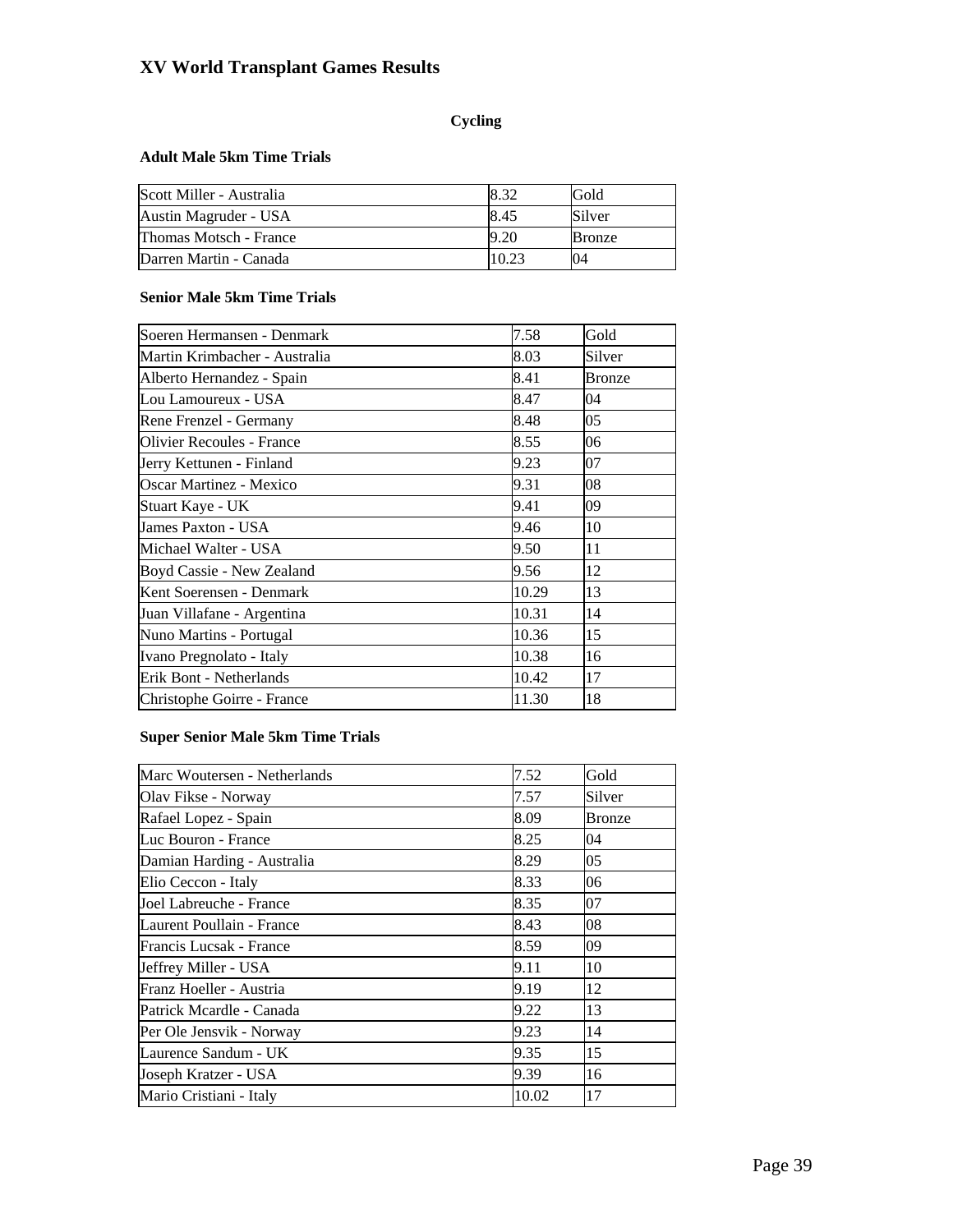# XV World Transplant Games Results

## Cycling

### Adult Male 5km Time Trials

| | | |
|---|---|---|
| Scott Miller - Australia | 8.32 | Gold |
| Austin Magruder - USA | 8.45 | Silver |
| Thomas Motsch - France | 9.20 | Bronze |
| Darren Martin - Canada | 10.23 | 04 |

### Senior Male 5km Time Trials

| | | |
|---|---|---|
| Soeren Hermansen - Denmark | 7.58 | Gold |
| Martin Krimbacher - Australia | 8.03 | Silver |
| Alberto Hernandez - Spain | 8.41 | Bronze |
| Lou Lamoureux - USA | 8.47 | 04 |
| Rene Frenzel - Germany | 8.48 | 05 |
| Olivier Recoules - France | 8.55 | 06 |
| Jerry Kettunen - Finland | 9.23 | 07 |
| Oscar Martinez - Mexico | 9.31 | 08 |
| Stuart Kaye - UK | 9.41 | 09 |
| James Paxton - USA | 9.46 | 10 |
| Michael Walter - USA | 9.50 | 11 |
| Boyd Cassie - New Zealand | 9.56 | 12 |
| Kent Soerensen - Denmark | 10.29 | 13 |
| Juan Villafane - Argentina | 10.31 | 14 |
| Nuno Martins - Portugal | 10.36 | 15 |
| Ivano Pregnolato - Italy | 10.38 | 16 |
| Erik Bont - Netherlands | 10.42 | 17 |
| Christophe Goirre - France | 11.30 | 18 |

### Super Senior Male 5km Time Trials

| | | |
|---|---|---|
| Marc Woutersen - Netherlands | 7.52 | Gold |
| Olav Fikse - Norway | 7.57 | Silver |
| Rafael Lopez - Spain | 8.09 | Bronze |
| Luc Bouron - France | 8.25 | 04 |
| Damian Harding - Australia | 8.29 | 05 |
| Elio Ceccon - Italy | 8.33 | 06 |
| Joel Labreuche - France | 8.35 | 07 |
| Laurent Poullain - France | 8.43 | 08 |
| Francis Lucsak - France | 8.59 | 09 |
| Jeffrey Miller - USA | 9.11 | 10 |
| Franz Hoeller - Austria | 9.19 | 12 |
| Patrick Mcardle - Canada | 9.22 | 13 |
| Per Ole Jensvik - Norway | 9.23 | 14 |
| Laurence Sandum - UK | 9.35 | 15 |
| Joseph Kratzer - USA | 9.39 | 16 |
| Mario Cristiani - Italy | 10.02 | 17 |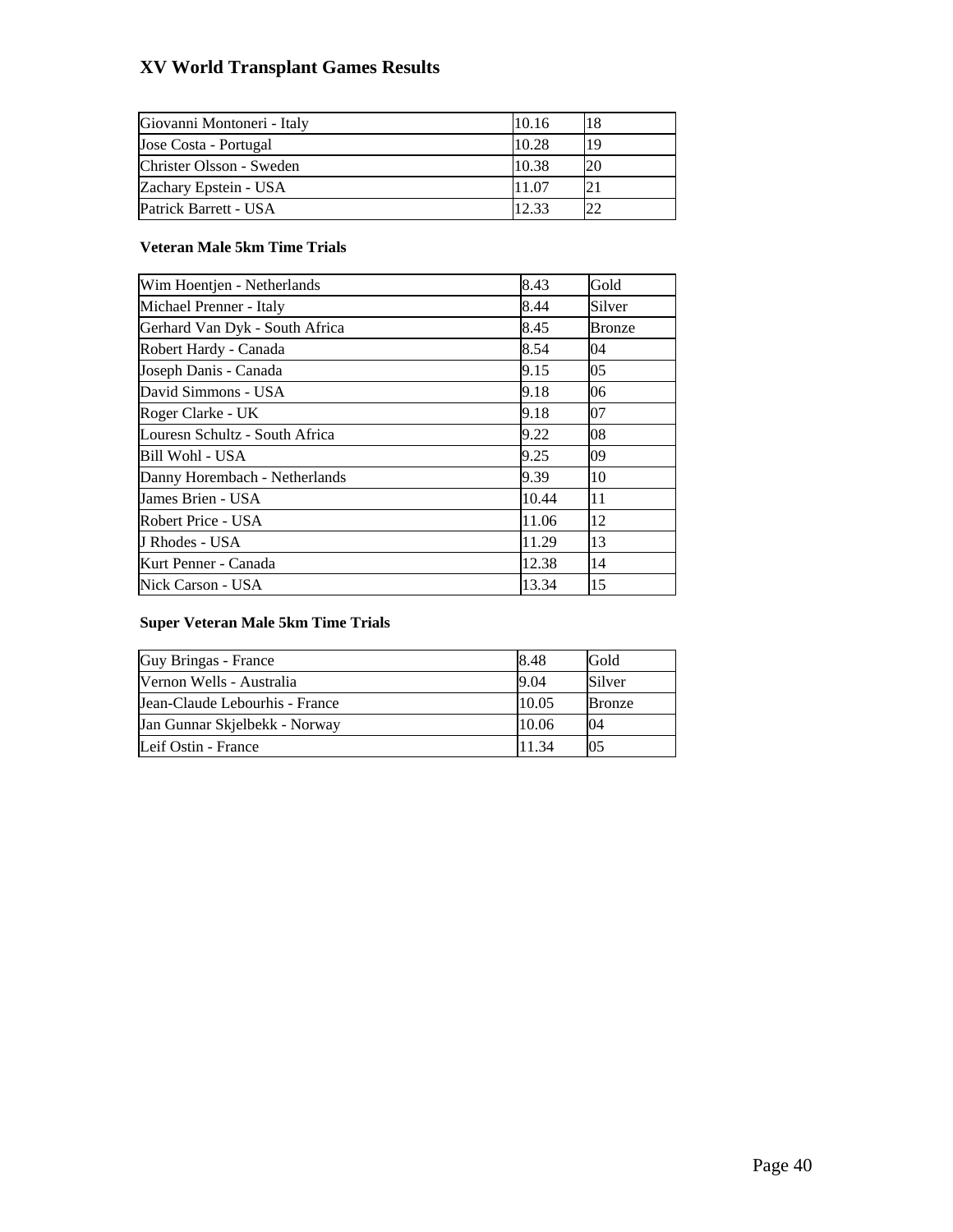# XV World Transplant Games Results

| | | |
|---|---|---|
| Giovanni Montoneri - Italy | 10.16 | 18 |
| Jose Costa - Portugal | 10.28 | 19 |
| Christer Olsson - Sweden | 10.38 | 20 |
| Zachary Epstein - USA | 11.07 | 21 |
| Patrick Barrett - USA | 12.33 | 22 |

**Veteran Male 5km Time Trials**

| | | |
|---|---|---|
| Wim Hoentjen - Netherlands | 8.43 | Gold |
| Michael Prenner - Italy | 8.44 | Silver |
| Gerhard Van Dyk - South Africa | 8.45 | Bronze |
| Robert Hardy - Canada | 8.54 | 04 |
| Joseph Danis - Canada | 9.15 | 05 |
| David Simmons - USA | 9.18 | 06 |
| Roger Clarke - UK | 9.18 | 07 |
| Louresn Schultz - South Africa | 9.22 | 08 |
| Bill Wohl - USA | 9.25 | 09 |
| Danny Horembach - Netherlands | 9.39 | 10 |
| James Brien - USA | 10.44 | 11 |
| Robert Price - USA | 11.06 | 12 |
| J Rhodes - USA | 11.29 | 13 |
| Kurt Penner - Canada | 12.38 | 14 |
| Nick Carson - USA | 13.34 | 15 |

**Super Veteran Male 5km Time Trials**

| | | |
|---|---|---|
| Guy Bringas - France | 8.48 | Gold |
| Vernon Wells - Australia | 9.04 | Silver |
| Jean-Claude Lebourhis - France | 10.05 | Bronze |
| Jan Gunnar Skjelbekk - Norway | 10.06 | 04 |
| Leif Ostin - France | 11.34 | 05 |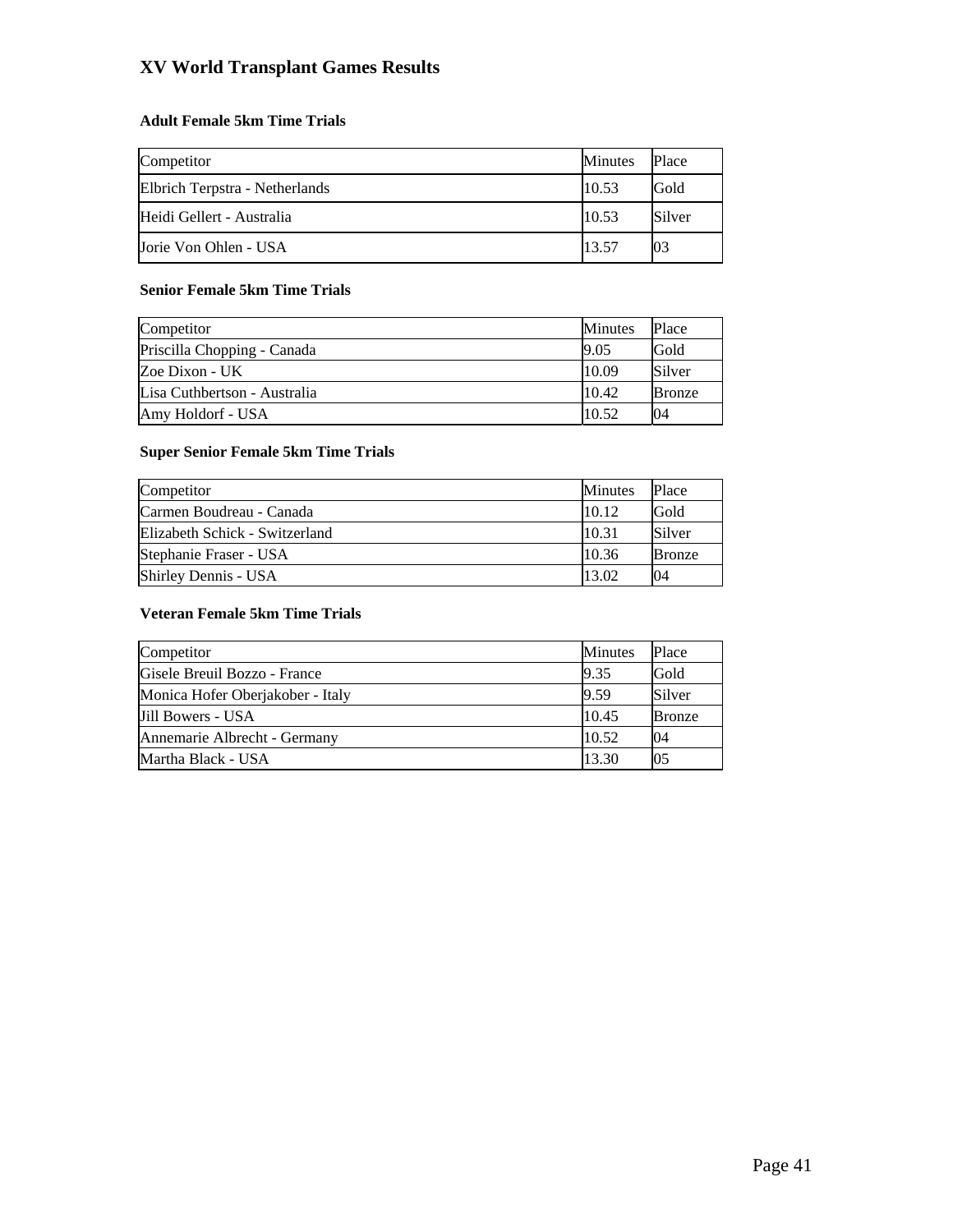# XV World Transplant Games Results

### Adult Female 5km Time Trials

| Competitor | Minutes | Place |
|---|---|---|
| Elbrich Terpstra - Netherlands | 10.53 | Gold |
| Heidi Gellert - Australia | 10.53 | Silver |
| Jorie Von Ohlen - USA | 13.57 | 03 |

### Senior Female 5km Time Trials

| Competitor | Minutes | Place |
|---|---|---|
| Priscilla Chopping - Canada | 9.05 | Gold |
| Zoe Dixon - UK | 10.09 | Silver |
| Lisa Cuthbertson - Australia | 10.42 | Bronze |
| Amy Holdorf - USA | 10.52 | 04 |

### Super Senior Female 5km Time Trials

| Competitor | Minutes | Place |
|---|---|---|
| Carmen Boudreau - Canada | 10.12 | Gold |
| Elizabeth Schick - Switzerland | 10.31 | Silver |
| Stephanie Fraser - USA | 10.36 | Bronze |
| Shirley Dennis - USA | 13.02 | 04 |

### Veteran Female 5km Time Trials

| Competitor | Minutes | Place |
|---|---|---|
| Gisele Breuil Bozzo - France | 9.35 | Gold |
| Monica Hofer Oberjakober - Italy | 9.59 | Silver |
| Jill Bowers - USA | 10.45 | Bronze |
| Annemarie Albrecht - Germany | 10.52 | 04 |
| Martha Black - USA | 13.30 | 05 |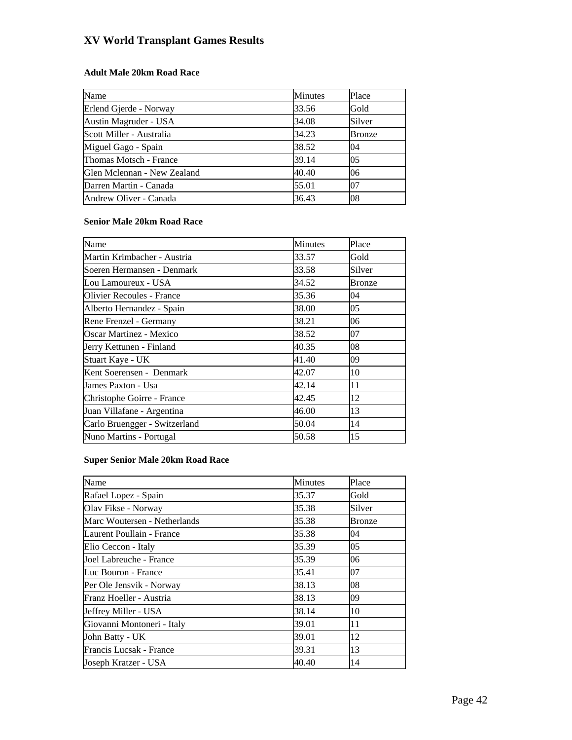# XV World Transplant Games Results

### Adult Male 20km Road Race

| Name | Minutes | Place |
|---|---|---|
| Erlend Gjerde - Norway | 33.56 | Gold |
| Austin Magruder - USA | 34.08 | Silver |
| Scott Miller - Australia | 34.23 | Bronze |
| Miguel Gago - Spain | 38.52 | 04 |
| Thomas Motsch - France | 39.14 | 05 |
| Glen Mclennan - New Zealand | 40.40 | 06 |
| Darren Martin - Canada | 55.01 | 07 |
| Andrew Oliver - Canada | 36.43 | 08 |

### Senior Male 20km Road Race

| Name | Minutes | Place |
|---|---|---|
| Martin Krimbacher - Austria | 33.57 | Gold |
| Soeren Hermansen - Denmark | 33.58 | Silver |
| Lou Lamoureux - USA | 34.52 | Bronze |
| Olivier Recoules - France | 35.36 | 04 |
| Alberto Hernandez - Spain | 38.00 | 05 |
| Rene Frenzel - Germany | 38.21 | 06 |
| Oscar Martinez - Mexico | 38.52 | 07 |
| Jerry Kettunen - Finland | 40.35 | 08 |
| Stuart Kaye - UK | 41.40 | 09 |
| Kent Soerensen - Denmark | 42.07 | 10 |
| James Paxton - Usa | 42.14 | 11 |
| Christophe Goirre - France | 42.45 | 12 |
| Juan Villafane - Argentina | 46.00 | 13 |
| Carlo Bruengger - Switzerland | 50.04 | 14 |
| Nuno Martins - Portugal | 50.58 | 15 |

### Super Senior Male 20km Road Race

| Name | Minutes | Place |
|---|---|---|
| Rafael Lopez - Spain | 35.37 | Gold |
| Olav Fikse - Norway | 35.38 | Silver |
| Marc Woutersen - Netherlands | 35.38 | Bronze |
| Laurent Poullain - France | 35.38 | 04 |
| Elio Ceccon - Italy | 35.39 | 05 |
| Joel Labreuche - France | 35.39 | 06 |
| Luc Bouron - France | 35.41 | 07 |
| Per Ole Jensvik - Norway | 38.13 | 08 |
| Franz Hoeller - Austria | 38.13 | 09 |
| Jeffrey Miller - USA | 38.14 | 10 |
| Giovanni Montoneri - Italy | 39.01 | 11 |
| John Batty - UK | 39.01 | 12 |
| Francis Lucsak - France | 39.31 | 13 |
| Joseph Kratzer - USA | 40.40 | 14 |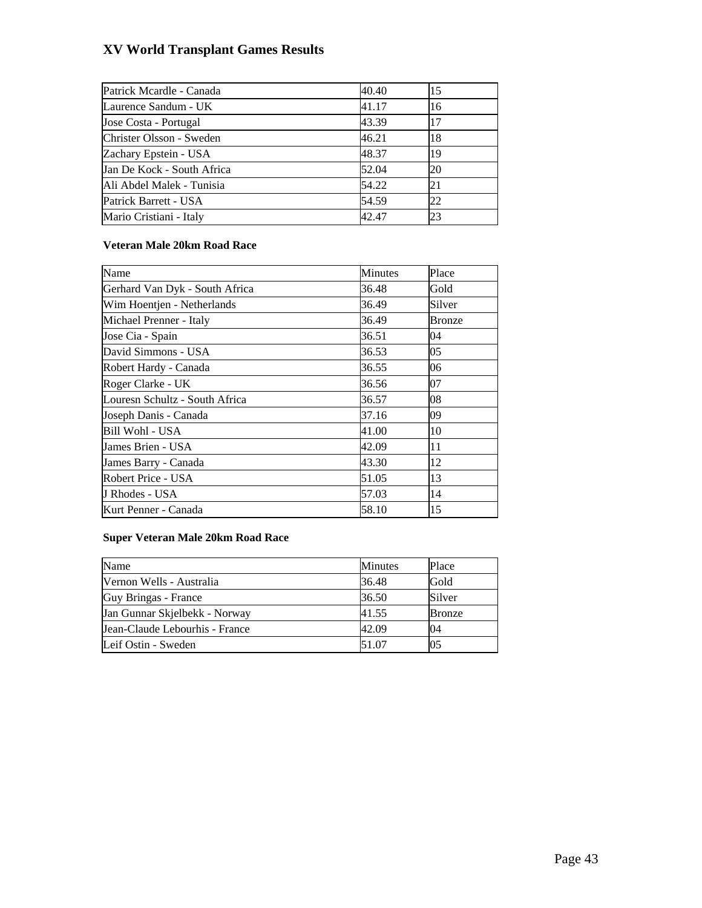# XV World Transplant Games Results

| | | |
|---|---|---|
| Patrick Mcardle - Canada | 40.40 | 15 |
| Laurence Sandum - UK | 41.17 | 16 |
| Jose Costa - Portugal | 43.39 | 17 |
| Christer Olsson - Sweden | 46.21 | 18 |
| Zachary Epstein - USA | 48.37 | 19 |
| Jan De Kock - South Africa | 52.04 | 20 |
| Ali Abdel Malek - Tunisia | 54.22 | 21 |
| Patrick Barrett - USA | 54.59 | 22 |
| Mario Cristiani - Italy | 42.47 | 23 |

**Veteran Male 20km Road Race**

| Name | Minutes | Place |
|---|---|---|
| Gerhard Van Dyk - South Africa | 36.48 | Gold |
| Wim Hoentjen - Netherlands | 36.49 | Silver |
| Michael Prenner - Italy | 36.49 | Bronze |
| Jose Cia - Spain | 36.51 | 04 |
| David Simmons - USA | 36.53 | 05 |
| Robert Hardy - Canada | 36.55 | 06 |
| Roger Clarke - UK | 36.56 | 07 |
| Louresn Schultz - South Africa | 36.57 | 08 |
| Joseph Danis - Canada | 37.16 | 09 |
| Bill Wohl - USA | 41.00 | 10 |
| James Brien - USA | 42.09 | 11 |
| James Barry - Canada | 43.30 | 12 |
| Robert Price - USA | 51.05 | 13 |
| J Rhodes - USA | 57.03 | 14 |
| Kurt Penner - Canada | 58.10 | 15 |

**Super Veteran Male 20km Road Race**

| Name | Minutes | Place |
|---|---|---|
| Vernon Wells - Australia | 36.48 | Gold |
| Guy Bringas - France | 36.50 | Silver |
| Jan Gunnar Skjelbekk - Norway | 41.55 | Bronze |
| Jean-Claude Lebourhis - France | 42.09 | 04 |
| Leif Ostin - Sweden | 51.07 | 05 |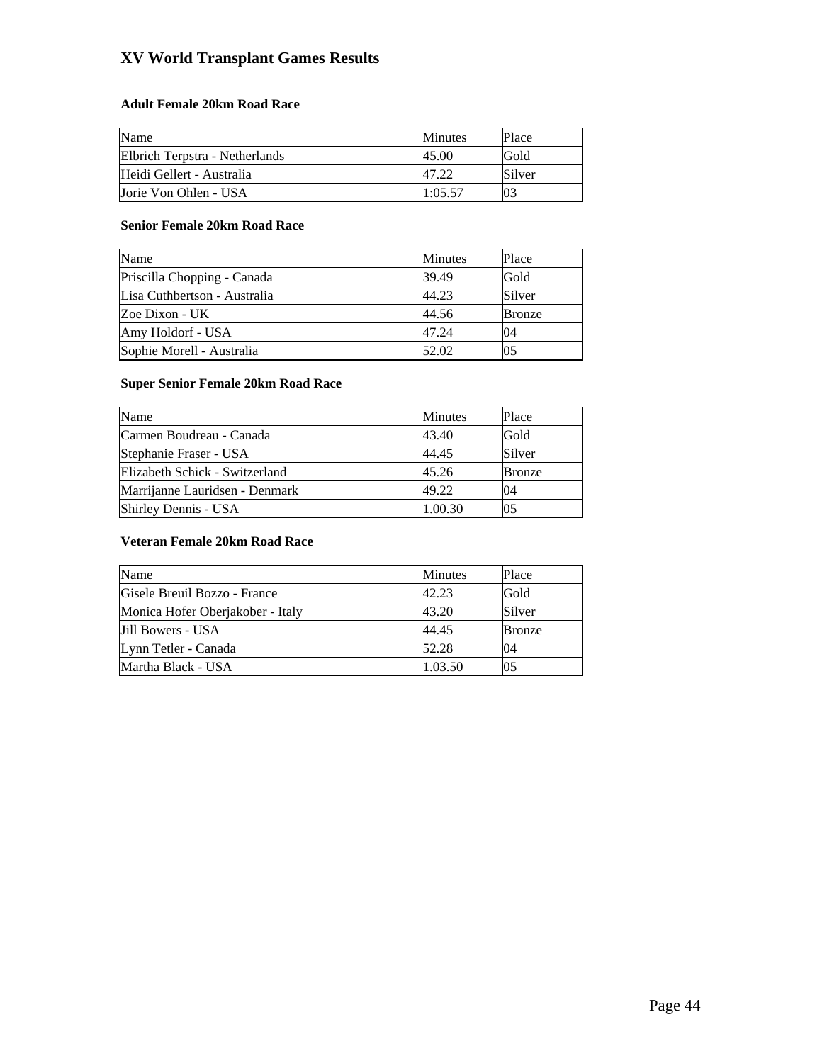# XV World Transplant Games Results

### Adult Female 20km Road Race

| Name | Minutes | Place |
|---|---|---|
| Elbrich Terpstra - Netherlands | 45.00 | Gold |
| Heidi Gellert - Australia | 47.22 | Silver |
| Jorie Von Ohlen - USA | 1:05.57 | 03 |

### Senior Female 20km Road Race

| Name | Minutes | Place |
|---|---|---|
| Priscilla Chopping - Canada | 39.49 | Gold |
| Lisa Cuthbertson - Australia | 44.23 | Silver |
| Zoe Dixon - UK | 44.56 | Bronze |
| Amy Holdorf - USA | 47.24 | 04 |
| Sophie Morell - Australia | 52.02 | 05 |

### Super Senior Female 20km Road Race

| Name | Minutes | Place |
|---|---|---|
| Carmen Boudreau - Canada | 43.40 | Gold |
| Stephanie Fraser - USA | 44.45 | Silver |
| Elizabeth Schick - Switzerland | 45.26 | Bronze |
| Marrijanne Lauridsen - Denmark | 49.22 | 04 |
| Shirley Dennis - USA | 1.00.30 | 05 |

### Veteran Female 20km Road Race

| Name | Minutes | Place |
|---|---|---|
| Gisele Breuil Bozzo - France | 42.23 | Gold |
| Monica Hofer Oberjakober - Italy | 43.20 | Silver |
| Jill Bowers - USA | 44.45 | Bronze |
| Lynn Tetler - Canada | 52.28 | 04 |
| Martha Black - USA | 1.03.50 | 05 |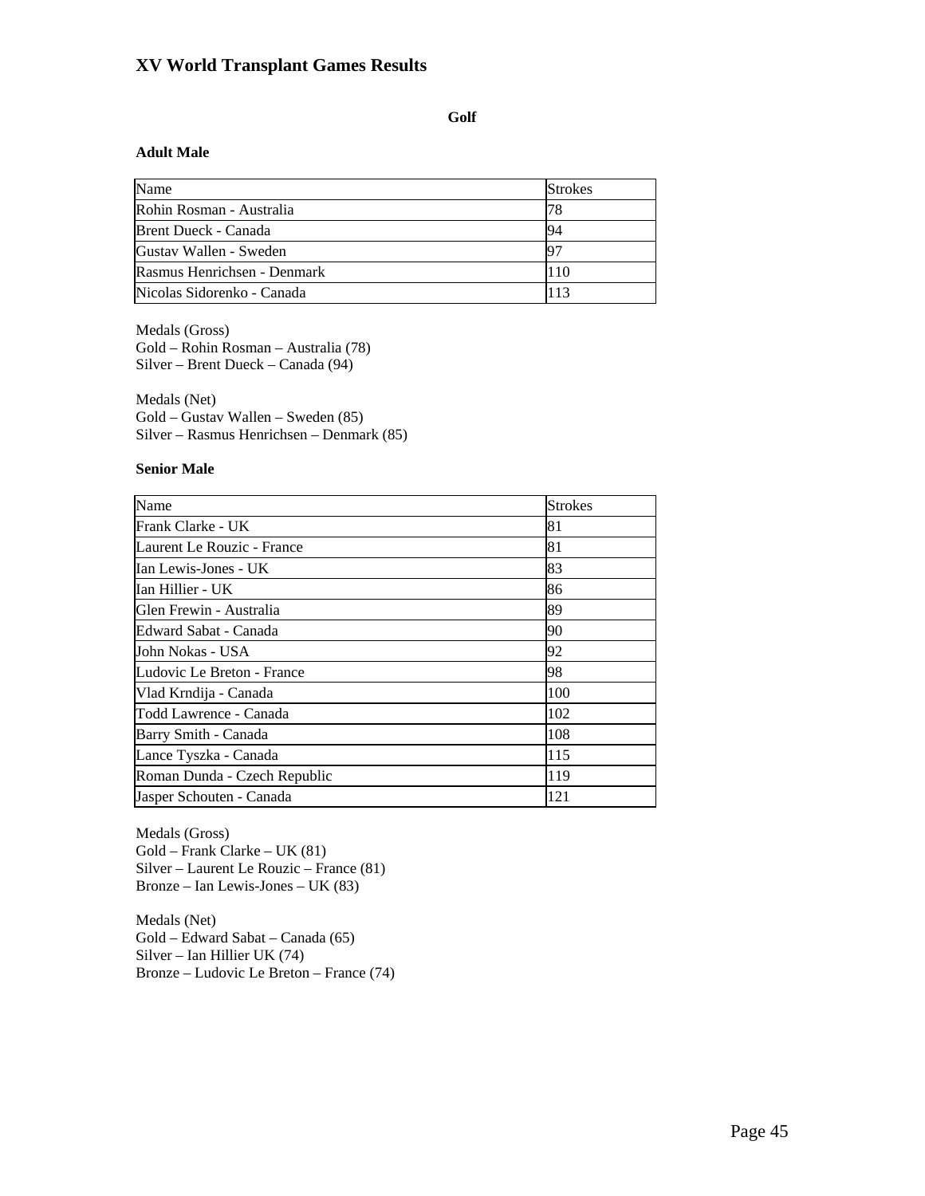# XV World Transplant Games Results

**Golf**

### Adult Male

| Name | Strokes |
|---|---|
| Rohin Rosman - Australia | 78 |
| Brent Dueck - Canada | 94 |
| Gustav Wallen - Sweden | 97 |
| Rasmus Henrichsen - Denmark | 110 |
| Nicolas Sidorenko - Canada | 113 |

Medals (Gross)
Gold – Rohin Rosman – Australia (78)
Silver – Brent Dueck – Canada (94)

Medals (Net)
Gold – Gustav Wallen – Sweden (85)
Silver – Rasmus Henrichsen – Denmark (85)

### Senior Male

| Name | Strokes |
|---|---|
| Frank Clarke - UK | 81 |
| Laurent Le Rouzic - France | 81 |
| Ian Lewis-Jones - UK | 83 |
| Ian Hillier - UK | 86 |
| Glen Frewin - Australia | 89 |
| Edward Sabat - Canada | 90 |
| John Nokas - USA | 92 |
| Ludovic Le Breton - France | 98 |
| Vlad Krndija - Canada | 100 |
| Todd Lawrence - Canada | 102 |
| Barry Smith - Canada | 108 |
| Lance Tyszka - Canada | 115 |
| Roman Dunda - Czech Republic | 119 |
| Jasper Schouten - Canada | 121 |

Medals (Gross)
Gold – Frank Clarke – UK (81)
Silver – Laurent Le Rouzic – France (81)
Bronze – Ian Lewis-Jones – UK (83)

Medals (Net)
Gold – Edward Sabat – Canada (65)
Silver – Ian Hillier UK (74)
Bronze – Ludovic Le Breton – France (74)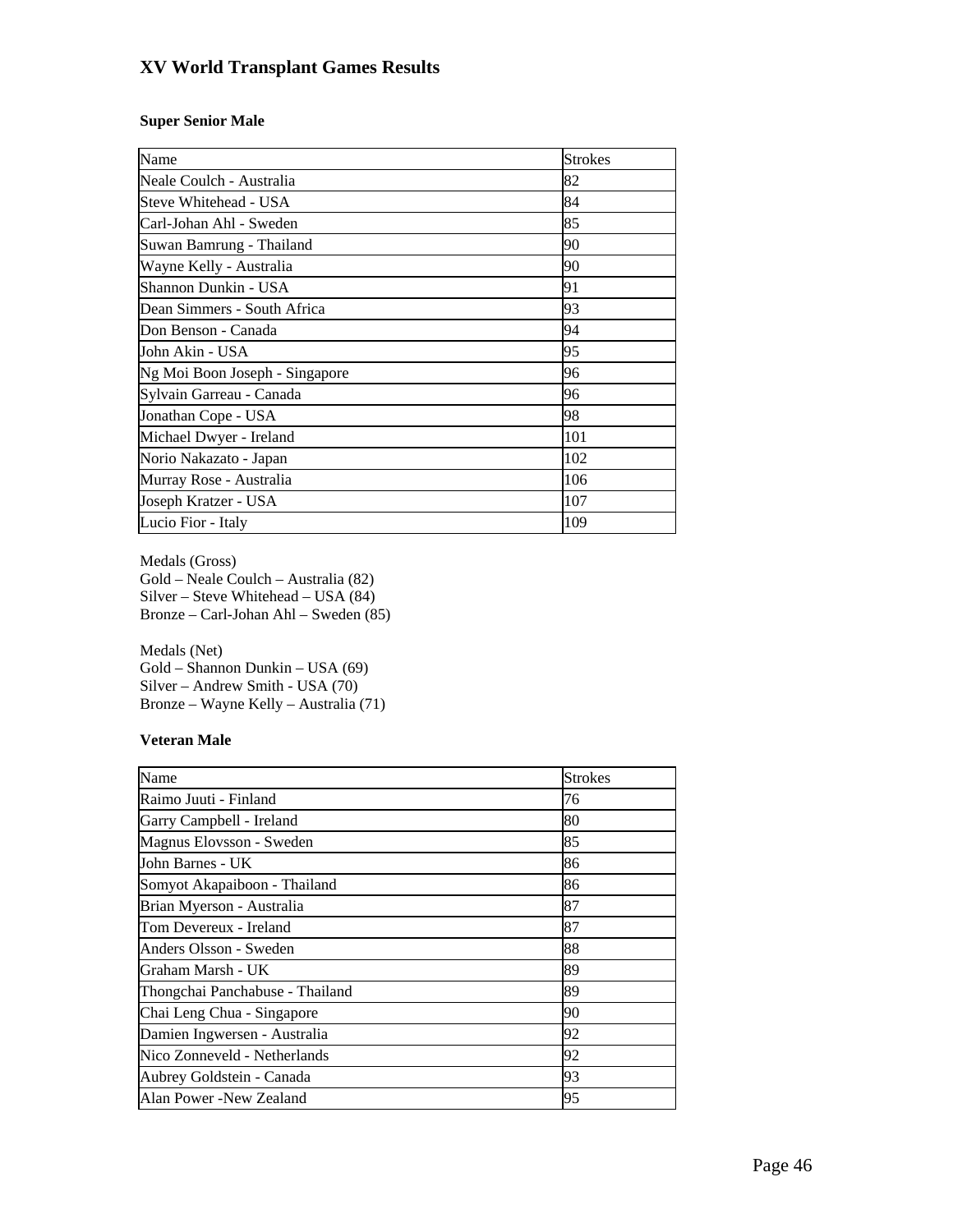# XV World Transplant Games Results

### Super Senior Male

| Name | Strokes |
|---|---|
| Neale Coulch - Australia | 82 |
| Steve Whitehead - USA | 84 |
| Carl-Johan Ahl - Sweden | 85 |
| Suwan Bamrung - Thailand | 90 |
| Wayne Kelly - Australia | 90 |
| Shannon Dunkin - USA | 91 |
| Dean Simmers - South Africa | 93 |
| Don Benson - Canada | 94 |
| John Akin - USA | 95 |
| Ng Moi Boon Joseph - Singapore | 96 |
| Sylvain Garreau - Canada | 96 |
| Jonathan Cope - USA | 98 |
| Michael Dwyer - Ireland | 101 |
| Norio Nakazato - Japan | 102 |
| Murray Rose - Australia | 106 |
| Joseph Kratzer - USA | 107 |
| Lucio Fior - Italy | 109 |

Medals (Gross)
Gold – Neale Coulch – Australia (82)
Silver – Steve Whitehead – USA (84)
Bronze – Carl-Johan Ahl – Sweden (85)

Medals (Net)
Gold – Shannon Dunkin – USA (69)
Silver – Andrew Smith - USA (70)
Bronze – Wayne Kelly – Australia (71)

### Veteran Male

| Name | Strokes |
|---|---|
| Raimo Juuti - Finland | 76 |
| Garry Campbell - Ireland | 80 |
| Magnus Elovsson - Sweden | 85 |
| John Barnes - UK | 86 |
| Somyot Akapaiboon - Thailand | 86 |
| Brian Myerson - Australia | 87 |
| Tom Devereux - Ireland | 87 |
| Anders Olsson - Sweden | 88 |
| Graham Marsh - UK | 89 |
| Thongchai Panchabuse - Thailand | 89 |
| Chai Leng Chua - Singapore | 90 |
| Damien Ingwersen - Australia | 92 |
| Nico Zonneveld - Netherlands | 92 |
| Aubrey Goldstein - Canada | 93 |
| Alan Power -New Zealand | 95 |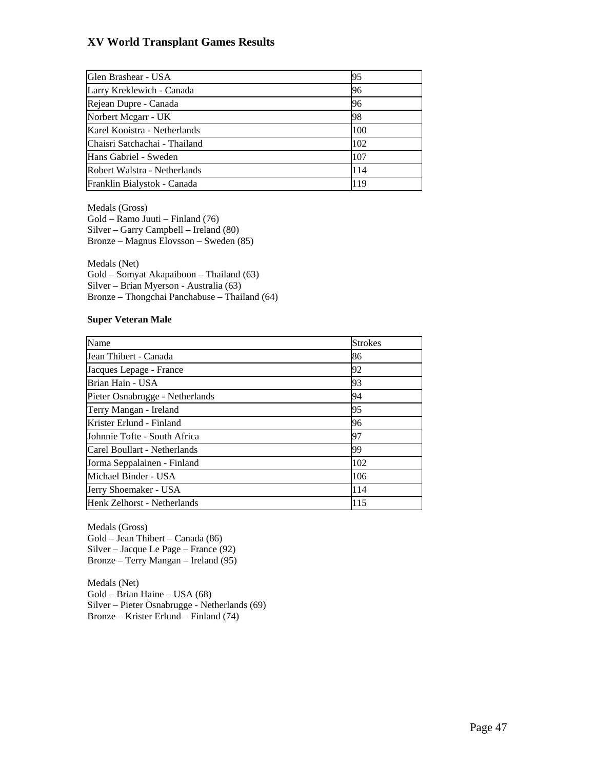# XV World Transplant Games Results

| | |
|---|---|
| Glen Brashear - USA | 95 |
| Larry Kreklewich - Canada | 96 |
| Rejean Dupre - Canada | 96 |
| Norbert Mcgarr - UK | 98 |
| Karel Kooistra - Netherlands | 100 |
| Chaisri Satchachai - Thailand | 102 |
| Hans Gabriel - Sweden | 107 |
| Robert Walstra - Netherlands | 114 |
| Franklin Bialystok - Canada | 119 |

Medals (Gross)
Gold – Ramo Juuti – Finland (76)
Silver – Garry Campbell – Ireland (80)
Bronze – Magnus Elovsson – Sweden (85)

Medals (Net)
Gold – Somyat Akapaiboon – Thailand (63)
Silver – Brian Myerson - Australia (63)
Bronze – Thongchai Panchabuse – Thailand (64)

**Super Veteran Male**

| Name | Strokes |
|---|---|
| Jean Thibert - Canada | 86 |
| Jacques Lepage - France | 92 |
| Brian Hain - USA | 93 |
| Pieter Osnabrugge - Netherlands | 94 |
| Terry Mangan - Ireland | 95 |
| Krister Erlund - Finland | 96 |
| Johnnie Tofte - South Africa | 97 |
| Carel Boullart - Netherlands | 99 |
| Jorma Seppalainen - Finland | 102 |
| Michael Binder - USA | 106 |
| Jerry Shoemaker - USA | 114 |
| Henk Zelhorst - Netherlands | 115 |

Medals (Gross)
Gold – Jean Thibert – Canada (86)
Silver – Jacque Le Page – France (92)
Bronze – Terry Mangan – Ireland (95)

Medals (Net)
Gold – Brian Haine – USA (68)
Silver – Pieter Osnabrugge - Netherlands (69)
Bronze – Krister Erlund – Finland (74)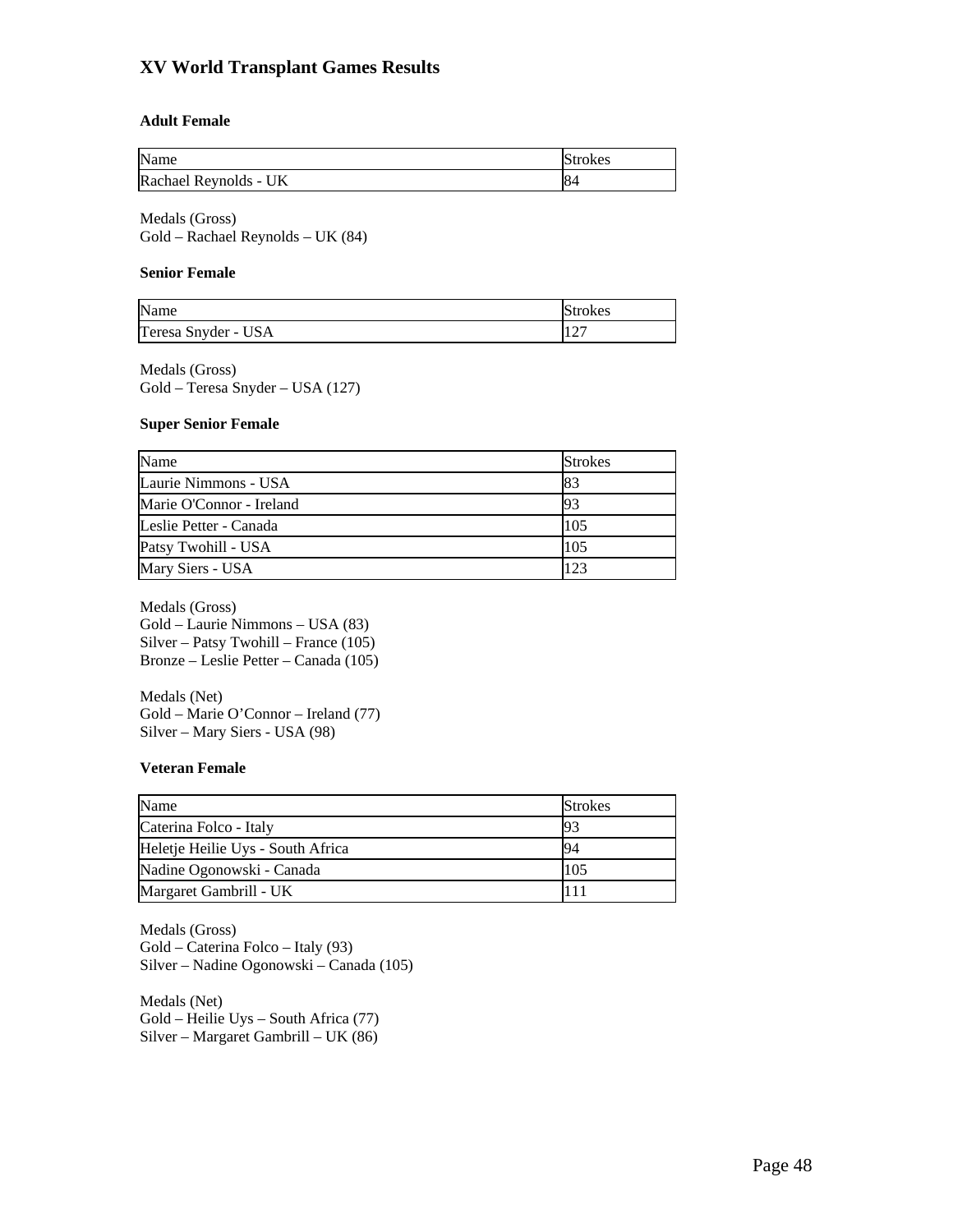# XV World Transplant Games Results

### Adult Female

| Name | Strokes |
|---|---|
| Rachael Reynolds - UK | 84 |

Medals (Gross)
Gold – Rachael Reynolds – UK (84)

### Senior Female

| Name | Strokes |
|---|---|
| Teresa Snyder - USA | 127 |

Medals (Gross)
Gold – Teresa Snyder – USA (127)

### Super Senior Female

| Name | Strokes |
|---|---|
| Laurie Nimmons - USA | 83 |
| Marie O'Connor - Ireland | 93 |
| Leslie Petter - Canada | 105 |
| Patsy Twohill - USA | 105 |
| Mary Siers - USA | 123 |

Medals (Gross)
Gold – Laurie Nimmons – USA (83)
Silver – Patsy Twohill – France (105)
Bronze – Leslie Petter – Canada (105)

Medals (Net)
Gold – Marie O'Connor – Ireland (77)
Silver – Mary Siers - USA (98)

### Veteran Female

| Name | Strokes |
|---|---|
| Caterina Folco - Italy | 93 |
| Heletje Heilie Uys - South Africa | 94 |
| Nadine Ogonowski - Canada | 105 |
| Margaret Gambrill - UK | 111 |

Medals (Gross)
Gold – Caterina Folco – Italy (93)
Silver – Nadine Ogonowski – Canada (105)

Medals (Net)
Gold – Heilie Uys – South Africa (77)
Silver – Margaret Gambrill – UK (86)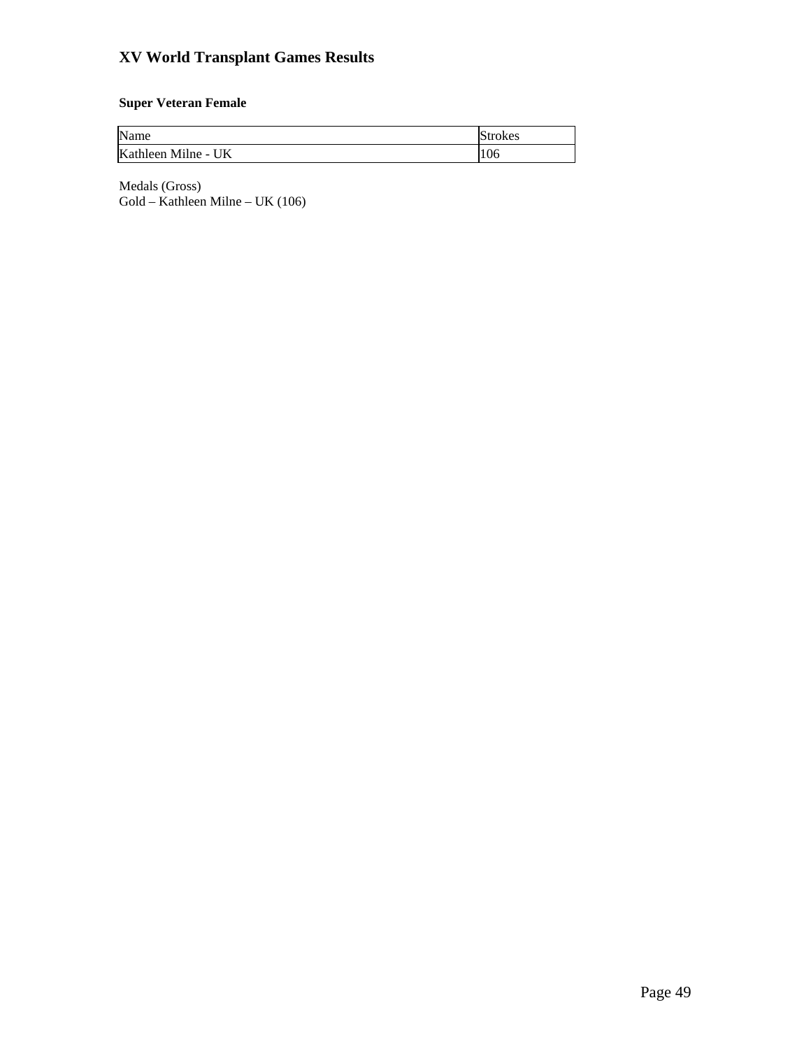# XV World Transplant Games Results

### Super Veteran Female

| Name | Strokes |
| --- | --- |
| Kathleen Milne - UK | 106 |

Medals (Gross)
Gold – Kathleen Milne – UK (106)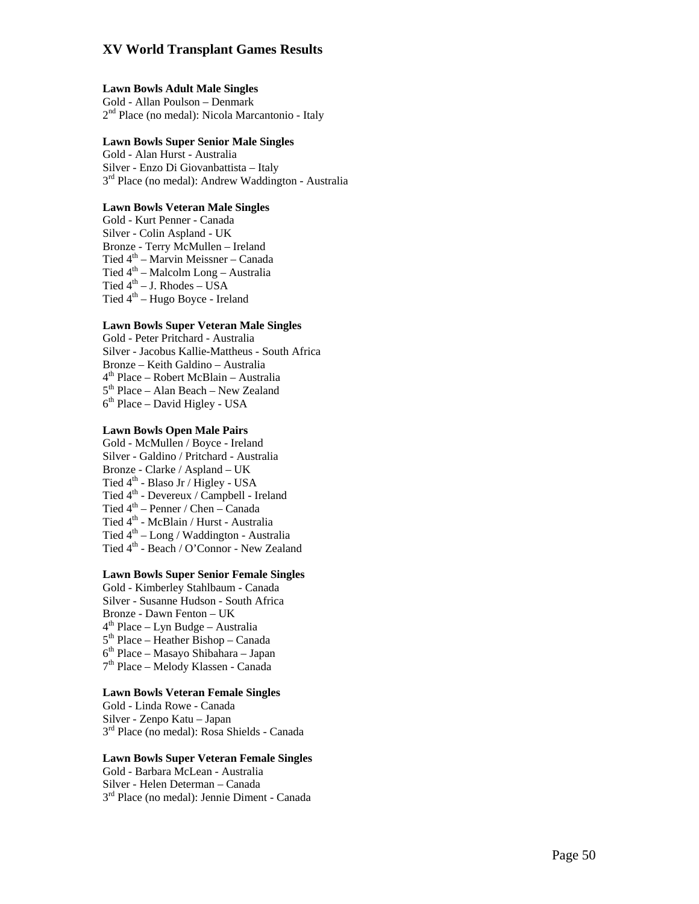# XV World Transplant Games Results

**Lawn Bowls Adult Male Singles**
Gold - Allan Poulson – Denmark
2nd Place (no medal): Nicola Marcantonio - Italy

**Lawn Bowls Super Senior Male Singles**
Gold - Alan Hurst - Australia
Silver - Enzo Di Giovanbattista – Italy
3rd Place (no medal): Andrew Waddington - Australia

**Lawn Bowls Veteran Male Singles**
Gold - Kurt Penner - Canada
Silver - Colin Aspland - UK
Bronze - Terry McMullen – Ireland
Tied 4th – Marvin Meissner – Canada
Tied 4th – Malcolm Long – Australia
Tied 4th – J. Rhodes – USA
Tied 4th – Hugo Boyce - Ireland

**Lawn Bowls Super Veteran Male Singles**
Gold - Peter Pritchard - Australia
Silver - Jacobus Kallie-Mattheus - South Africa
Bronze – Keith Galdino – Australia
4th Place – Robert McBlain – Australia
5th Place – Alan Beach – New Zealand
6th Place – David Higley - USA

**Lawn Bowls Open Male Pairs**
Gold - McMullen / Boyce - Ireland
Silver - Galdino / Pritchard - Australia
Bronze - Clarke / Aspland – UK
Tied 4th - Blaso Jr / Higley - USA
Tied 4th - Devereux / Campbell - Ireland
Tied 4th – Penner / Chen – Canada
Tied 4th - McBlain / Hurst - Australia
Tied 4th – Long / Waddington - Australia
Tied 4th - Beach / O'Connor - New Zealand

**Lawn Bowls Super Senior Female Singles**
Gold - Kimberley Stahlbaum - Canada
Silver - Susanne Hudson - South Africa
Bronze - Dawn Fenton – UK
4th Place – Lyn Budge – Australia
5th Place – Heather Bishop – Canada
6th Place – Masayo Shibahara – Japan
7th Place – Melody Klassen - Canada

**Lawn Bowls Veteran Female Singles**
Gold - Linda Rowe - Canada
Silver - Zenpo Katu – Japan
3rd Place (no medal): Rosa Shields - Canada

**Lawn Bowls Super Veteran Female Singles**
Gold - Barbara McLean - Australia
Silver - Helen Determan – Canada
3rd Place (no medal): Jennie Diment - Canada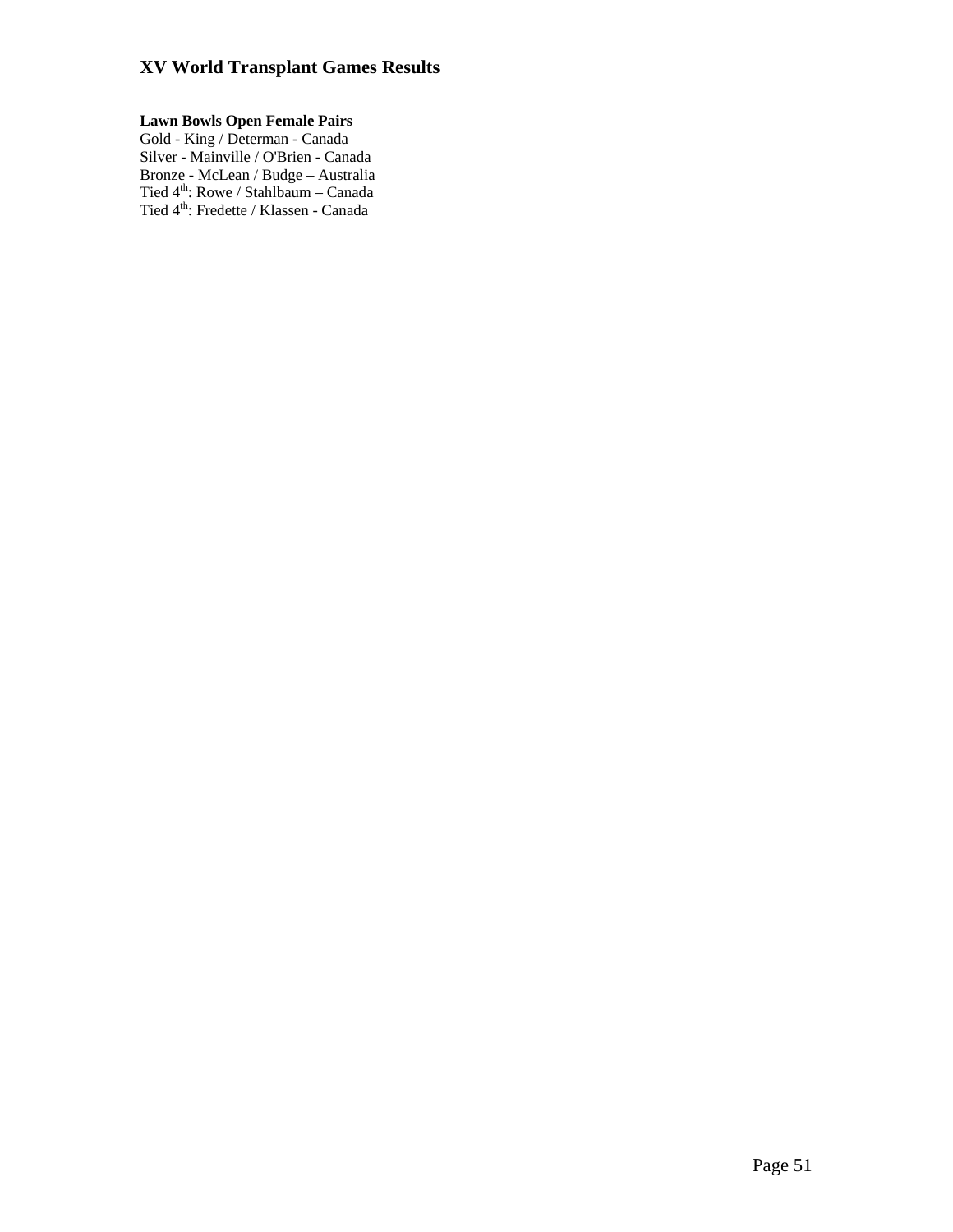# XV World Transplant Games Results

**Lawn Bowls Open Female Pairs**

Gold - King / Determan - Canada
Silver - Mainville / O'Brien - Canada
Bronze - McLean / Budge – Australia
Tied $4^{th}$: Rowe / Stahlbaum – Canada
Tied $4^{th}$: Fredette / Klassen - Canada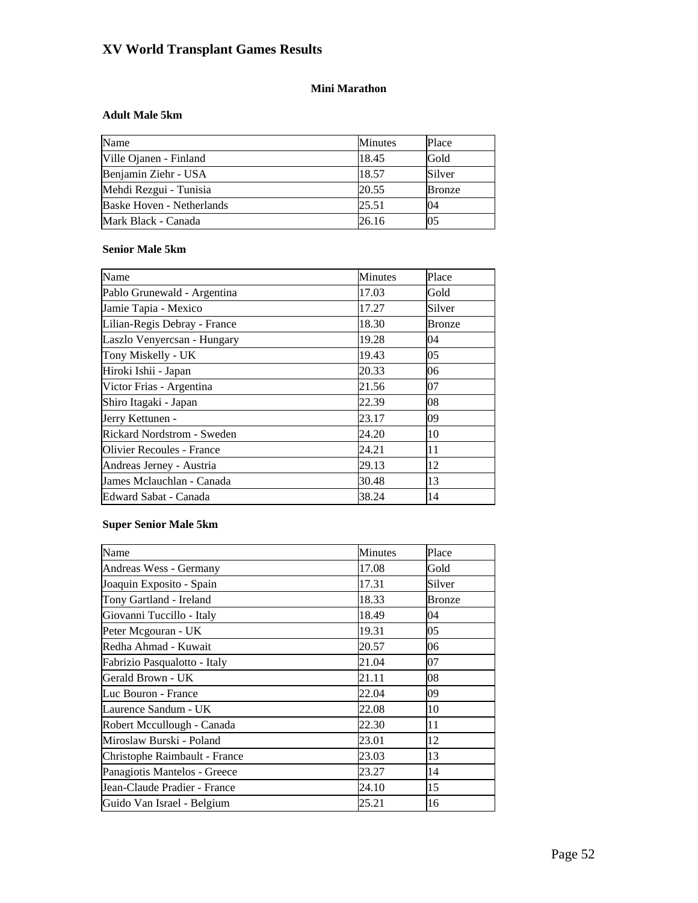# XV World Transplant Games Results

## Mini Marathon

### Adult Male 5km

| Name | Minutes | Place |
|---|---|---|
| Ville Ojanen - Finland | 18.45 | Gold |
| Benjamin Ziehr - USA | 18.57 | Silver |
| Mehdi Rezgui - Tunisia | 20.55 | Bronze |
| Baske Hoven - Netherlands | 25.51 | 04 |
| Mark Black - Canada | 26.16 | 05 |

### Senior Male 5km

| Name | Minutes | Place |
|---|---|---|
| Pablo Grunewald - Argentina | 17.03 | Gold |
| Jamie Tapia - Mexico | 17.27 | Silver |
| Lilian-Regis Debray - France | 18.30 | Bronze |
| Laszlo Venyercsan - Hungary | 19.28 | 04 |
| Tony Miskelly - UK | 19.43 | 05 |
| Hiroki Ishii - Japan | 20.33 | 06 |
| Victor Frias - Argentina | 21.56 | 07 |
| Shiro Itagaki - Japan | 22.39 | 08 |
| Jerry Kettunen - | 23.17 | 09 |
| Rickard Nordstrom - Sweden | 24.20 | 10 |
| Olivier Recoules - France | 24.21 | 11 |
| Andreas Jerney - Austria | 29.13 | 12 |
| James Mclauchlan - Canada | 30.48 | 13 |
| Edward Sabat - Canada | 38.24 | 14 |

### Super Senior Male 5km

| Name | Minutes | Place |
|---|---|---|
| Andreas Wess - Germany | 17.08 | Gold |
| Joaquin Exposito - Spain | 17.31 | Silver |
| Tony Gartland - Ireland | 18.33 | Bronze |
| Giovanni Tuccillo - Italy | 18.49 | 04 |
| Peter Mcgouran - UK | 19.31 | 05 |
| Redha Ahmad - Kuwait | 20.57 | 06 |
| Fabrizio Pasqualotto - Italy | 21.04 | 07 |
| Gerald Brown - UK | 21.11 | 08 |
| Luc Bouron - France | 22.04 | 09 |
| Laurence Sandum - UK | 22.08 | 10 |
| Robert Mccullough - Canada | 22.30 | 11 |
| Miroslaw Burski - Poland | 23.01 | 12 |
| Christophe Raimbault - France | 23.03 | 13 |
| Panagiotis Mantelos - Greece | 23.27 | 14 |
| Jean-Claude Pradier - France | 24.10 | 15 |
| Guido Van Israel - Belgium | 25.21 | 16 |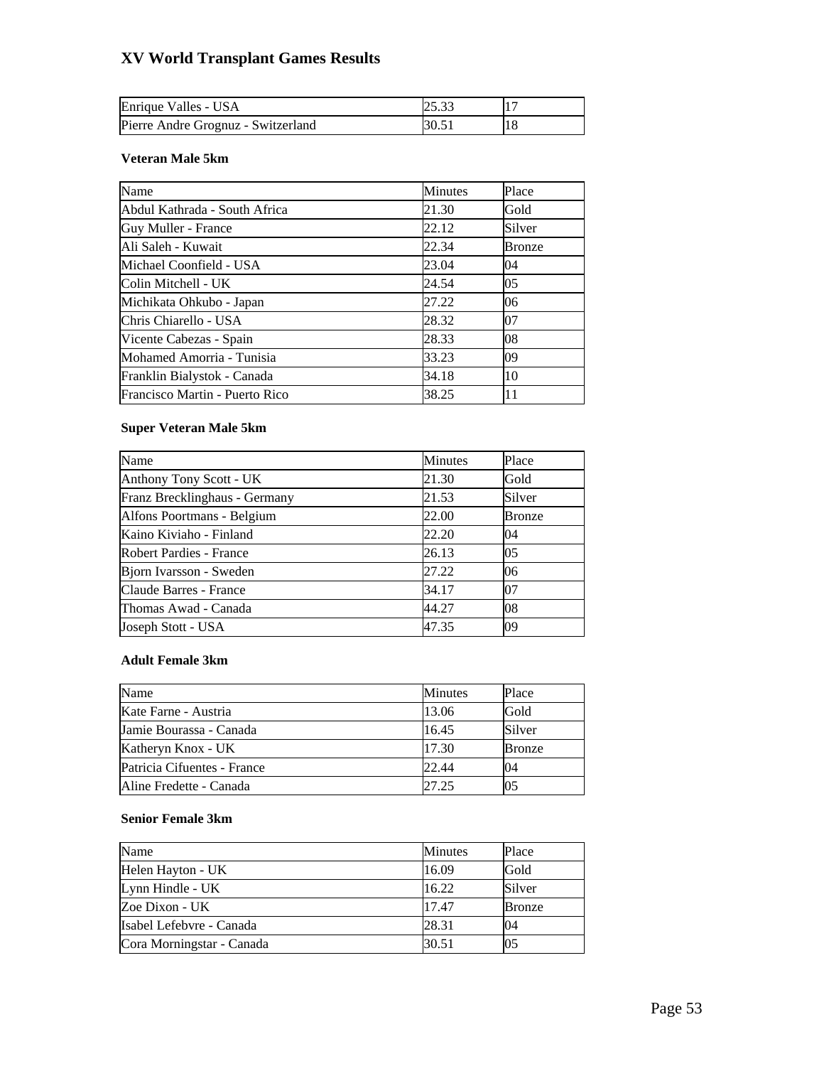# XV World Transplant Games Results

| | | |
|---|---|---|
| Enrique Valles - USA | 25.33 | 17 |
| Pierre Andre Grognuz - Switzerland | 30.51 | 18 |

### Veteran Male 5km

| Name | Minutes | Place |
|---|---|---|
| Abdul Kathrada - South Africa | 21.30 | Gold |
| Guy Muller - France | 22.12 | Silver |
| Ali Saleh - Kuwait | 22.34 | Bronze |
| Michael Coonfield - USA | 23.04 | 04 |
| Colin Mitchell - UK | 24.54 | 05 |
| Michikata Ohkubo - Japan | 27.22 | 06 |
| Chris Chiarello - USA | 28.32 | 07 |
| Vicente Cabezas - Spain | 28.33 | 08 |
| Mohamed Amorria - Tunisia | 33.23 | 09 |
| Franklin Bialystok - Canada | 34.18 | 10 |
| Francisco Martin - Puerto Rico | 38.25 | 11 |

### Super Veteran Male 5km

| Name | Minutes | Place |
|---|---|---|
| Anthony Tony Scott - UK | 21.30 | Gold |
| Franz Brecklinghaus - Germany | 21.53 | Silver |
| Alfons Poortmans - Belgium | 22.00 | Bronze |
| Kaino Kiviaho - Finland | 22.20 | 04 |
| Robert Pardies - France | 26.13 | 05 |
| Bjorn Ivarsson - Sweden | 27.22 | 06 |
| Claude Barres - France | 34.17 | 07 |
| Thomas Awad - Canada | 44.27 | 08 |
| Joseph Stott - USA | 47.35 | 09 |

### Adult Female 3km

| Name | Minutes | Place |
|---|---|---|
| Kate Farne - Austria | 13.06 | Gold |
| Jamie Bourassa - Canada | 16.45 | Silver |
| Katheryn Knox - UK | 17.30 | Bronze |
| Patricia Cifuentes - France | 22.44 | 04 |
| Aline Fredette - Canada | 27.25 | 05 |

### Senior Female 3km

| Name | Minutes | Place |
|---|---|---|
| Helen Hayton - UK | 16.09 | Gold |
| Lynn Hindle - UK | 16.22 | Silver |
| Zoe Dixon - UK | 17.47 | Bronze |
| Isabel Lefebvre - Canada | 28.31 | 04 |
| Cora Morningstar - Canada | 30.51 | 05 |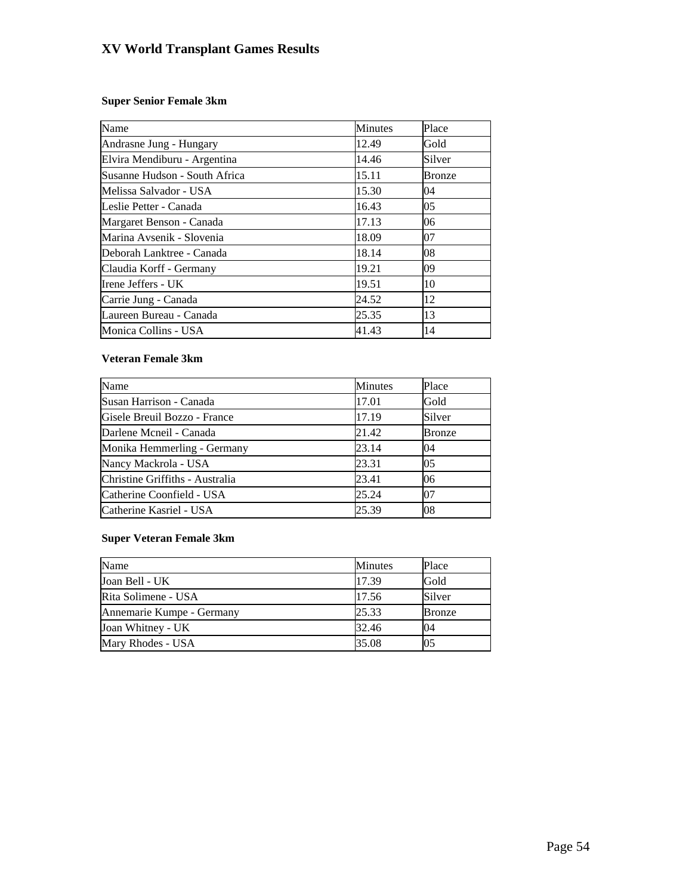# XV World Transplant Games Results

### Super Senior Female 3km

| Name | Minutes | Place |
|---|---|---|
| Andrasne Jung - Hungary | 12.49 | Gold |
| Elvira Mendiburu - Argentina | 14.46 | Silver |
| Susanne Hudson - South Africa | 15.11 | Bronze |
| Melissa Salvador - USA | 15.30 | 04 |
| Leslie Petter - Canada | 16.43 | 05 |
| Margaret Benson - Canada | 17.13 | 06 |
| Marina Avsenik - Slovenia | 18.09 | 07 |
| Deborah Lanktree - Canada | 18.14 | 08 |
| Claudia Korff - Germany | 19.21 | 09 |
| Irene Jeffers - UK | 19.51 | 10 |
| Carrie Jung - Canada | 24.52 | 12 |
| Laureen Bureau - Canada | 25.35 | 13 |
| Monica Collins - USA | 41.43 | 14 |

### Veteran Female 3km

| Name | Minutes | Place |
|---|---|---|
| Susan Harrison - Canada | 17.01 | Gold |
| Gisele Breuil Bozzo - France | 17.19 | Silver |
| Darlene Mcneil - Canada | 21.42 | Bronze |
| Monika Hemmerling - Germany | 23.14 | 04 |
| Nancy Mackrola - USA | 23.31 | 05 |
| Christine Griffiths - Australia | 23.41 | 06 |
| Catherine Coonfield - USA | 25.24 | 07 |
| Catherine Kasriel - USA | 25.39 | 08 |

### Super Veteran Female 3km

| Name | Minutes | Place |
|---|---|---|
| Joan Bell - UK | 17.39 | Gold |
| Rita Solimene - USA | 17.56 | Silver |
| Annemarie Kumpe - Germany | 25.33 | Bronze |
| Joan Whitney - UK | 32.46 | 04 |
| Mary Rhodes - USA | 35.08 | 05 |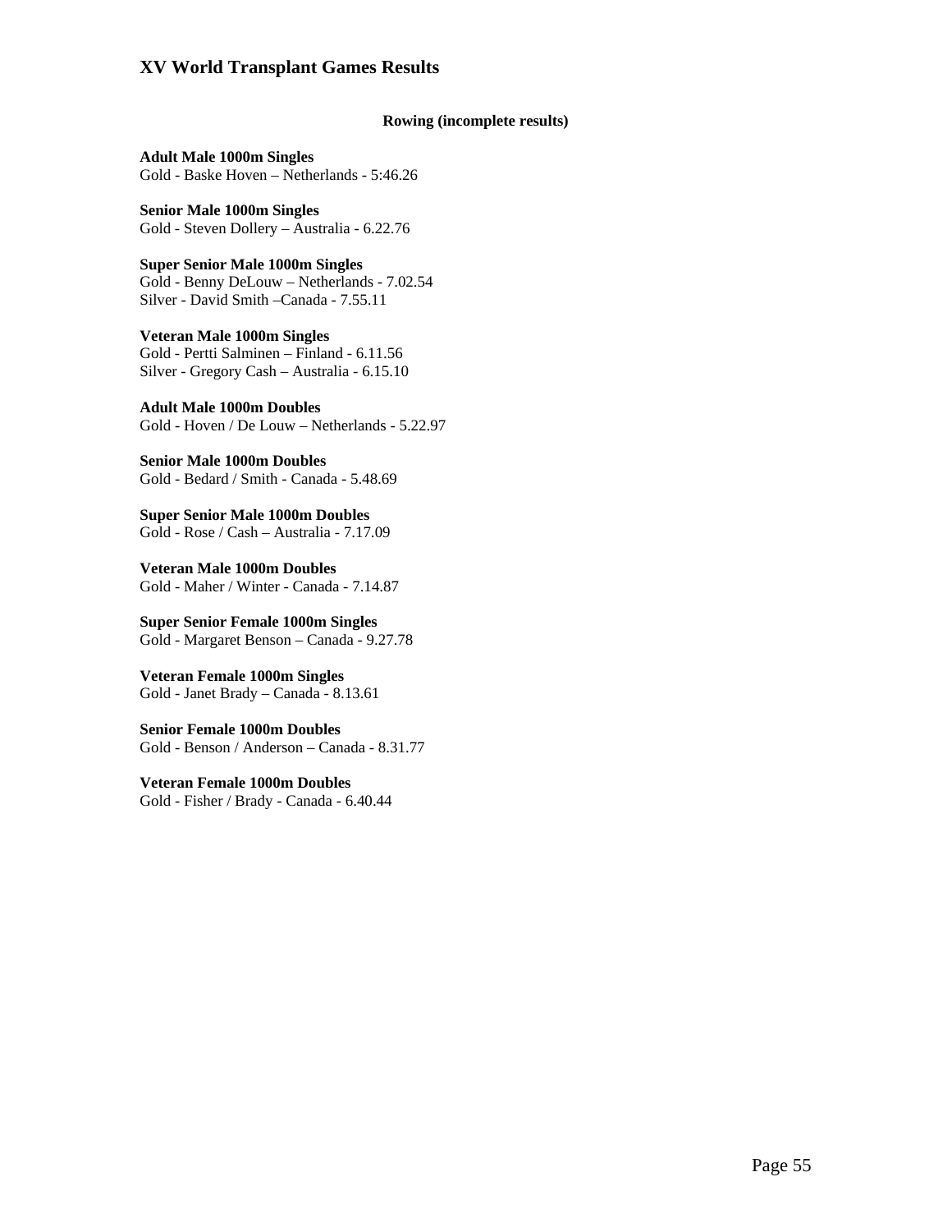# XV World Transplant Games Results

**Rowing (incomplete results)**

**Adult Male 1000m Singles**
Gold - Baske Hoven – Netherlands - 5:46.26

**Senior Male 1000m Singles**
Gold - Steven Dollery – Australia - 6.22.76

**Super Senior Male 1000m Singles**
Gold - Benny DeLouw – Netherlands - 7.02.54
Silver - David Smith –Canada - 7.55.11

**Veteran Male 1000m Singles**
Gold - Pertti Salminen – Finland - 6.11.56
Silver - Gregory Cash – Australia - 6.15.10

**Adult Male 1000m Doubles**
Gold - Hoven / De Louw – Netherlands - 5.22.97

**Senior Male 1000m Doubles**
Gold - Bedard / Smith - Canada - 5.48.69

**Super Senior Male 1000m Doubles**
Gold - Rose / Cash – Australia - 7.17.09

**Veteran Male 1000m Doubles**
Gold - Maher / Winter - Canada - 7.14.87

**Super Senior Female 1000m Singles**
Gold - Margaret Benson – Canada - 9.27.78

**Veteran Female 1000m Singles**
Gold - Janet Brady – Canada - 8.13.61

**Senior Female 1000m Doubles**
Gold - Benson / Anderson – Canada - 8.31.77

**Veteran Female 1000m Doubles**
Gold - Fisher / Brady - Canada - 6.40.44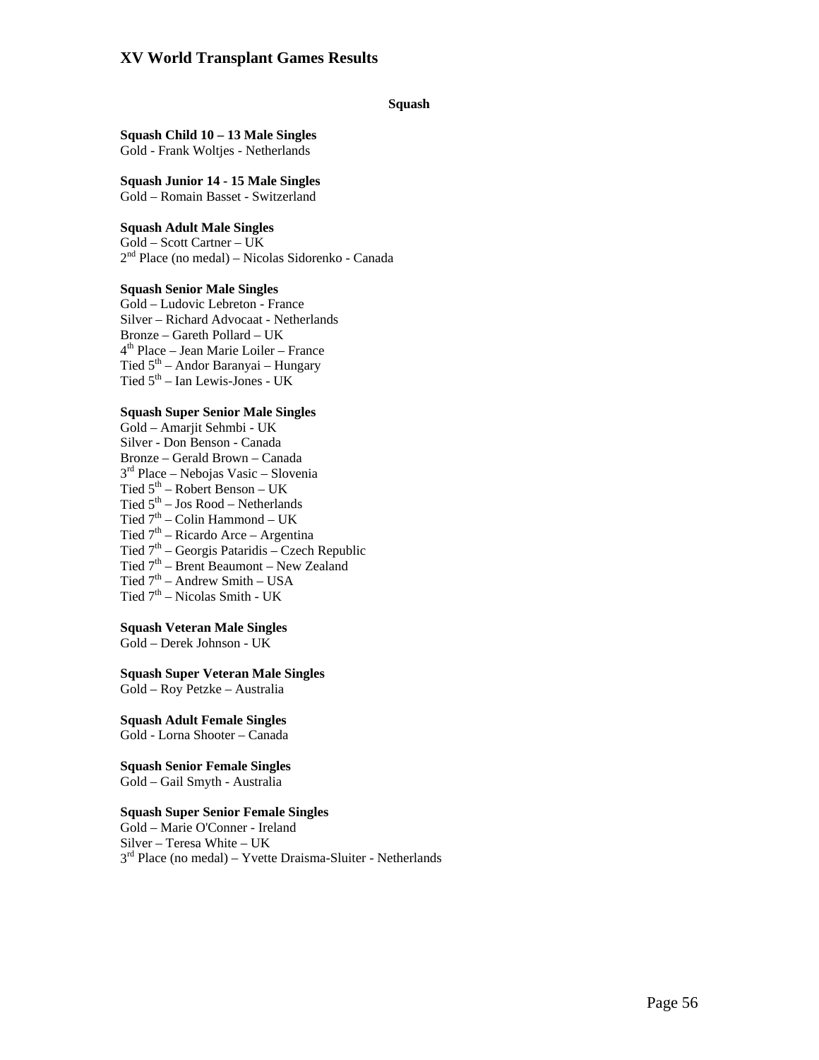# XV World Transplant Games Results

## Squash

**Squash Child 10 – 13 Male Singles**
Gold - Frank Woltjes - Netherlands

**Squash Junior 14 - 15 Male Singles**
Gold – Romain Basset - Switzerland

**Squash Adult Male Singles**
Gold – Scott Cartner – UK
2nd Place (no medal) – Nicolas Sidorenko - Canada

**Squash Senior Male Singles**
Gold – Ludovic Lebreton - France
Silver – Richard Advocaat - Netherlands
Bronze – Gareth Pollard – UK
4th Place – Jean Marie Loiler – France
Tied 5th – Andor Baranyai – Hungary
Tied 5th – Ian Lewis-Jones - UK

**Squash Super Senior Male Singles**
Gold – Amarjit Sehmbi - UK
Silver - Don Benson - Canada
Bronze – Gerald Brown – Canada
3rd Place – Nebojas Vasic – Slovenia
Tied 5th – Robert Benson – UK
Tied 5th – Jos Rood – Netherlands
Tied 7th – Colin Hammond – UK
Tied 7th – Ricardo Arce – Argentina
Tied 7th – Georgis Pataridis – Czech Republic
Tied 7th – Brent Beaumont – New Zealand
Tied 7th – Andrew Smith – USA
Tied 7th – Nicolas Smith - UK

**Squash Veteran Male Singles**
Gold – Derek Johnson - UK

**Squash Super Veteran Male Singles**
Gold – Roy Petzke – Australia

**Squash Adult Female Singles**
Gold - Lorna Shooter – Canada

**Squash Senior Female Singles**
Gold – Gail Smyth - Australia

**Squash Super Senior Female Singles**
Gold – Marie O'Conner - Ireland
Silver – Teresa White – UK
3rd Place (no medal) – Yvette Draisma-Sluiter - Netherlands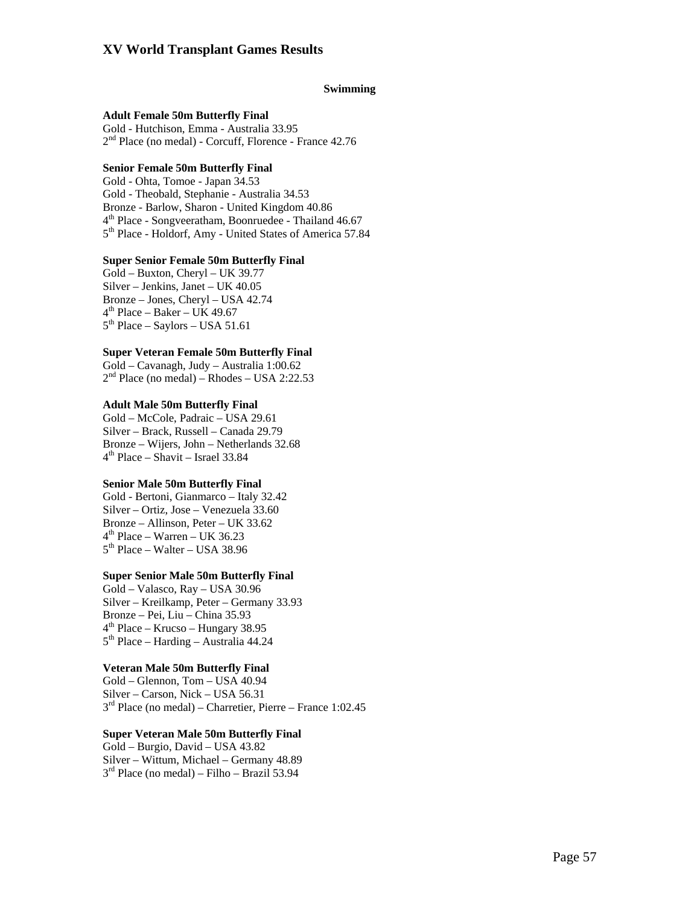# XV World Transplant Games Results

**Swimming**

**Adult Female 50m Butterfly Final**
Gold - Hutchison, Emma - Australia 33.95
2nd Place (no medal) - Corcuff, Florence - France 42.76

**Senior Female 50m Butterfly Final**
Gold - Ohta, Tomoe - Japan 34.53
Gold - Theobald, Stephanie - Australia 34.53
Bronze - Barlow, Sharon - United Kingdom 40.86
4th Place - Songveeratham, Boonruedee - Thailand 46.67
5th Place - Holdorf, Amy - United States of America 57.84

**Super Senior Female 50m Butterfly Final**
Gold – Buxton, Cheryl – UK 39.77
Silver – Jenkins, Janet – UK 40.05
Bronze – Jones, Cheryl – USA 42.74
4th Place – Baker – UK 49.67
5th Place – Saylors – USA 51.61

**Super Veteran Female 50m Butterfly Final**
Gold – Cavanagh, Judy – Australia 1:00.62
2nd Place (no medal) – Rhodes – USA 2:22.53

**Adult Male 50m Butterfly Final**
Gold – McCole, Padraic – USA 29.61
Silver – Brack, Russell – Canada 29.79
Bronze – Wijers, John – Netherlands 32.68
4th Place – Shavit – Israel 33.84

**Senior Male 50m Butterfly Final**
Gold - Bertoni, Gianmarco – Italy 32.42
Silver – Ortiz, Jose – Venezuela 33.60
Bronze – Allinson, Peter – UK 33.62
4th Place – Warren – UK 36.23
5th Place – Walter – USA 38.96

**Super Senior Male 50m Butterfly Final**
Gold – Valasco, Ray – USA 30.96
Silver – Kreilkamp, Peter – Germany 33.93
Bronze – Pei, Liu – China 35.93
4th Place – Krucso – Hungary 38.95
5th Place – Harding – Australia 44.24

**Veteran Male 50m Butterfly Final**
Gold – Glennon, Tom – USA 40.94
Silver – Carson, Nick – USA 56.31
3rd Place (no medal) – Charretier, Pierre – France 1:02.45

**Super Veteran Male 50m Butterfly Final**
Gold – Burgio, David – USA 43.82
Silver – Wittum, Michael – Germany 48.89
3rd Place (no medal) – Filho – Brazil 53.94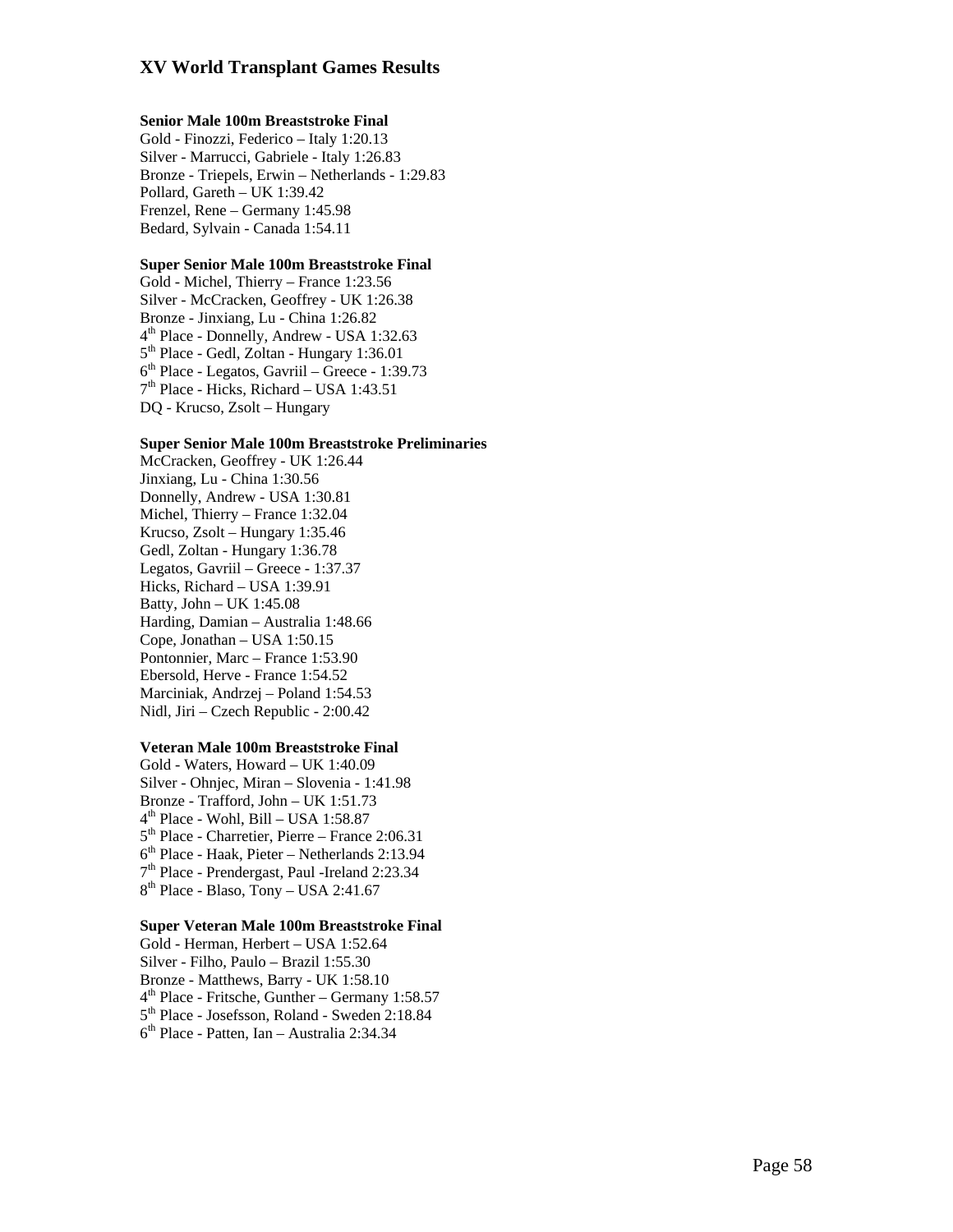# XV World Transplant Games Results

**Senior Male 100m Breaststroke Final**

Gold - Finozzi, Federico – Italy 1:20.13
Silver - Marrucci, Gabriele - Italy 1:26.83
Bronze - Triepels, Erwin – Netherlands - 1:29.83
Pollard, Gareth – UK 1:39.42
Frenzel, Rene – Germany 1:45.98
Bedard, Sylvain - Canada 1:54.11

**Super Senior Male 100m Breaststroke Final**

Gold - Michel, Thierry – France 1:23.56
Silver - McCracken, Geoffrey - UK 1:26.38
Bronze - Jinxiang, Lu - China 1:26.82
4th Place - Donnelly, Andrew - USA 1:32.63
5th Place - Gedl, Zoltan - Hungary 1:36.01
6th Place - Legatos, Gavriil – Greece - 1:39.73
7th Place - Hicks, Richard – USA 1:43.51
DQ - Krucso, Zsolt – Hungary

**Super Senior Male 100m Breaststroke Preliminaries**

McCracken, Geoffrey - UK 1:26.44
Jinxiang, Lu - China 1:30.56
Donnelly, Andrew - USA 1:30.81
Michel, Thierry – France 1:32.04
Krucso, Zsolt – Hungary 1:35.46
Gedl, Zoltan - Hungary 1:36.78
Legatos, Gavriil – Greece - 1:37.37
Hicks, Richard – USA 1:39.91
Batty, John – UK 1:45.08
Harding, Damian – Australia 1:48.66
Cope, Jonathan – USA 1:50.15
Pontonnier, Marc – France 1:53.90
Ebersold, Herve - France 1:54.52
Marciniak, Andrzej – Poland 1:54.53
Nidl, Jiri – Czech Republic - 2:00.42

**Veteran Male 100m Breaststroke Final**

Gold - Waters, Howard – UK 1:40.09
Silver - Ohnjec, Miran – Slovenia - 1:41.98
Bronze - Trafford, John – UK 1:51.73
4th Place - Wohl, Bill – USA 1:58.87
5th Place - Charretier, Pierre – France 2:06.31
6th Place - Haak, Pieter – Netherlands 2:13.94
7th Place - Prendergast, Paul -Ireland 2:23.34
8th Place - Blaso, Tony – USA 2:41.67

**Super Veteran Male 100m Breaststroke Final**

Gold - Herman, Herbert – USA 1:52.64
Silver - Filho, Paulo – Brazil 1:55.30
Bronze - Matthews, Barry - UK 1:58.10
4th Place - Fritsche, Gunther – Germany 1:58.57
5th Place - Josefsson, Roland - Sweden 2:18.84
6th Place - Patten, Ian – Australia 2:34.34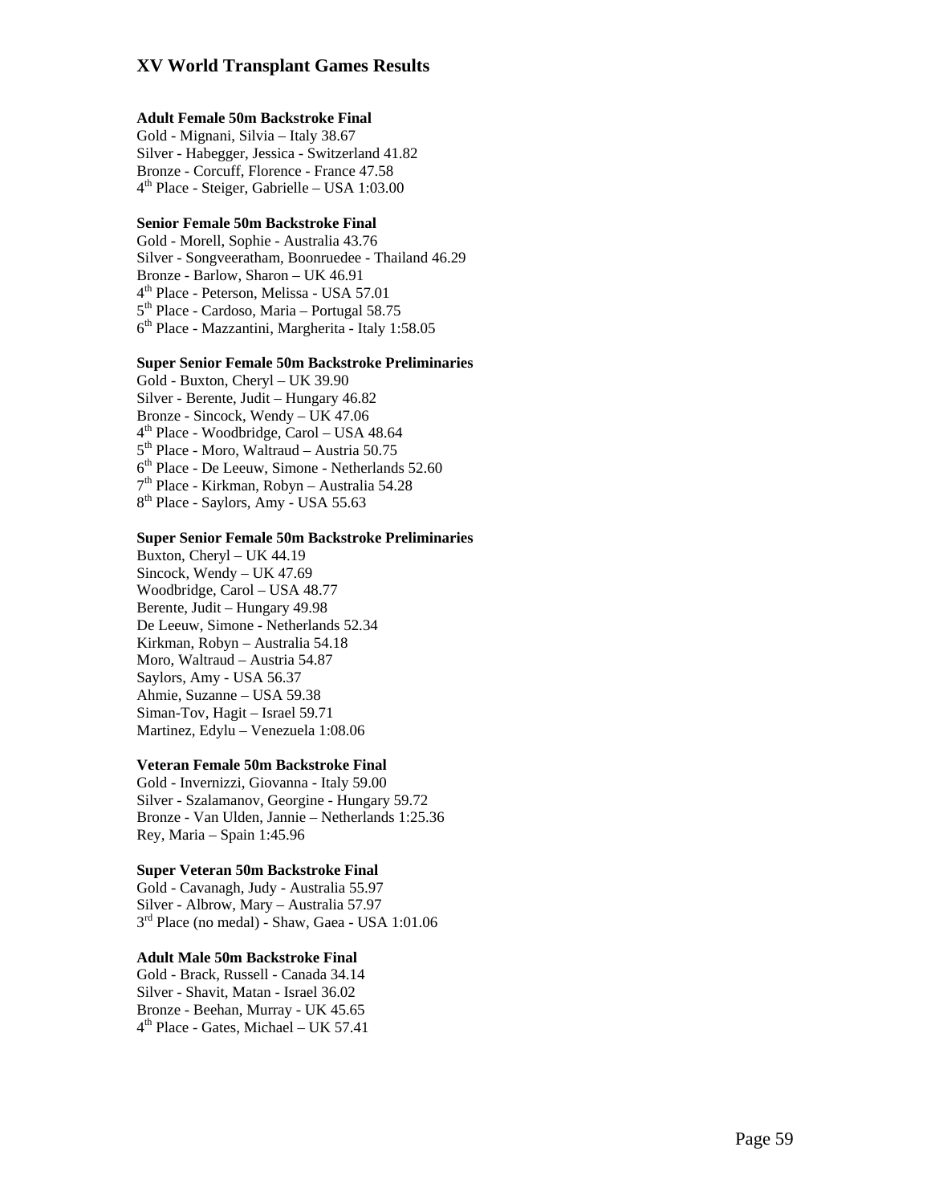# XV World Transplant Games Results

**Adult Female 50m Backstroke Final**
Gold - Mignani, Silvia – Italy 38.67
Silver - Habegger, Jessica - Switzerland 41.82
Bronze - Corcuff, Florence - France 47.58
4th Place - Steiger, Gabrielle – USA 1:03.00

**Senior Female 50m Backstroke Final**
Gold - Morell, Sophie - Australia 43.76
Silver - Songveeratham, Boonruedee - Thailand 46.29
Bronze - Barlow, Sharon – UK 46.91
4th Place - Peterson, Melissa - USA 57.01
5th Place - Cardoso, Maria – Portugal 58.75
6th Place - Mazzantini, Margherita - Italy 1:58.05

**Super Senior Female 50m Backstroke Preliminaries**
Gold - Buxton, Cheryl – UK 39.90
Silver - Berente, Judit – Hungary 46.82
Bronze - Sincock, Wendy – UK 47.06
4th Place - Woodbridge, Carol – USA 48.64
5th Place - Moro, Waltraud – Austria 50.75
6th Place - De Leeuw, Simone - Netherlands 52.60
7th Place - Kirkman, Robyn – Australia 54.28
8th Place - Saylors, Amy - USA 55.63

**Super Senior Female 50m Backstroke Preliminaries**
Buxton, Cheryl – UK 44.19
Sincock, Wendy – UK 47.69
Woodbridge, Carol – USA 48.77
Berente, Judit – Hungary 49.98
De Leeuw, Simone - Netherlands 52.34
Kirkman, Robyn – Australia 54.18
Moro, Waltraud – Austria 54.87
Saylors, Amy - USA 56.37
Ahmie, Suzanne – USA 59.38
Siman-Tov, Hagit – Israel 59.71
Martinez, Edylu – Venezuela 1:08.06

**Veteran Female 50m Backstroke Final**
Gold - Invernizzi, Giovanna - Italy 59.00
Silver - Szalamanov, Georgine - Hungary 59.72
Bronze - Van Ulden, Jannie – Netherlands 1:25.36
Rey, Maria – Spain 1:45.96

**Super Veteran 50m Backstroke Final**
Gold - Cavanagh, Judy - Australia 55.97
Silver - Albrow, Mary – Australia 57.97
3rd Place (no medal) - Shaw, Gaea - USA 1:01.06

**Adult Male 50m Backstroke Final**
Gold - Brack, Russell - Canada 34.14
Silver - Shavit, Matan - Israel 36.02
Bronze - Beehan, Murray - UK 45.65
4th Place - Gates, Michael – UK 57.41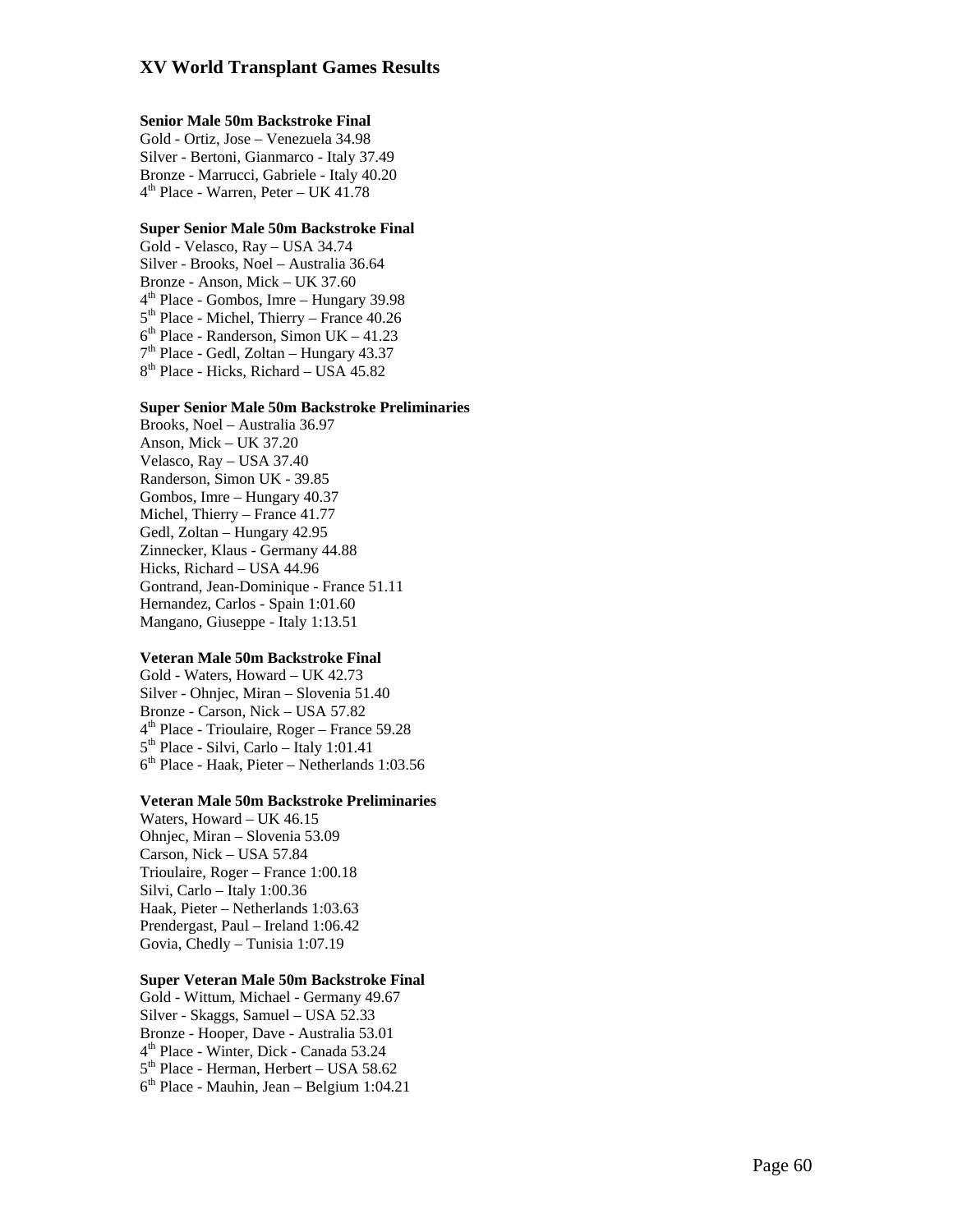# XV World Transplant Games Results

**Senior Male 50m Backstroke Final**

Gold - Ortiz, Jose – Venezuela 34.98
Silver - Bertoni, Gianmarco - Italy 37.49
Bronze - Marrucci, Gabriele - Italy 40.20
4th Place - Warren, Peter – UK 41.78

**Super Senior Male 50m Backstroke Final**

Gold - Velasco, Ray – USA 34.74
Silver - Brooks, Noel – Australia 36.64
Bronze - Anson, Mick – UK 37.60
4th Place - Gombos, Imre – Hungary 39.98
5th Place - Michel, Thierry – France 40.26
6th Place - Randerson, Simon UK – 41.23
7th Place - Gedl, Zoltan – Hungary 43.37
8th Place - Hicks, Richard – USA 45.82

**Super Senior Male 50m Backstroke Preliminaries**

Brooks, Noel – Australia 36.97
Anson, Mick – UK 37.20
Velasco, Ray – USA 37.40
Randerson, Simon UK - 39.85
Gombos, Imre – Hungary 40.37
Michel, Thierry – France 41.77
Gedl, Zoltan – Hungary 42.95
Zinnecker, Klaus - Germany 44.88
Hicks, Richard – USA 44.96
Gontrand, Jean-Dominique - France 51.11
Hernandez, Carlos - Spain 1:01.60
Mangano, Giuseppe - Italy 1:13.51

**Veteran Male 50m Backstroke Final**

Gold - Waters, Howard – UK 42.73
Silver - Ohnjec, Miran – Slovenia 51.40
Bronze - Carson, Nick – USA 57.82
4th Place - Trioulaire, Roger – France 59.28
5th Place - Silvi, Carlo – Italy 1:01.41
6th Place - Haak, Pieter – Netherlands 1:03.56

**Veteran Male 50m Backstroke Preliminaries**

Waters, Howard – UK 46.15
Ohnjec, Miran – Slovenia 53.09
Carson, Nick – USA 57.84
Trioulaire, Roger – France 1:00.18
Silvi, Carlo – Italy 1:00.36
Haak, Pieter – Netherlands 1:03.63
Prendergast, Paul – Ireland 1:06.42
Govia, Chedly – Tunisia 1:07.19

**Super Veteran Male 50m Backstroke Final**

Gold - Wittum, Michael - Germany 49.67
Silver - Skaggs, Samuel – USA 52.33
Bronze - Hooper, Dave - Australia 53.01
4th Place - Winter, Dick - Canada 53.24
5th Place - Herman, Herbert – USA 58.62
6th Place - Mauhin, Jean – Belgium 1:04.21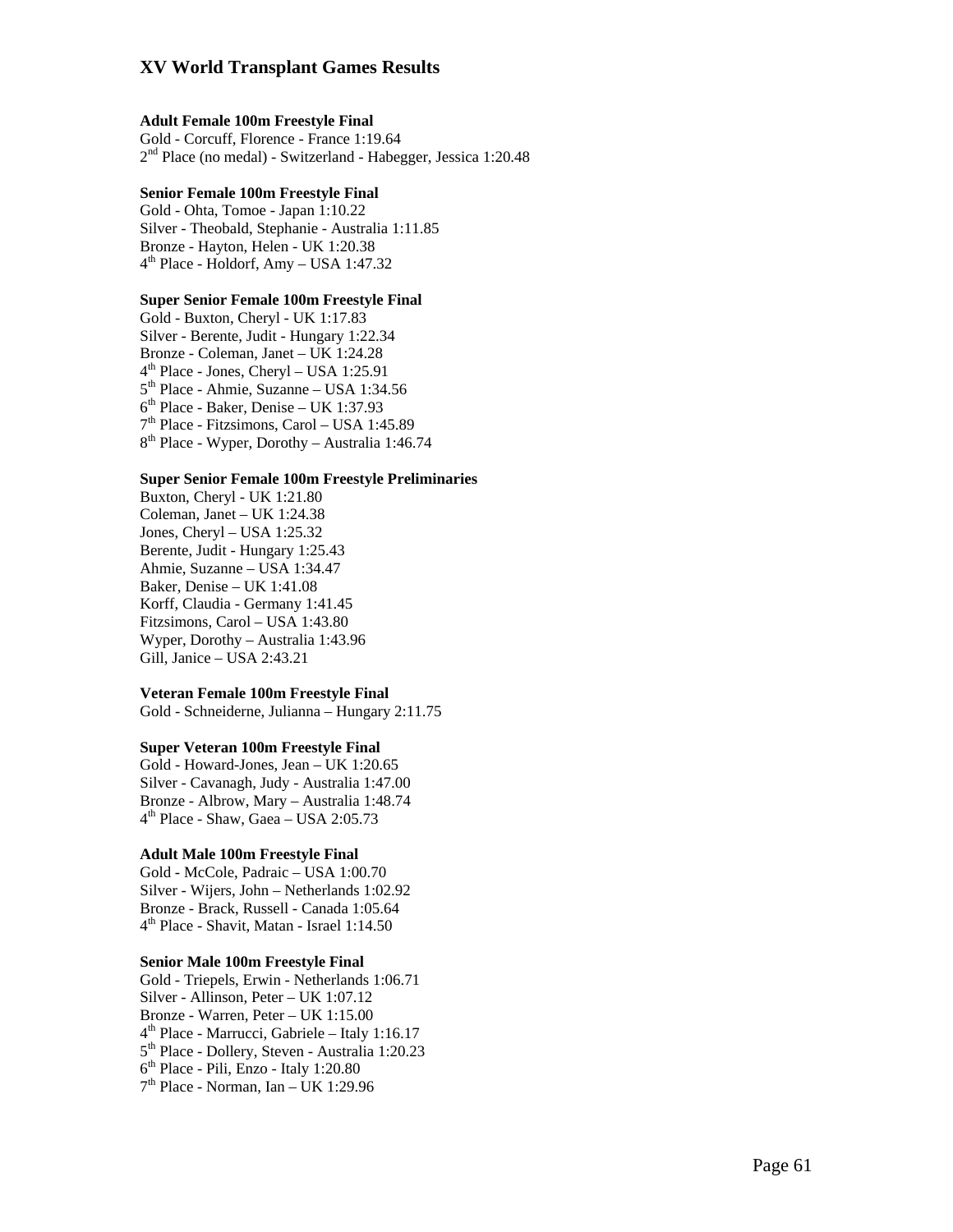# XV World Transplant Games Results

**Adult Female 100m Freestyle Final**
Gold - Corcuff, Florence - France 1:19.64
2nd Place (no medal) - Switzerland - Habegger, Jessica 1:20.48

**Senior Female 100m Freestyle Final**
Gold - Ohta, Tomoe - Japan 1:10.22
Silver - Theobald, Stephanie - Australia 1:11.85
Bronze - Hayton, Helen - UK 1:20.38
4th Place - Holdorf, Amy – USA 1:47.32

**Super Senior Female 100m Freestyle Final**
Gold - Buxton, Cheryl - UK 1:17.83
Silver - Berente, Judit - Hungary 1:22.34
Bronze - Coleman, Janet – UK 1:24.28
4th Place - Jones, Cheryl – USA 1:25.91
5th Place - Ahmie, Suzanne – USA 1:34.56
6th Place - Baker, Denise – UK 1:37.93
7th Place - Fitzsimons, Carol – USA 1:45.89
8th Place - Wyper, Dorothy – Australia 1:46.74

**Super Senior Female 100m Freestyle Preliminaries**
Buxton, Cheryl - UK 1:21.80
Coleman, Janet – UK 1:24.38
Jones, Cheryl – USA 1:25.32
Berente, Judit - Hungary 1:25.43
Ahmie, Suzanne – USA 1:34.47
Baker, Denise – UK 1:41.08
Korff, Claudia - Germany 1:41.45
Fitzsimons, Carol – USA 1:43.80
Wyper, Dorothy – Australia 1:43.96
Gill, Janice – USA 2:43.21

**Veteran Female 100m Freestyle Final**
Gold - Schneiderne, Julianna – Hungary 2:11.75

**Super Veteran 100m Freestyle Final**
Gold - Howard-Jones, Jean – UK 1:20.65
Silver - Cavanagh, Judy - Australia 1:47.00
Bronze - Albrow, Mary – Australia 1:48.74
4th Place - Shaw, Gaea – USA 2:05.73

**Adult Male 100m Freestyle Final**
Gold - McCole, Padraic – USA 1:00.70
Silver - Wijers, John – Netherlands 1:02.92
Bronze - Brack, Russell - Canada 1:05.64
4th Place - Shavit, Matan - Israel 1:14.50

**Senior Male 100m Freestyle Final**
Gold - Triepels, Erwin - Netherlands 1:06.71
Silver - Allinson, Peter – UK 1:07.12
Bronze - Warren, Peter – UK 1:15.00
4th Place - Marrucci, Gabriele – Italy 1:16.17
5th Place - Dollery, Steven - Australia 1:20.23
6th Place - Pili, Enzo - Italy 1:20.80
7th Place - Norman, Ian – UK 1:29.96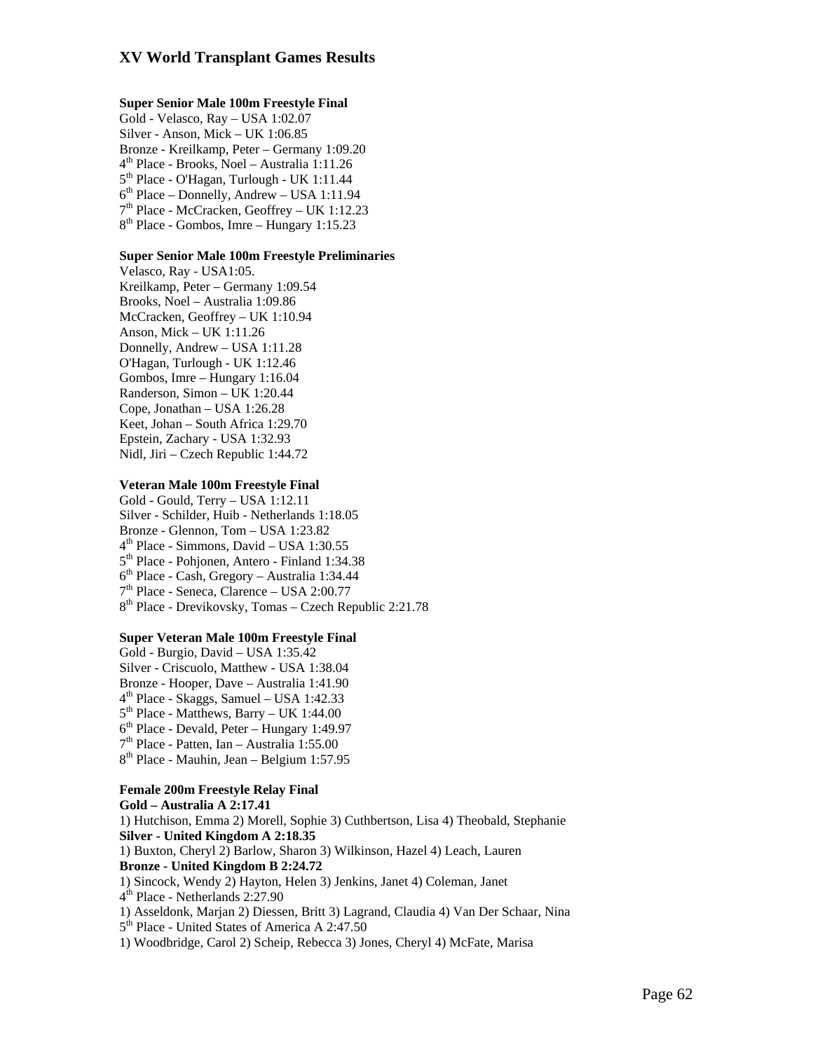## XV World Transplant Games Results

**Super Senior Male 100m Freestyle Final**

Gold - Velasco, Ray – USA 1:02.07
Silver - Anson, Mick – UK 1:06.85
Bronze - Kreilkamp, Peter – Germany 1:09.20
4th Place - Brooks, Noel – Australia 1:11.26
5th Place - O'Hagan, Turlough - UK 1:11.44
6th Place – Donnelly, Andrew – USA 1:11.94
7th Place - McCracken, Geoffrey – UK 1:12.23
8th Place - Gombos, Imre – Hungary 1:15.23

**Super Senior Male 100m Freestyle Preliminaries**

Velasco, Ray - USA1:05.
Kreilkamp, Peter – Germany 1:09.54
Brooks, Noel – Australia 1:09.86
McCracken, Geoffrey – UK 1:10.94
Anson, Mick – UK 1:11.26
Donnelly, Andrew – USA 1:11.28
O'Hagan, Turlough - UK 1:12.46
Gombos, Imre – Hungary 1:16.04
Randerson, Simon – UK 1:20.44
Cope, Jonathan – USA 1:26.28
Keet, Johan – South Africa 1:29.70
Epstein, Zachary - USA 1:32.93
Nidl, Jiri – Czech Republic 1:44.72

**Veteran Male 100m Freestyle Final**

Gold - Gould, Terry – USA 1:12.11
Silver - Schilder, Huib - Netherlands 1:18.05
Bronze - Glennon, Tom – USA 1:23.82
4th Place - Simmons, David – USA 1:30.55
5th Place - Pohjonen, Antero - Finland 1:34.38
6th Place - Cash, Gregory – Australia 1:34.44
7th Place - Seneca, Clarence – USA 2:00.77
8th Place - Drevikovsky, Tomas – Czech Republic 2:21.78

**Super Veteran Male 100m Freestyle Final**

Gold - Burgio, David – USA 1:35.42
Silver - Criscuolo, Matthew - USA 1:38.04
Bronze - Hooper, Dave – Australia 1:41.90
4th Place - Skaggs, Samuel – USA 1:42.33
5th Place - Matthews, Barry – UK 1:44.00
6th Place - Devald, Peter – Hungary 1:49.97
7th Place - Patten, Ian – Australia 1:55.00
8th Place - Mauhin, Jean – Belgium 1:57.95

**Female 200m Freestyle Relay Final**

**Gold – Australia A 2:17.41**
1) Hutchison, Emma 2) Morell, Sophie 3) Cuthbertson, Lisa 4) Theobald, Stephanie
**Silver - United Kingdom A 2:18.35**
1) Buxton, Cheryl 2) Barlow, Sharon 3) Wilkinson, Hazel 4) Leach, Lauren
**Bronze - United Kingdom B 2:24.72**
1) Sincock, Wendy 2) Hayton, Helen 3) Jenkins, Janet 4) Coleman, Janet
4th Place - Netherlands 2:27.90
1) Asseldonk, Marjan 2) Diessen, Britt 3) Lagrand, Claudia 4) Van Der Schaar, Nina
5th Place - United States of America A 2:47.50
1) Woodbridge, Carol 2) Scheip, Rebecca 3) Jones, Cheryl 4) McFate, Marisa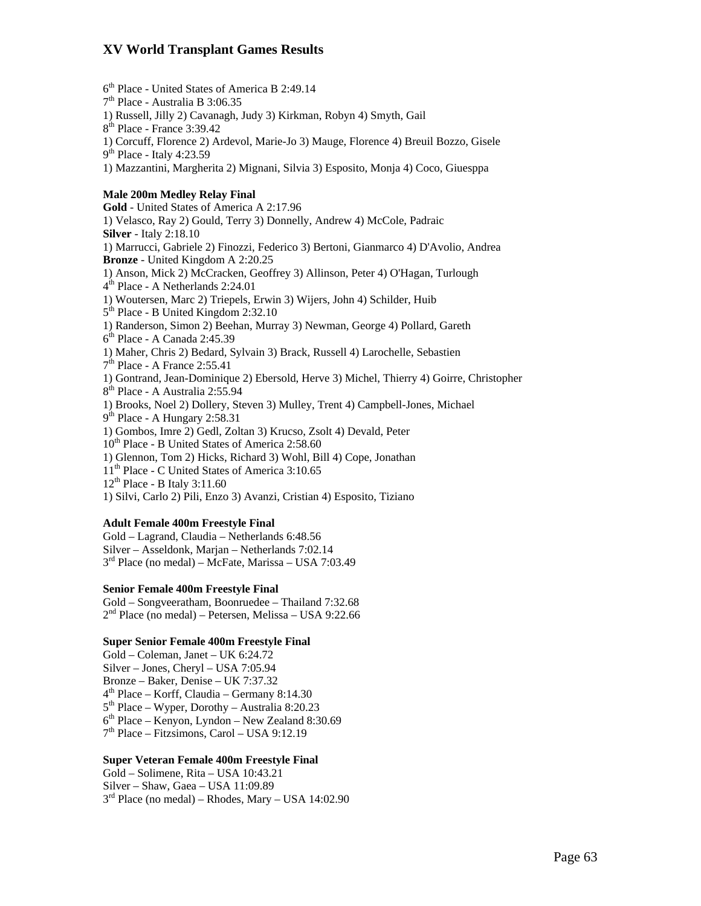6th Place - United States of America B 2:49.14
7th Place - Australia B 3:06.35
1) Russell, Jilly 2) Cavanagh, Judy 3) Kirkman, Robyn 4) Smyth, Gail
8th Place - France 3:39.42
1) Corcuff, Florence 2) Ardevol, Marie-Jo 3) Mauge, Florence 4) Breuil Bozzo, Gisele
9th Place - Italy 4:23.59
1) Mazzantini, Margherita 2) Mignani, Silvia 3) Esposito, Monja 4) Coco, Giuesppa

**Male 200m Medley Relay Final**
**Gold** - United States of America A 2:17.96
1) Velasco, Ray 2) Gould, Terry 3) Donnelly, Andrew 4) McCole, Padraic
**Silver** - Italy 2:18.10
1) Marrucci, Gabriele 2) Finozzi, Federico 3) Bertoni, Gianmarco 4) D'Avolio, Andrea
**Bronze** - United Kingdom A 2:20.25
1) Anson, Mick 2) McCracken, Geoffrey 3) Allinson, Peter 4) O'Hagan, Turlough
4th Place - A Netherlands 2:24.01
1) Woutersen, Marc 2) Triepels, Erwin 3) Wijers, John 4) Schilder, Huib
5th Place - B United Kingdom 2:32.10
1) Randerson, Simon 2) Beehan, Murray 3) Newman, George 4) Pollard, Gareth
6th Place - A Canada 2:45.39
1) Maher, Chris 2) Bedard, Sylvain 3) Brack, Russell 4) Larochelle, Sebastien
7th Place - A France 2:55.41
1) Gontrand, Jean-Dominique 2) Ebersold, Herve 3) Michel, Thierry 4) Goirre, Christopher
8th Place - A Australia 2:55.94
1) Brooks, Noel 2) Dollery, Steven 3) Mulley, Trent 4) Campbell-Jones, Michael
9th Place - A Hungary 2:58.31
1) Gombos, Imre 2) Gedl, Zoltan 3) Krucso, Zsolt 4) Devald, Peter
10th Place - B United States of America 2:58.60
1) Glennon, Tom 2) Hicks, Richard 3) Wohl, Bill 4) Cope, Jonathan
11th Place - C United States of America 3:10.65
12th Place - B Italy 3:11.60
1) Silvi, Carlo 2) Pili, Enzo 3) Avanzi, Cristian 4) Esposito, Tiziano

**Adult Female 400m Freestyle Final**
Gold – Lagrand, Claudia – Netherlands 6:48.56
Silver – Asseldonk, Marjan – Netherlands 7:02.14
3rd Place (no medal) – McFate, Marissa – USA 7:03.49

**Senior Female 400m Freestyle Final**
Gold – Songveeratham, Boonruedee – Thailand 7:32.68
2nd Place (no medal) – Petersen, Melissa – USA 9:22.66

**Super Senior Female 400m Freestyle Final**
Gold – Coleman, Janet – UK 6:24.72
Silver – Jones, Cheryl – USA 7:05.94
Bronze – Baker, Denise – UK 7:37.32
4th Place – Korff, Claudia – Germany 8:14.30
5th Place – Wyper, Dorothy – Australia 8:20.23
6th Place – Kenyon, Lyndon – New Zealand 8:30.69
7th Place – Fitzsimons, Carol – USA 9:12.19

**Super Veteran Female 400m Freestyle Final**
Gold – Solimene, Rita – USA 10:43.21
Silver – Shaw, Gaea – USA 11:09.89
3rd Place (no medal) – Rhodes, Mary – USA 14:02.90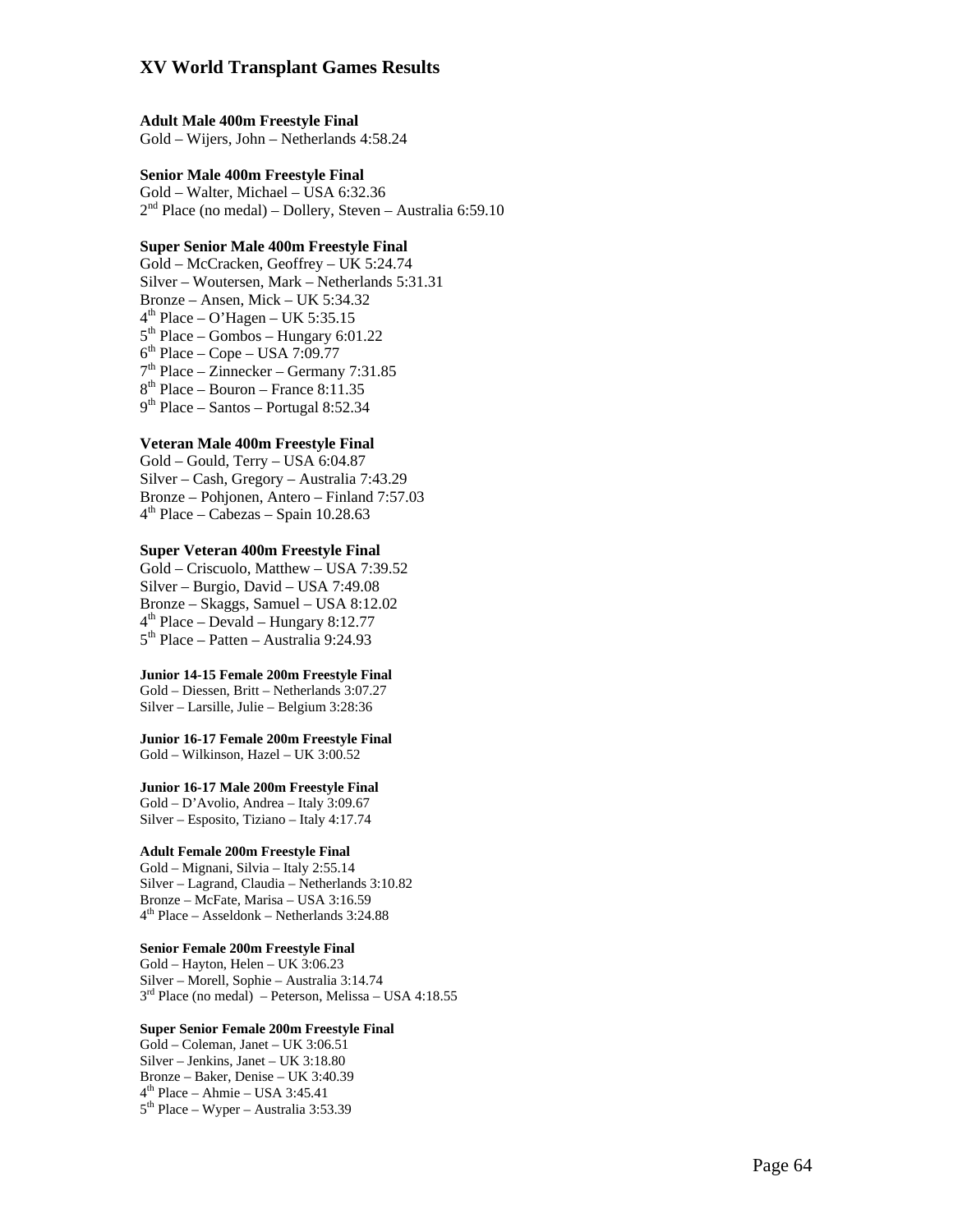# XV World Transplant Games Results

**Adult Male 400m Freestyle Final**
Gold – Wijers, John – Netherlands 4:58.24

**Senior Male 400m Freestyle Final**
Gold – Walter, Michael – USA 6:32.36
2nd Place (no medal) – Dollery, Steven – Australia 6:59.10

**Super Senior Male 400m Freestyle Final**
Gold – McCracken, Geoffrey – UK 5:24.74
Silver – Woutersen, Mark – Netherlands 5:31.31
Bronze – Ansen, Mick – UK 5:34.32
4th Place – O'Hagen – UK 5:35.15
5th Place – Gombos – Hungary 6:01.22
6th Place – Cope – USA 7:09.77
7th Place – Zinnecker – Germany 7:31.85
8th Place – Bouron – France 8:11.35
9th Place – Santos – Portugal 8:52.34

**Veteran Male 400m Freestyle Final**
Gold – Gould, Terry – USA 6:04.87
Silver – Cash, Gregory – Australia 7:43.29
Bronze – Pohjonen, Antero – Finland 7:57.03
4th Place – Cabezas – Spain 10.28.63

**Super Veteran 400m Freestyle Final**
Gold – Criscuolo, Matthew – USA 7:39.52
Silver – Burgio, David – USA 7:49.08
Bronze – Skaggs, Samuel – USA 8:12.02
4th Place – Devald – Hungary 8:12.77
5th Place – Patten – Australia 9:24.93

**Junior 14-15 Female 200m Freestyle Final**
Gold – Diessen, Britt – Netherlands 3:07.27
Silver – Larsille, Julie – Belgium 3:28:36

**Junior 16-17 Female 200m Freestyle Final**
Gold – Wilkinson, Hazel – UK 3:00.52

**Junior 16-17 Male 200m Freestyle Final**
Gold – D'Avolio, Andrea – Italy 3:09.67
Silver – Esposito, Tiziano – Italy 4:17.74

**Adult Female 200m Freestyle Final**
Gold – Mignani, Silvia – Italy 2:55.14
Silver – Lagrand, Claudia – Netherlands 3:10.82
Bronze – McFate, Marisa – USA 3:16.59
4th Place – Asseldonk – Netherlands 3:24.88

**Senior Female 200m Freestyle Final**
Gold – Hayton, Helen – UK 3:06.23
Silver – Morell, Sophie – Australia 3:14.74
3rd Place (no medal) – Peterson, Melissa – USA 4:18.55

**Super Senior Female 200m Freestyle Final**
Gold – Coleman, Janet – UK 3:06.51
Silver – Jenkins, Janet – UK 3:18.80
Bronze – Baker, Denise – UK 3:40.39
4th Place – Ahmie – USA 3:45.41
5th Place – Wyper – Australia 3:53.39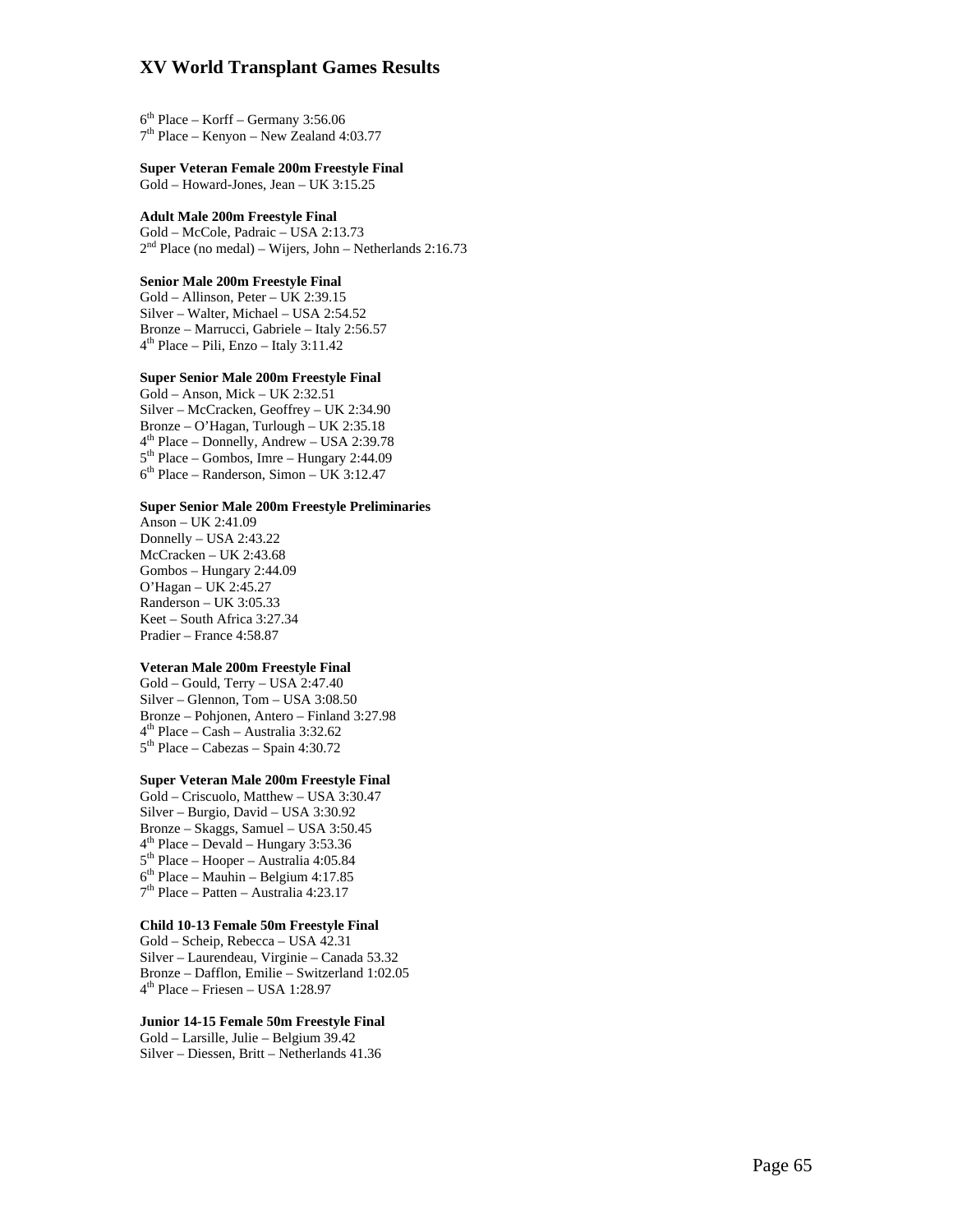6th Place – Korff – Germany 3:56.06
7th Place – Kenyon – New Zealand 4:03.77

**Super Veteran Female 200m Freestyle Final**
Gold – Howard-Jones, Jean – UK 3:15.25

**Adult Male 200m Freestyle Final**
Gold – McCole, Padraic – USA 2:13.73
2nd Place (no medal) – Wijers, John – Netherlands 2:16.73

**Senior Male 200m Freestyle Final**
Gold – Allinson, Peter – UK 2:39.15
Silver – Walter, Michael – USA 2:54.52
Bronze – Marrucci, Gabriele – Italy 2:56.57
4th Place – Pili, Enzo – Italy 3:11.42

**Super Senior Male 200m Freestyle Final**
Gold – Anson, Mick – UK 2:32.51
Silver – McCracken, Geoffrey – UK 2:34.90
Bronze – O'Hagan, Turlough – UK 2:35.18
4th Place – Donnelly, Andrew – USA 2:39.78
5th Place – Gombos, Imre – Hungary 2:44.09
6th Place – Randerson, Simon – UK 3:12.47

**Super Senior Male 200m Freestyle Preliminaries**
Anson – UK 2:41.09
Donnelly – USA 2:43.22
McCracken – UK 2:43.68
Gombos – Hungary 2:44.09
O'Hagan – UK 2:45.27
Randerson – UK 3:05.33
Keet – South Africa 3:27.34
Pradier – France 4:58.87

**Veteran Male 200m Freestyle Final**
Gold – Gould, Terry – USA 2:47.40
Silver – Glennon, Tom – USA 3:08.50
Bronze – Pohjonen, Antero – Finland 3:27.98
4th Place – Cash – Australia 3:32.62
5th Place – Cabezas – Spain 4:30.72

**Super Veteran Male 200m Freestyle Final**
Gold – Criscuolo, Matthew – USA 3:30.47
Silver – Burgio, David – USA 3:30.92
Bronze – Skaggs, Samuel – USA 3:50.45
4th Place – Devald – Hungary 3:53.36
5th Place – Hooper – Australia 4:05.84
6th Place – Mauhin – Belgium 4:17.85
7th Place – Patten – Australia 4:23.17

**Child 10-13 Female 50m Freestyle Final**
Gold – Scheip, Rebecca – USA 42.31
Silver – Laurendeau, Virginie – Canada 53.32
Bronze – Dafflon, Emilie – Switzerland 1:02.05
4th Place – Friesen – USA 1:28.97

**Junior 14-15 Female 50m Freestyle Final**
Gold – Larsille, Julie – Belgium 39.42
Silver – Diessen, Britt – Netherlands 41.36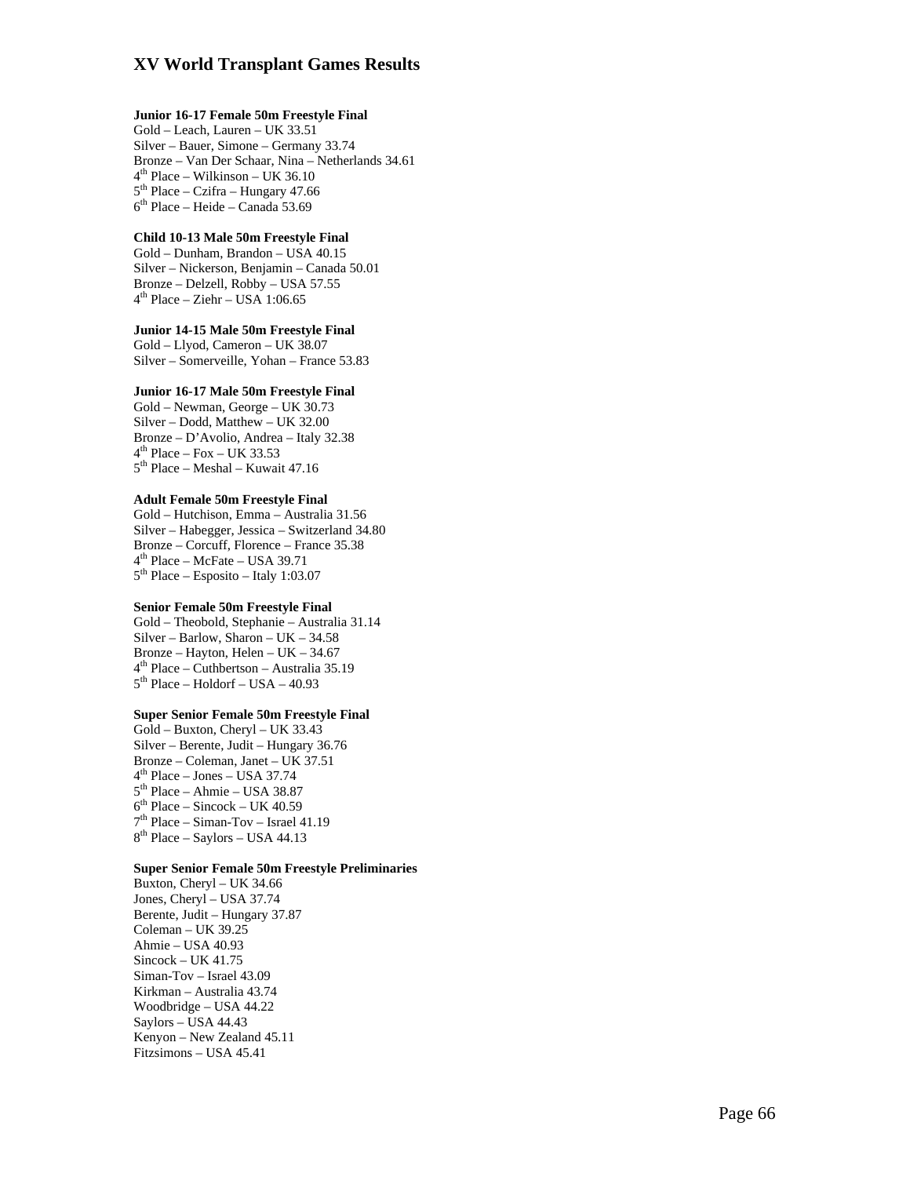# XV World Transplant Games Results

**Junior 16-17 Female 50m Freestyle Final**

Gold – Leach, Lauren – UK 33.51
Silver – Bauer, Simone – Germany 33.74
Bronze – Van Der Schaar, Nina – Netherlands 34.61
4th Place – Wilkinson – UK 36.10
5th Place – Czifra – Hungary 47.66
6th Place – Heide – Canada 53.69

**Child 10-13 Male 50m Freestyle Final**

Gold – Dunham, Brandon – USA 40.15
Silver – Nickerson, Benjamin – Canada 50.01
Bronze – Delzell, Robby – USA 57.55
4th Place – Ziehr – USA 1:06.65

**Junior 14-15 Male 50m Freestyle Final**

Gold – Llyod, Cameron – UK 38.07
Silver – Somerveille, Yohan – France 53.83

**Junior 16-17 Male 50m Freestyle Final**

Gold – Newman, George – UK 30.73
Silver – Dodd, Matthew – UK 32.00
Bronze – D'Avolio, Andrea – Italy 32.38
4th Place – Fox – UK 33.53
5th Place – Meshal – Kuwait 47.16

**Adult Female 50m Freestyle Final**

Gold – Hutchison, Emma – Australia 31.56
Silver – Habegger, Jessica – Switzerland 34.80
Bronze – Corcuff, Florence – France 35.38
4th Place – McFate – USA 39.71
5th Place – Esposito – Italy 1:03.07

**Senior Female 50m Freestyle Final**

Gold – Theobold, Stephanie – Australia 31.14
Silver – Barlow, Sharon – UK – 34.58
Bronze – Hayton, Helen – UK – 34.67
4th Place – Cuthbertson – Australia 35.19
5th Place – Holdorf – USA – 40.93

**Super Senior Female 50m Freestyle Final**

Gold – Buxton, Cheryl – UK 33.43
Silver – Berente, Judit – Hungary 36.76
Bronze – Coleman, Janet – UK 37.51
4th Place – Jones – USA 37.74
5th Place – Ahmie – USA 38.87
6th Place – Sincock – UK 40.59
7th Place – Siman-Tov – Israel 41.19
8th Place – Saylors – USA 44.13

**Super Senior Female 50m Freestyle Preliminaries**

Buxton, Cheryl – UK 34.66
Jones, Cheryl – USA 37.74
Berente, Judit – Hungary 37.87
Coleman – UK 39.25
Ahmie – USA 40.93
Sincock – UK 41.75
Siman-Tov – Israel 43.09
Kirkman – Australia 43.74
Woodbridge – USA 44.22
Saylors – USA 44.43
Kenyon – New Zealand 45.11
Fitzsimons – USA 45.41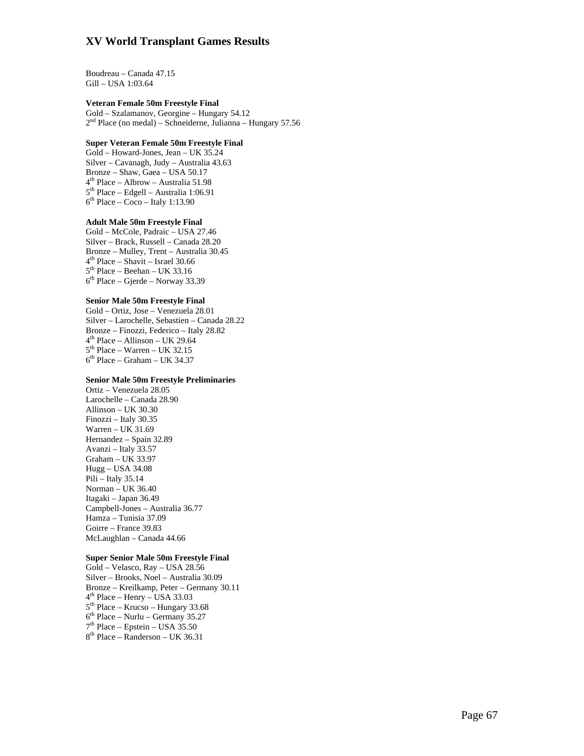Boudreau – Canada 47.15
Gill – USA 1:03.64

**Veteran Female 50m Freestyle Final**
Gold – Szalamanov, Georgine – Hungary 54.12
2nd Place (no medal) – Schneiderne, Julianna – Hungary 57.56

**Super Veteran Female 50m Freestyle Final**
Gold – Howard-Jones, Jean – UK 35.24
Silver – Cavanagh, Judy – Australia 43.63
Bronze – Shaw, Gaea – USA 50.17
4th Place – Albrow – Australia 51.98
5th Place – Edgell – Australia 1:06.91
6th Place – Coco – Italy 1:13.90

**Adult Male 50m Freestyle Final**
Gold – McCole, Padraic – USA 27.46
Silver – Brack, Russell – Canada 28.20
Bronze – Mulley, Trent – Australia 30.45
4th Place – Shavit – Israel 30.66
5th Place – Beehan – UK 33.16
6th Place – Gjerde – Norway 33.39

**Senior Male 50m Freestyle Final**
Gold – Ortiz, Jose – Venezuela 28.01
Silver – Larochelle, Sebastien – Canada 28.22
Bronze – Finozzi, Federico – Italy 28.82
4th Place – Allinson – UK 29.64
5th Place – Warren – UK 32.15
6th Place – Graham – UK 34.37

**Senior Male 50m Freestyle Preliminaries**
Ortiz – Venezuela 28.05
Larochelle – Canada 28.90
Allinson – UK 30.30
Finozzi – Italy 30.35
Warren – UK 31.69
Hernandez – Spain 32.89
Avanzi – Italy 33.57
Graham – UK 33.97
Hugg – USA 34.08
Pili – Italy 35.14
Norman – UK 36.40
Itagaki – Japan 36.49
Campbell-Jones – Australia 36.77
Hamza – Tunisia 37.09
Goirre – France 39.83
McLaughlan – Canada 44.66

**Super Senior Male 50m Freestyle Final**
Gold – Velasco, Ray – USA 28.56
Silver – Brooks, Noel – Australia 30.09
Bronze – Kreilkamp, Peter – Germany 30.11
4th Place – Henry – USA 33.03
5th Place – Krucso – Hungary 33.68
6th Place – Nurlu – Germany 35.27
7th Place – Epstein – USA 35.50
8th Place – Randerson – UK 36.31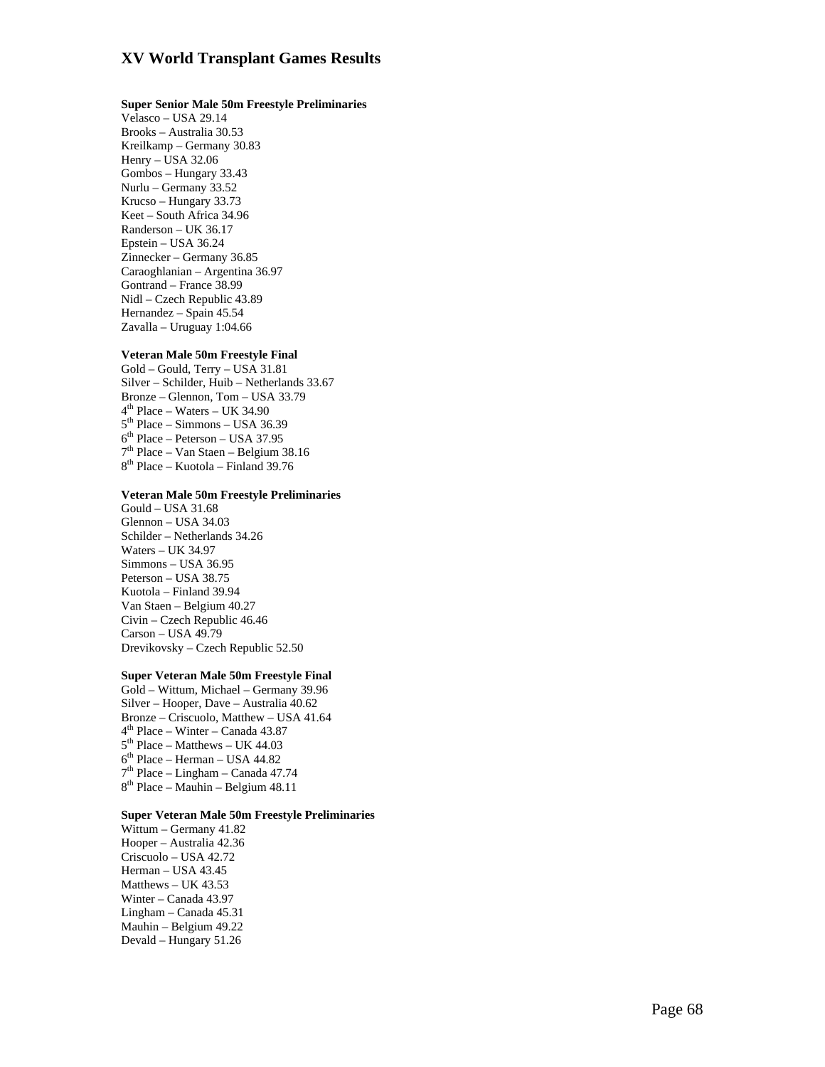# XV World Transplant Games Results

**Super Senior Male 50m Freestyle Preliminaries**

Velasco – USA 29.14
Brooks – Australia 30.53
Kreilkamp – Germany 30.83
Henry – USA 32.06
Gombos – Hungary 33.43
Nurlu – Germany 33.52
Krucso – Hungary 33.73
Keet – South Africa 34.96
Randerson – UK 36.17
Epstein – USA 36.24
Zinnecker – Germany 36.85
Caraoghlanian – Argentina 36.97
Gontrand – France 38.99
Nidl – Czech Republic 43.89
Hernandez – Spain 45.54
Zavalla – Uruguay 1:04.66

**Veteran Male 50m Freestyle Final**

Gold – Gould, Terry – USA 31.81
Silver – Schilder, Huib – Netherlands 33.67
Bronze – Glennon, Tom – USA 33.79
4th Place – Waters – UK 34.90
5th Place – Simmons – USA 36.39
6th Place – Peterson – USA 37.95
7th Place – Van Staen – Belgium 38.16
8th Place – Kuotola – Finland 39.76

**Veteran Male 50m Freestyle Preliminaries**

Gould – USA 31.68
Glennon – USA 34.03
Schilder – Netherlands 34.26
Waters – UK 34.97
Simmons – USA 36.95
Peterson – USA 38.75
Kuotola – Finland 39.94
Van Staen – Belgium 40.27
Civin – Czech Republic 46.46
Carson – USA 49.79
Drevikovsky – Czech Republic 52.50

**Super Veteran Male 50m Freestyle Final**

Gold – Wittum, Michael – Germany 39.96
Silver – Hooper, Dave – Australia 40.62
Bronze – Criscuolo, Matthew – USA 41.64
4th Place – Winter – Canada 43.87
5th Place – Matthews – UK 44.03
6th Place – Herman – USA 44.82
7th Place – Lingham – Canada 47.74
8th Place – Mauhin – Belgium 48.11

**Super Veteran Male 50m Freestyle Preliminaries**

Wittum – Germany 41.82
Hooper – Australia 42.36
Criscuolo – USA 42.72
Herman – USA 43.45
Matthews – UK 43.53
Winter – Canada 43.97
Lingham – Canada 45.31
Mauhin – Belgium 49.22
Devald – Hungary 51.26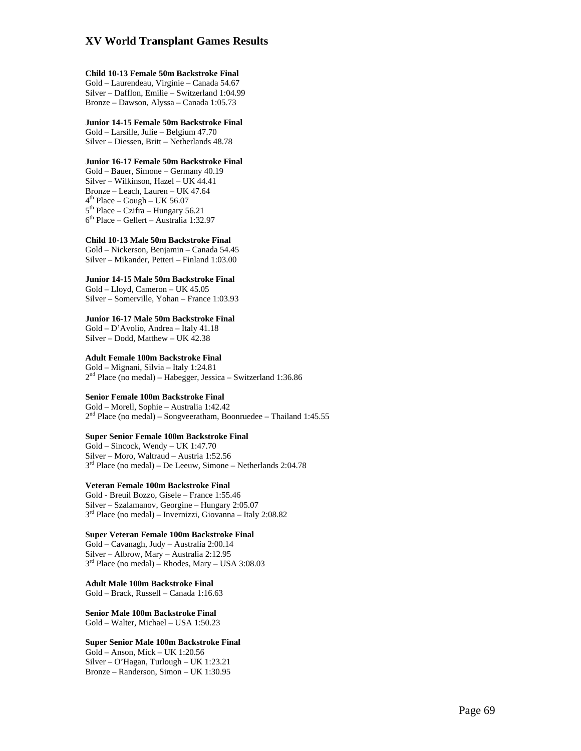# XV World Transplant Games Results

**Child 10-13 Female 50m Backstroke Final**
Gold – Laurendeau, Virginie – Canada 54.67
Silver – Dafflon, Emilie – Switzerland 1:04.99
Bronze – Dawson, Alyssa – Canada 1:05.73

**Junior 14-15 Female 50m Backstroke Final**
Gold – Larsille, Julie – Belgium 47.70
Silver – Diessen, Britt – Netherlands 48.78

**Junior 16-17 Female 50m Backstroke Final**
Gold – Bauer, Simone – Germany 40.19
Silver – Wilkinson, Hazel – UK 44.41
Bronze – Leach, Lauren – UK 47.64
4th Place – Gough – UK 56.07
5th Place – Czifra – Hungary 56.21
6th Place – Gellert – Australia 1:32.97

**Child 10-13 Male 50m Backstroke Final**
Gold – Nickerson, Benjamin – Canada 54.45
Silver – Mikander, Petteri – Finland 1:03.00

**Junior 14-15 Male 50m Backstroke Final**
Gold – Lloyd, Cameron – UK 45.05
Silver – Somerville, Yohan – France 1:03.93

**Junior 16-17 Male 50m Backstroke Final**
Gold – D'Avolio, Andrea – Italy 41.18
Silver – Dodd, Matthew – UK 42.38

**Adult Female 100m Backstroke Final**
Gold – Mignani, Silvia – Italy 1:24.81
2nd Place (no medal) – Habegger, Jessica – Switzerland 1:36.86

**Senior Female 100m Backstroke Final**
Gold – Morell, Sophie – Australia 1:42.42
2nd Place (no medal) – Songveeratham, Boonruedee – Thailand 1:45.55

**Super Senior Female 100m Backstroke Final**
Gold – Sincock, Wendy – UK 1:47.70
Silver – Moro, Waltraud – Austria 1:52.56
3rd Place (no medal) – De Leeuw, Simone – Netherlands 2:04.78

**Veteran Female 100m Backstroke Final**
Gold - Breuil Bozzo, Gisele – France 1:55.46
Silver – Szalamanov, Georgine – Hungary 2:05.07
3rd Place (no medal) – Invernizzi, Giovanna – Italy 2:08.82

**Super Veteran Female 100m Backstroke Final**
Gold – Cavanagh, Judy – Australia 2:00.14
Silver – Albrow, Mary – Australia 2:12.95
3rd Place (no medal) – Rhodes, Mary – USA 3:08.03

**Adult Male 100m Backstroke Final**
Gold – Brack, Russell – Canada 1:16.63

**Senior Male 100m Backstroke Final**
Gold – Walter, Michael – USA 1:50.23

**Super Senior Male 100m Backstroke Final**
Gold – Anson, Mick – UK 1:20.56
Silver – O'Hagan, Turlough – UK 1:23.21
Bronze – Randerson, Simon – UK 1:30.95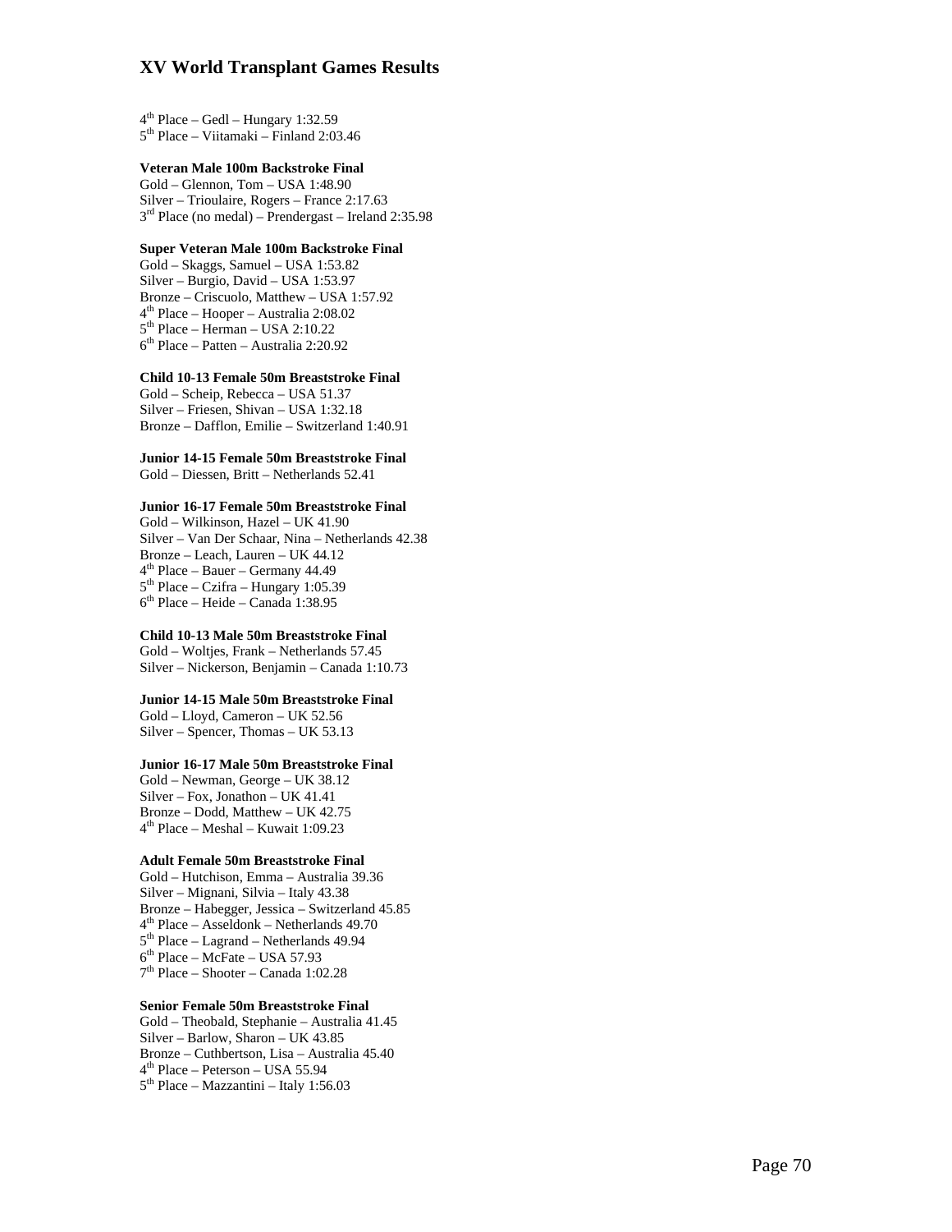4th Place – Gedl – Hungary 1:32.59
5th Place – Viitamaki – Finland 2:03.46

**Veteran Male 100m Backstroke Final**
Gold – Glennon, Tom – USA 1:48.90
Silver – Trioulaire, Rogers – France 2:17.63
3rd Place (no medal) – Prendergast – Ireland 2:35.98

**Super Veteran Male 100m Backstroke Final**
Gold – Skaggs, Samuel – USA 1:53.82
Silver – Burgio, David – USA 1:53.97
Bronze – Criscuolo, Matthew – USA 1:57.92
4th Place – Hooper – Australia 2:08.02
5th Place – Herman – USA 2:10.22
6th Place – Patten – Australia 2:20.92

**Child 10-13 Female 50m Breaststroke Final**
Gold – Scheip, Rebecca – USA 51.37
Silver – Friesen, Shivan – USA 1:32.18
Bronze – Dafflon, Emilie – Switzerland 1:40.91

**Junior 14-15 Female 50m Breaststroke Final**
Gold – Diessen, Britt – Netherlands 52.41

**Junior 16-17 Female 50m Breaststroke Final**
Gold – Wilkinson, Hazel – UK 41.90
Silver – Van Der Schaar, Nina – Netherlands 42.38
Bronze – Leach, Lauren – UK 44.12
4th Place – Bauer – Germany 44.49
5th Place – Czifra – Hungary 1:05.39
6th Place – Heide – Canada 1:38.95

**Child 10-13 Male 50m Breaststroke Final**
Gold – Woltjes, Frank – Netherlands 57.45
Silver – Nickerson, Benjamin – Canada 1:10.73

**Junior 14-15 Male 50m Breaststroke Final**
Gold – Lloyd, Cameron – UK 52.56
Silver – Spencer, Thomas – UK 53.13

**Junior 16-17 Male 50m Breaststroke Final**
Gold – Newman, George – UK 38.12
Silver – Fox, Jonathon – UK 41.41
Bronze – Dodd, Matthew – UK 42.75
4th Place – Meshal – Kuwait 1:09.23

**Adult Female 50m Breaststroke Final**
Gold – Hutchison, Emma – Australia 39.36
Silver – Mignani, Silvia – Italy 43.38
Bronze – Habegger, Jessica – Switzerland 45.85
4th Place – Asseldonk – Netherlands 49.70
5th Place – Lagrand – Netherlands 49.94
6th Place – McFate – USA 57.93
7th Place – Shooter – Canada 1:02.28

**Senior Female 50m Breaststroke Final**
Gold – Theobald, Stephanie – Australia 41.45
Silver – Barlow, Sharon – UK 43.85
Bronze – Cuthbertson, Lisa – Australia 45.40
4th Place – Peterson – USA 55.94
5th Place – Mazzantini – Italy 1:56.03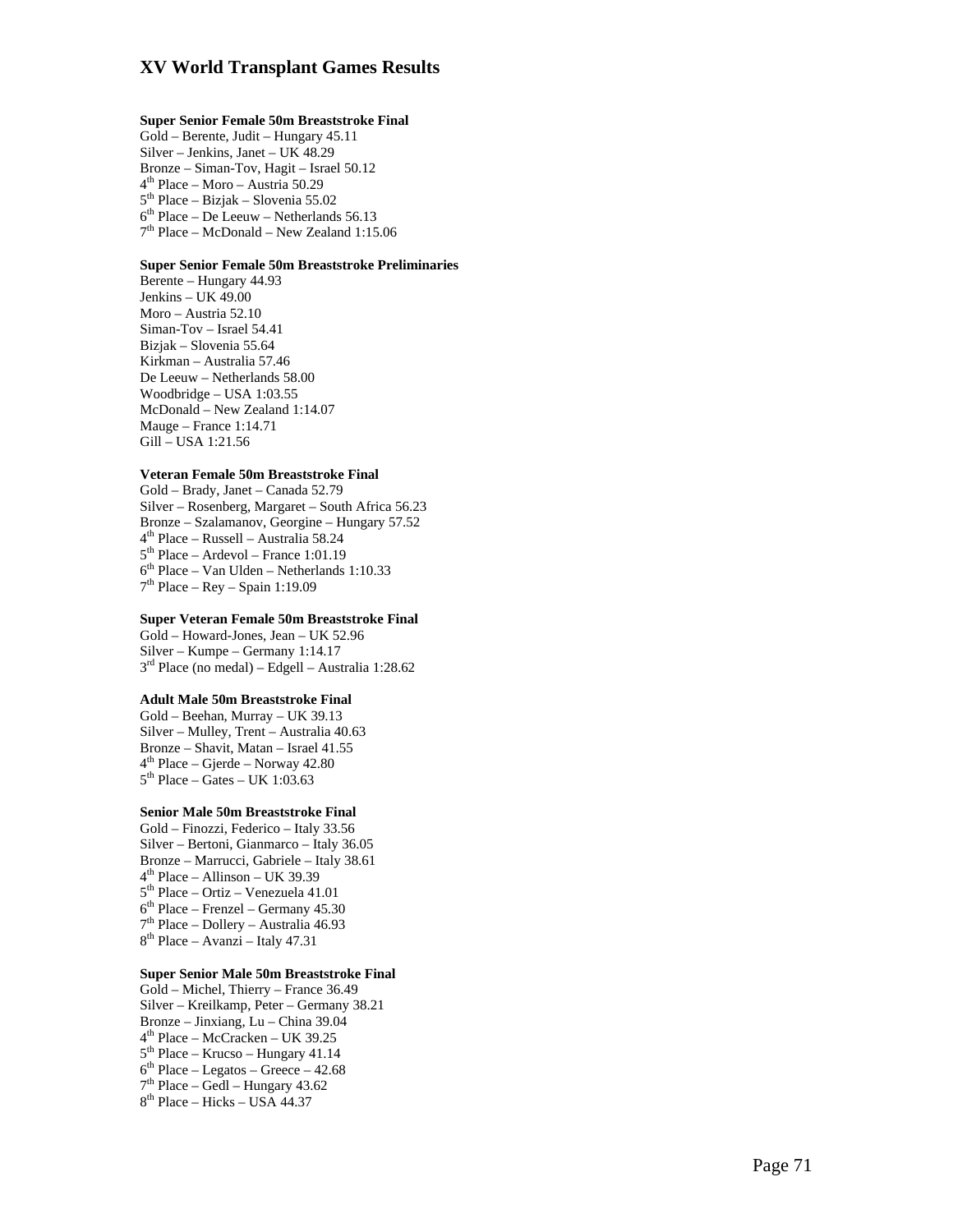# XV World Transplant Games Results

**Super Senior Female 50m Breaststroke Final**

Gold – Berente, Judit – Hungary 45.11
Silver – Jenkins, Janet – UK 48.29
Bronze – Siman-Tov, Hagit – Israel 50.12
4th Place – Moro – Austria 50.29
5th Place – Bizjak – Slovenia 55.02
6th Place – De Leeuw – Netherlands 56.13
7th Place – McDonald – New Zealand 1:15.06

**Super Senior Female 50m Breaststroke Preliminaries**

Berente – Hungary 44.93
Jenkins – UK 49.00
Moro – Austria 52.10
Siman-Tov – Israel 54.41
Bizjak – Slovenia 55.64
Kirkman – Australia 57.46
De Leeuw – Netherlands 58.00
Woodbridge – USA 1:03.55
McDonald – New Zealand 1:14.07
Mauge – France 1:14.71
Gill – USA 1:21.56

**Veteran Female 50m Breaststroke Final**

Gold – Brady, Janet – Canada 52.79
Silver – Rosenberg, Margaret – South Africa 56.23
Bronze – Szalamanov, Georgine – Hungary 57.52
4th Place – Russell – Australia 58.24
5th Place – Ardevol – France 1:01.19
6th Place – Van Ulden – Netherlands 1:10.33
7th Place – Rey – Spain 1:19.09

**Super Veteran Female 50m Breaststroke Final**

Gold – Howard-Jones, Jean – UK 52.96
Silver – Kumpe – Germany 1:14.17
3rd Place (no medal) – Edgell – Australia 1:28.62

**Adult Male 50m Breaststroke Final**

Gold – Beehan, Murray – UK 39.13
Silver – Mulley, Trent – Australia 40.63
Bronze – Shavit, Matan – Israel 41.55
4th Place – Gjerde – Norway 42.80
5th Place – Gates – UK 1:03.63

**Senior Male 50m Breaststroke Final**

Gold – Finozzi, Federico – Italy 33.56
Silver – Bertoni, Gianmarco – Italy 36.05
Bronze – Marrucci, Gabriele – Italy 38.61
4th Place – Allinson – UK 39.39
5th Place – Ortiz – Venezuela 41.01
6th Place – Frenzel – Germany 45.30
7th Place – Dollery – Australia 46.93
8th Place – Avanzi – Italy 47.31

**Super Senior Male 50m Breaststroke Final**

Gold – Michel, Thierry – France 36.49
Silver – Kreilkamp, Peter – Germany 38.21
Bronze – Jinxiang, Lu – China 39.04
4th Place – McCracken – UK 39.25
5th Place – Krucso – Hungary 41.14
6th Place – Legatos – Greece – 42.68
7th Place – Gedl – Hungary 43.62
8th Place – Hicks – USA 44.37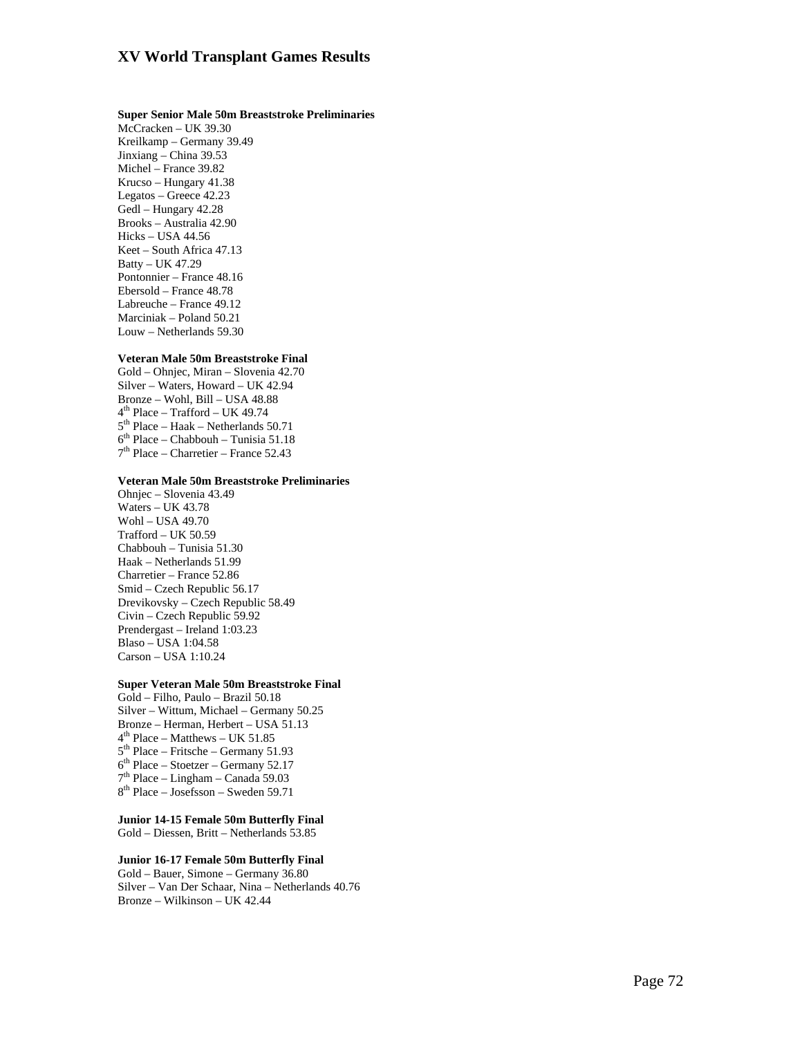# XV World Transplant Games Results

**Super Senior Male 50m Breaststroke Preliminaries**
McCracken – UK 39.30
Kreilkamp – Germany 39.49
Jinxiang – China 39.53
Michel – France 39.82
Krucso – Hungary 41.38
Legatos – Greece 42.23
Gedl – Hungary 42.28
Brooks – Australia 42.90
Hicks – USA 44.56
Keet – South Africa 47.13
Batty – UK 47.29
Pontonnier – France 48.16
Ebersold – France 48.78
Labreuche – France 49.12
Marciniak – Poland 50.21
Louw – Netherlands 59.30

**Veteran Male 50m Breaststroke Final**
Gold – Ohnjec, Miran – Slovenia 42.70
Silver – Waters, Howard – UK 42.94
Bronze – Wohl, Bill – USA 48.88
4th Place – Trafford – UK 49.74
5th Place – Haak – Netherlands 50.71
6th Place – Chabbouh – Tunisia 51.18
7th Place – Charretier – France 52.43

**Veteran Male 50m Breaststroke Preliminaries**
Ohnjec – Slovenia 43.49
Waters – UK 43.78
Wohl – USA 49.70
Trafford – UK 50.59
Chabbouh – Tunisia 51.30
Haak – Netherlands 51.99
Charretier – France 52.86
Smid – Czech Republic 56.17
Drevikovsky – Czech Republic 58.49
Civin – Czech Republic 59.92
Prendergast – Ireland 1:03.23
Blaso – USA 1:04.58
Carson – USA 1:10.24

**Super Veteran Male 50m Breaststroke Final**
Gold – Filho, Paulo – Brazil 50.18
Silver – Wittum, Michael – Germany 50.25
Bronze – Herman, Herbert – USA 51.13
4th Place – Matthews – UK 51.85
5th Place – Fritsche – Germany 51.93
6th Place – Stoetzer – Germany 52.17
7th Place – Lingham – Canada 59.03
8th Place – Josefsson – Sweden 59.71

**Junior 14-15 Female 50m Butterfly Final**
Gold – Diessen, Britt – Netherlands 53.85

**Junior 16-17 Female 50m Butterfly Final**
Gold – Bauer, Simone – Germany 36.80
Silver – Van Der Schaar, Nina – Netherlands 40.76
Bronze – Wilkinson – UK 42.44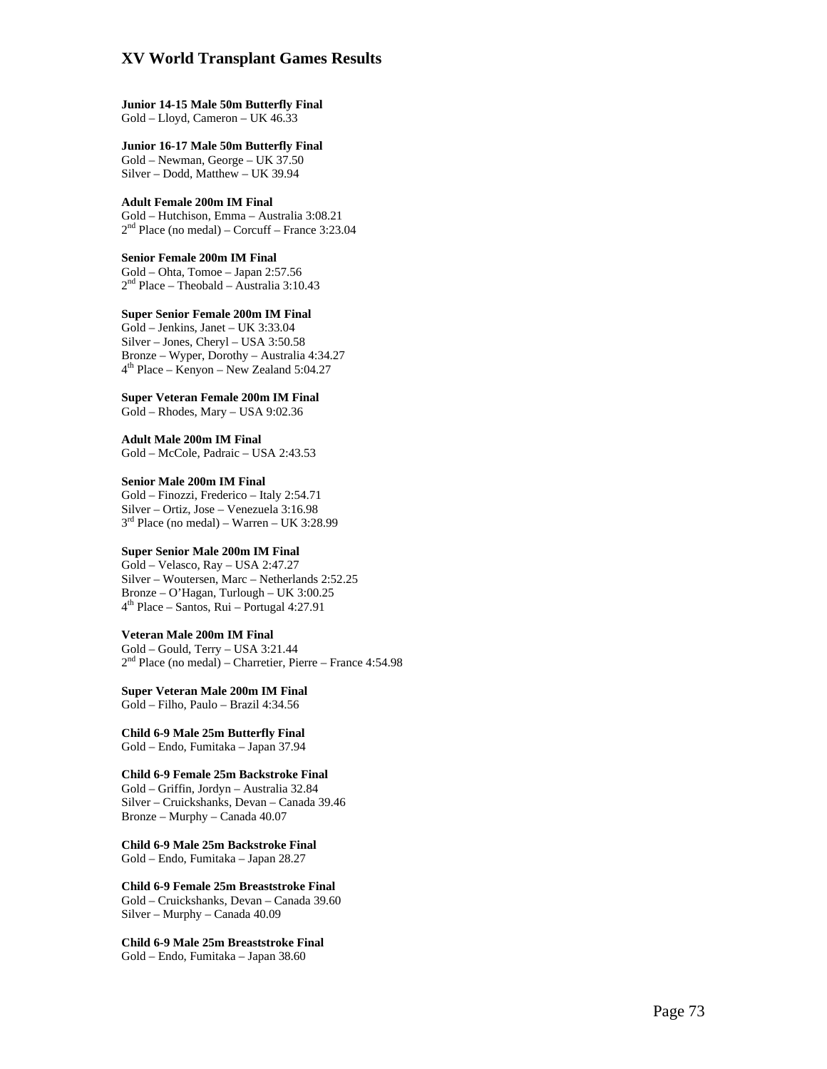# XV World Transplant Games Results

**Junior 14-15 Male 50m Butterfly Final**
Gold – Lloyd, Cameron – UK 46.33

**Junior 16-17 Male 50m Butterfly Final**
Gold – Newman, George – UK 37.50
Silver – Dodd, Matthew – UK 39.94

**Adult Female 200m IM Final**
Gold – Hutchison, Emma – Australia 3:08.21
2nd Place (no medal) – Corcuff – France 3:23.04

**Senior Female 200m IM Final**
Gold – Ohta, Tomoe – Japan 2:57.56
2nd Place – Theobald – Australia 3:10.43

**Super Senior Female 200m IM Final**
Gold – Jenkins, Janet – UK 3:33.04
Silver – Jones, Cheryl – USA 3:50.58
Bronze – Wyper, Dorothy – Australia 4:34.27
4th Place – Kenyon – New Zealand 5:04.27

**Super Veteran Female 200m IM Final**
Gold – Rhodes, Mary – USA 9:02.36

**Adult Male 200m IM Final**
Gold – McCole, Padraic – USA 2:43.53

**Senior Male 200m IM Final**
Gold – Finozzi, Frederico – Italy 2:54.71
Silver – Ortiz, Jose – Venezuela 3:16.98
3rd Place (no medal) – Warren – UK 3:28.99

**Super Senior Male 200m IM Final**
Gold – Velasco, Ray – USA 2:47.27
Silver – Woutersen, Marc – Netherlands 2:52.25
Bronze – O'Hagan, Turlough – UK 3:00.25
4th Place – Santos, Rui – Portugal 4:27.91

**Veteran Male 200m IM Final**
Gold – Gould, Terry – USA 3:21.44
2nd Place (no medal) – Charretier, Pierre – France 4:54.98

**Super Veteran Male 200m IM Final**
Gold – Filho, Paulo – Brazil 4:34.56

**Child 6-9 Male 25m Butterfly Final**
Gold – Endo, Fumitaka – Japan 37.94

**Child 6-9 Female 25m Backstroke Final**
Gold – Griffin, Jordyn – Australia 32.84
Silver – Cruickshanks, Devan – Canada 39.46
Bronze – Murphy – Canada 40.07

**Child 6-9 Male 25m Backstroke Final**
Gold – Endo, Fumitaka – Japan 28.27

**Child 6-9 Female 25m Breaststroke Final**
Gold – Cruickshanks, Devan – Canada 39.60
Silver – Murphy – Canada 40.09

**Child 6-9 Male 25m Breaststroke Final**
Gold – Endo, Fumitaka – Japan 38.60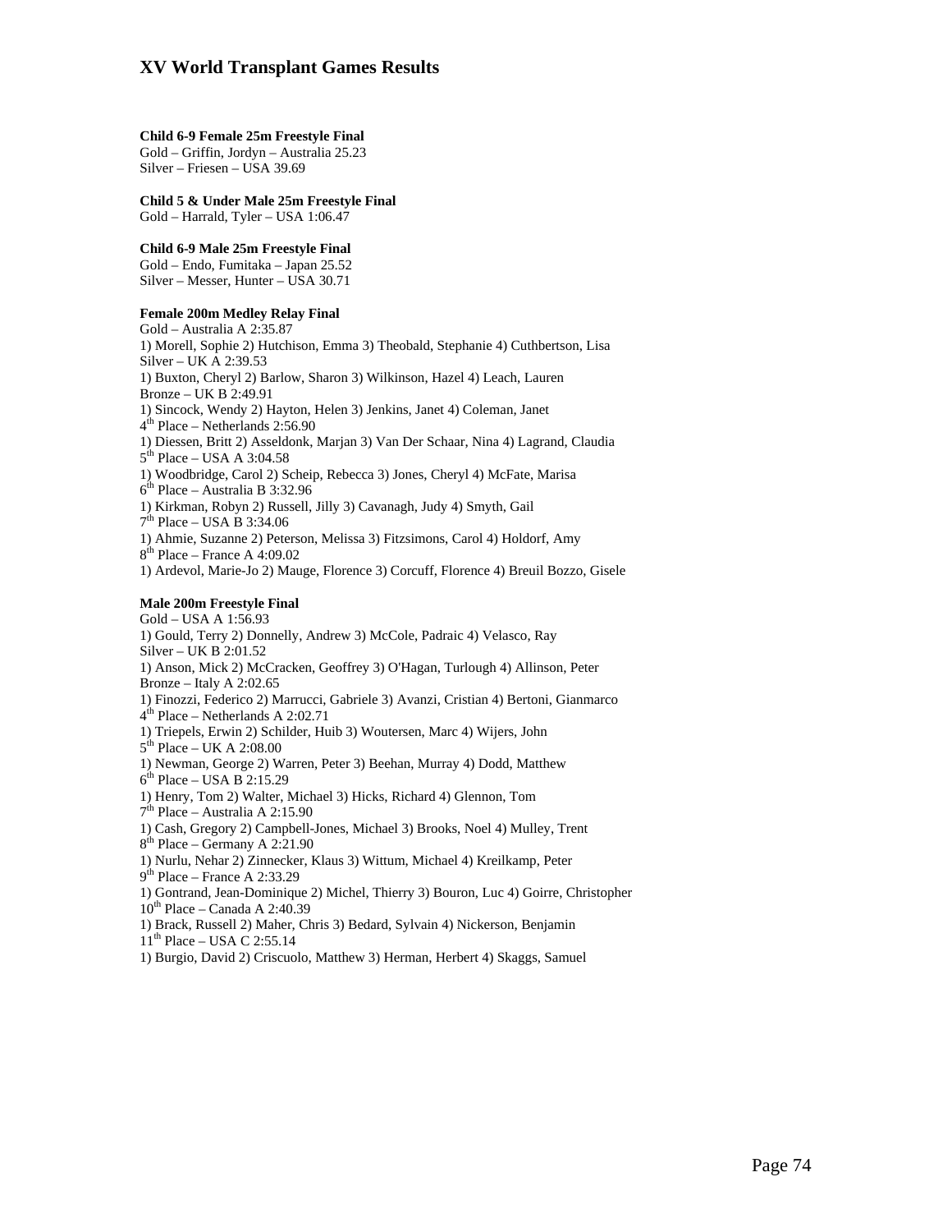# XV World Transplant Games Results

**Child 6-9 Female 25m Freestyle Final**
Gold – Griffin, Jordyn – Australia 25.23
Silver – Friesen – USA 39.69

**Child 5 & Under Male 25m Freestyle Final**
Gold – Harrald, Tyler – USA 1:06.47

**Child 6-9 Male 25m Freestyle Final**
Gold – Endo, Fumitaka – Japan 25.52
Silver – Messer, Hunter – USA 30.71

**Female 200m Medley Relay Final**
Gold – Australia A 2:35.87
1) Morell, Sophie 2) Hutchison, Emma 3) Theobald, Stephanie 4) Cuthbertson, Lisa
Silver – UK A 2:39.53
1) Buxton, Cheryl 2) Barlow, Sharon 3) Wilkinson, Hazel 4) Leach, Lauren
Bronze – UK B 2:49.91
1) Sincock, Wendy 2) Hayton, Helen 3) Jenkins, Janet 4) Coleman, Janet
4th Place – Netherlands 2:56.90
1) Diessen, Britt 2) Asseldonk, Marjan 3) Van Der Schaar, Nina 4) Lagrand, Claudia
5th Place – USA A 3:04.58
1) Woodbridge, Carol 2) Scheip, Rebecca 3) Jones, Cheryl 4) McFate, Marisa
6th Place – Australia B 3:32.96
1) Kirkman, Robyn 2) Russell, Jilly 3) Cavanagh, Judy 4) Smyth, Gail
7th Place – USA B 3:34.06
1) Ahmie, Suzanne 2) Peterson, Melissa 3) Fitzsimons, Carol 4) Holdorf, Amy
8th Place – France A 4:09.02
1) Ardevol, Marie-Jo 2) Mauge, Florence 3) Corcuff, Florence 4) Breuil Bozzo, Gisele

**Male 200m Freestyle Final**
Gold – USA A 1:56.93
1) Gould, Terry 2) Donnelly, Andrew 3) McCole, Padraic 4) Velasco, Ray
Silver – UK B 2:01.52
1) Anson, Mick 2) McCracken, Geoffrey 3) O'Hagan, Turlough 4) Allinson, Peter
Bronze – Italy A 2:02.65
1) Finozzi, Federico 2) Marrucci, Gabriele 3) Avanzi, Cristian 4) Bertoni, Gianmarco
4th Place – Netherlands A 2:02.71
1) Triepels, Erwin 2) Schilder, Huib 3) Woutersen, Marc 4) Wijers, John
5th Place – UK A 2:08.00
1) Newman, George 2) Warren, Peter 3) Beehan, Murray 4) Dodd, Matthew
6th Place – USA B 2:15.29
1) Henry, Tom 2) Walter, Michael 3) Hicks, Richard 4) Glennon, Tom
7th Place – Australia A 2:15.90
1) Cash, Gregory 2) Campbell-Jones, Michael 3) Brooks, Noel 4) Mulley, Trent
8th Place – Germany A 2:21.90
1) Nurlu, Nehar 2) Zinnecker, Klaus 3) Wittum, Michael 4) Kreilkamp, Peter
9th Place – France A 2:33.29
1) Gontrand, Jean-Dominique 2) Michel, Thierry 3) Bouron, Luc 4) Goirre, Christopher
10th Place – Canada A 2:40.39
1) Brack, Russell 2) Maher, Chris 3) Bedard, Sylvain 4) Nickerson, Benjamin
11th Place – USA C 2:55.14
1) Burgio, David 2) Criscuolo, Matthew 3) Herman, Herbert 4) Skaggs, Samuel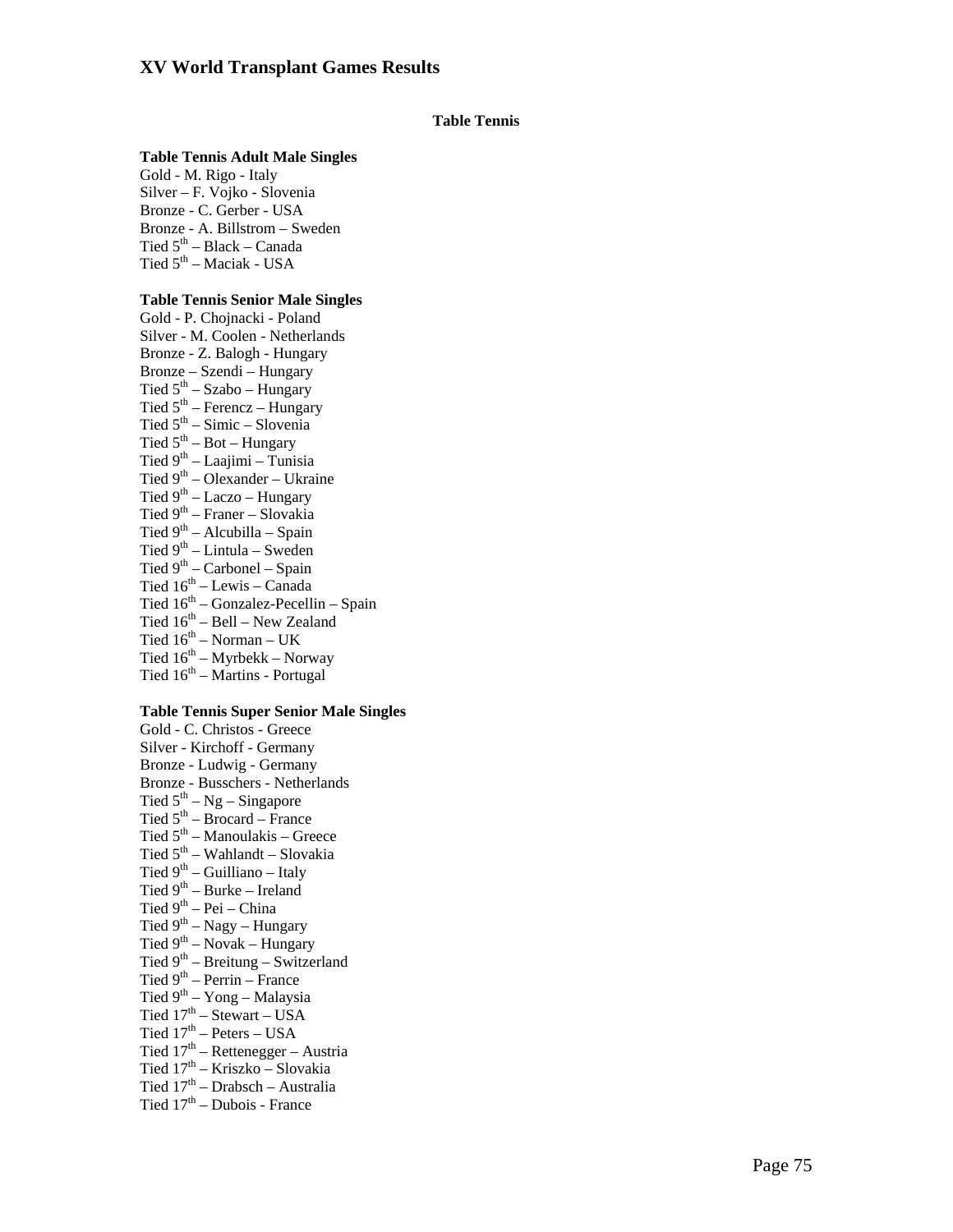# XV World Transplant Games Results

**Table Tennis**

**Table Tennis Adult Male Singles**

Gold - M. Rigo - Italy
Silver – F. Vojko - Slovenia
Bronze - C. Gerber - USA
Bronze - A. Billstrom – Sweden
Tied 5th – Black – Canada
Tied 5th – Maciak - USA

**Table Tennis Senior Male Singles**

Gold - P. Chojnacki - Poland
Silver - M. Coolen - Netherlands
Bronze - Z. Balogh - Hungary
Bronze – Szendi – Hungary
Tied 5th – Szabo – Hungary
Tied 5th – Ferencz – Hungary
Tied 5th – Simic – Slovenia
Tied 5th – Bot – Hungary
Tied 9th – Laajimi – Tunisia
Tied 9th – Olexander – Ukraine
Tied 9th – Laczo – Hungary
Tied 9th – Franer – Slovakia
Tied 9th – Alcubilla – Spain
Tied 9th – Lintula – Sweden
Tied 9th – Carbonel – Spain
Tied 16th – Lewis – Canada
Tied 16th – Gonzalez-Pecellin – Spain
Tied 16th – Bell – New Zealand
Tied 16th – Norman – UK
Tied 16th – Myrbekk – Norway
Tied 16th – Martins - Portugal

**Table Tennis Super Senior Male Singles**

Gold - C. Christos - Greece
Silver - Kirchoff - Germany
Bronze - Ludwig - Germany
Bronze - Busschers - Netherlands
Tied 5th – Ng – Singapore
Tied 5th – Brocard – France
Tied 5th – Manoulakis – Greece
Tied 5th – Wahlandt – Slovakia
Tied 9th – Guilliano – Italy
Tied 9th – Burke – Ireland
Tied 9th – Pei – China
Tied 9th – Nagy – Hungary
Tied 9th – Novak – Hungary
Tied 9th – Breitung – Switzerland
Tied 9th – Perrin – France
Tied 9th – Yong – Malaysia
Tied 17th – Stewart – USA
Tied 17th – Peters – USA
Tied 17th – Rettenegger – Austria
Tied 17th – Kriszko – Slovakia
Tied 17th – Drabsch – Australia
Tied 17th – Dubois - France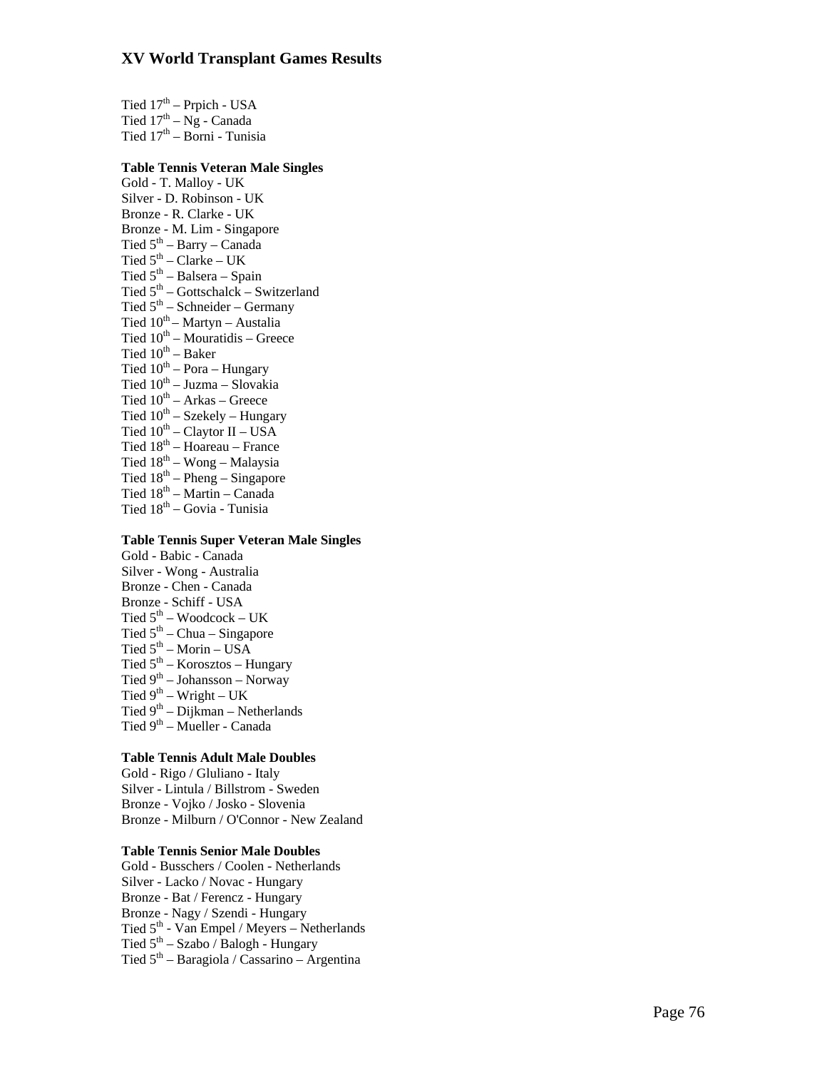Tied 17th – Prpich - USA
Tied 17th – Ng - Canada
Tied 17th – Borni - Tunisia

**Table Tennis Veteran Male Singles**
Gold - T. Malloy - UK
Silver - D. Robinson - UK
Bronze - R. Clarke - UK
Bronze - M. Lim - Singapore
Tied 5th – Barry – Canada
Tied 5th – Clarke – UK
Tied 5th – Balsera – Spain
Tied 5th – Gottschalck – Switzerland
Tied 5th – Schneider – Germany
Tied 10th – Martyn – Austalia
Tied 10th – Mouratidis – Greece
Tied 10th – Baker
Tied 10th – Pora – Hungary
Tied 10th – Juzma – Slovakia
Tied 10th – Arkas – Greece
Tied 10th – Szekely – Hungary
Tied 10th – Claytor II – USA
Tied 18th – Hoareau – France
Tied 18th – Wong – Malaysia
Tied 18th – Pheng – Singapore
Tied 18th – Martin – Canada
Tied 18th – Govia - Tunisia

**Table Tennis Super Veteran Male Singles**
Gold - Babic - Canada
Silver - Wong - Australia
Bronze - Chen - Canada
Bronze - Schiff - USA
Tied 5th – Woodcock – UK
Tied 5th – Chua – Singapore
Tied 5th – Morin – USA
Tied 5th – Korosztos – Hungary
Tied 9th – Johansson – Norway
Tied 9th – Wright – UK
Tied 9th – Dijkman – Netherlands
Tied 9th – Mueller - Canada

**Table Tennis Adult Male Doubles**
Gold - Rigo / Gluliano - Italy
Silver - Lintula / Billstrom - Sweden
Bronze - Vojko / Josko - Slovenia
Bronze - Milburn / O'Connor - New Zealand

**Table Tennis Senior Male Doubles**
Gold - Busschers / Coolen - Netherlands
Silver - Lacko / Novac - Hungary
Bronze - Bat / Ferencz - Hungary
Bronze - Nagy / Szendi - Hungary
Tied 5th - Van Empel / Meyers – Netherlands
Tied 5th – Szabo / Balogh - Hungary
Tied 5th – Baragiola / Cassarino – Argentina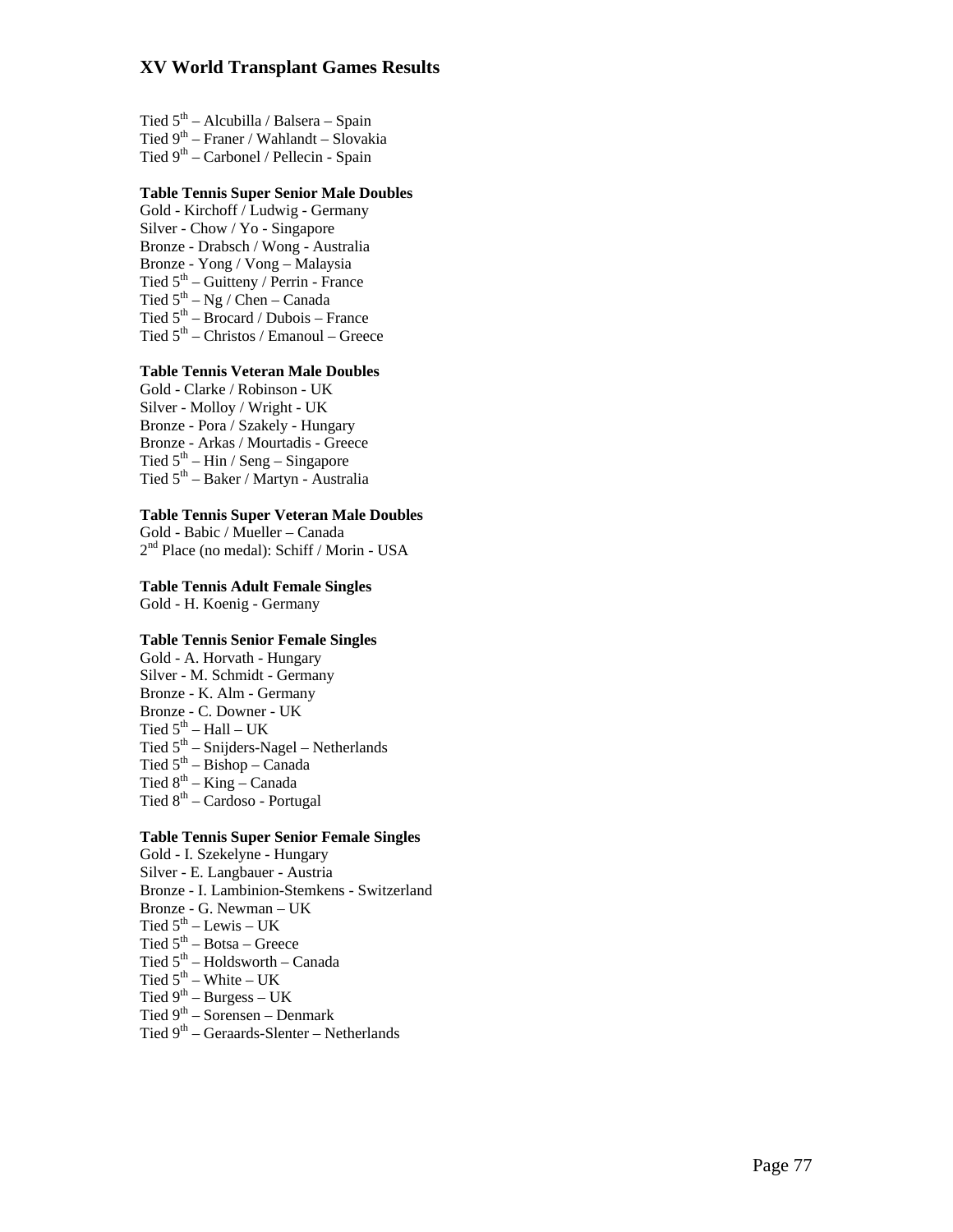Tied 5th – Alcubilla / Balsera – Spain
Tied 9th – Franer / Wahlandt – Slovakia
Tied 9th – Carbonel / Pellecin - Spain

**Table Tennis Super Senior Male Doubles**
Gold - Kirchoff / Ludwig - Germany
Silver - Chow / Yo - Singapore
Bronze - Drabsch / Wong - Australia
Bronze - Yong / Vong – Malaysia
Tied 5th – Guitteny / Perrin - France
Tied 5th – Ng / Chen – Canada
Tied 5th – Brocard / Dubois – France
Tied 5th – Christos / Emanoul – Greece

**Table Tennis Veteran Male Doubles**
Gold - Clarke / Robinson - UK
Silver - Molloy / Wright - UK
Bronze - Pora / Szakely - Hungary
Bronze - Arkas / Mourtadis - Greece
Tied 5th – Hin / Seng – Singapore
Tied 5th – Baker / Martyn - Australia

**Table Tennis Super Veteran Male Doubles**
Gold - Babic / Mueller – Canada
2nd Place (no medal): Schiff / Morin - USA

**Table Tennis Adult Female Singles**
Gold - H. Koenig - Germany

**Table Tennis Senior Female Singles**
Gold - A. Horvath - Hungary
Silver - M. Schmidt - Germany
Bronze - K. Alm - Germany
Bronze - C. Downer - UK
Tied 5th – Hall – UK
Tied 5th – Snijders-Nagel – Netherlands
Tied 5th – Bishop – Canada
Tied 8th – King – Canada
Tied 8th – Cardoso - Portugal

**Table Tennis Super Senior Female Singles**
Gold - I. Szekelyne - Hungary
Silver - E. Langbauer - Austria
Bronze - I. Lambinion-Stemkens - Switzerland
Bronze - G. Newman – UK
Tied 5th – Lewis – UK
Tied 5th – Botsa – Greece
Tied 5th – Holdsworth – Canada
Tied 5th – White – UK
Tied 9th – Burgess – UK
Tied 9th – Sorensen – Denmark
Tied 9th – Geraards-Slenter – Netherlands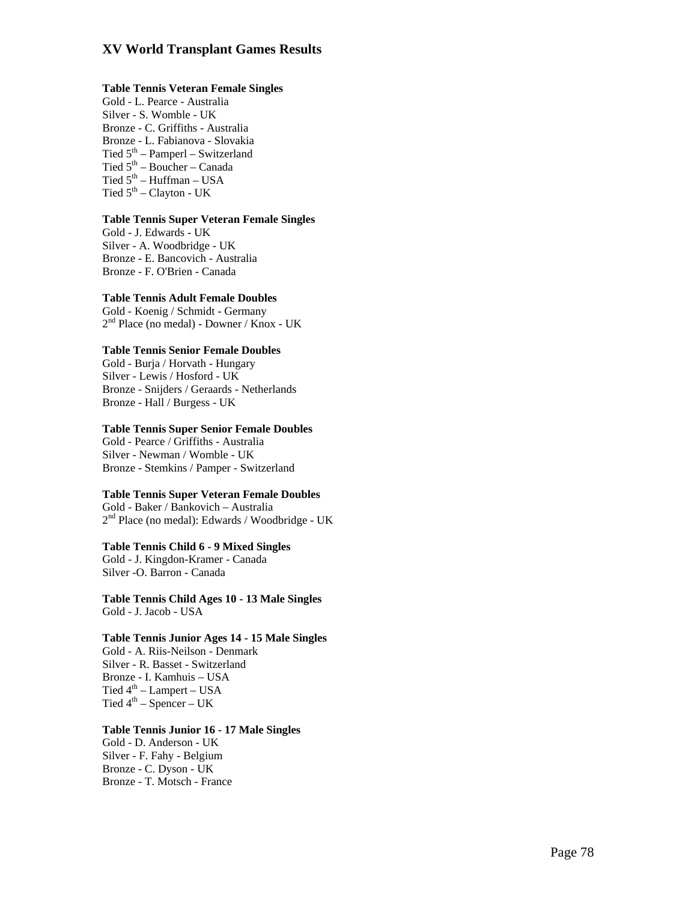# XV World Transplant Games Results

**Table Tennis Veteran Female Singles**
Gold - L. Pearce - Australia
Silver - S. Womble - UK
Bronze - C. Griffiths - Australia
Bronze - L. Fabianova - Slovakia
Tied 5th – Pamperl – Switzerland
Tied 5th – Boucher – Canada
Tied 5th – Huffman – USA
Tied 5th – Clayton - UK

**Table Tennis Super Veteran Female Singles**
Gold - J. Edwards - UK
Silver - A. Woodbridge - UK
Bronze - E. Bancovich - Australia
Bronze - F. O'Brien - Canada

**Table Tennis Adult Female Doubles**
Gold - Koenig / Schmidt - Germany
2nd Place (no medal) - Downer / Knox - UK

**Table Tennis Senior Female Doubles**
Gold - Burja / Horvath - Hungary
Silver - Lewis / Hosford - UK
Bronze - Snijders / Geraards - Netherlands
Bronze - Hall / Burgess - UK

**Table Tennis Super Senior Female Doubles**
Gold - Pearce / Griffiths - Australia
Silver - Newman / Womble - UK
Bronze - Stemkins / Pamper - Switzerland

**Table Tennis Super Veteran Female Doubles**
Gold - Baker / Bankovich – Australia
2nd Place (no medal): Edwards / Woodbridge - UK

**Table Tennis Child 6 - 9 Mixed Singles**
Gold - J. Kingdon-Kramer - Canada
Silver -O. Barron - Canada

**Table Tennis Child Ages 10 - 13 Male Singles**
Gold - J. Jacob - USA

**Table Tennis Junior Ages 14 - 15 Male Singles**
Gold - A. Riis-Neilson - Denmark
Silver - R. Basset - Switzerland
Bronze - I. Kamhuis – USA
Tied 4th – Lampert – USA
Tied 4th – Spencer – UK

**Table Tennis Junior 16 - 17 Male Singles**
Gold - D. Anderson - UK
Silver - F. Fahy - Belgium
Bronze - C. Dyson - UK
Bronze - T. Motsch - France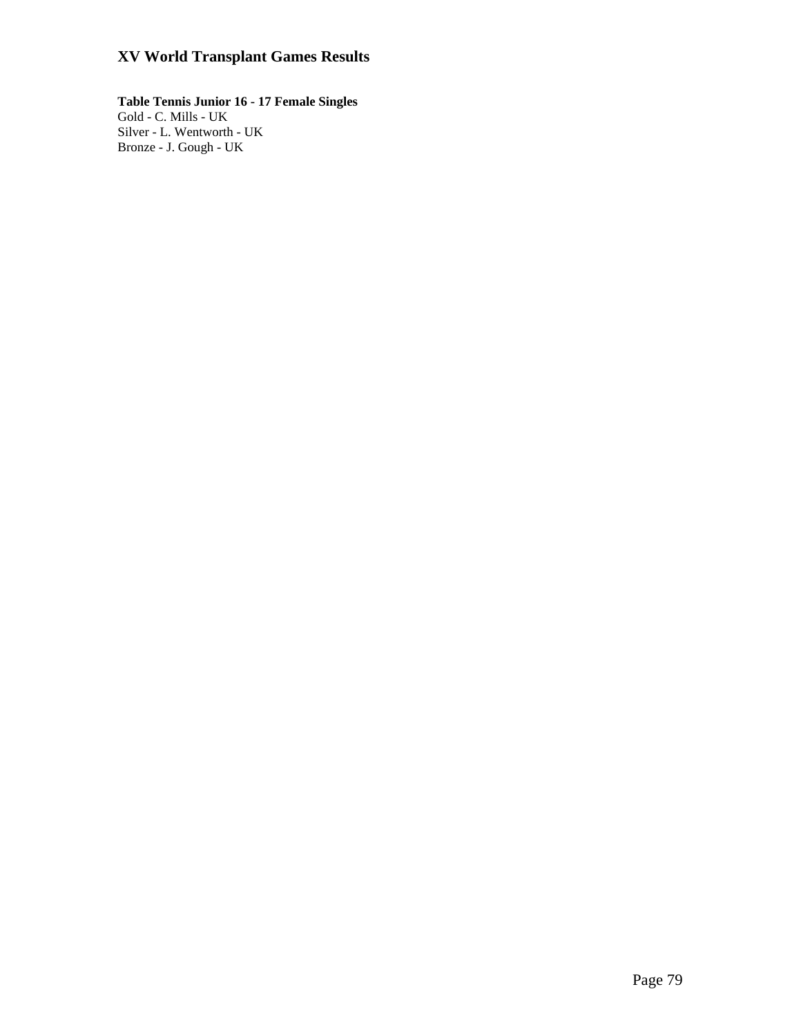# XV World Transplant Games Results

**Table Tennis Junior 16 - 17 Female Singles**
Gold - C. Mills - UK
Silver - L. Wentworth - UK
Bronze - J. Gough - UK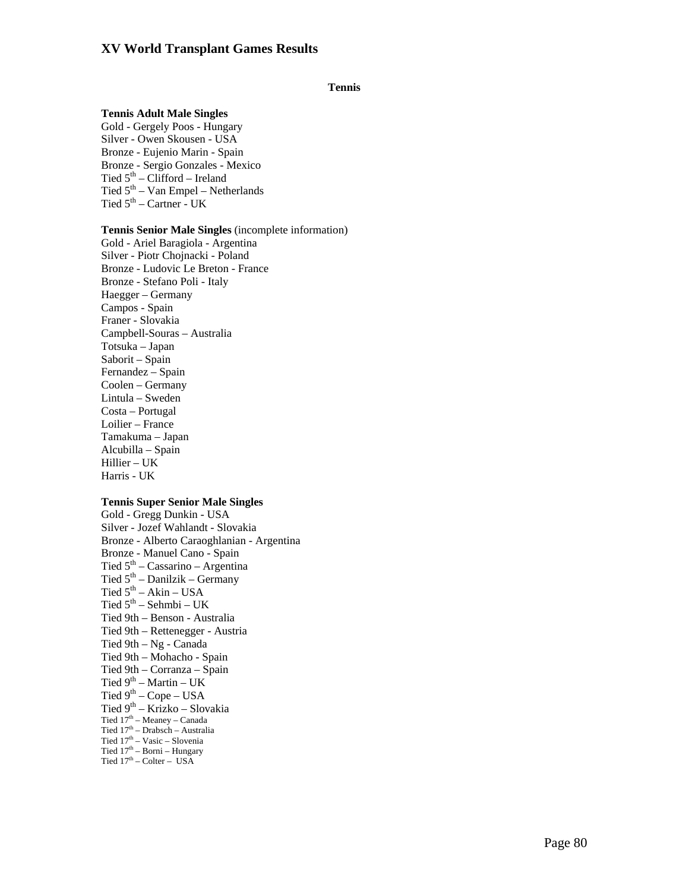# XV World Transplant Games Results

**Tennis**

**Tennis Adult Male Singles**

Gold - Gergely Poos - Hungary
Silver - Owen Skousen - USA
Bronze - Eujenio Marin - Spain
Bronze - Sergio Gonzales - Mexico
Tied 5th – Clifford – Ireland
Tied 5th – Van Empel – Netherlands
Tied 5th – Cartner - UK

**Tennis Senior Male Singles** (incomplete information)

Gold - Ariel Baragiola - Argentina
Silver - Piotr Chojnacki - Poland
Bronze - Ludovic Le Breton - France
Bronze - Stefano Poli - Italy
Haegger – Germany
Campos - Spain
Franer - Slovakia
Campbell-Souras – Australia
Totsuka – Japan
Saborit – Spain
Fernandez – Spain
Coolen – Germany
Lintula – Sweden
Costa – Portugal
Loilier – France
Tamakuma – Japan
Alcubilla – Spain
Hillier – UK
Harris - UK

**Tennis Super Senior Male Singles**

Gold - Gregg Dunkin - USA
Silver - Jozef Wahlandt - Slovakia
Bronze - Alberto Caraoghlanian - Argentina
Bronze - Manuel Cano - Spain
Tied 5th – Cassarino – Argentina
Tied 5th – Danilzik – Germany
Tied 5th – Akin – USA
Tied 5th – Sehmbi – UK
Tied 9th – Benson - Australia
Tied 9th – Rettenegger - Austria
Tied 9th – Ng - Canada
Tied 9th – Mohacho - Spain
Tied 9th – Corranza – Spain
Tied 9th – Martin – UK
Tied 9th – Cope – USA
Tied 9th – Krizko – Slovakia
Tied 17th – Meaney – Canada
Tied 17th – Drabsch – Australia
Tied 17th – Vasic – Slovenia
Tied 17th – Borni – Hungary
Tied 17th – Colter – USA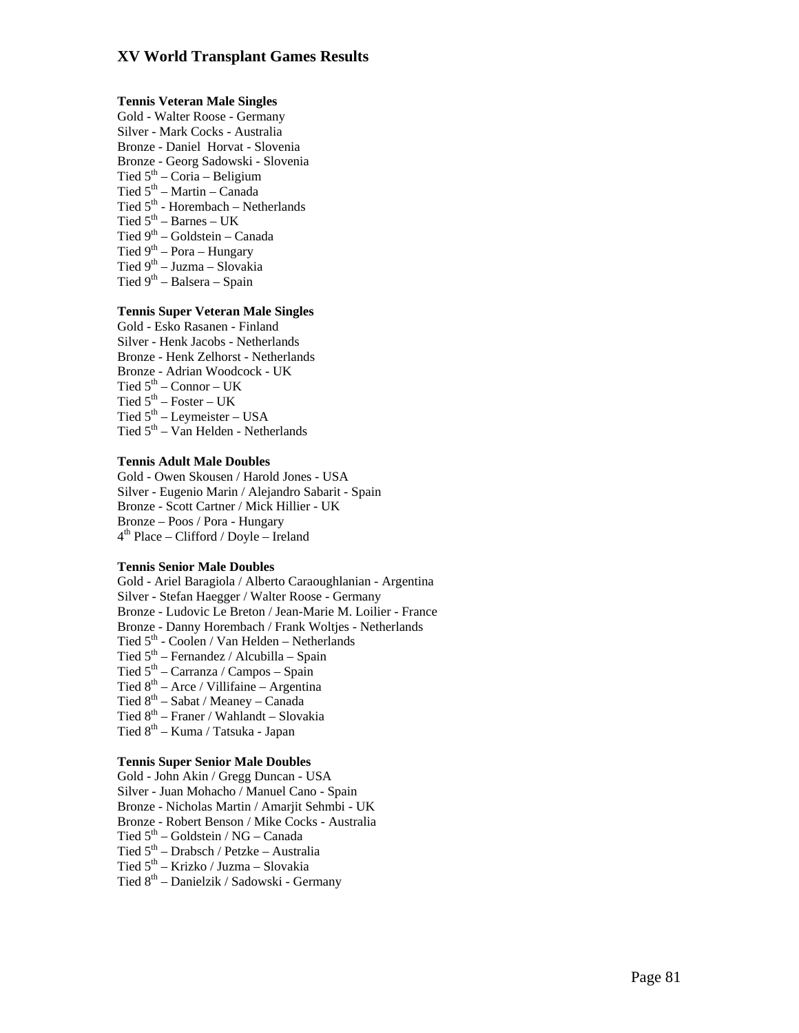# XV World Transplant Games Results

**Tennis Veteran Male Singles**

Gold - Walter Roose - Germany
Silver - Mark Cocks - Australia
Bronze - Daniel Horvat - Slovenia
Bronze - Georg Sadowski - Slovenia
Tied 5th – Coria – Beligium
Tied 5th – Martin – Canada
Tied 5th - Horembach – Netherlands
Tied 5th – Barnes – UK
Tied 9th – Goldstein – Canada
Tied 9th – Pora – Hungary
Tied 9th – Juzma – Slovakia
Tied 9th – Balsera – Spain

**Tennis Super Veteran Male Singles**

Gold - Esko Rasanen - Finland
Silver - Henk Jacobs - Netherlands
Bronze - Henk Zelhorst - Netherlands
Bronze - Adrian Woodcock - UK
Tied 5th – Connor – UK
Tied 5th – Foster – UK
Tied 5th – Leymeister – USA
Tied 5th – Van Helden - Netherlands

**Tennis Adult Male Doubles**

Gold - Owen Skousen / Harold Jones - USA
Silver - Eugenio Marin / Alejandro Sabarit - Spain
Bronze - Scott Cartner / Mick Hillier - UK
Bronze – Poos / Pora - Hungary
4th Place – Clifford / Doyle – Ireland

**Tennis Senior Male Doubles**

Gold - Ariel Baragiola / Alberto Caraoughlanian - Argentina
Silver - Stefan Haegger / Walter Roose - Germany
Bronze - Ludovic Le Breton / Jean-Marie M. Loilier - France
Bronze - Danny Horembach / Frank Woltjes - Netherlands
Tied 5th - Coolen / Van Helden – Netherlands
Tied 5th – Fernandez / Alcubilla – Spain
Tied 5th – Carranza / Campos – Spain
Tied 8th – Arce / Villifaine – Argentina
Tied 8th – Sabat / Meaney – Canada
Tied 8th – Franer / Wahlandt – Slovakia
Tied 8th – Kuma / Tatsuka - Japan

**Tennis Super Senior Male Doubles**

Gold - John Akin / Gregg Duncan - USA
Silver - Juan Mohacho / Manuel Cano - Spain
Bronze - Nicholas Martin / Amarjit Sehmbi - UK
Bronze - Robert Benson / Mike Cocks - Australia
Tied 5th – Goldstein / NG – Canada
Tied 5th – Drabsch / Petzke – Australia
Tied 5th – Krizko / Juzma – Slovakia
Tied 8th – Danielzik / Sadowski - Germany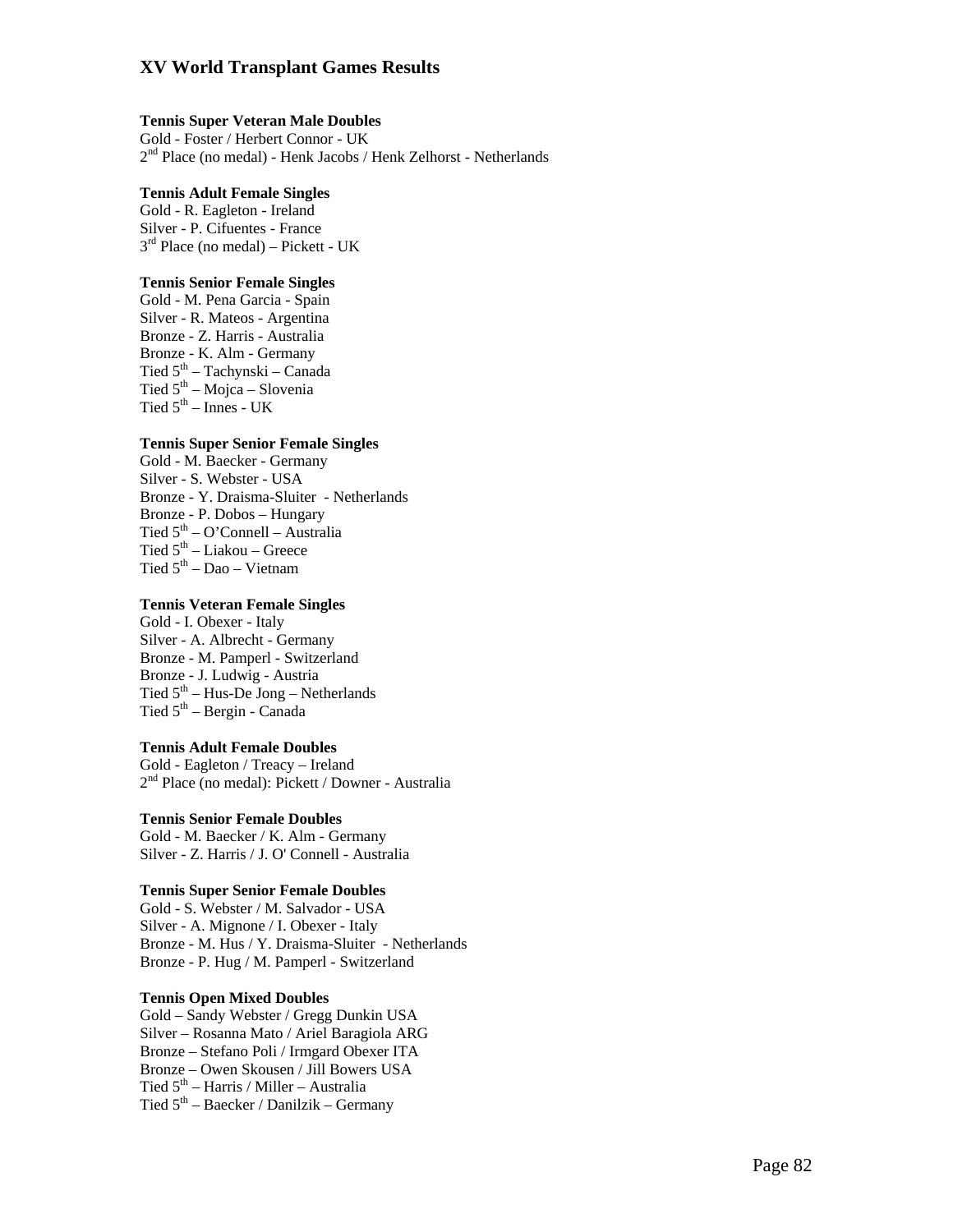# XV World Transplant Games Results

**Tennis Super Veteran Male Doubles**
Gold - Foster / Herbert Connor - UK
2nd Place (no medal) - Henk Jacobs / Henk Zelhorst - Netherlands

**Tennis Adult Female Singles**
Gold - R. Eagleton - Ireland
Silver - P. Cifuentes - France
3rd Place (no medal) – Pickett - UK

**Tennis Senior Female Singles**
Gold - M. Pena Garcia - Spain
Silver - R. Mateos - Argentina
Bronze - Z. Harris - Australia
Bronze - K. Alm - Germany
Tied 5th – Tachynski – Canada
Tied 5th – Mojca – Slovenia
Tied 5th – Innes - UK

**Tennis Super Senior Female Singles**
Gold - M. Baecker - Germany
Silver - S. Webster - USA
Bronze - Y. Draisma-Sluiter - Netherlands
Bronze - P. Dobos – Hungary
Tied 5th – O'Connell – Australia
Tied 5th – Liakou – Greece
Tied 5th – Dao – Vietnam

**Tennis Veteran Female Singles**
Gold - I. Obexer - Italy
Silver - A. Albrecht - Germany
Bronze - M. Pamperl - Switzerland
Bronze - J. Ludwig - Austria
Tied 5th – Hus-De Jong – Netherlands
Tied 5th – Bergin - Canada

**Tennis Adult Female Doubles**
Gold - Eagleton / Treacy – Ireland
2nd Place (no medal): Pickett / Downer - Australia

**Tennis Senior Female Doubles**
Gold - M. Baecker / K. Alm - Germany
Silver - Z. Harris / J. O' Connell - Australia

**Tennis Super Senior Female Doubles**
Gold - S. Webster / M. Salvador - USA
Silver - A. Mignone / I. Obexer - Italy
Bronze - M. Hus / Y. Draisma-Sluiter - Netherlands
Bronze - P. Hug / M. Pamperl - Switzerland

**Tennis Open Mixed Doubles**
Gold – Sandy Webster / Gregg Dunkin USA
Silver – Rosanna Mato / Ariel Baragiola ARG
Bronze – Stefano Poli / Irmgard Obexer ITA
Bronze – Owen Skousen / Jill Bowers USA
Tied 5th – Harris / Miller – Australia
Tied 5th – Baecker / Danilzik – Germany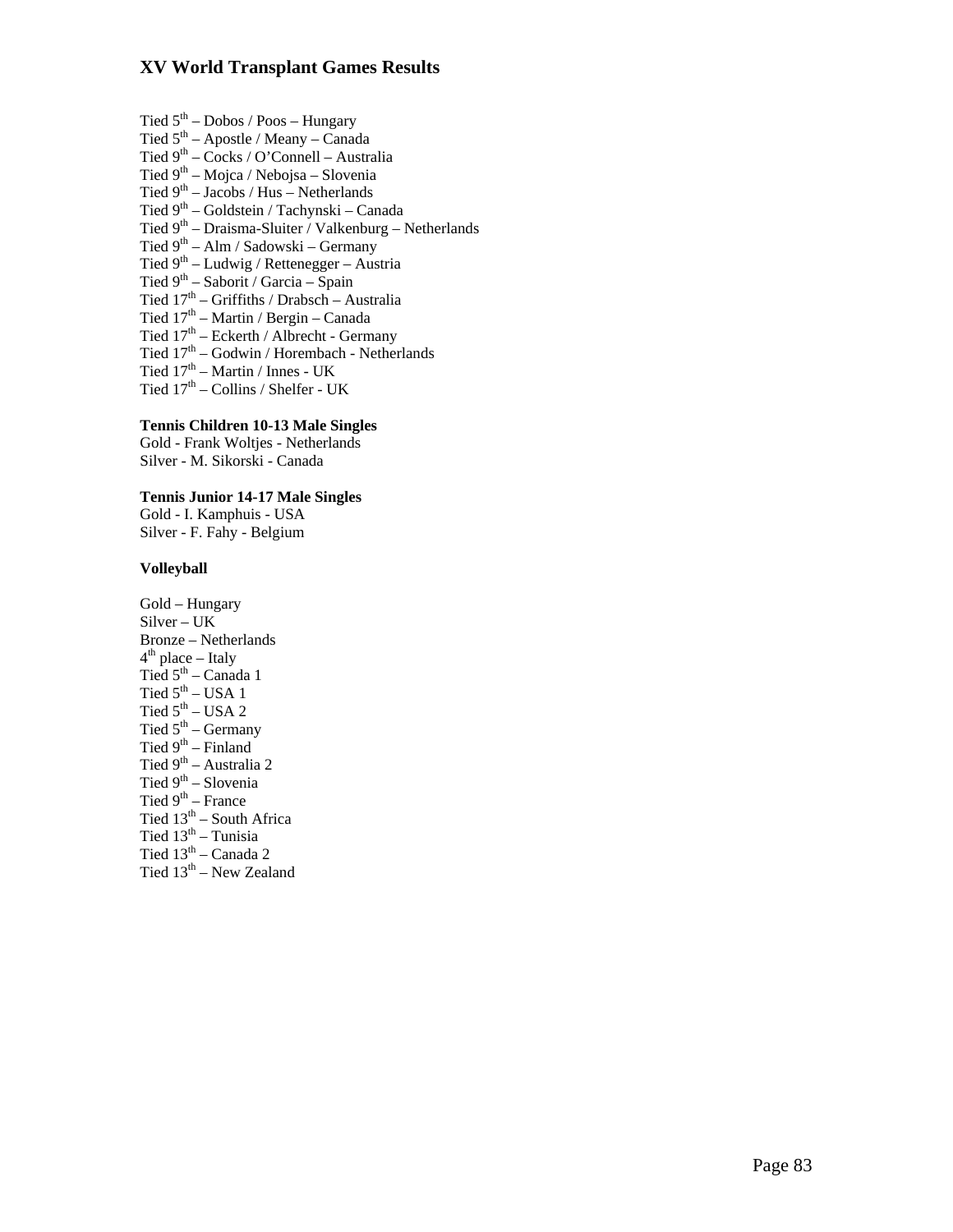Tied 5th – Dobos / Poos – Hungary
Tied 5th – Apostle / Meany – Canada
Tied 9th – Cocks / O'Connell – Australia
Tied 9th – Mojca / Nebojsa – Slovenia
Tied 9th – Jacobs / Hus – Netherlands
Tied 9th – Goldstein / Tachynski – Canada
Tied 9th – Draisma-Sluiter / Valkenburg – Netherlands
Tied 9th – Alm / Sadowski – Germany
Tied 9th – Ludwig / Rettenegger – Austria
Tied 9th – Saborit / Garcia – Spain
Tied 17th – Griffiths / Drabsch – Australia
Tied 17th – Martin / Bergin – Canada
Tied 17th – Eckerth / Albrecht - Germany
Tied 17th – Godwin / Horembach - Netherlands
Tied 17th – Martin / Innes - UK
Tied 17th – Collins / Shelfer - UK

**Tennis Children 10-13 Male Singles**
Gold - Frank Woltjes - Netherlands
Silver - M. Sikorski - Canada

**Tennis Junior 14-17 Male Singles**
Gold - I. Kamphuis - USA
Silver - F. Fahy - Belgium

**Volleyball**

Gold – Hungary
Silver – UK
Bronze – Netherlands
4th place – Italy
Tied 5th – Canada 1
Tied 5th – USA 1
Tied 5th – USA 2
Tied 5th – Germany
Tied 9th – Finland
Tied 9th – Australia 2
Tied 9th – Slovenia
Tied 9th – France
Tied 13th – South Africa
Tied 13th – Tunisia
Tied 13th – Canada 2
Tied 13th – New Zealand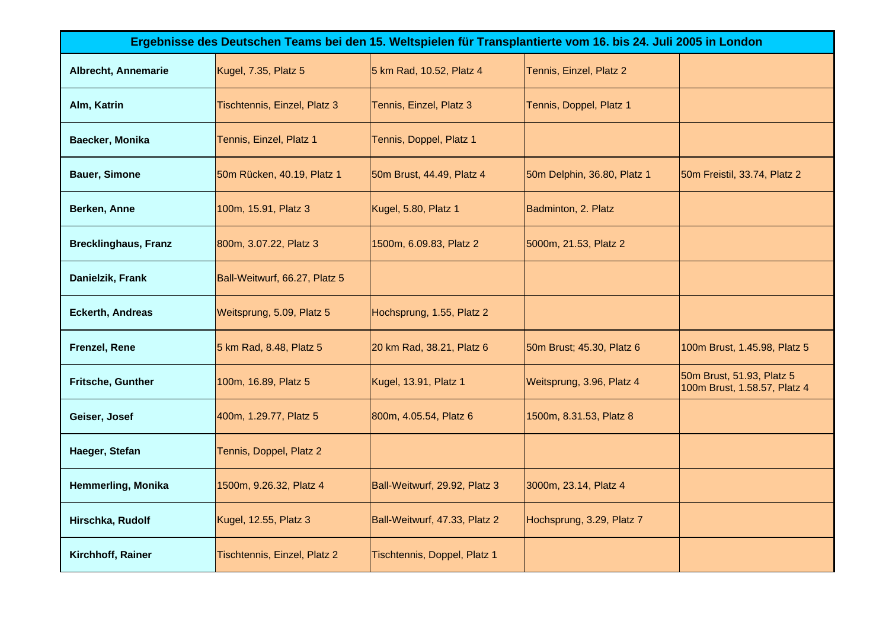| Ergebnisse des Deutschen Teams bei den 15. Weltspielen für Transplantierte vom 16. bis 24. Juli 2005 in London | | | | |
|---|---|---|---|---|
| **Albrecht, Annemarie** | Kugel, 7.35, Platz 5 | 5 km Rad, 10.52, Platz 4 | Tennis, Einzel, Platz 2 | |
| **Alm, Katrin** | Tischtennis, Einzel, Platz 3 | Tennis, Einzel, Platz 3 | Tennis, Doppel, Platz 1 | |
| **Baecker, Monika** | Tennis, Einzel, Platz 1 | Tennis, Doppel, Platz 1 | | |
| **Bauer, Simone** | 50m Rücken, 40.19, Platz 1 | 50m Brust, 44.49, Platz 4 | 50m Delphin, 36.80, Platz 1 | 50m Freistil, 33.74, Platz 2 |
| **Berken, Anne** | 100m, 15.91, Platz 3 | Kugel, 5.80, Platz 1 | Badminton, 2. Platz | |
| **Brecklinghaus, Franz** | 800m, 3.07.22, Platz 3 | 1500m, 6.09.83, Platz 2 | 5000m, 21.53, Platz 2 | |
| **Danielzik, Frank** | Ball-Weitwurf, 66.27, Platz 5 | | | |
| **Eckerth, Andreas** | Weitsprung, 5.09, Platz 5 | Hochsprung, 1.55, Platz 2 | | |
| **Frenzel, Rene** | 5 km Rad, 8.48, Platz 5 | 20 km Rad, 38.21, Platz 6 | 50m Brust; 45.30, Platz 6 | 100m Brust, 1.45.98, Platz 5 |
| **Fritsche, Gunther** | 100m, 16.89, Platz 5 | Kugel, 13.91, Platz 1 | Weitsprung, 3.96, Platz 4 | 50m Brust, 51.93, Platz 5<br>100m Brust, 1.58.57, Platz 4 |
| **Geiser, Josef** | 400m, 1.29.77, Platz 5 | 800m, 4.05.54, Platz 6 | 1500m, 8.31.53, Platz 8 | |
| **Haeger, Stefan** | Tennis, Doppel, Platz 2 | | | |
| **Hemmerling, Monika** | 1500m, 9.26.32, Platz 4 | Ball-Weitwurf, 29.92, Platz 3 | 3000m, 23.14, Platz 4 | |
| **Hirschka, Rudolf** | Kugel, 12.55, Platz 3 | Ball-Weitwurf, 47.33, Platz 2 | Hochsprung, 3.29, Platz 7 | |
| **Kirchhoff, Rainer** | Tischtennis, Einzel, Platz 2 | Tischtennis, Doppel, Platz 1 | | |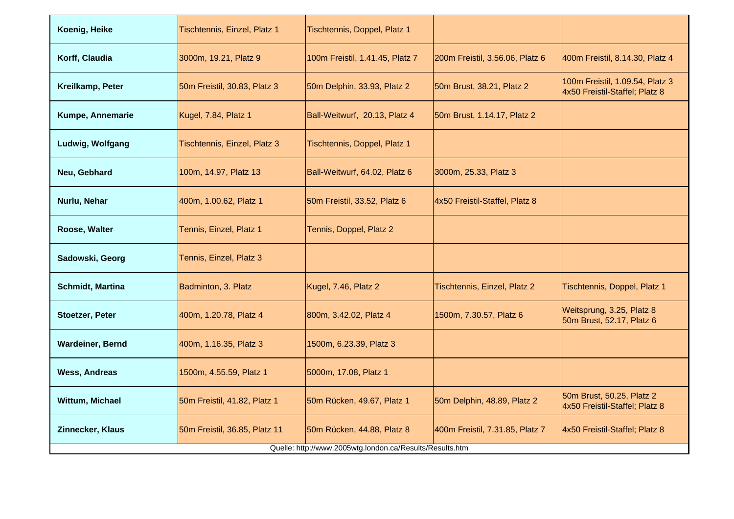| | | | | |
|---|---|---|---|---|
| **Koenig, Heike** | Tischtennis, Einzel, Platz 1 | Tischtennis, Doppel, Platz 1 | | |
| **Korff, Claudia** | 3000m, 19.21, Platz 9 | 100m Freistil, 1.41.45, Platz 7 | 200m Freistil, 3.56.06, Platz 6 | 400m Freistil, 8.14.30, Platz 4 |
| **Kreilkamp, Peter** | 50m Freistil, 30.83, Platz 3 | 50m Delphin, 33.93, Platz 2 | 50m Brust, 38.21, Platz 2 | 100m Freistil, 1.09.54, Platz 3<br>4x50 Freistil-Staffel; Platz 8 |
| **Kumpe, Annemarie** | Kugel, 7.84, Platz 1 | Ball-Weitwurf, 20.13, Platz 4 | 50m Brust, 1.14.17, Platz 2 | |
| **Ludwig, Wolfgang** | Tischtennis, Einzel, Platz 3 | Tischtennis, Doppel, Platz 1 | | |
| **Neu, Gebhard** | 100m, 14.97, Platz 13 | Ball-Weitwurf, 64.02, Platz 6 | 3000m, 25.33, Platz 3 | |
| **Nurlu, Nehar** | 400m, 1.00.62, Platz 1 | 50m Freistil, 33.52, Platz 6 | 4x50 Freistil-Staffel, Platz 8 | |
| **Roose, Walter** | Tennis, Einzel, Platz 1 | Tennis, Doppel, Platz 2 | | |
| **Sadowski, Georg** | Tennis, Einzel, Platz 3 | | | |
| **Schmidt, Martina** | Badminton, 3. Platz | Kugel, 7.46, Platz 2 | Tischtennis, Einzel, Platz 2 | Tischtennis, Doppel, Platz 1 |
| **Stoetzer, Peter** | 400m, 1.20.78, Platz 4 | 800m, 3.42.02, Platz 4 | 1500m, 7.30.57, Platz 6 | Weitsprung, 3.25, Platz 8<br>50m Brust, 52.17, Platz 6 |
| **Wardeiner, Bernd** | 400m, 1.16.35, Platz 3 | 1500m, 6.23.39, Platz 3 | | |
| **Wess, Andreas** | 1500m, 4.55.59, Platz 1 | 5000m, 17.08, Platz 1 | | |
| **Wittum, Michael** | 50m Freistil, 41.82, Platz 1 | 50m Rücken, 49.67, Platz 1 | 50m Delphin, 48.89, Platz 2 | 50m Brust, 50.25, Platz 2<br>4x50 Freistil-Staffel; Platz 8 |
| **Zinnecker, Klaus** | 50m Freistil, 36.85, Platz 11 | 50m Rücken, 44.88, Platz 8 | 400m Freistil, 7.31.85, Platz 7 | 4x50 Freistil-Staffel; Platz 8 |

Quelle: http://www.2005wtg.london.ca/Results/Results.htm